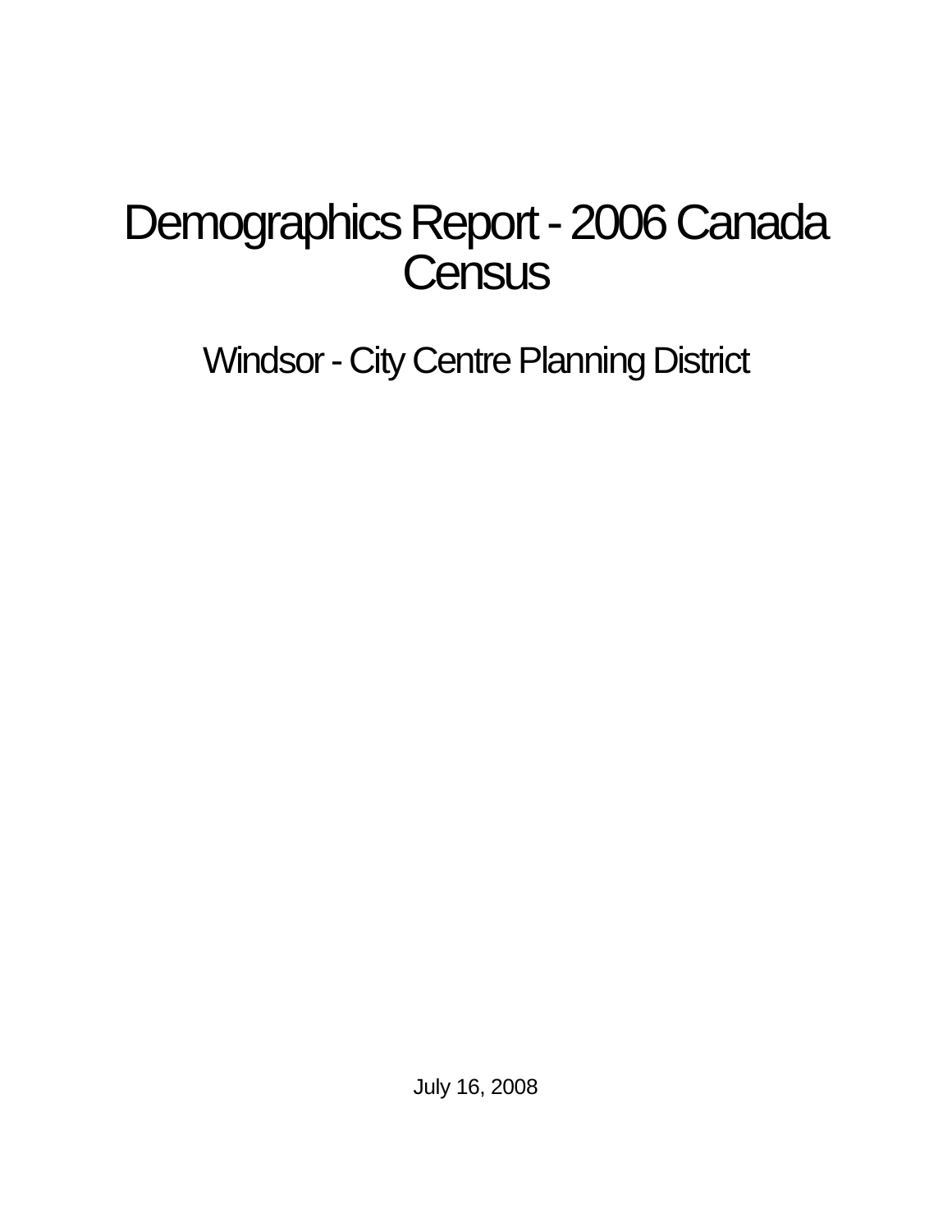# Demographics Report - 2006 Canada Census

## Windsor - City Centre Planning District

July 16, 2008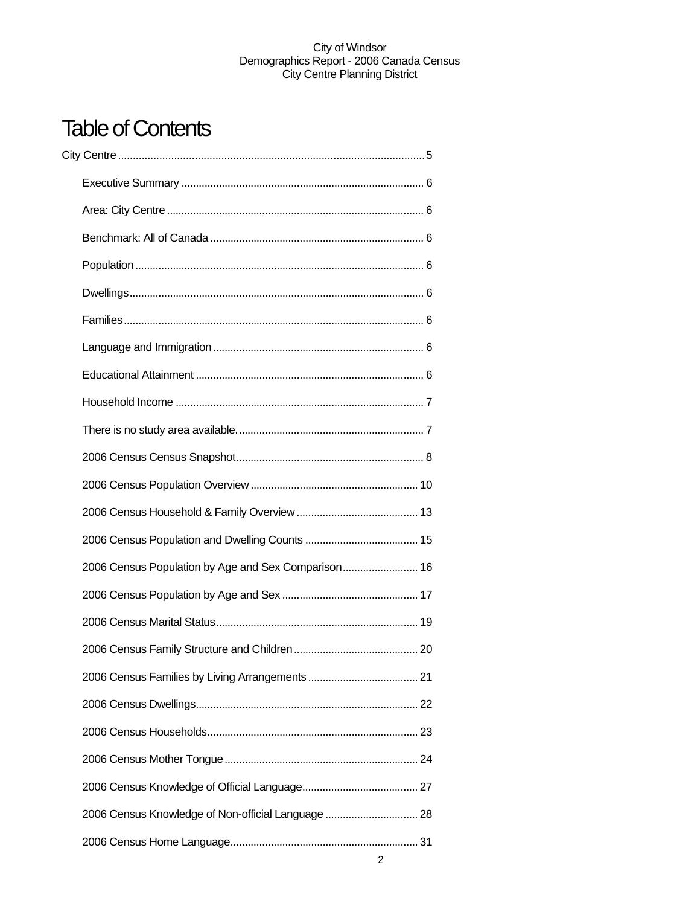# Table of Contents

City Centre ........................................................................................................ 5

- Executive Summary .................................................................................. 6
- Area: City Centre ....................................................................................... 6
- Benchmark: All of Canada ......................................................................... 6
- Population .................................................................................................. 6
- Dwellings .................................................................................................... 6
- Families ...................................................................................................... 6
- Language and Immigration ........................................................................ 6
- Educational Attainment .............................................................................. 6
- Household Income ..................................................................................... 7
- There is no study area available. ............................................................... 7
- 2006 Census Census Snapshot ................................................................ 8
- 2006 Census Population Overview ......................................................... 10
- 2006 Census Household & Family Overview .......................................... 13
- 2006 Census Population and Dwelling Counts ....................................... 15
- 2006 Census Population by Age and Sex Comparison ........................... 16
- 2006 Census Population by Age and Sex ............................................... 17
- 2006 Census Marital Status ..................................................................... 19
- 2006 Census Family Structure and Children ........................................... 20
- 2006 Census Families by Living Arrangements ...................................... 21
- 2006 Census Dwellings ............................................................................ 22
- 2006 Census Households ........................................................................ 23
- 2006 Census Mother Tongue .................................................................. 24
- 2006 Census Knowledge of Official Language ........................................ 27
- 2006 Census Knowledge of Non-official Language ................................ 28
- 2006 Census Home Language ................................................................ 31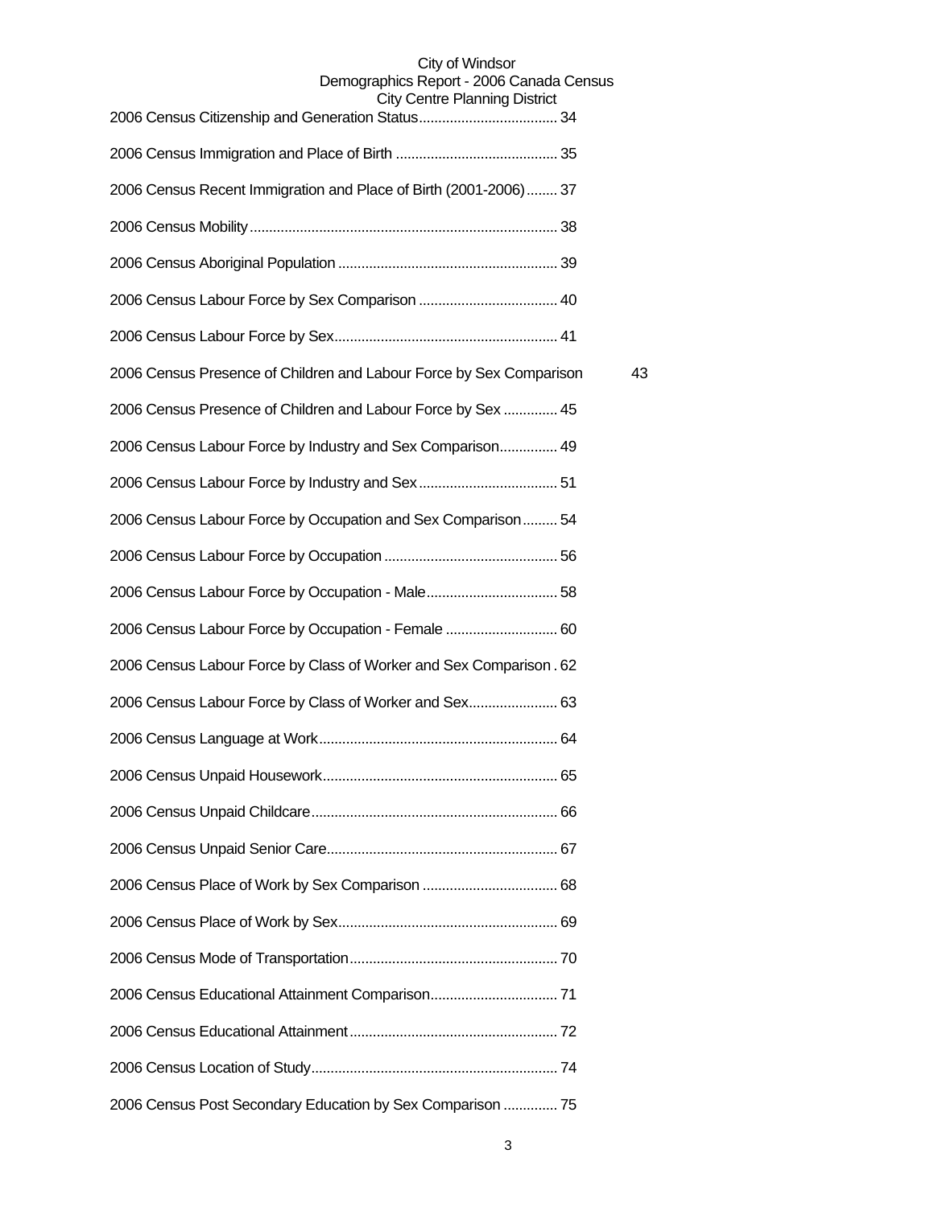2006 Census Citizenship and Generation Status.................................... 34

2006 Census Immigration and Place of Birth .......................................... 35

2006 Census Recent Immigration and Place of Birth (2001-2006)........ 37

2006 Census Mobility.............................................................................. 38

2006 Census Aboriginal Population ........................................................ 39

2006 Census Labour Force by Sex Comparison .................................... 40

2006 Census Labour Force by Sex......................................................... 41

2006 Census Presence of Children and Labour Force by Sex Comparison 43

2006 Census Presence of Children and Labour Force by Sex .............. 45

2006 Census Labour Force by Industry and Sex Comparison............... 49

2006 Census Labour Force by Industry and Sex.................................... 51

2006 Census Labour Force by Occupation and Sex Comparison......... 54

2006 Census Labour Force by Occupation ............................................ 56

2006 Census Labour Force by Occupation - Male.................................. 58

2006 Census Labour Force by Occupation - Female ............................. 60

2006 Census Labour Force by Class of Worker and Sex Comparison . 62

2006 Census Labour Force by Class of Worker and Sex....................... 63

2006 Census Language at Work............................................................. 64

2006 Census Unpaid Housework............................................................ 65

2006 Census Unpaid Childcare............................................................... 66

2006 Census Unpaid Senior Care........................................................... 67

2006 Census Place of Work by Sex Comparison .................................. 68

2006 Census Place of Work by Sex........................................................ 69

2006 Census Mode of Transportation..................................................... 70

2006 Census Educational Attainment Comparison................................. 71

2006 Census Educational Attainment..................................................... 72

2006 Census Location of Study............................................................... 74

2006 Census Post Secondary Education by Sex Comparison .............. 75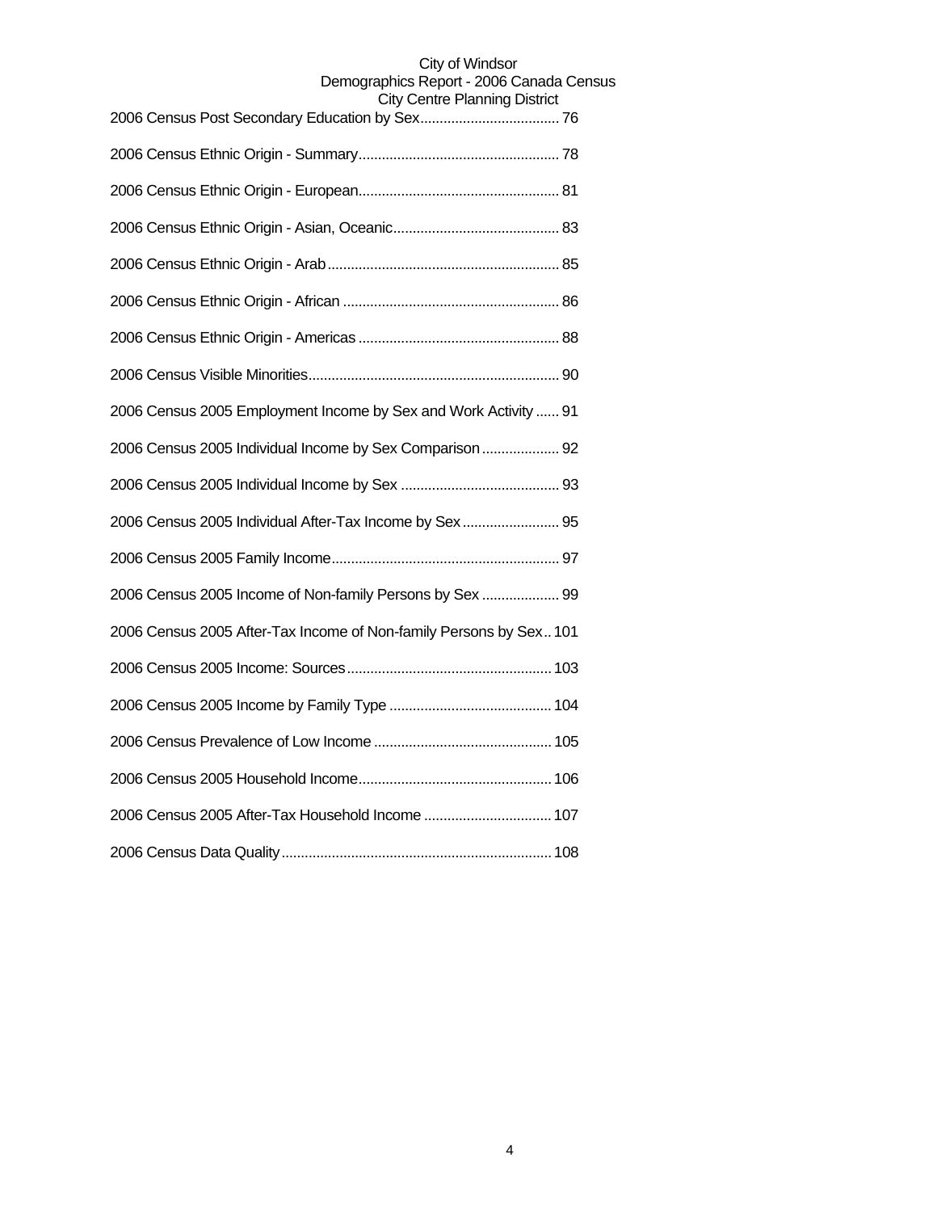2006 Census Post Secondary Education by Sex.................................... 76

2006 Census Ethnic Origin - Summary.................................................... 78

2006 Census Ethnic Origin - European.................................................... 81

2006 Census Ethnic Origin - Asian, Oceanic........................................... 83

2006 Census Ethnic Origin - Arab............................................................ 85

2006 Census Ethnic Origin - African ........................................................ 86

2006 Census Ethnic Origin - Americas .................................................... 88

2006 Census Visible Minorities................................................................. 90

2006 Census 2005 Employment Income by Sex and Work Activity ...... 91

2006 Census 2005 Individual Income by Sex Comparison .................... 92

2006 Census 2005 Individual Income by Sex ......................................... 93

2006 Census 2005 Individual After-Tax Income by Sex ......................... 95

2006 Census 2005 Family Income........................................................... 97

2006 Census 2005 Income of Non-family Persons by Sex .................... 99

2006 Census 2005 After-Tax Income of Non-family Persons by Sex.. 101

2006 Census 2005 Income: Sources..................................................... 103

2006 Census 2005 Income by Family Type .......................................... 104

2006 Census Prevalence of Low Income .............................................. 105

2006 Census 2005 Household Income.................................................. 106

2006 Census 2005 After-Tax Household Income ................................. 107

2006 Census Data Quality...................................................................... 108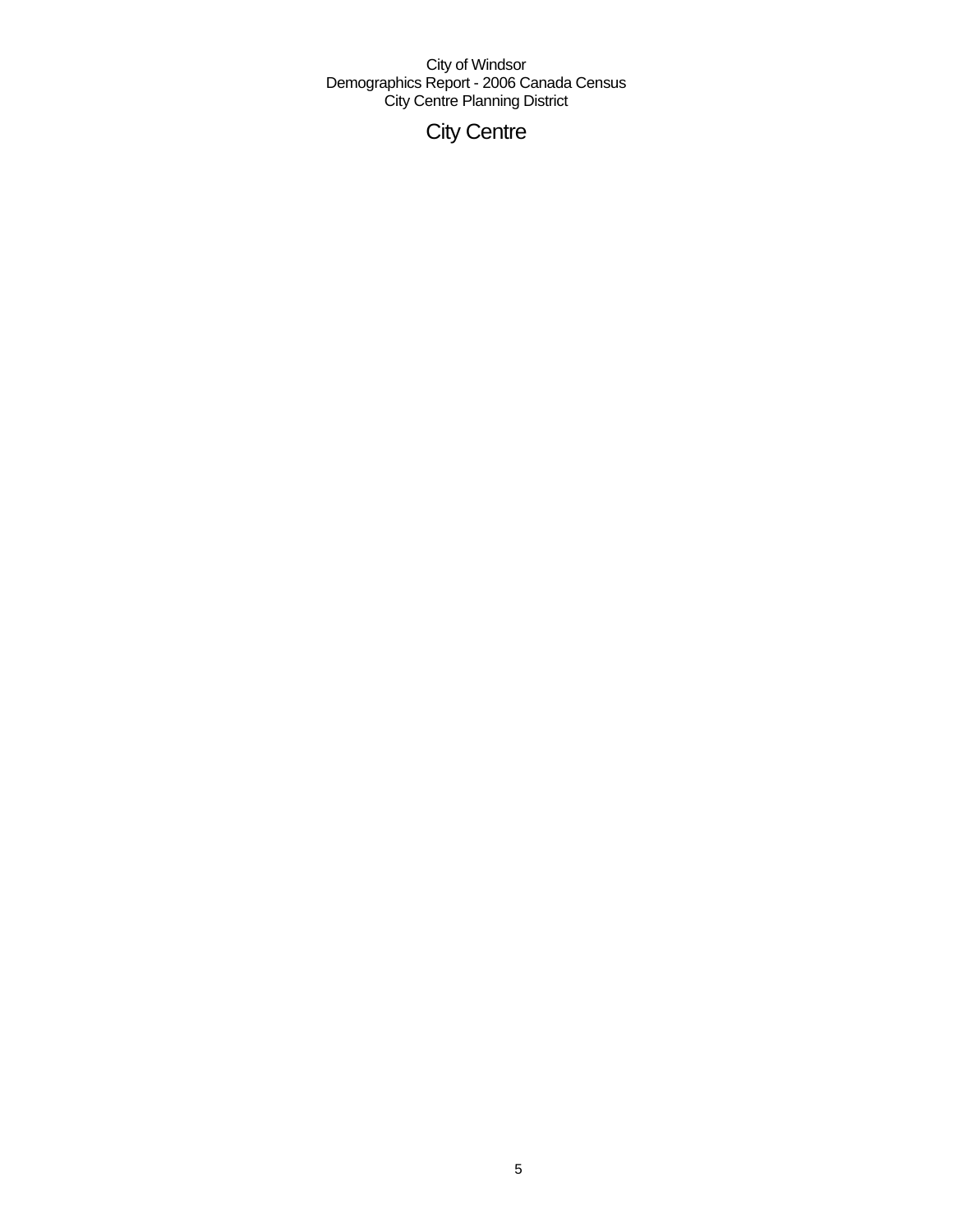# City Centre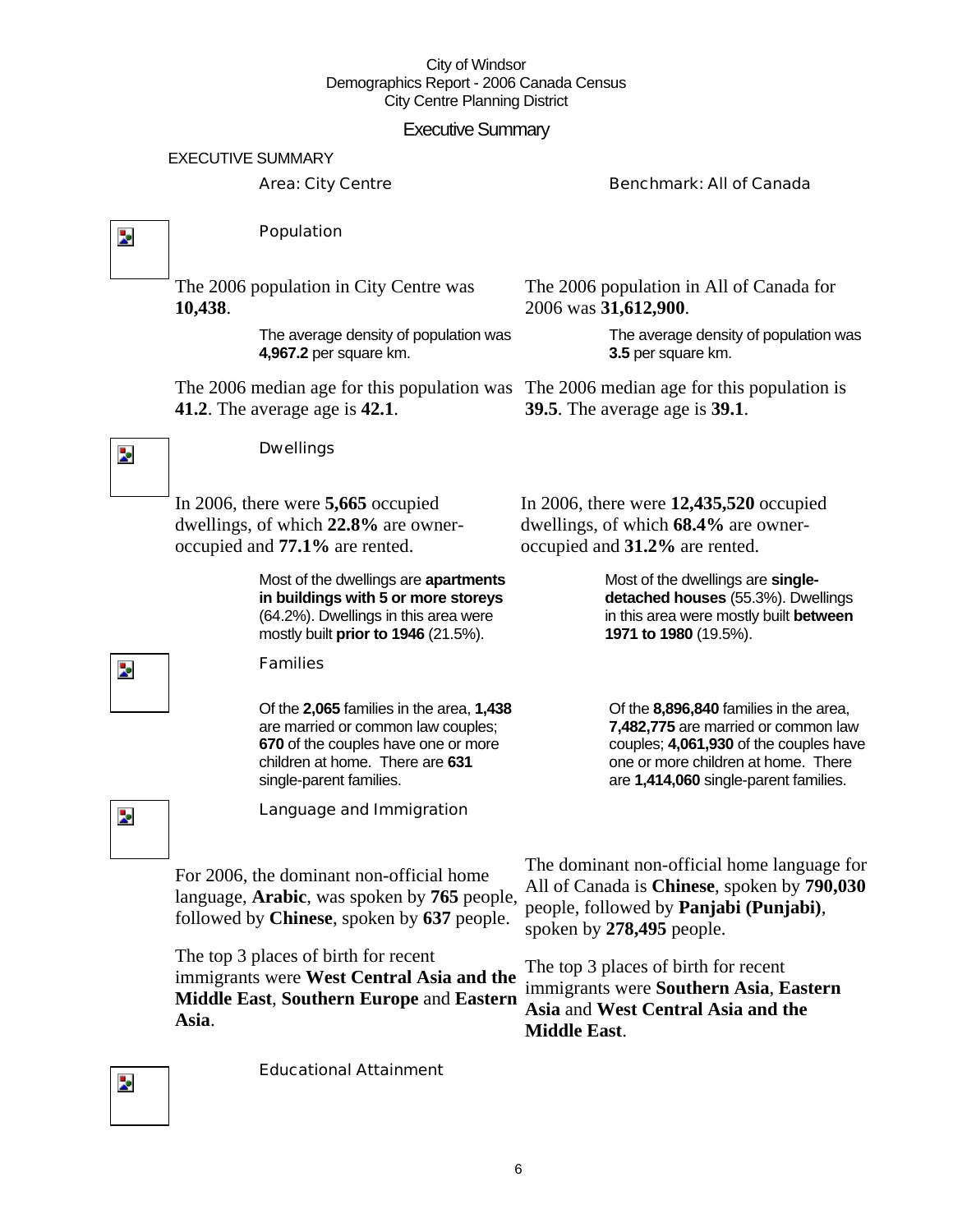City of Windsor
Demographics Report - 2006 Canada Census
City Centre Planning District

# Executive Summary

EXECUTIVE SUMMARY

| Area: City Centre | Benchmark: All of Canada |
|---|---|

## Population

The 2006 population in City Centre was **10,438**.

The average density of population was **4,967.2** per square km.

The 2006 median age for this population was **41.2**. The average age is **42.1**.

The 2006 population in All of Canada for 2006 was **31,612,900**.

The average density of population was **3.5** per square km.

The 2006 median age for this population is **39.5**. The average age is **39.1**.

## Dwellings

In 2006, there were **5,665** occupied dwellings, of which **22.8%** are owner-occupied and **77.1%** are rented.

Most of the dwellings are **apartments in buildings with 5 or more storeys** (64.2%). Dwellings in this area were mostly built **prior to 1946** (21.5%).

In 2006, there were **12,435,520** occupied dwellings, of which **68.4%** are owner-occupied and **31.2%** are rented.

Most of the dwellings are **single-detached houses** (55.3%). Dwellings in this area were mostly built **between 1971 to 1980** (19.5%).

## Families

Of the **2,065** families in the area, **1,438** are married or common law couples; **670** of the couples have one or more children at home. There are **631** single-parent families.

Of the **8,896,840** families in the area, **7,482,775** are married or common law couples; **4,061,930** of the couples have one or more children at home. There are **1,414,060** single-parent families.

## Language and Immigration

For 2006, the dominant non-official home language, **Arabic**, was spoken by **765** people, followed by **Chinese**, spoken by **637** people.

The top 3 places of birth for recent immigrants were **West Central Asia and the Middle East**, **Southern Europe** and **Eastern Asia**.

The dominant non-official home language for All of Canada is **Chinese**, spoken by **790,030** people, followed by **Panjabi (Punjabi)**, spoken by **278,495** people.

The top 3 places of birth for recent immigrants were **Southern Asia**, **Eastern Asia** and **West Central Asia and the Middle East**.

## Educational Attainment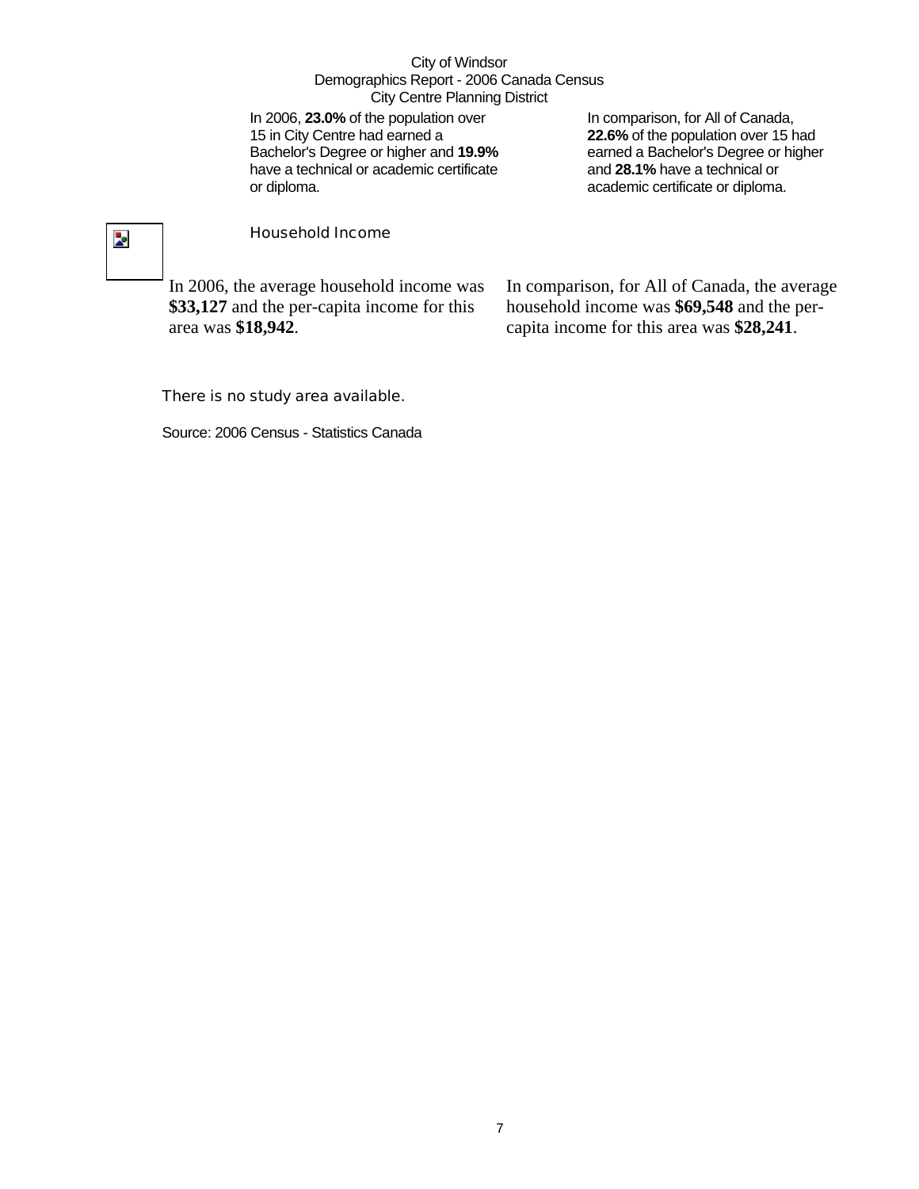In 2006, **23.0%** of the population over 15 in City Centre had earned a Bachelor's Degree or higher and **19.9%** have a technical or academic certificate or diploma.

In comparison, for All of Canada, **22.6%** of the population over 15 had earned a Bachelor's Degree or higher and **28.1%** have a technical or academic certificate or diploma.

## Household Income

In 2006, the average household income was **$33,127** and the per-capita income for this area was **$18,942**.

In comparison, for All of Canada, the average household income was **$69,548** and the per-capita income for this area was **$28,241**.

There is no study area available.

Source: 2006 Census - Statistics Canada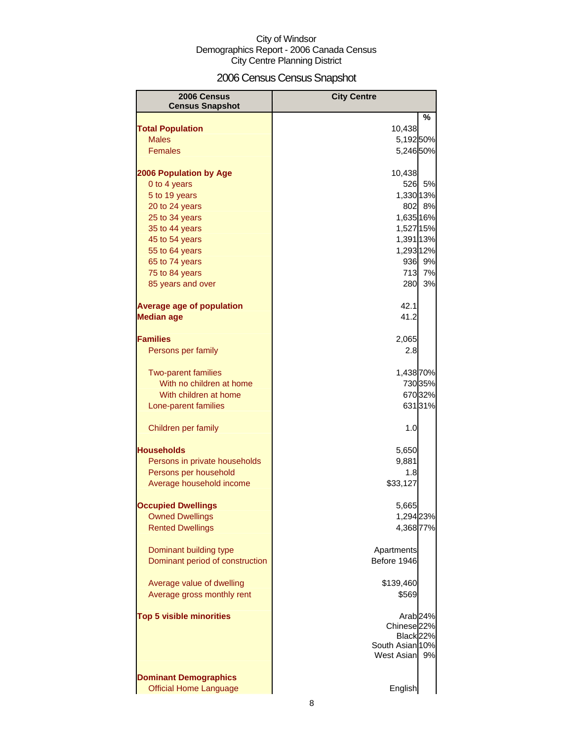City of Windsor
Demographics Report - 2006 Canada Census
City Centre Planning District

# 2006 Census Census Snapshot

| 2006 Census Census Snapshot | City Centre | % |
|---|---|---|
| **Total Population** | 10,438 | |
| Males | 5,192 | 50% |
| Females | 5,246 | 50% |
| | | |
| **2006 Population by Age** | 10,438 | |
| 0 to 4 years | 526 | 5% |
| 5 to 19 years | 1,330 | 13% |
| 20 to 24 years | 802 | 8% |
| 25 to 34 years | 1,635 | 16% |
| 35 to 44 years | 1,527 | 15% |
| 45 to 54 years | 1,391 | 13% |
| 55 to 64 years | 1,293 | 12% |
| 65 to 74 years | 936 | 9% |
| 75 to 84 years | 713 | 7% |
| 85 years and over | 280 | 3% |
| | | |
| **Average age of population** | 42.1 | |
| **Median age** | 41.2 | |
| | | |
| **Families** | 2,065 | |
| Persons per family | 2.8 | |
| | | |
| Two-parent families | 1,438 | 70% |
| With no children at home | 730 | 35% |
| With children at home | 670 | 32% |
| Lone-parent families | 631 | 31% |
| | | |
| Children per family | 1.0 | |
| | | |
| **Households** | 5,650 | |
| Persons in private households | 9,881 | |
| Persons per household | 1.8 | |
| Average household income | $33,127 | |
| | | |
| **Occupied Dwellings** | 5,665 | |
| Owned Dwellings | 1,294 | 23% |
| Rented Dwellings | 4,368 | 77% |
| | | |
| Dominant building type | Apartments | |
| Dominant period of construction | Before 1946 | |
| | | |
| Average value of dwelling | $139,460 | |
| Average gross monthly rent | $569 | |
| | | |
| **Top 5 visible minorities** | Arab | 24% |
| | Chinese | 22% |
| | Black | 22% |
| | South Asian | 10% |
| | West Asian | 9% |
| | | |
| **Dominant Demographics** | | |
| Official Home Language | English | |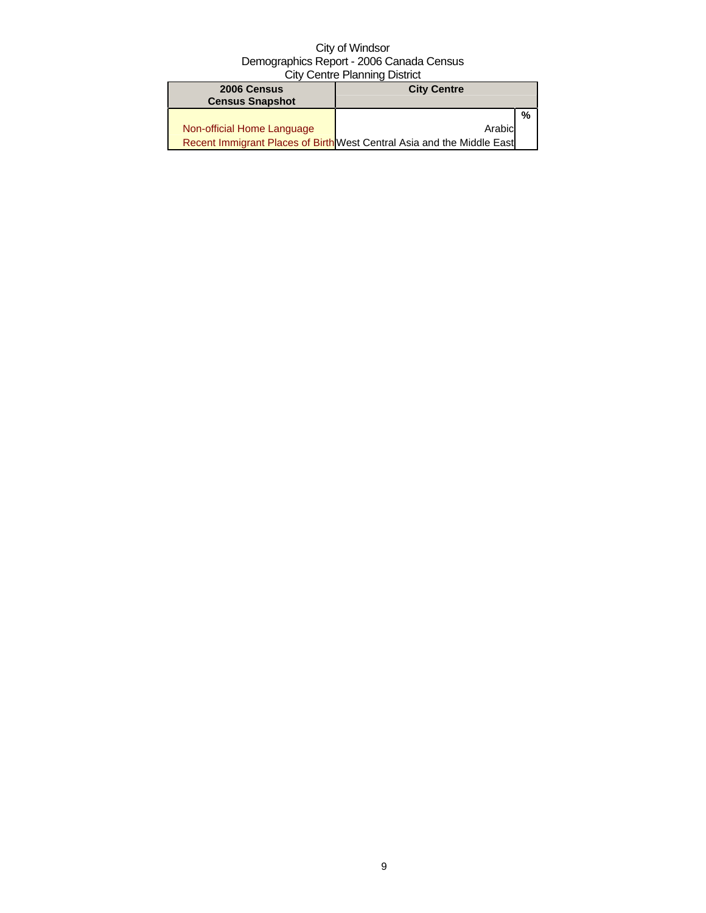City of Windsor
Demographics Report - 2006 Canada Census
City Centre Planning District

| 2006 Census Census Snapshot | City Centre | |
|---|---|---|
| | | % |
| Non-official Home Language | Arabic | |
| Recent Immigrant Places of Birth | West Central Asia and the Middle East | |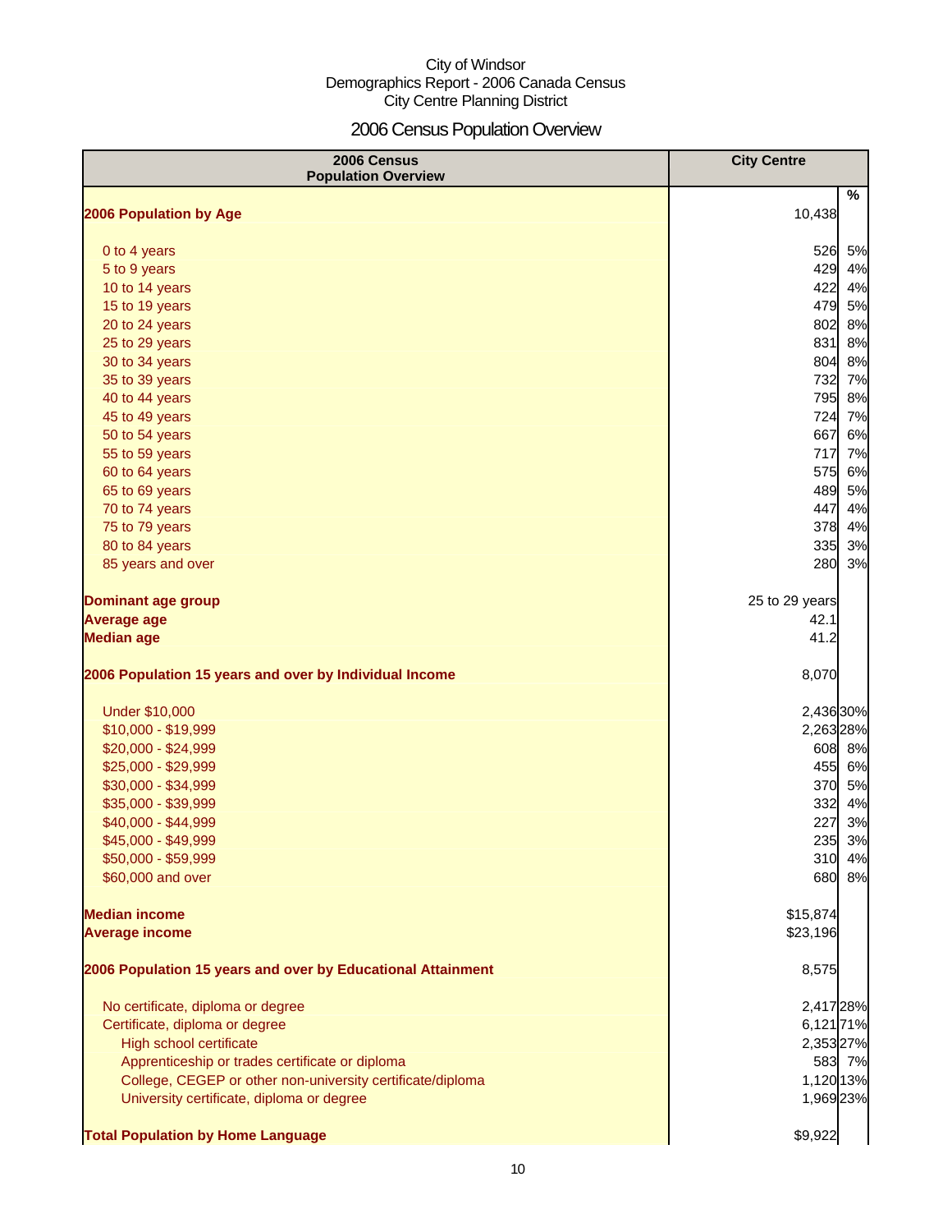City of Windsor
Demographics Report - 2006 Canada Census
City Centre Planning District

# 2006 Census Population Overview

| 2006 Census Population Overview | City Centre | % |
|---|---|---|
| **2006 Population by Age** | 10,438 | |
| 0 to 4 years | 526 | 5% |
| 5 to 9 years | 429 | 4% |
| 10 to 14 years | 422 | 4% |
| 15 to 19 years | 479 | 5% |
| 20 to 24 years | 802 | 8% |
| 25 to 29 years | 831 | 8% |
| 30 to 34 years | 804 | 8% |
| 35 to 39 years | 732 | 7% |
| 40 to 44 years | 795 | 8% |
| 45 to 49 years | 724 | 7% |
| 50 to 54 years | 667 | 6% |
| 55 to 59 years | 717 | 7% |
| 60 to 64 years | 575 | 6% |
| 65 to 69 years | 489 | 5% |
| 70 to 74 years | 447 | 4% |
| 75 to 79 years | 378 | 4% |
| 80 to 84 years | 335 | 3% |
| 85 years and over | 280 | 3% |
| **Dominant age group** | 25 to 29 years | |
| **Average age** | 42.1 | |
| **Median age** | 41.2 | |
| **2006 Population 15 years and over by Individual Income** | 8,070 | |
| Under $10,000 | 2,436 | 30% |
| $10,000 - $19,999 | 2,263 | 28% |
| $20,000 - $24,999 | 608 | 8% |
| $25,000 - $29,999 | 455 | 6% |
| $30,000 - $34,999 | 370 | 5% |
| $35,000 - $39,999 | 332 | 4% |
| $40,000 - $44,999 | 227 | 3% |
| $45,000 - $49,999 | 235 | 3% |
| $50,000 - $59,999 | 310 | 4% |
| $60,000 and over | 680 | 8% |
| **Median income** | $15,874 | |
| **Average income** | $23,196 | |
| **2006 Population 15 years and over by Educational Attainment** | 8,575 | |
| No certificate, diploma or degree | 2,417 | 28% |
| Certificate, diploma or degree | 6,121 | 71% |
| High school certificate | 2,353 | 27% |
| Apprenticeship or trades certificate or diploma | 583 | 7% |
| College, CEGEP or other non-university certificate/diploma | 1,120 | 13% |
| University certificate, diploma or degree | 1,969 | 23% |
| **Total Population by Home Language** | $9,922 | |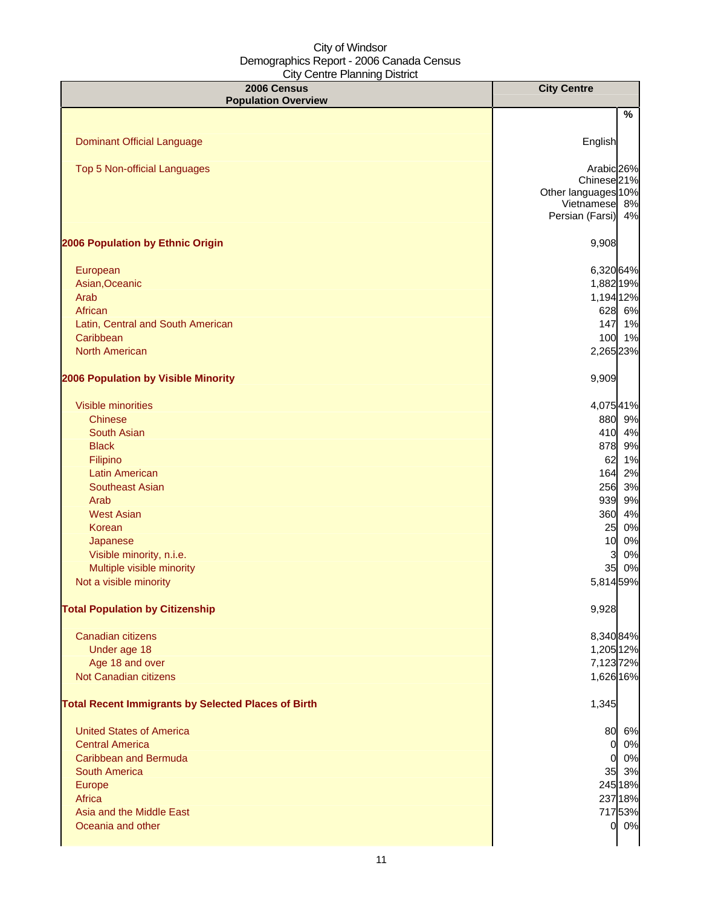City of Windsor
Demographics Report - 2006 Canada Census
City Centre Planning District

| 2006 Census Population Overview | City Centre | % |
|---|---|---|
| Dominant Official Language | English | |
| Top 5 Non-official Languages | Arabic | 26% |
| | Chinese | 21% |
| | Other languages | 10% |
| | Vietnamese | 8% |
| | Persian (Farsi) | 4% |
| **2006 Population by Ethnic Origin** | 9,908 | |
| European | 6,320 | 64% |
| Asian,Oceanic | 1,882 | 19% |
| Arab | 1,194 | 12% |
| African | 628 | 6% |
| Latin, Central and South American | 147 | 1% |
| Caribbean | 100 | 1% |
| North American | 2,265 | 23% |
| **2006 Population by Visible Minority** | 9,909 | |
| Visible minorities | 4,075 | 41% |
| Chinese | 880 | 9% |
| South Asian | 410 | 4% |
| Black | 878 | 9% |
| Filipino | 62 | 1% |
| Latin American | 164 | 2% |
| Southeast Asian | 256 | 3% |
| Arab | 939 | 9% |
| West Asian | 360 | 4% |
| Korean | 25 | 0% |
| Japanese | 10 | 0% |
| Visible minority, n.i.e. | 3 | 0% |
| Multiple visible minority | 35 | 0% |
| Not a visible minority | 5,814 | 59% |
| **Total Population by Citizenship** | 9,928 | |
| Canadian citizens | 8,340 | 84% |
| Under age 18 | 1,205 | 12% |
| Age 18 and over | 7,123 | 72% |
| Not Canadian citizens | 1,626 | 16% |
| **Total Recent Immigrants by Selected Places of Birth** | 1,345 | |
| United States of America | 80 | 6% |
| Central America | 0 | 0% |
| Caribbean and Bermuda | 0 | 0% |
| South America | 35 | 3% |
| Europe | 245 | 18% |
| Africa | 237 | 18% |
| Asia and the Middle East | 717 | 53% |
| Oceania and other | 0 | 0% |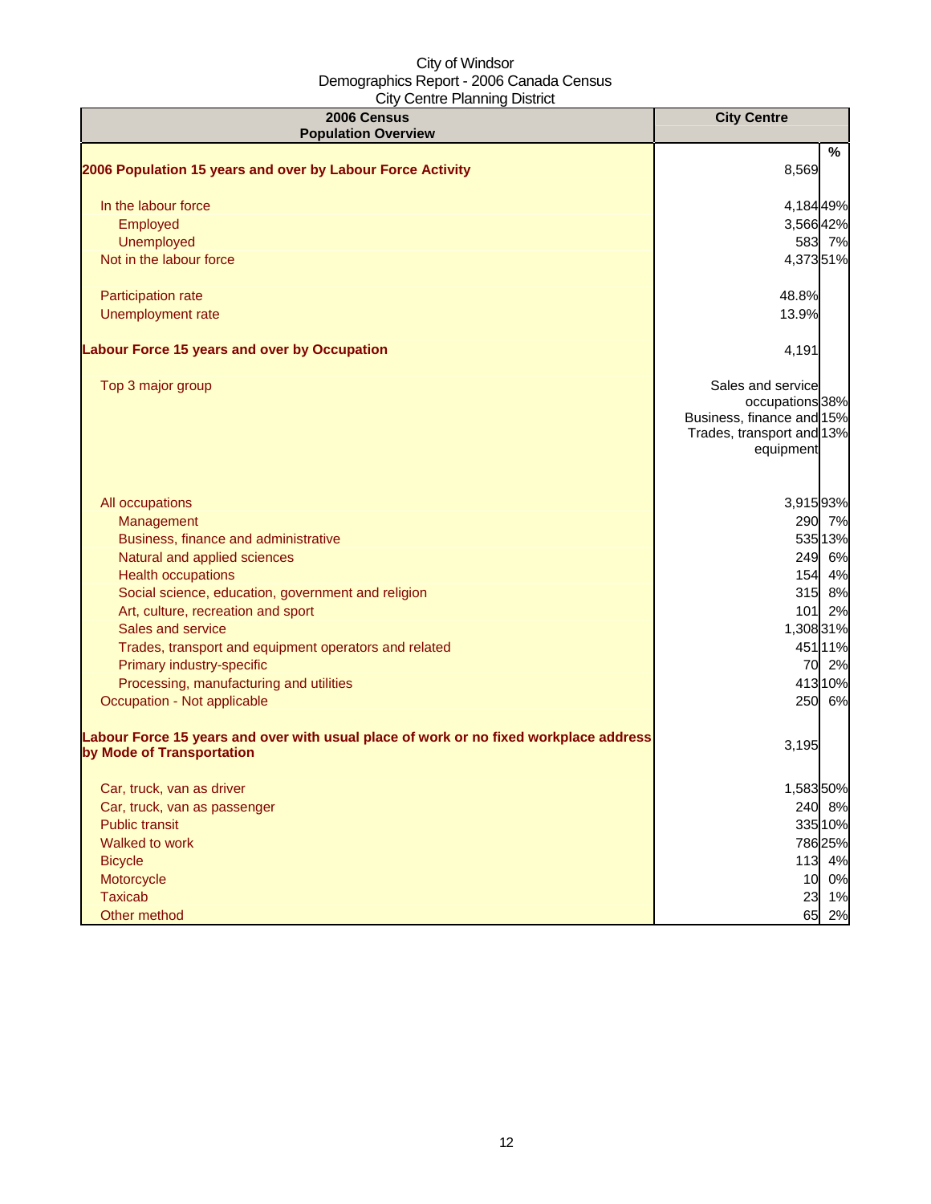City of Windsor
Demographics Report - 2006 Canada Census
City Centre Planning District

| 2006 Census Population Overview | City Centre | % |
|---|---|---|
| **2006 Population 15 years and over by Labour Force Activity** | 8,569 | |
| In the labour force | 4,184 | 49% |
| Employed | 3,566 | 42% |
| Unemployed | 583 | 7% |
| Not in the labour force | 4,373 | 51% |
| Participation rate | 48.8% | |
| Unemployment rate | 13.9% | |
| **Labour Force 15 years and over by Occupation** | 4,191 | |
| Top 3 major group | Sales and service occupations | 38% |
| | Business, finance and | 15% |
| | Trades, transport and equipment | 13% |
| All occupations | 3,915 | 93% |
| Management | 290 | 7% |
| Business, finance and administrative | 535 | 13% |
| Natural and applied sciences | 249 | 6% |
| Health occupations | 154 | 4% |
| Social science, education, government and religion | 315 | 8% |
| Art, culture, recreation and sport | 101 | 2% |
| Sales and service | 1,308 | 31% |
| Trades, transport and equipment operators and related | 451 | 11% |
| Primary industry-specific | 70 | 2% |
| Processing, manufacturing and utilities | 413 | 10% |
| Occupation - Not applicable | 250 | 6% |
| **Labour Force 15 years and over with usual place of work or no fixed workplace address by Mode of Transportation** | 3,195 | |
| Car, truck, van as driver | 1,583 | 50% |
| Car, truck, van as passenger | 240 | 8% |
| Public transit | 335 | 10% |
| Walked to work | 786 | 25% |
| Bicycle | 113 | 4% |
| Motorcycle | 10 | 0% |
| Taxicab | 23 | 1% |
| Other method | 65 | 2% |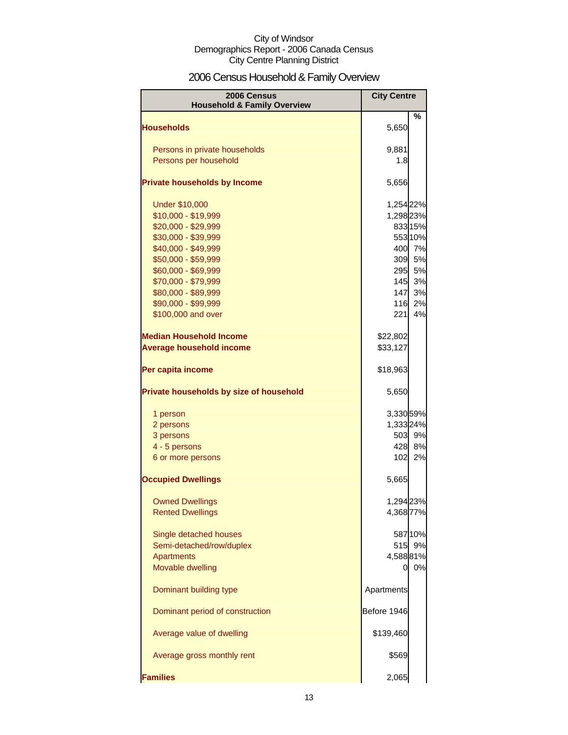City of Windsor
Demographics Report - 2006 Canada Census
City Centre Planning District

# 2006 Census Household & Family Overview

| 2006 Census Household & Family Overview | City Centre | |
|---|---|---|
| | | % |
| **Households** | 5,650 | |
| Persons in private households | 9,881 | |
| Persons per household | 1.8 | |
| **Private households by Income** | 5,656 | |
| Under $10,000 | 1,254 | 22% |
| $10,000 - $19,999 | 1,298 | 23% |
| $20,000 - $29,999 | 833 | 15% |
| $30,000 - $39,999 | 553 | 10% |
| $40,000 - $49,999 | 400 | 7% |
| $50,000 - $59,999 | 309 | 5% |
| $60,000 - $69,999 | 295 | 5% |
| $70,000 - $79,999 | 145 | 3% |
| $80,000 - $89,999 | 147 | 3% |
| $90,000 - $99,999 | 116 | 2% |
| $100,000 and over | 221 | 4% |
| **Median Household Income** | $22,802 | |
| **Average household income** | $33,127 | |
| **Per capita income** | $18,963 | |
| **Private households by size of household** | 5,650 | |
| 1 person | 3,330 | 59% |
| 2 persons | 1,333 | 24% |
| 3 persons | 503 | 9% |
| 4 - 5 persons | 428 | 8% |
| 6 or more persons | 102 | 2% |
| **Occupied Dwellings** | 5,665 | |
| Owned Dwellings | 1,294 | 23% |
| Rented Dwellings | 4,368 | 77% |
| Single detached houses | 587 | 10% |
| Semi-detached/row/duplex | 515 | 9% |
| Apartments | 4,588 | 81% |
| Movable dwelling | 0 | 0% |
| Dominant building type | Apartments | |
| Dominant period of construction | Before 1946 | |
| Average value of dwelling | $139,460 | |
| Average gross monthly rent | $569 | |
| **Families** | 2,065 | |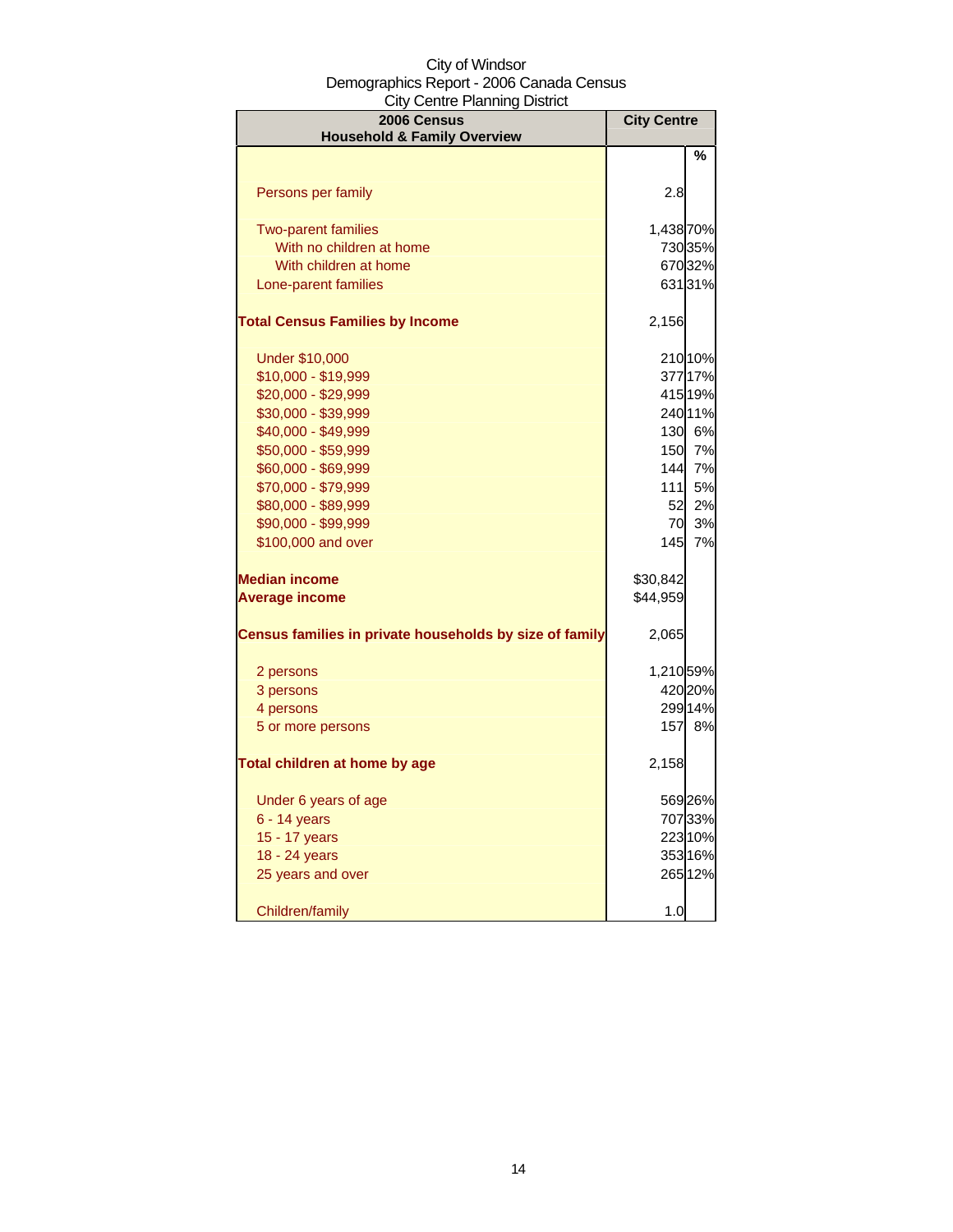City of Windsor
Demographics Report - 2006 Canada Census
City Centre Planning District

| 2006 Census<br>Household & Family Overview | City Centre | |
|---|---|---|
| | | % |
| Persons per family | 2.8 | |
| Two-parent families | 1,438 | 70% |
| With no children at home | 730 | 35% |
| With children at home | 670 | 32% |
| Lone-parent families | 631 | 31% |
| **Total Census Families by Income** | 2,156 | |
| Under $10,000 | 210 | 10% |
| $10,000 - $19,999 | 377 | 17% |
| $20,000 - $29,999 | 415 | 19% |
| $30,000 - $39,999 | 240 | 11% |
| $40,000 - $49,999 | 130 | 6% |
| $50,000 - $59,999 | 150 | 7% |
| $60,000 - $69,999 | 144 | 7% |
| $70,000 - $79,999 | 111 | 5% |
| $80,000 - $89,999 | 52 | 2% |
| $90,000 - $99,999 | 70 | 3% |
| $100,000 and over | 145 | 7% |
| **Median income** | $30,842 | |
| **Average income** | $44,959 | |
| **Census families in private households by size of family** | 2,065 | |
| 2 persons | 1,210 | 59% |
| 3 persons | 420 | 20% |
| 4 persons | 299 | 14% |
| 5 or more persons | 157 | 8% |
| **Total children at home by age** | 2,158 | |
| Under 6 years of age | 569 | 26% |
| 6 - 14 years | 707 | 33% |
| 15 - 17 years | 223 | 10% |
| 18 - 24 years | 353 | 16% |
| 25 years and over | 265 | 12% |
| Children/family | 1.0 | |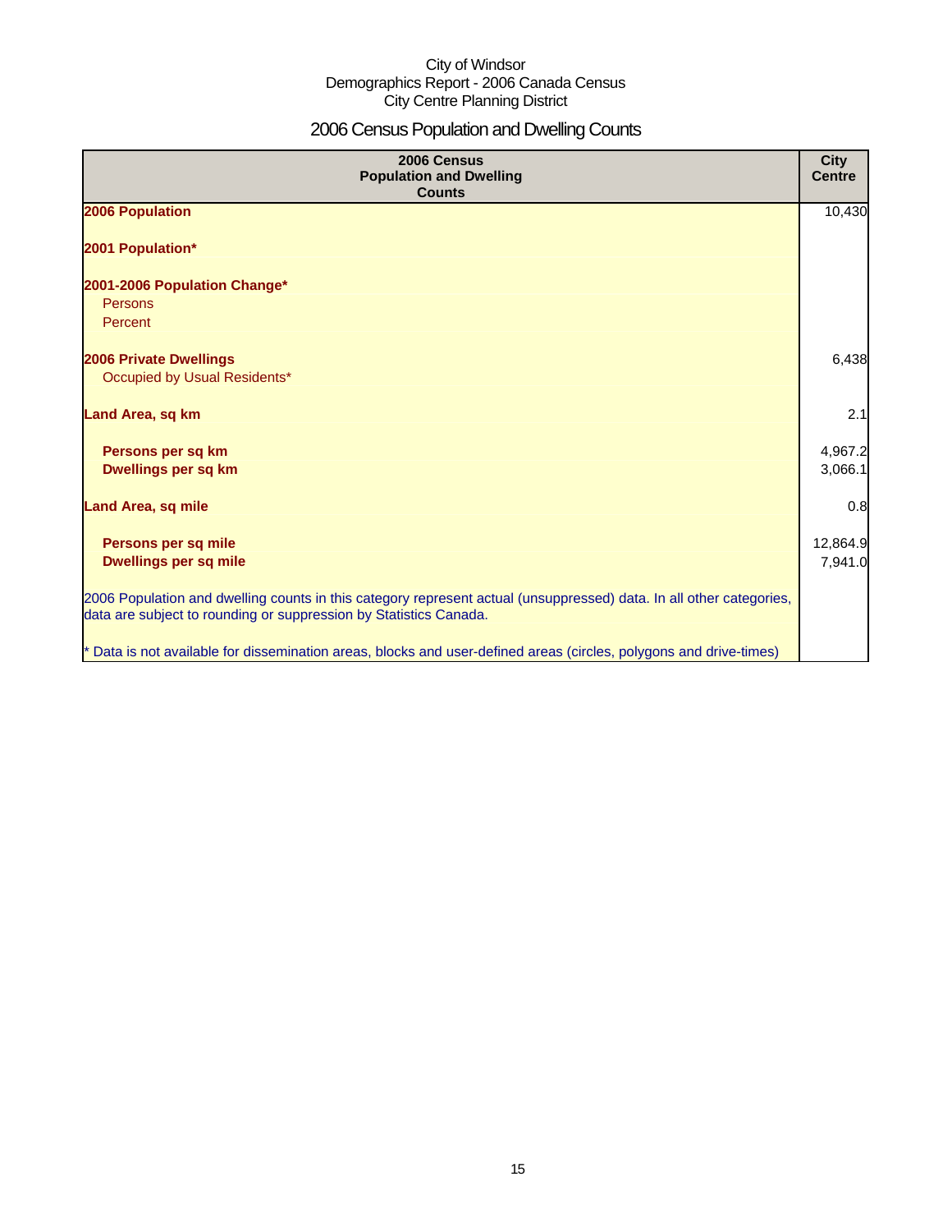City of Windsor
Demographics Report - 2006 Canada Census
City Centre Planning District

# 2006 Census Population and Dwelling Counts

| 2006 Census Population and Dwelling Counts | City Centre |
|---|---|
| **2006 Population** | 10,430 |
| **2001 Population*** | |
| **2001-2006 Population Change*** | |
| Persons | |
| Percent | |
| **2006 Private Dwellings** | 6,438 |
| Occupied by Usual Residents* | |
| **Land Area, sq km** | 2.1 |
| **Persons per sq km** | 4,967.2 |
| **Dwellings per sq km** | 3,066.1 |
| **Land Area, sq mile** | 0.8 |
| **Persons per sq mile** | 12,864.9 |
| **Dwellings per sq mile** | 7,941.0 |
| 2006 Population and dwelling counts in this category represent actual (unsuppressed) data. In all other categories, data are subject to rounding or suppression by Statistics Canada. | |
| * Data is not available for dissemination areas, blocks and user-defined areas (circles, polygons and drive-times) | |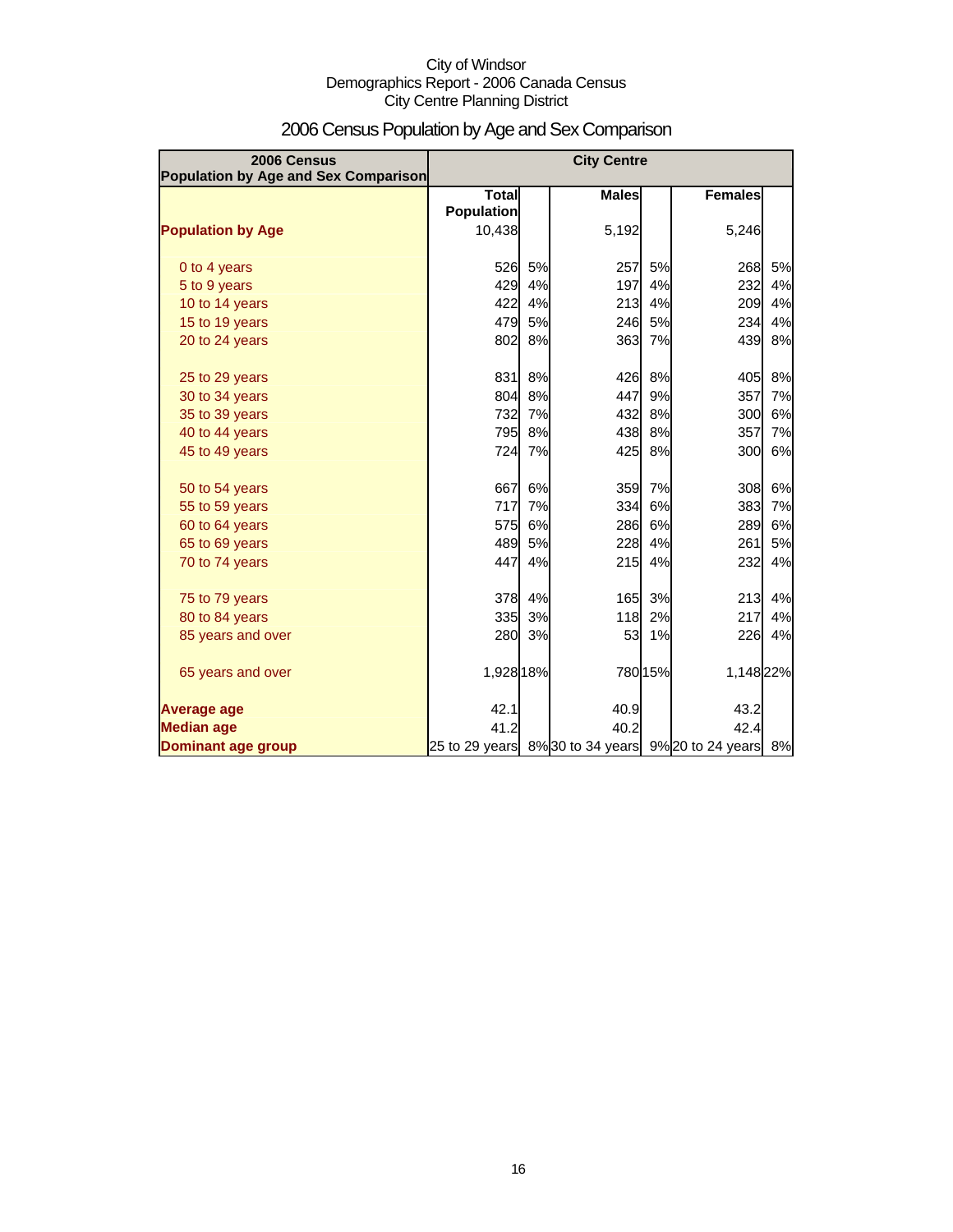City of Windsor
Demographics Report - 2006 Canada Census
City Centre Planning District

# 2006 Census Population by Age and Sex Comparison

| 2006 Census Population by Age and Sex Comparison | City Centre | | | | | |
|---|---|---|---|---|---|---|
| | Total Population | | Males | | Females | |
| **Population by Age** | 10,438 | | 5,192 | | 5,246 | |
| 0 to 4 years | 526 | 5% | 257 | 5% | 268 | 5% |
| 5 to 9 years | 429 | 4% | 197 | 4% | 232 | 4% |
| 10 to 14 years | 422 | 4% | 213 | 4% | 209 | 4% |
| 15 to 19 years | 479 | 5% | 246 | 5% | 234 | 4% |
| 20 to 24 years | 802 | 8% | 363 | 7% | 439 | 8% |
| 25 to 29 years | 831 | 8% | 426 | 8% | 405 | 8% |
| 30 to 34 years | 804 | 8% | 447 | 9% | 357 | 7% |
| 35 to 39 years | 732 | 7% | 432 | 8% | 300 | 6% |
| 40 to 44 years | 795 | 8% | 438 | 8% | 357 | 7% |
| 45 to 49 years | 724 | 7% | 425 | 8% | 300 | 6% |
| 50 to 54 years | 667 | 6% | 359 | 7% | 308 | 6% |
| 55 to 59 years | 717 | 7% | 334 | 6% | 383 | 7% |
| 60 to 64 years | 575 | 6% | 286 | 6% | 289 | 6% |
| 65 to 69 years | 489 | 5% | 228 | 4% | 261 | 5% |
| 70 to 74 years | 447 | 4% | 215 | 4% | 232 | 4% |
| 75 to 79 years | 378 | 4% | 165 | 3% | 213 | 4% |
| 80 to 84 years | 335 | 3% | 118 | 2% | 217 | 4% |
| 85 years and over | 280 | 3% | 53 | 1% | 226 | 4% |
| 65 years and over | 1,928 | 18% | 780 | 15% | 1,148 | 22% |
| **Average age** | 42.1 | | 40.9 | | 43.2 | |
| **Median age** | 41.2 | | 40.2 | | 42.4 | |
| **Dominant age group** | 25 to 29 years | 8% | 30 to 34 years | 9% | 20 to 24 years | 8% |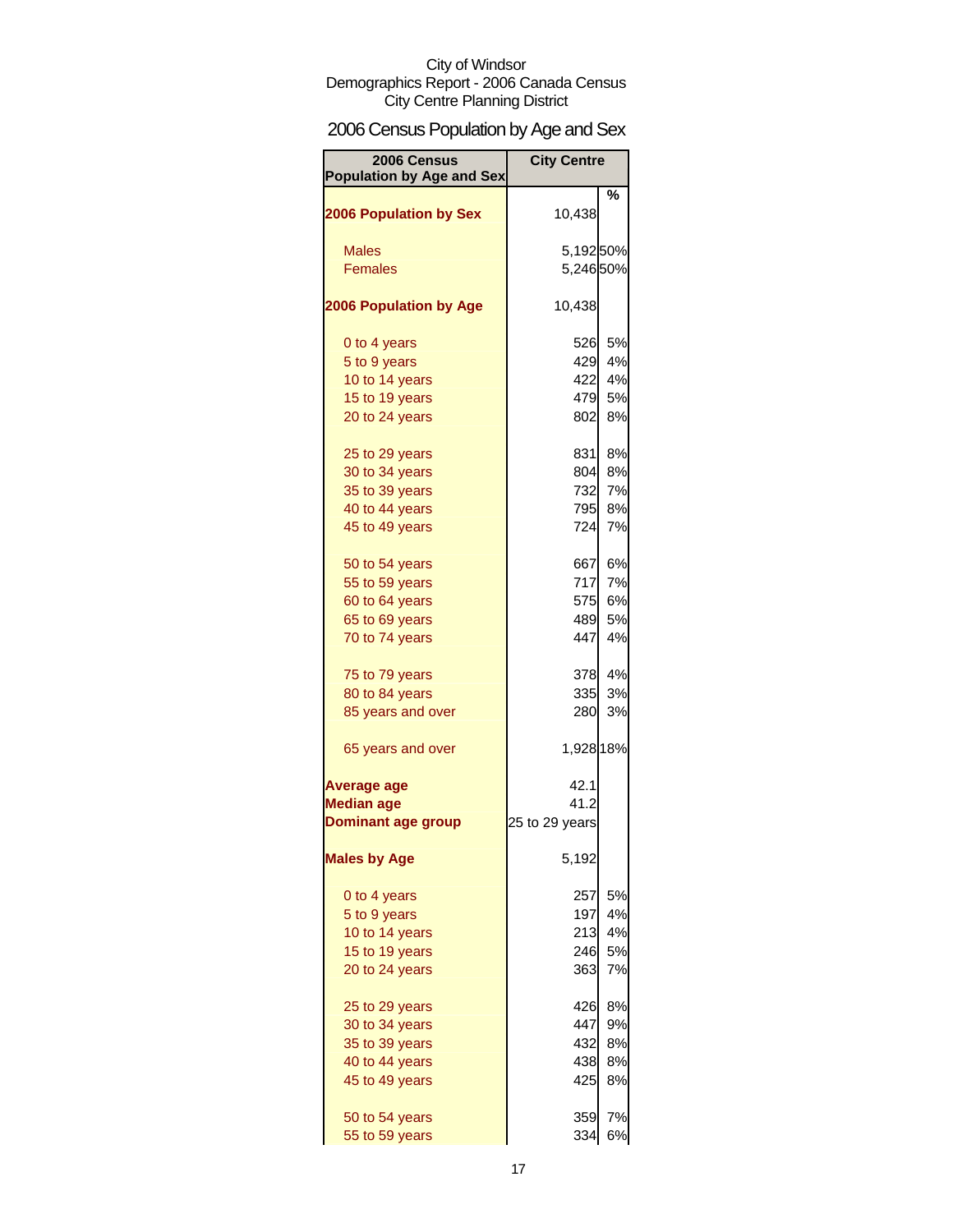City of Windsor
Demographics Report - 2006 Canada Census
City Centre Planning District

# 2006 Census Population by Age and Sex

| 2006 Census Population by Age and Sex | City Centre | % |
|---|---|---|
| **2006 Population by Sex** | 10,438 | |
| Males | 5,192 | 50% |
| Females | 5,246 | 50% |
| **2006 Population by Age** | 10,438 | |
| 0 to 4 years | 526 | 5% |
| 5 to 9 years | 429 | 4% |
| 10 to 14 years | 422 | 4% |
| 15 to 19 years | 479 | 5% |
| 20 to 24 years | 802 | 8% |
| 25 to 29 years | 831 | 8% |
| 30 to 34 years | 804 | 8% |
| 35 to 39 years | 732 | 7% |
| 40 to 44 years | 795 | 8% |
| 45 to 49 years | 724 | 7% |
| 50 to 54 years | 667 | 6% |
| 55 to 59 years | 717 | 7% |
| 60 to 64 years | 575 | 6% |
| 65 to 69 years | 489 | 5% |
| 70 to 74 years | 447 | 4% |
| 75 to 79 years | 378 | 4% |
| 80 to 84 years | 335 | 3% |
| 85 years and over | 280 | 3% |
| 65 years and over | 1,928 | 18% |
| **Average age** | 42.1 | |
| **Median age** | 41.2 | |
| **Dominant age group** | 25 to 29 years | |
| **Males by Age** | 5,192 | |
| 0 to 4 years | 257 | 5% |
| 5 to 9 years | 197 | 4% |
| 10 to 14 years | 213 | 4% |
| 15 to 19 years | 246 | 5% |
| 20 to 24 years | 363 | 7% |
| 25 to 29 years | 426 | 8% |
| 30 to 34 years | 447 | 9% |
| 35 to 39 years | 432 | 8% |
| 40 to 44 years | 438 | 8% |
| 45 to 49 years | 425 | 8% |
| 50 to 54 years | 359 | 7% |
| 55 to 59 years | 334 | 6% |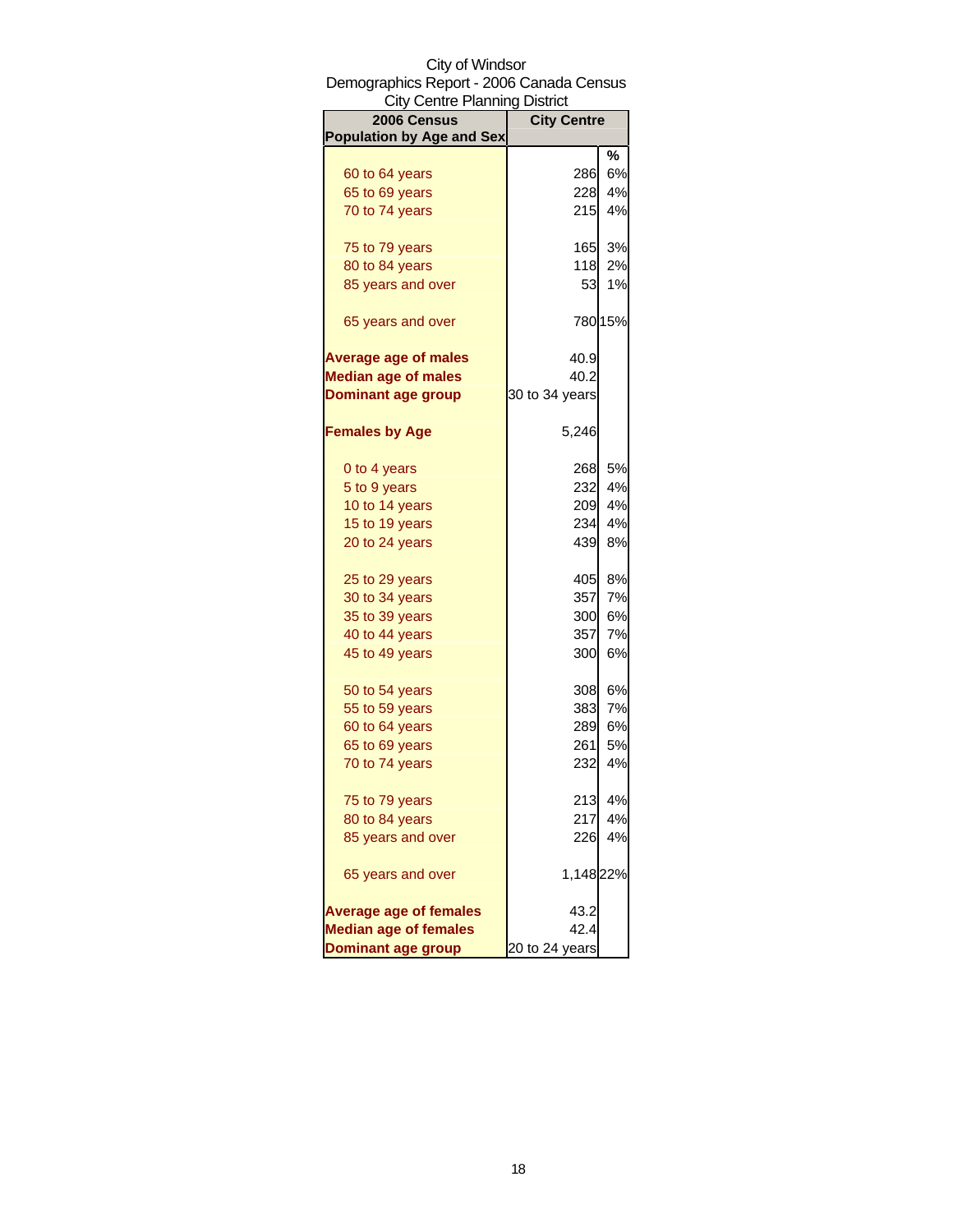City of Windsor
Demographics Report - 2006 Canada Census
City Centre Planning District

| 2006 Census Population by Age and Sex | City Centre | |
|---|---|---|
| | | % |
| 60 to 64 years | 286 | 6% |
| 65 to 69 years | 228 | 4% |
| 70 to 74 years | 215 | 4% |
| 75 to 79 years | 165 | 3% |
| 80 to 84 years | 118 | 2% |
| 85 years and over | 53 | 1% |
| 65 years and over | 780 | 15% |
| **Average age of males** | 40.9 | |
| **Median age of males** | 40.2 | |
| **Dominant age group** | 30 to 34 years | |
| **Females by Age** | 5,246 | |
| 0 to 4 years | 268 | 5% |
| 5 to 9 years | 232 | 4% |
| 10 to 14 years | 209 | 4% |
| 15 to 19 years | 234 | 4% |
| 20 to 24 years | 439 | 8% |
| 25 to 29 years | 405 | 8% |
| 30 to 34 years | 357 | 7% |
| 35 to 39 years | 300 | 6% |
| 40 to 44 years | 357 | 7% |
| 45 to 49 years | 300 | 6% |
| 50 to 54 years | 308 | 6% |
| 55 to 59 years | 383 | 7% |
| 60 to 64 years | 289 | 6% |
| 65 to 69 years | 261 | 5% |
| 70 to 74 years | 232 | 4% |
| 75 to 79 years | 213 | 4% |
| 80 to 84 years | 217 | 4% |
| 85 years and over | 226 | 4% |
| 65 years and over | 1,148 | 22% |
| **Average age of females** | 43.2 | |
| **Median age of females** | 42.4 | |
| **Dominant age group** | 20 to 24 years | |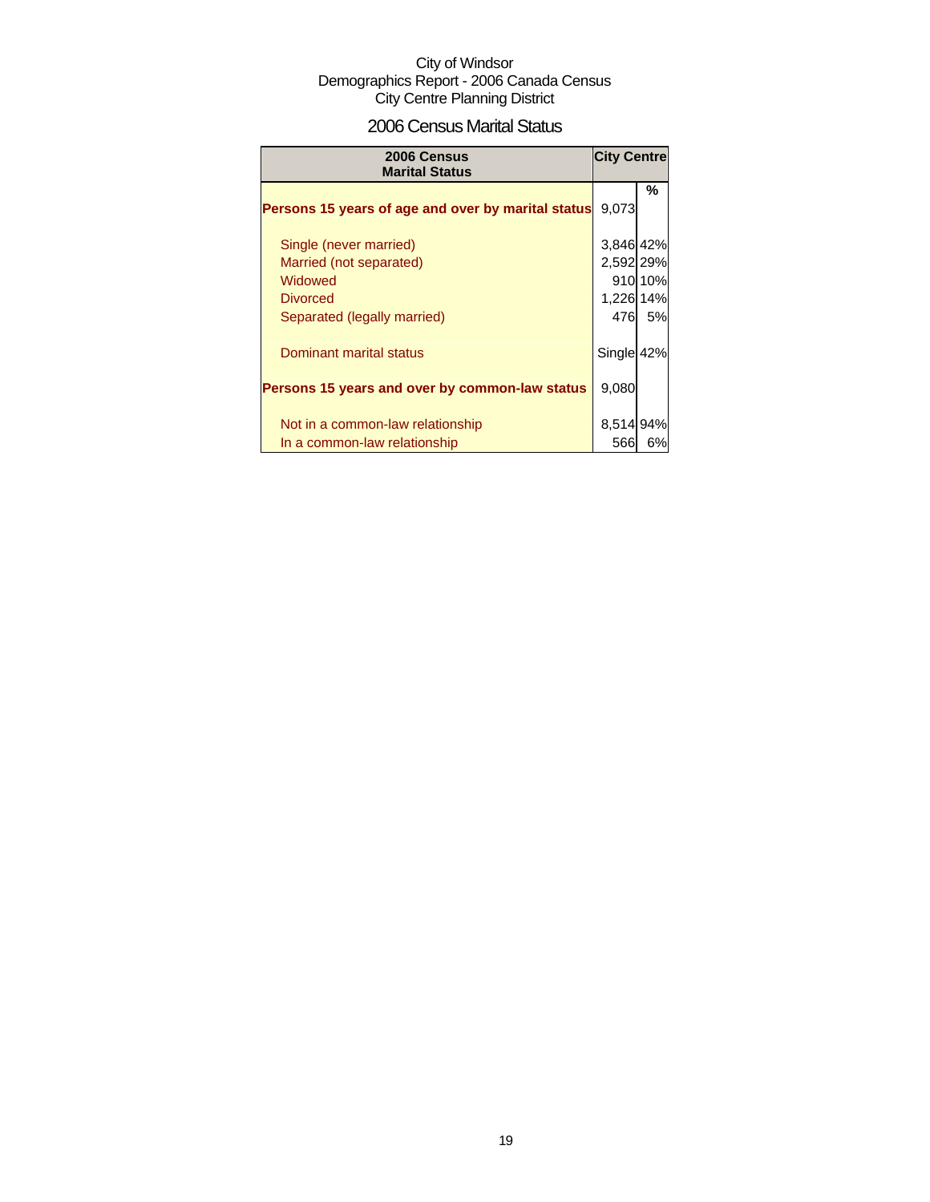City of Windsor
Demographics Report - 2006 Canada Census
City Centre Planning District

## 2006 Census Marital Status

| 2006 Census Marital Status | City Centre | |
|---|---|---|
| | | % |
| **Persons 15 years of age and over by marital status** | 9,073 | |
| Single (never married) | 3,846 | 42% |
| Married (not separated) | 2,592 | 29% |
| Widowed | 910 | 10% |
| Divorced | 1,226 | 14% |
| Separated (legally married) | 476 | 5% |
| Dominant marital status | Single | 42% |
| **Persons 15 years and over by common-law status** | 9,080 | |
| Not in a common-law relationship | 8,514 | 94% |
| In a common-law relationship | 566 | 6% |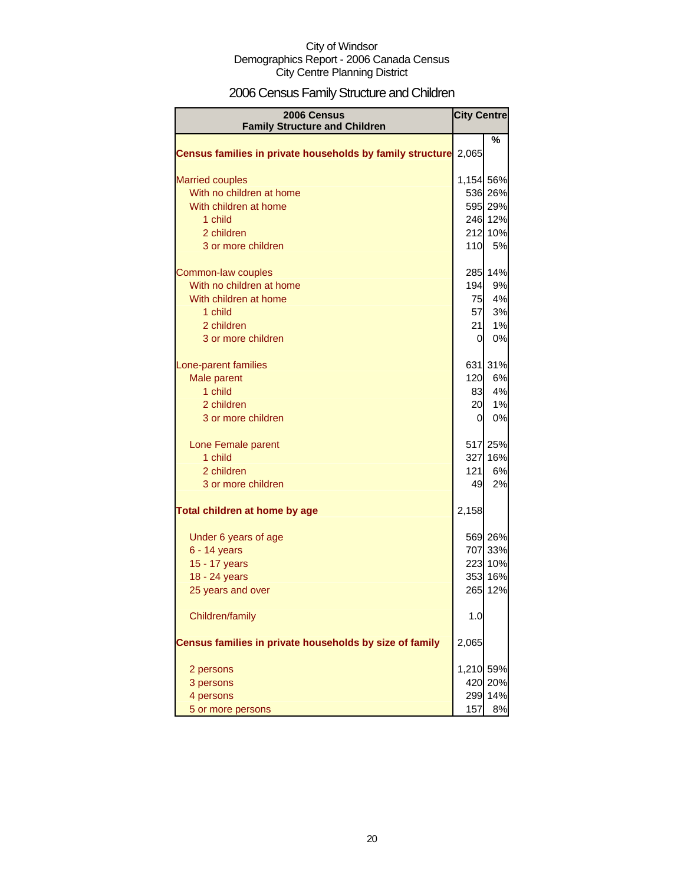City of Windsor
Demographics Report - 2006 Canada Census
City Centre Planning District

# 2006 Census Family Structure and Children

| 2006 Census Family Structure and Children | City Centre | |
|---|---|---|
| | | % |
| **Census families in private households by family structure** | 2,065 | |
| Married couples | 1,154 | 56% |
| With no children at home | 536 | 26% |
| With children at home | 595 | 29% |
| 1 child | 246 | 12% |
| 2 children | 212 | 10% |
| 3 or more children | 110 | 5% |
| Common-law couples | 285 | 14% |
| With no children at home | 194 | 9% |
| With children at home | 75 | 4% |
| 1 child | 57 | 3% |
| 2 children | 21 | 1% |
| 3 or more children | 0 | 0% |
| Lone-parent families | 631 | 31% |
| Male parent | 120 | 6% |
| 1 child | 83 | 4% |
| 2 children | 20 | 1% |
| 3 or more children | 0 | 0% |
| Lone Female parent | 517 | 25% |
| 1 child | 327 | 16% |
| 2 children | 121 | 6% |
| 3 or more children | 49 | 2% |
| **Total children at home by age** | 2,158 | |
| Under 6 years of age | 569 | 26% |
| 6 - 14 years | 707 | 33% |
| 15 - 17 years | 223 | 10% |
| 18 - 24 years | 353 | 16% |
| 25 years and over | 265 | 12% |
| Children/family | 1.0 | |
| **Census families in private households by size of family** | 2,065 | |
| 2 persons | 1,210 | 59% |
| 3 persons | 420 | 20% |
| 4 persons | 299 | 14% |
| 5 or more persons | 157 | 8% |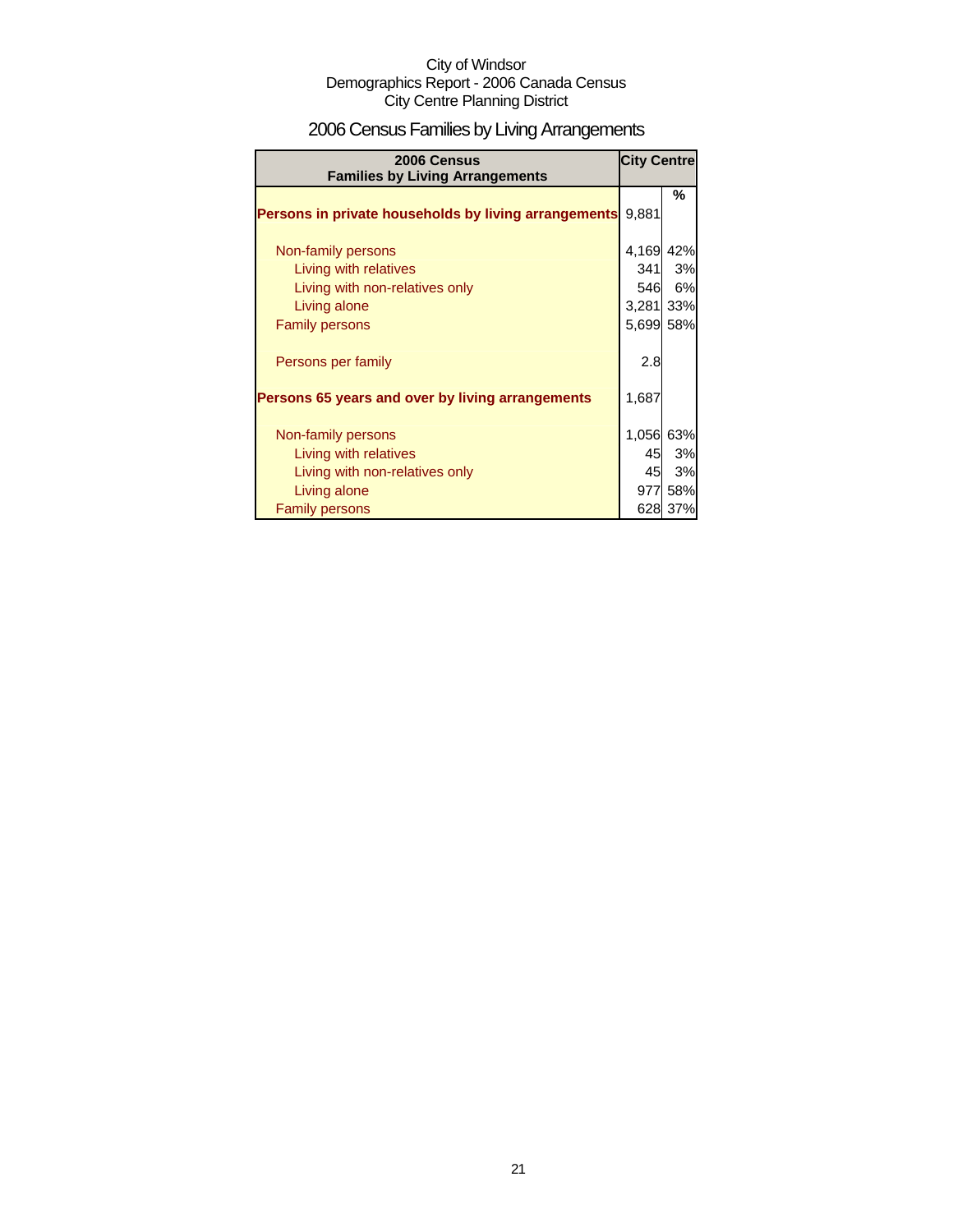City of Windsor
Demographics Report - 2006 Canada Census
City Centre Planning District

# 2006 Census Families by Living Arrangements

| 2006 Census Families by Living Arrangements | City Centre | |
|---|---|---|
| | | % |
| **Persons in private households by living arrangements** | 9,881 | |
| Non-family persons | 4,169 | 42% |
| Living with relatives | 341 | 3% |
| Living with non-relatives only | 546 | 6% |
| Living alone | 3,281 | 33% |
| Family persons | 5,699 | 58% |
| Persons per family | 2.8 | |
| **Persons 65 years and over by living arrangements** | 1,687 | |
| Non-family persons | 1,056 | 63% |
| Living with relatives | 45 | 3% |
| Living with non-relatives only | 45 | 3% |
| Living alone | 977 | 58% |
| Family persons | 628 | 37% |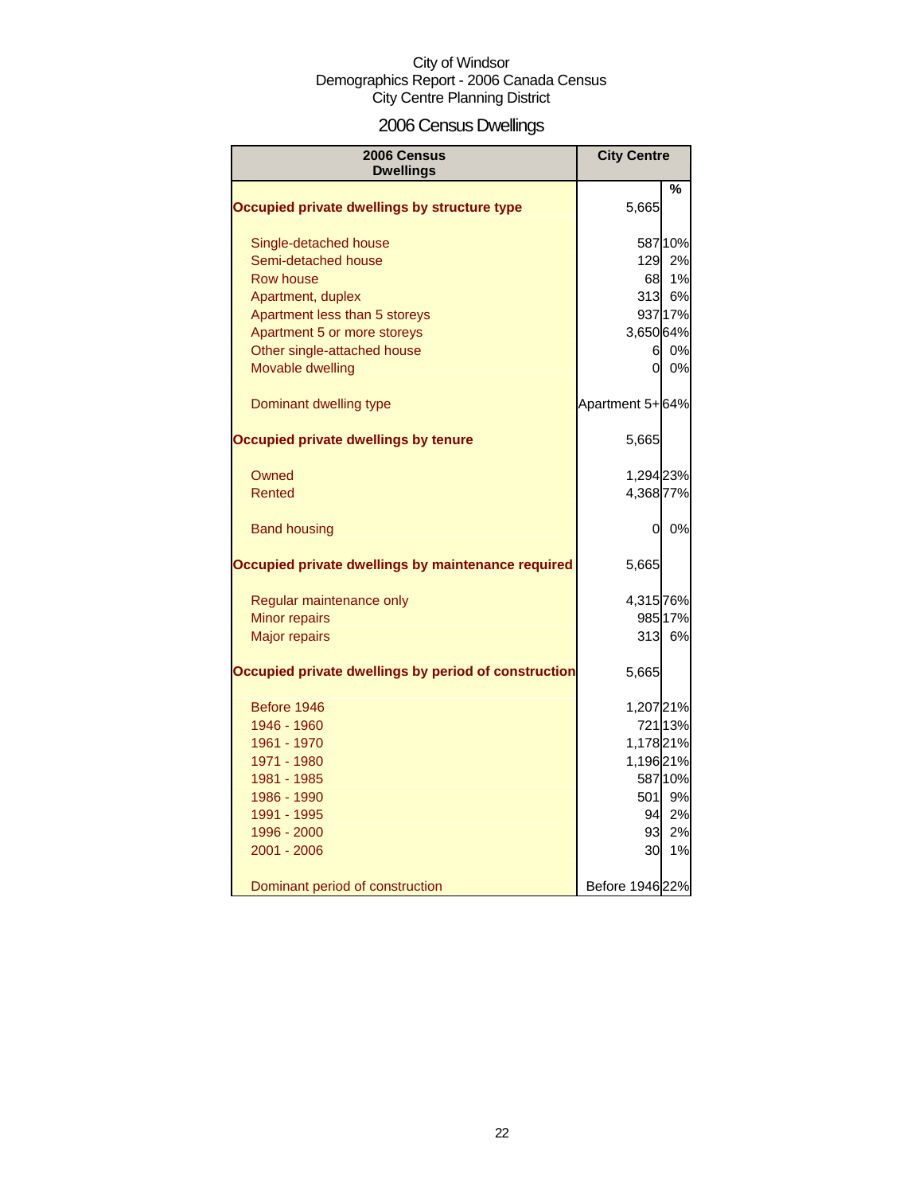City of Windsor
Demographics Report - 2006 Canada Census
City Centre Planning District

# 2006 Census Dwellings

| 2006 Census Dwellings | City Centre | |
|---|---|---|
| | | % |
| **Occupied private dwellings by structure type** | 5,665 | |
| Single-detached house | 587 | 10% |
| Semi-detached house | 129 | 2% |
| Row house | 68 | 1% |
| Apartment, duplex | 313 | 6% |
| Apartment less than 5 storeys | 937 | 17% |
| Apartment 5 or more storeys | 3,650 | 64% |
| Other single-attached house | 6 | 0% |
| Movable dwelling | 0 | 0% |
| Dominant dwelling type | Apartment 5+ | 64% |
| **Occupied private dwellings by tenure** | 5,665 | |
| Owned | 1,294 | 23% |
| Rented | 4,368 | 77% |
| Band housing | 0 | 0% |
| **Occupied private dwellings by maintenance required** | 5,665 | |
| Regular maintenance only | 4,315 | 76% |
| Minor repairs | 985 | 17% |
| Major repairs | 313 | 6% |
| **Occupied private dwellings by period of construction** | 5,665 | |
| Before 1946 | 1,207 | 21% |
| 1946 - 1960 | 721 | 13% |
| 1961 - 1970 | 1,178 | 21% |
| 1971 - 1980 | 1,196 | 21% |
| 1981 - 1985 | 587 | 10% |
| 1986 - 1990 | 501 | 9% |
| 1991 - 1995 | 94 | 2% |
| 1996 - 2000 | 93 | 2% |
| 2001 - 2006 | 30 | 1% |
| Dominant period of construction | Before 1946 | 22% |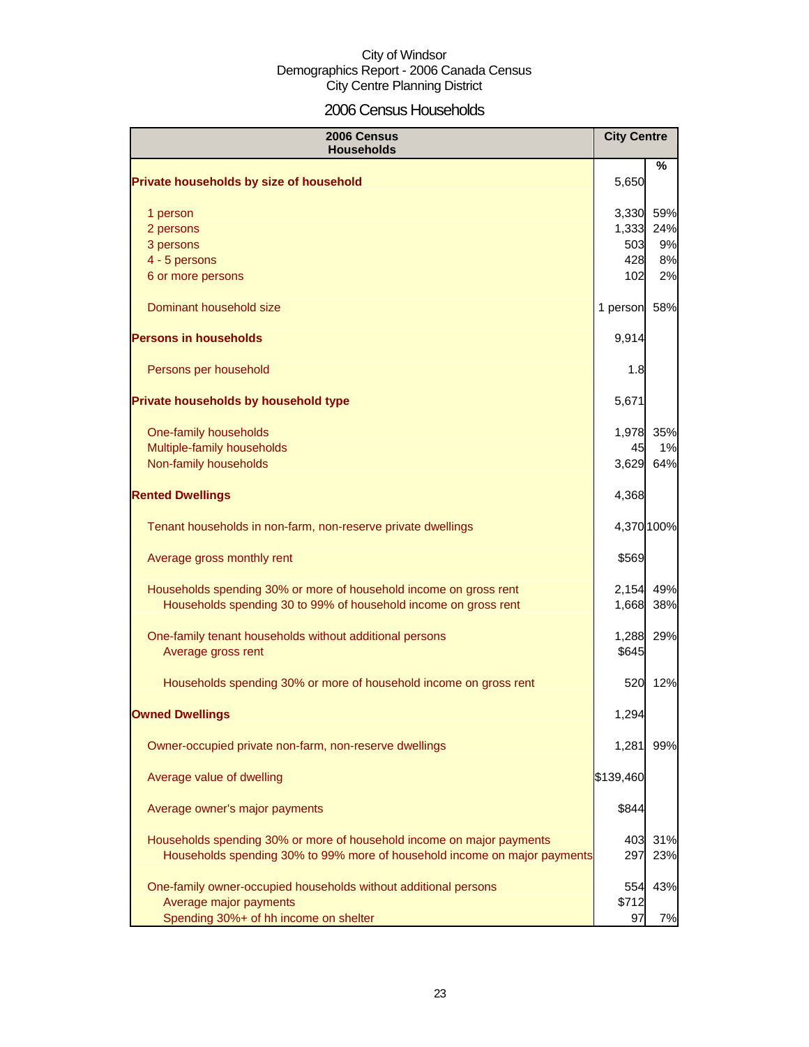City of Windsor
Demographics Report - 2006 Canada Census
City Centre Planning District

## 2006 Census Households

| 2006 Census Households | City Centre | % |
|---|---|---|
| **Private households by size of household** | 5,650 | |
| 1 person | 3,330 | 59% |
| 2 persons | 1,333 | 24% |
| 3 persons | 503 | 9% |
| 4 - 5 persons | 428 | 8% |
| 6 or more persons | 102 | 2% |
| Dominant household size | 1 person | 58% |
| **Persons in households** | 9,914 | |
| Persons per household | 1.8 | |
| **Private households by household type** | 5,671 | |
| One-family households | 1,978 | 35% |
| Multiple-family households | 45 | 1% |
| Non-family households | 3,629 | 64% |
| **Rented Dwellings** | 4,368 | |
| Tenant households in non-farm, non-reserve private dwellings | 4,370 | 100% |
| Average gross monthly rent | $569 | |
| Households spending 30% or more of household income on gross rent | 2,154 | 49% |
| Households spending 30 to 99% of household income on gross rent | 1,668 | 38% |
| One-family tenant households without additional persons | 1,288 | 29% |
| Average gross rent | $645 | |
| Households spending 30% or more of household income on gross rent | 520 | 12% |
| **Owned Dwellings** | 1,294 | |
| Owner-occupied private non-farm, non-reserve dwellings | 1,281 | 99% |
| Average value of dwelling | $139,460 | |
| Average owner's major payments | $844 | |
| Households spending 30% or more of household income on major payments | 403 | 31% |
| Households spending 30% to 99% more of household income on major payments | 297 | 23% |
| One-family owner-occupied households without additional persons | 554 | 43% |
| Average major payments | $712 | |
| Spending 30%+ of hh income on shelter | 97 | 7% |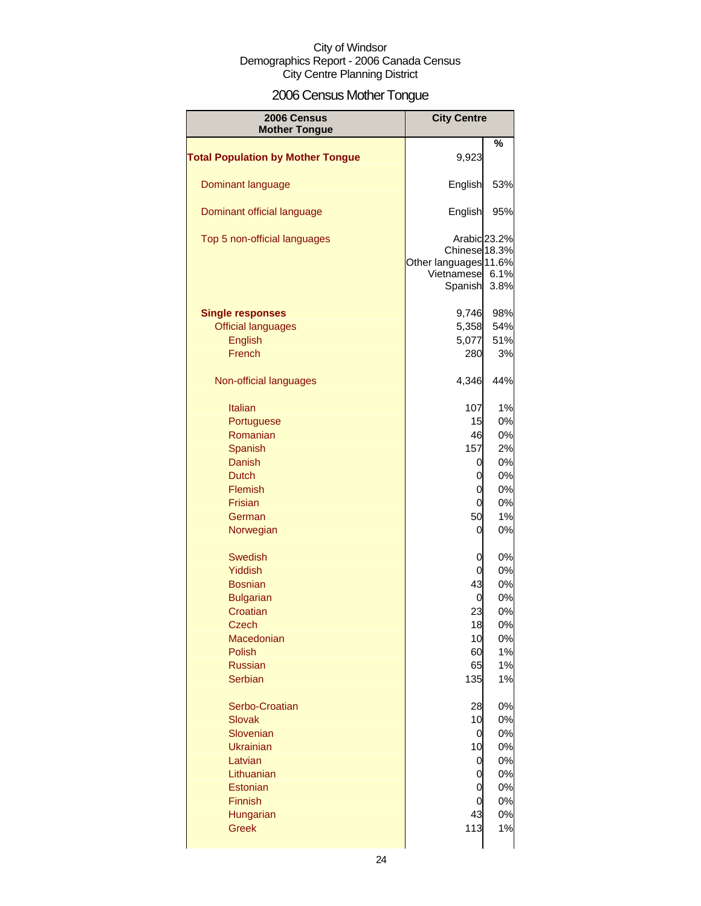City of Windsor
Demographics Report - 2006 Canada Census
City Centre Planning District

# 2006 Census Mother Tongue

| 2006 Census Mother Tongue | City Centre | % |
|---|---|---|
| **Total Population by Mother Tongue** | 9,923 | |
| Dominant language | English | 53% |
| Dominant official language | English | 95% |
| Top 5 non-official languages | Arabic | 23.2% |
| | Chinese | 18.3% |
| | Other languages | 11.6% |
| | Vietnamese | 6.1% |
| | Spanish | 3.8% |
| **Single responses** | 9,746 | 98% |
| Official languages | 5,358 | 54% |
| English | 5,077 | 51% |
| French | 280 | 3% |
| Non-official languages | 4,346 | 44% |
| Italian | 107 | 1% |
| Portuguese | 15 | 0% |
| Romanian | 46 | 0% |
| Spanish | 157 | 2% |
| Danish | 0 | 0% |
| Dutch | 0 | 0% |
| Flemish | 0 | 0% |
| Frisian | 0 | 0% |
| German | 50 | 1% |
| Norwegian | 0 | 0% |
| Swedish | 0 | 0% |
| Yiddish | 0 | 0% |
| Bosnian | 43 | 0% |
| Bulgarian | 0 | 0% |
| Croatian | 23 | 0% |
| Czech | 18 | 0% |
| Macedonian | 10 | 0% |
| Polish | 60 | 1% |
| Russian | 65 | 1% |
| Serbian | 135 | 1% |
| Serbo-Croatian | 28 | 0% |
| Slovak | 10 | 0% |
| Slovenian | 0 | 0% |
| Ukrainian | 10 | 0% |
| Latvian | 0 | 0% |
| Lithuanian | 0 | 0% |
| Estonian | 0 | 0% |
| Finnish | 0 | 0% |
| Hungarian | 43 | 0% |
| Greek | 113 | 1% |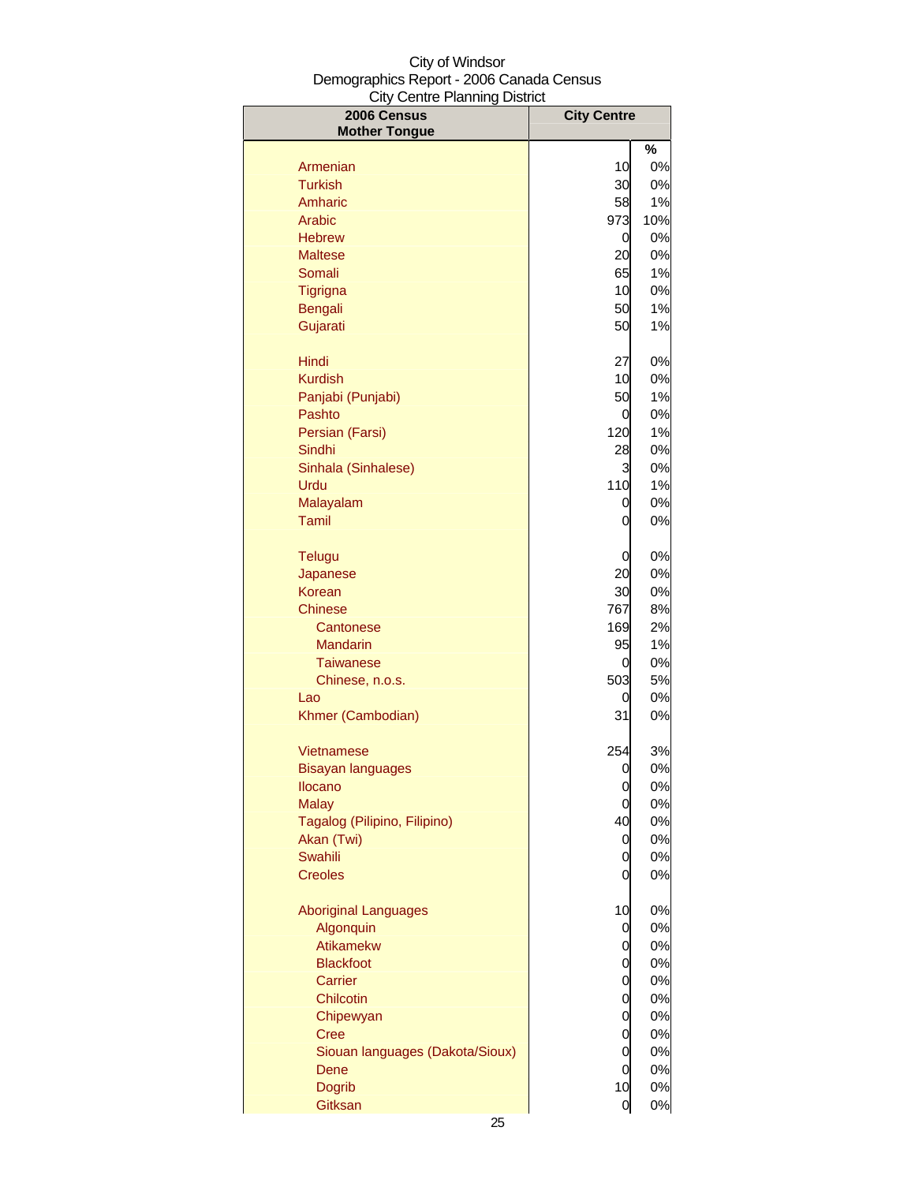City of Windsor
Demographics Report - 2006 Canada Census
City Centre Planning District

| 2006 Census Mother Tongue | City Centre | |
|---|---|---|
| | | % |
| Armenian | 10 | 0% |
| Turkish | 30 | 0% |
| Amharic | 58 | 1% |
| Arabic | 973 | 10% |
| Hebrew | 0 | 0% |
| Maltese | 20 | 0% |
| Somali | 65 | 1% |
| Tigrigna | 10 | 0% |
| Bengali | 50 | 1% |
| Gujarati | 50 | 1% |
| Hindi | 27 | 0% |
| Kurdish | 10 | 0% |
| Panjabi (Punjabi) | 50 | 1% |
| Pashto | 0 | 0% |
| Persian (Farsi) | 120 | 1% |
| Sindhi | 28 | 0% |
| Sinhala (Sinhalese) | 3 | 0% |
| Urdu | 110 | 1% |
| Malayalam | 0 | 0% |
| Tamil | 0 | 0% |
| Telugu | 0 | 0% |
| Japanese | 20 | 0% |
| Korean | 30 | 0% |
| Chinese | 767 | 8% |
| Cantonese | 169 | 2% |
| Mandarin | 95 | 1% |
| Taiwanese | 0 | 0% |
| Chinese, n.o.s. | 503 | 5% |
| Lao | 0 | 0% |
| Khmer (Cambodian) | 31 | 0% |
| Vietnamese | 254 | 3% |
| Bisayan languages | 0 | 0% |
| Ilocano | 0 | 0% |
| Malay | 0 | 0% |
| Tagalog (Pilipino, Filipino) | 40 | 0% |
| Akan (Twi) | 0 | 0% |
| Swahili | 0 | 0% |
| Creoles | 0 | 0% |
| Aboriginal Languages | 10 | 0% |
| Algonquin | 0 | 0% |
| Atikamekw | 0 | 0% |
| Blackfoot | 0 | 0% |
| Carrier | 0 | 0% |
| Chilcotin | 0 | 0% |
| Chipewyan | 0 | 0% |
| Cree | 0 | 0% |
| Siouan languages (Dakota/Sioux) | 0 | 0% |
| Dene | 0 | 0% |
| Dogrib | 10 | 0% |
| Gitksan | 0 | 0% |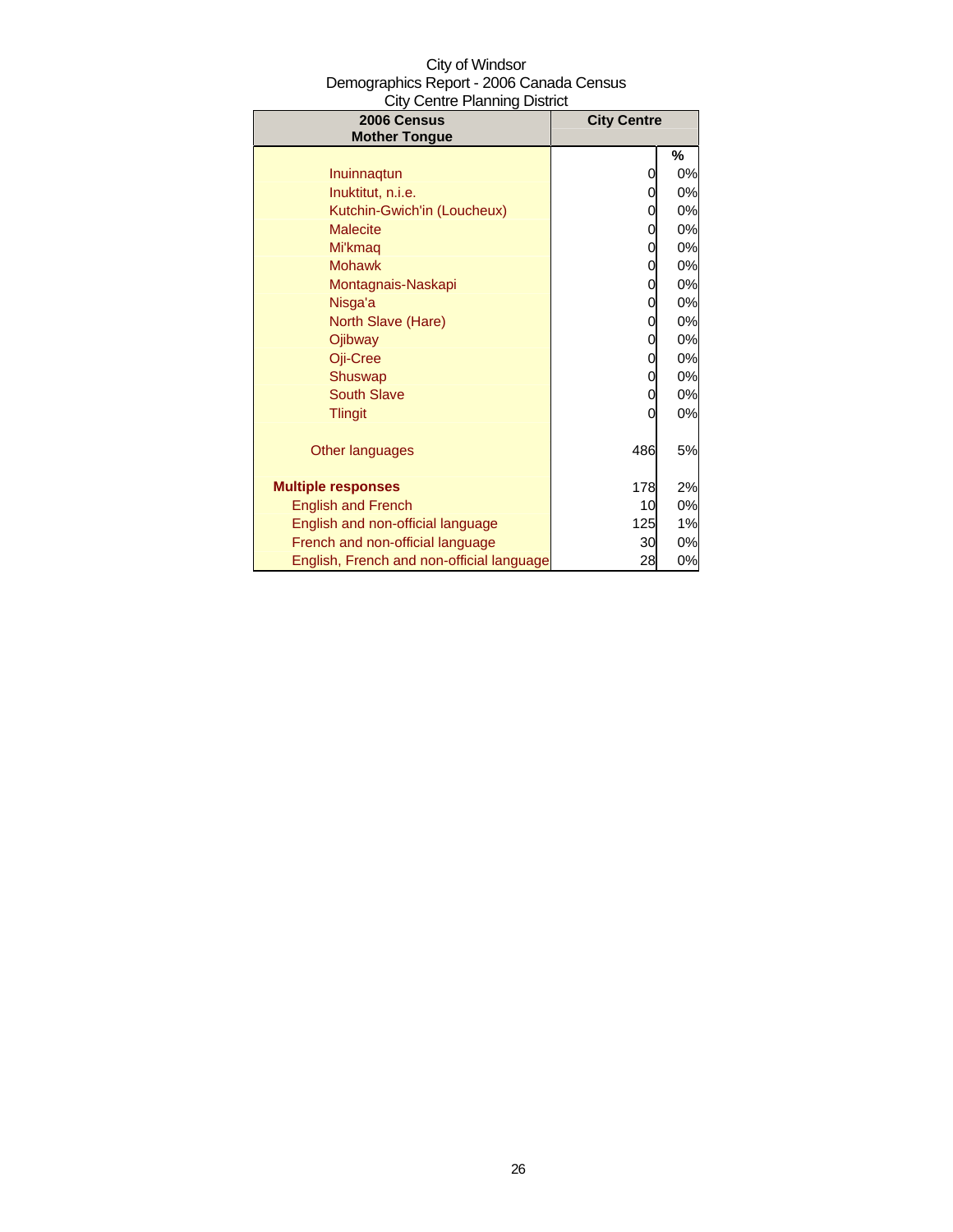City of Windsor
Demographics Report - 2006 Canada Census
City Centre Planning District

| 2006 Census Mother Tongue | City Centre | |
|---|---|---|
| | | % |
| Inuinnaqtun | 0 | 0% |
| Inuktitut, n.i.e. | 0 | 0% |
| Kutchin-Gwich'in (Loucheux) | 0 | 0% |
| Malecite | 0 | 0% |
| Mi'kmaq | 0 | 0% |
| Mohawk | 0 | 0% |
| Montagnais-Naskapi | 0 | 0% |
| Nisga'a | 0 | 0% |
| North Slave (Hare) | 0 | 0% |
| Ojibway | 0 | 0% |
| Oji-Cree | 0 | 0% |
| Shuswap | 0 | 0% |
| South Slave | 0 | 0% |
| Tlingit | 0 | 0% |
| Other languages | 486 | 5% |
| **Multiple responses** | 178 | 2% |
| English and French | 10 | 0% |
| English and non-official language | 125 | 1% |
| French and non-official language | 30 | 0% |
| English, French and non-official language | 28 | 0% |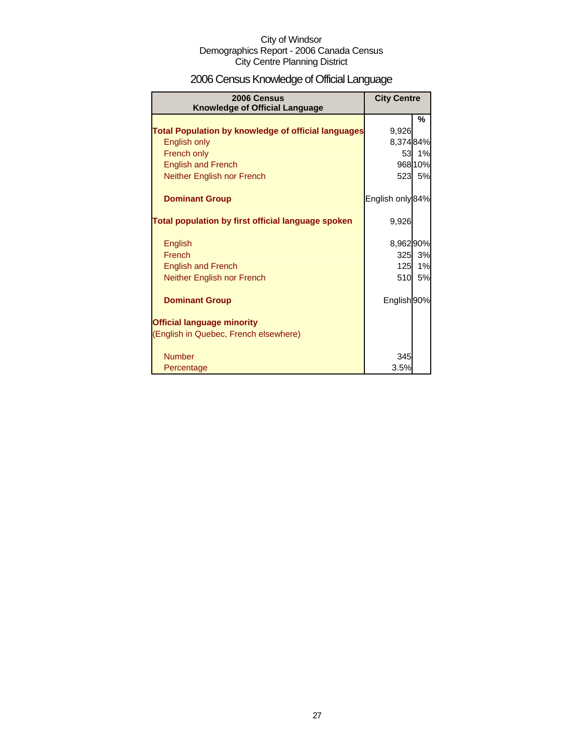City of Windsor
Demographics Report - 2006 Canada Census
City Centre Planning District

# 2006 Census Knowledge of Official Language

| 2006 Census Knowledge of Official Language | City Centre | |
|---|---|---|
| | | % |
| **Total Population by knowledge of official languages** | 9,926 | |
| English only | 8,374 | 84% |
| French only | 53 | 1% |
| English and French | 968 | 10% |
| Neither English nor French | 523 | 5% |
| **Dominant Group** | English only | 84% |
| **Total population by first official language spoken** | 9,926 | |
| English | 8,962 | 90% |
| French | 325 | 3% |
| English and French | 125 | 1% |
| Neither English nor French | 510 | 5% |
| **Dominant Group** | English | 90% |
| **Official language minority** (English in Quebec, French elsewhere) | | |
| Number | 345 | |
| Percentage | 3.5% | |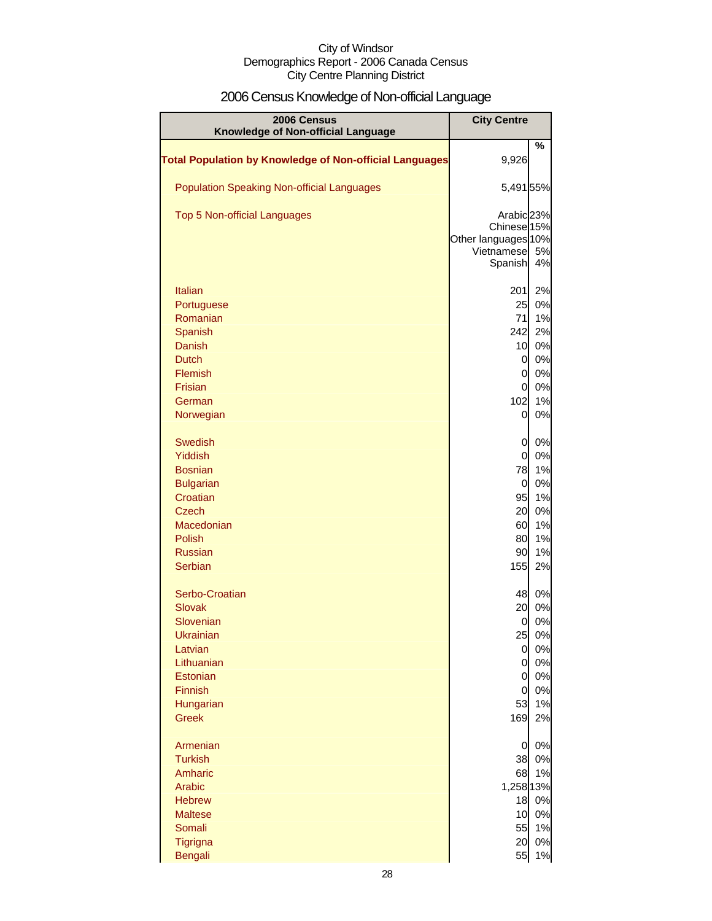City of Windsor
Demographics Report - 2006 Canada Census
City Centre Planning District

# 2006 Census Knowledge of Non-official Language

| 2006 Census Knowledge of Non-official Language | City Centre | |
|---|---|---|
| | | % |
| **Total Population by Knowledge of Non-official Languages** | 9,926 | |
| Population Speaking Non-official Languages | 5,491 | 55% |
| Top 5 Non-official Languages | Arabic | 23% |
| | Chinese | 15% |
| | Other languages | 10% |
| | Vietnamese | 5% |
| | Spanish | 4% |
| Italian | 201 | 2% |
| Portuguese | 25 | 0% |
| Romanian | 71 | 1% |
| Spanish | 242 | 2% |
| Danish | 10 | 0% |
| Dutch | 0 | 0% |
| Flemish | 0 | 0% |
| Frisian | 0 | 0% |
| German | 102 | 1% |
| Norwegian | 0 | 0% |
| Swedish | 0 | 0% |
| Yiddish | 0 | 0% |
| Bosnian | 78 | 1% |
| Bulgarian | 0 | 0% |
| Croatian | 95 | 1% |
| Czech | 20 | 0% |
| Macedonian | 60 | 1% |
| Polish | 80 | 1% |
| Russian | 90 | 1% |
| Serbian | 155 | 2% |
| Serbo-Croatian | 48 | 0% |
| Slovak | 20 | 0% |
| Slovenian | 0 | 0% |
| Ukrainian | 25 | 0% |
| Latvian | 0 | 0% |
| Lithuanian | 0 | 0% |
| Estonian | 0 | 0% |
| Finnish | 0 | 0% |
| Hungarian | 53 | 1% |
| Greek | 169 | 2% |
| Armenian | 0 | 0% |
| Turkish | 38 | 0% |
| Amharic | 68 | 1% |
| Arabic | 1,258 | 13% |
| Hebrew | 18 | 0% |
| Maltese | 10 | 0% |
| Somali | 55 | 1% |
| Tigrigna | 20 | 0% |
| Bengali | 55 | 1% |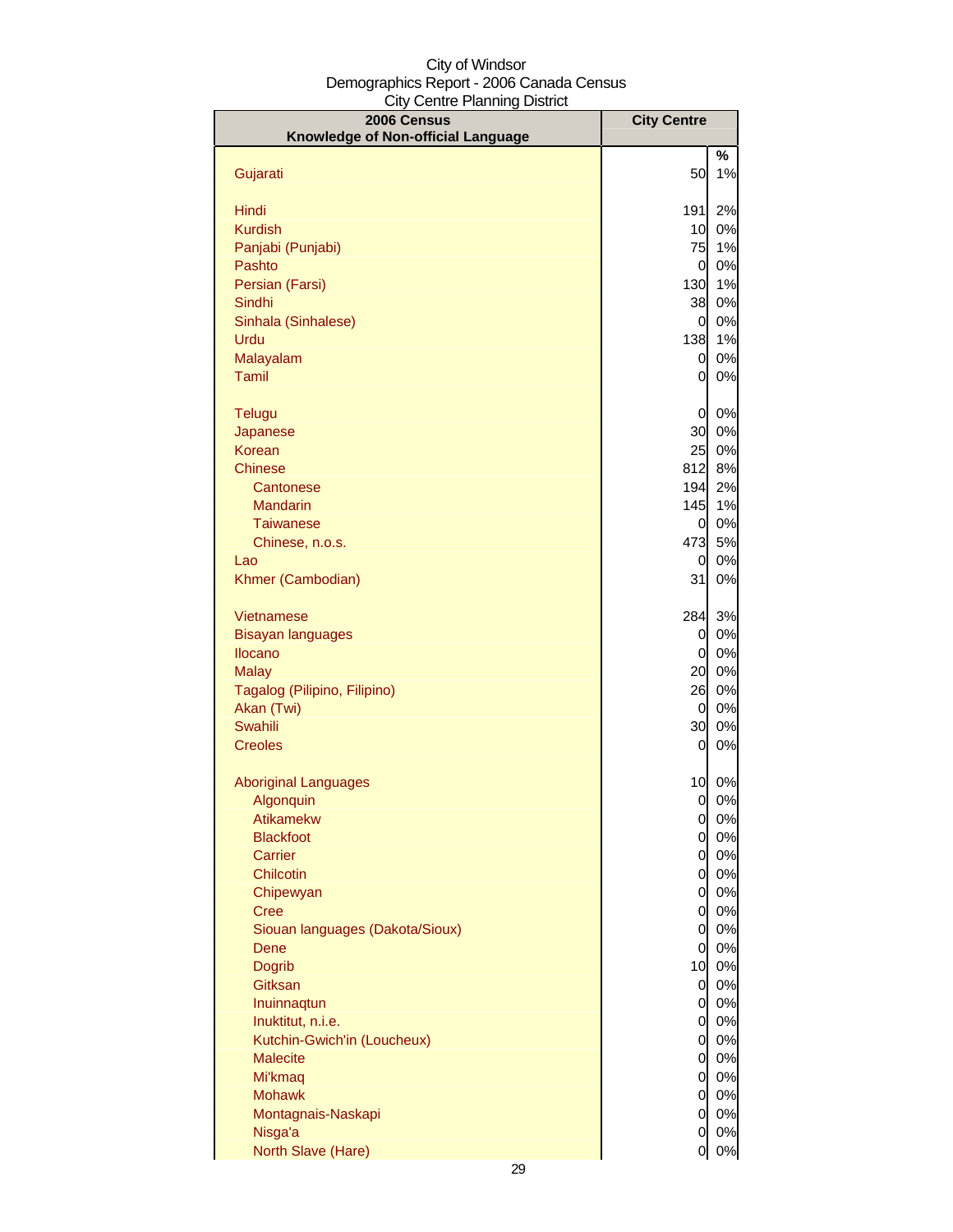City of Windsor
Demographics Report - 2006 Canada Census
City Centre Planning District

| 2006 Census Knowledge of Non-official Language | City Centre | |
|---|---|---|
| | | % |
| Gujarati | 50 | 1% |
| | | |
| Hindi | 191 | 2% |
| Kurdish | 10 | 0% |
| Panjabi (Punjabi) | 75 | 1% |
| Pashto | 0 | 0% |
| Persian (Farsi) | 130 | 1% |
| Sindhi | 38 | 0% |
| Sinhala (Sinhalese) | 0 | 0% |
| Urdu | 138 | 1% |
| Malayalam | 0 | 0% |
| Tamil | 0 | 0% |
| | | |
| Telugu | 0 | 0% |
| Japanese | 30 | 0% |
| Korean | 25 | 0% |
| Chinese | 812 | 8% |
| Cantonese | 194 | 2% |
| Mandarin | 145 | 1% |
| Taiwanese | 0 | 0% |
| Chinese, n.o.s. | 473 | 5% |
| Lao | 0 | 0% |
| Khmer (Cambodian) | 31 | 0% |
| | | |
| Vietnamese | 284 | 3% |
| Bisayan languages | 0 | 0% |
| Ilocano | 0 | 0% |
| Malay | 20 | 0% |
| Tagalog (Pilipino, Filipino) | 26 | 0% |
| Akan (Twi) | 0 | 0% |
| Swahili | 30 | 0% |
| Creoles | 0 | 0% |
| | | |
| Aboriginal Languages | 10 | 0% |
| Algonquin | 0 | 0% |
| Atikamekw | 0 | 0% |
| Blackfoot | 0 | 0% |
| Carrier | 0 | 0% |
| Chilcotin | 0 | 0% |
| Chipewyan | 0 | 0% |
| Cree | 0 | 0% |
| Siouan languages (Dakota/Sioux) | 0 | 0% |
| Dene | 0 | 0% |
| Dogrib | 10 | 0% |
| Gitksan | 0 | 0% |
| Inuinnaqtun | 0 | 0% |
| Inuktitut, n.i.e. | 0 | 0% |
| Kutchin-Gwich'in (Loucheux) | 0 | 0% |
| Malecite | 0 | 0% |
| Mi'kmaq | 0 | 0% |
| Mohawk | 0 | 0% |
| Montagnais-Naskapi | 0 | 0% |
| Nisga'a | 0 | 0% |
| North Slave (Hare) | 0 | 0% |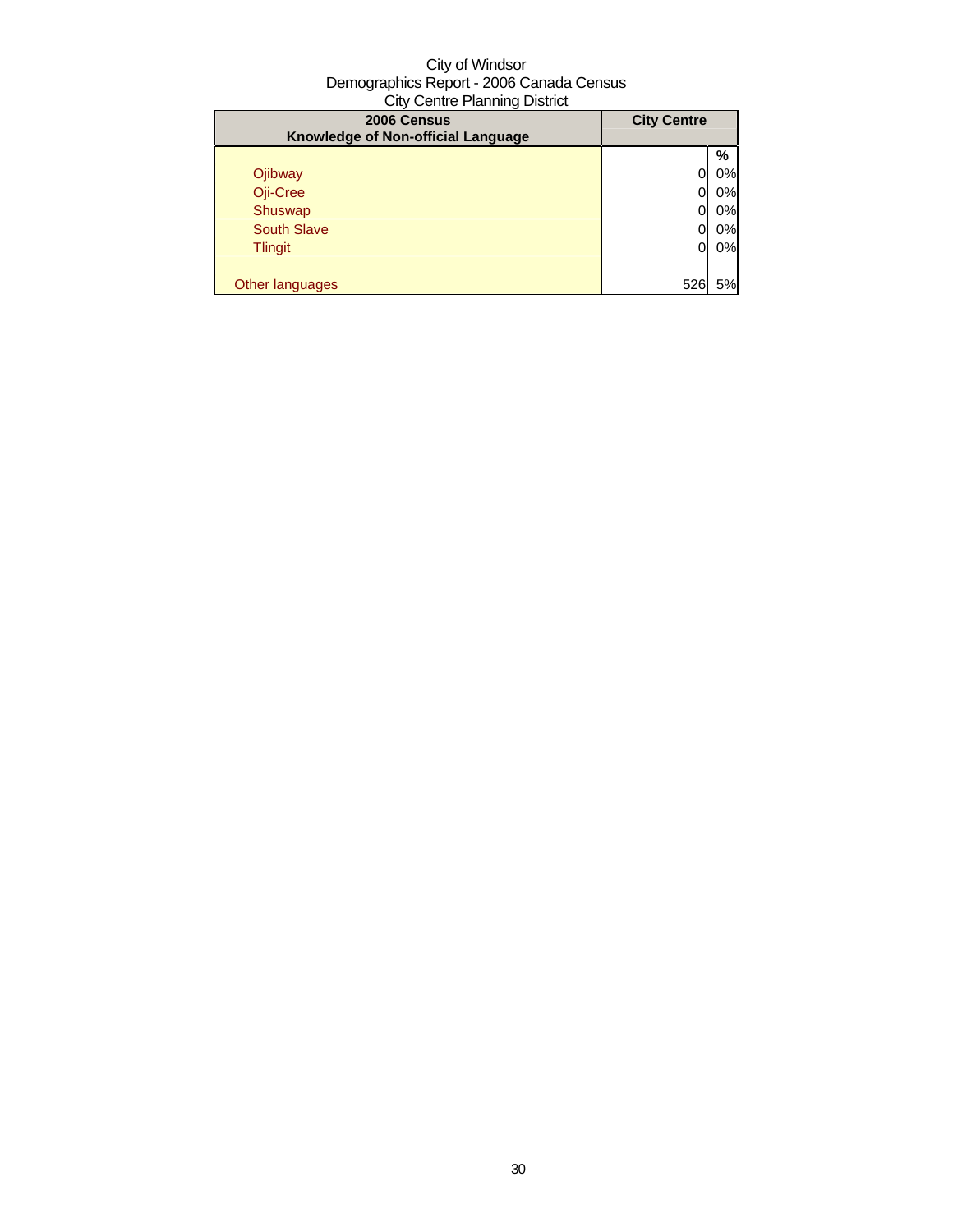City of Windsor
Demographics Report - 2006 Canada Census
City Centre Planning District

| 2006 Census<br>Knowledge of Non-official Language | City Centre | |
|---|---|---|
| | | % |
| Ojibway | 0 | 0% |
| Oji-Cree | 0 | 0% |
| Shuswap | 0 | 0% |
| South Slave | 0 | 0% |
| Tlingit | 0 | 0% |
| | | |
| Other languages | 526 | 5% |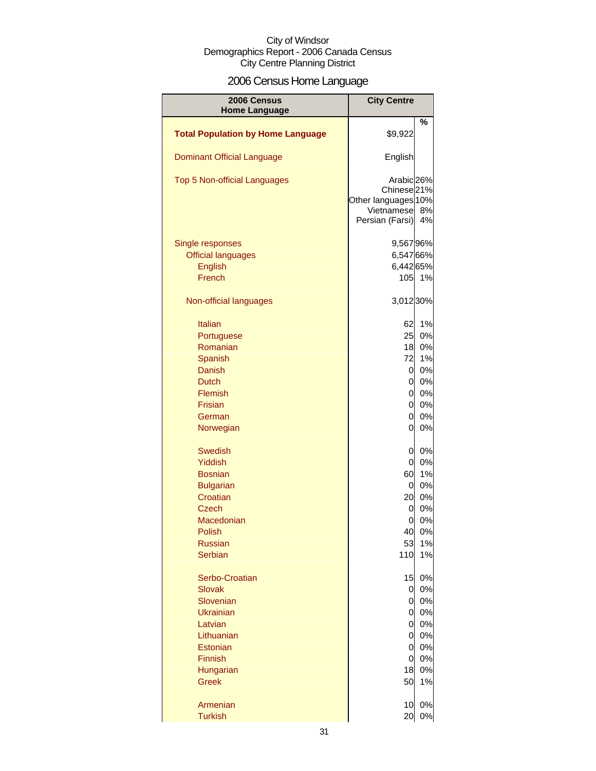City of Windsor
Demographics Report - 2006 Canada Census
City Centre Planning District

# 2006 Census Home Language

| 2006 Census Home Language | City Centre | |
|---|---|---|
| | | % |
| **Total Population by Home Language** | $9,922 | |
| Dominant Official Language | English | |
| Top 5 Non-official Languages | Arabic | 26% |
| | Chinese | 21% |
| | Other languages | 10% |
| | Vietnamese | 8% |
| | Persian (Farsi) | 4% |
| Single responses | 9,567 | 96% |
| Official languages | 6,547 | 66% |
| English | 6,442 | 65% |
| French | 105 | 1% |
| Non-official languages | 3,012 | 30% |
| Italian | 62 | 1% |
| Portuguese | 25 | 0% |
| Romanian | 18 | 0% |
| Spanish | 72 | 1% |
| Danish | 0 | 0% |
| Dutch | 0 | 0% |
| Flemish | 0 | 0% |
| Frisian | 0 | 0% |
| German | 0 | 0% |
| Norwegian | 0 | 0% |
| Swedish | 0 | 0% |
| Yiddish | 0 | 0% |
| Bosnian | 60 | 1% |
| Bulgarian | 0 | 0% |
| Croatian | 20 | 0% |
| Czech | 0 | 0% |
| Macedonian | 0 | 0% |
| Polish | 40 | 0% |
| Russian | 53 | 1% |
| Serbian | 110 | 1% |
| Serbo-Croatian | 15 | 0% |
| Slovak | 0 | 0% |
| Slovenian | 0 | 0% |
| Ukrainian | 0 | 0% |
| Latvian | 0 | 0% |
| Lithuanian | 0 | 0% |
| Estonian | 0 | 0% |
| Finnish | 0 | 0% |
| Hungarian | 18 | 0% |
| Greek | 50 | 1% |
| Armenian | 10 | 0% |
| Turkish | 20 | 0% |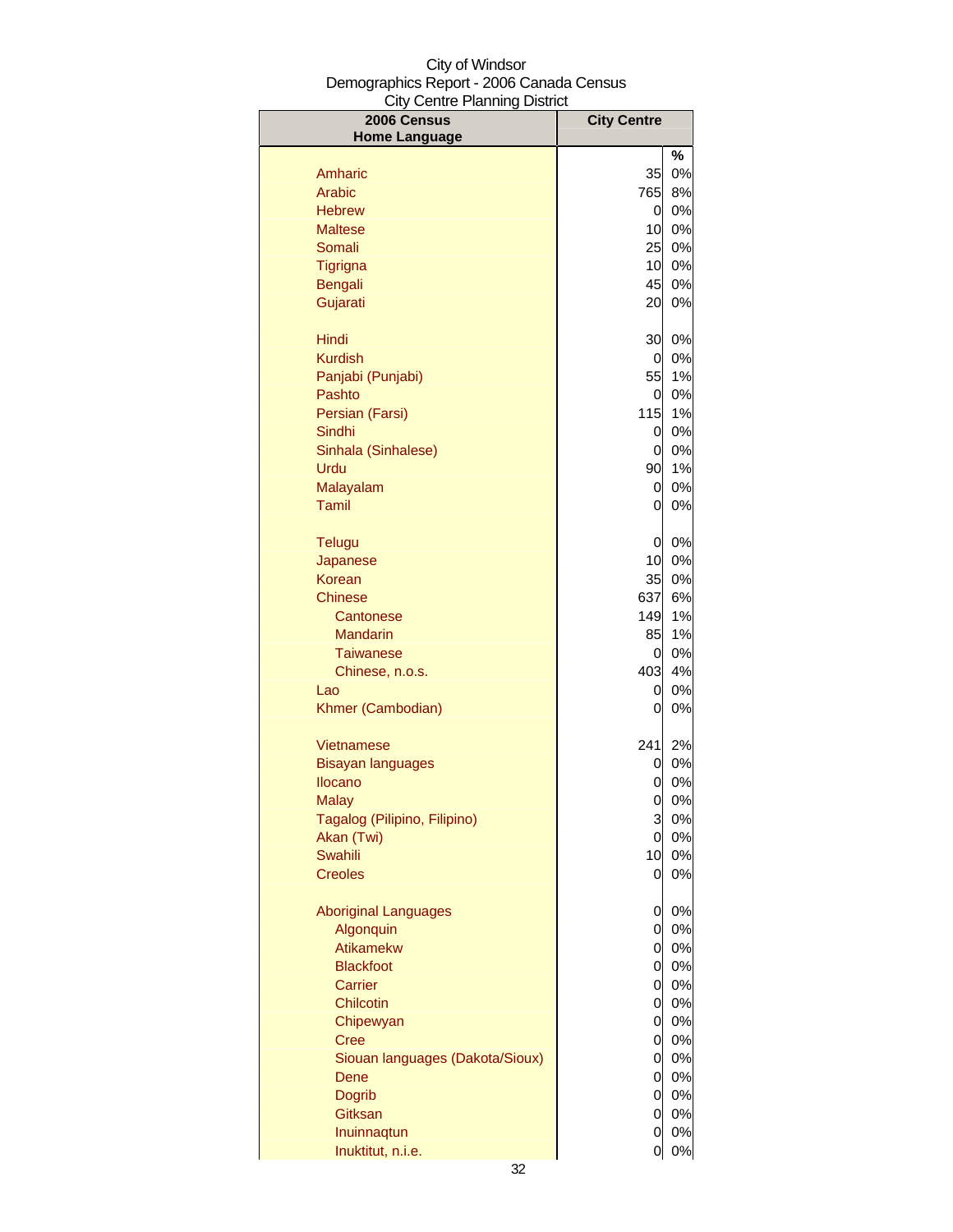City of Windsor
Demographics Report - 2006 Canada Census
City Centre Planning District

| 2006 Census Home Language | City Centre | % |
|---|---|---|
| Amharic | 35 | 0% |
| Arabic | 765 | 8% |
| Hebrew | 0 | 0% |
| Maltese | 10 | 0% |
| Somali | 25 | 0% |
| Tigrigna | 10 | 0% |
| Bengali | 45 | 0% |
| Gujarati | 20 | 0% |
| Hindi | 30 | 0% |
| Kurdish | 0 | 0% |
| Panjabi (Punjabi) | 55 | 1% |
| Pashto | 0 | 0% |
| Persian (Farsi) | 115 | 1% |
| Sindhi | 0 | 0% |
| Sinhala (Sinhalese) | 0 | 0% |
| Urdu | 90 | 1% |
| Malayalam | 0 | 0% |
| Tamil | 0 | 0% |
| Telugu | 0 | 0% |
| Japanese | 10 | 0% |
| Korean | 35 | 0% |
| Chinese | 637 | 6% |
| Cantonese | 149 | 1% |
| Mandarin | 85 | 1% |
| Taiwanese | 0 | 0% |
| Chinese, n.o.s. | 403 | 4% |
| Lao | 0 | 0% |
| Khmer (Cambodian) | 0 | 0% |
| Vietnamese | 241 | 2% |
| Bisayan languages | 0 | 0% |
| Ilocano | 0 | 0% |
| Malay | 0 | 0% |
| Tagalog (Pilipino, Filipino) | 3 | 0% |
| Akan (Twi) | 0 | 0% |
| Swahili | 10 | 0% |
| Creoles | 0 | 0% |
| Aboriginal Languages | 0 | 0% |
| Algonquin | 0 | 0% |
| Atikamekw | 0 | 0% |
| Blackfoot | 0 | 0% |
| Carrier | 0 | 0% |
| Chilcotin | 0 | 0% |
| Chipewyan | 0 | 0% |
| Cree | 0 | 0% |
| Siouan languages (Dakota/Sioux) | 0 | 0% |
| Dene | 0 | 0% |
| Dogrib | 0 | 0% |
| Gitksan | 0 | 0% |
| Inuinnaqtun | 0 | 0% |
| Inuktitut, n.i.e. | 0 | 0% |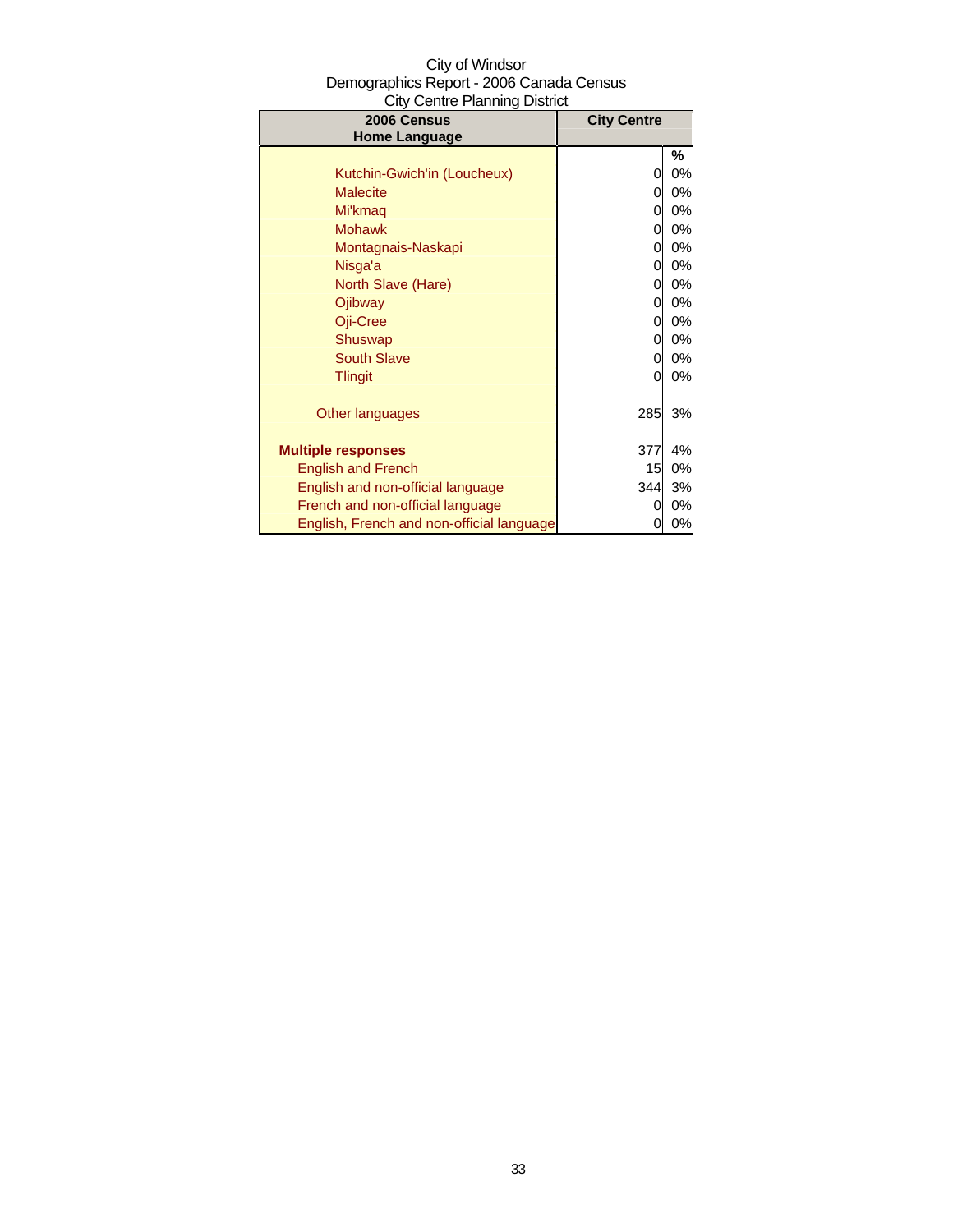City of Windsor
Demographics Report - 2006 Canada Census
City Centre Planning District

| 2006 Census Home Language | City Centre | |
|---|---|---|
| | | % |
| Kutchin-Gwich'in (Loucheux) | 0 | 0% |
| Malecite | 0 | 0% |
| Mi'kmaq | 0 | 0% |
| Mohawk | 0 | 0% |
| Montagnais-Naskapi | 0 | 0% |
| Nisga'a | 0 | 0% |
| North Slave (Hare) | 0 | 0% |
| Ojibway | 0 | 0% |
| Oji-Cree | 0 | 0% |
| Shuswap | 0 | 0% |
| South Slave | 0 | 0% |
| Tlingit | 0 | 0% |
| Other languages | 285 | 3% |
| **Multiple responses** | 377 | 4% |
| English and French | 15 | 0% |
| English and non-official language | 344 | 3% |
| French and non-official language | 0 | 0% |
| English, French and non-official language | 0 | 0% |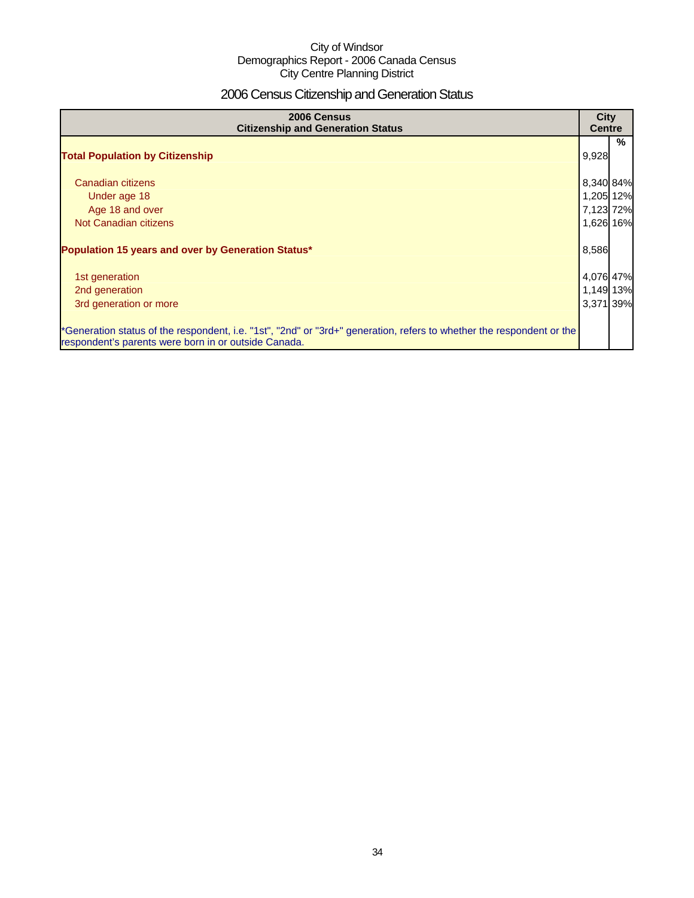City of Windsor
Demographics Report - 2006 Canada Census
City Centre Planning District

# 2006 Census Citizenship and Generation Status

| 2006 Census<br>Citizenship and Generation Status | City Centre | |
|---|---|---|
| | | % |
| **Total Population by Citizenship** | 9,928 | |
| Canadian citizens | 8,340 | 84% |
| Under age 18 | 1,205 | 12% |
| Age 18 and over | 7,123 | 72% |
| Not Canadian citizens | 1,626 | 16% |
| **Population 15 years and over by Generation Status*** | 8,586 | |
| 1st generation | 4,076 | 47% |
| 2nd generation | 1,149 | 13% |
| 3rd generation or more | 3,371 | 39% |
| *Generation status of the respondent, i.e. "1st", "2nd" or "3rd+" generation, refers to whether the respondent or the respondent's parents were born in or outside Canada. | | |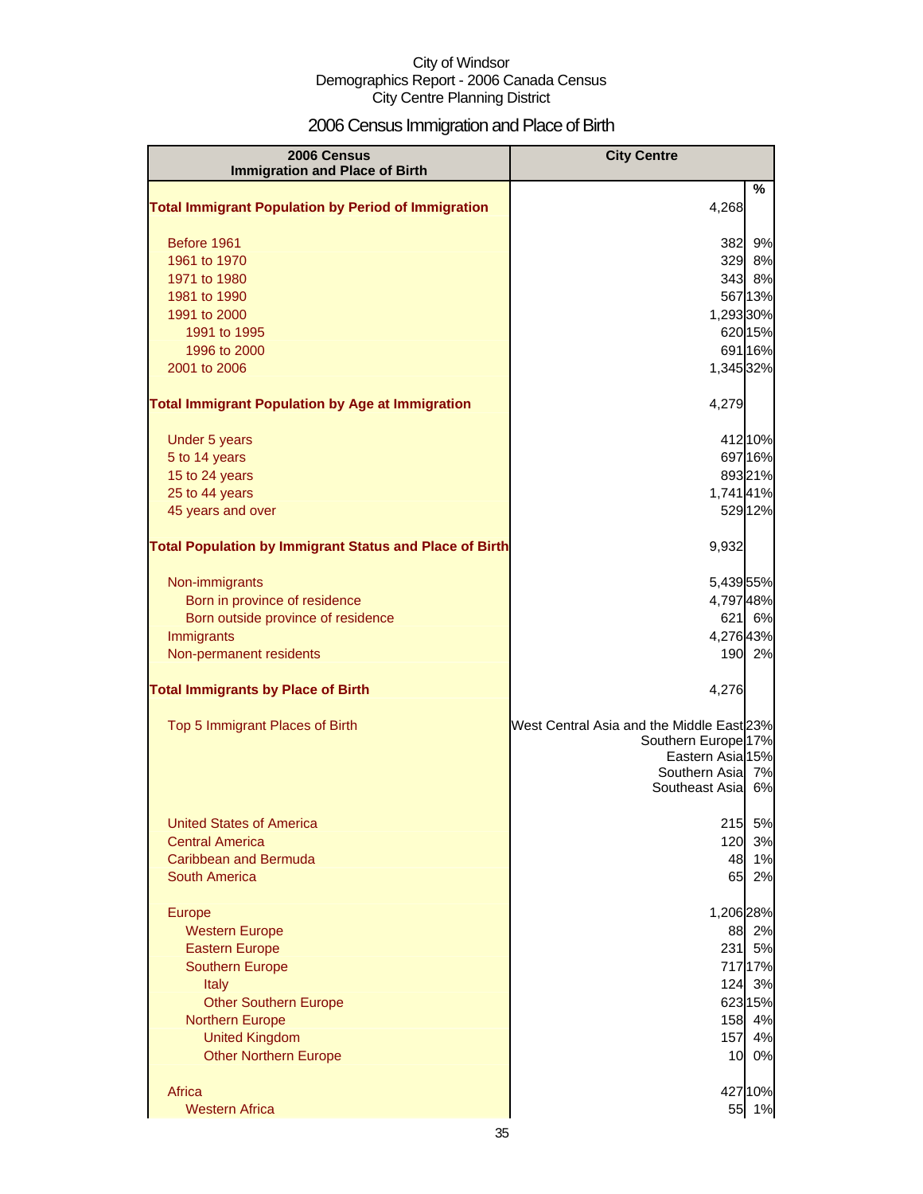City of Windsor
Demographics Report - 2006 Canada Census
City Centre Planning District

# 2006 Census Immigration and Place of Birth

| 2006 Census Immigration and Place of Birth | City Centre | % |
|---|---|---|
| **Total Immigrant Population by Period of Immigration** | 4,268 | |
| Before 1961 | 382 | 9% |
| 1961 to 1970 | 329 | 8% |
| 1971 to 1980 | 343 | 8% |
| 1981 to 1990 | 567 | 13% |
| 1991 to 2000 | 1,293 | 30% |
| 1991 to 1995 | 620 | 15% |
| 1996 to 2000 | 691 | 16% |
| 2001 to 2006 | 1,345 | 32% |
| **Total Immigrant Population by Age at Immigration** | 4,279 | |
| Under 5 years | 412 | 10% |
| 5 to 14 years | 697 | 16% |
| 15 to 24 years | 893 | 21% |
| 25 to 44 years | 1,741 | 41% |
| 45 years and over | 529 | 12% |
| **Total Population by Immigrant Status and Place of Birth** | 9,932 | |
| Non-immigrants | 5,439 | 55% |
| Born in province of residence | 4,797 | 48% |
| Born outside province of residence | 621 | 6% |
| Immigrants | 4,276 | 43% |
| Non-permanent residents | 190 | 2% |
| **Total Immigrants by Place of Birth** | 4,276 | |
| Top 5 Immigrant Places of Birth | West Central Asia and the Middle East | 23% |
| | Southern Europe | 17% |
| | Eastern Asia | 15% |
| | Southern Asia | 7% |
| | Southeast Asia | 6% |
| United States of America | 215 | 5% |
| Central America | 120 | 3% |
| Caribbean and Bermuda | 48 | 1% |
| South America | 65 | 2% |
| Europe | 1,206 | 28% |
| Western Europe | 88 | 2% |
| Eastern Europe | 231 | 5% |
| Southern Europe | 717 | 17% |
| Italy | 124 | 3% |
| Other Southern Europe | 623 | 15% |
| Northern Europe | 158 | 4% |
| United Kingdom | 157 | 4% |
| Other Northern Europe | 10 | 0% |
| Africa | 427 | 10% |
| Western Africa | 55 | 1% |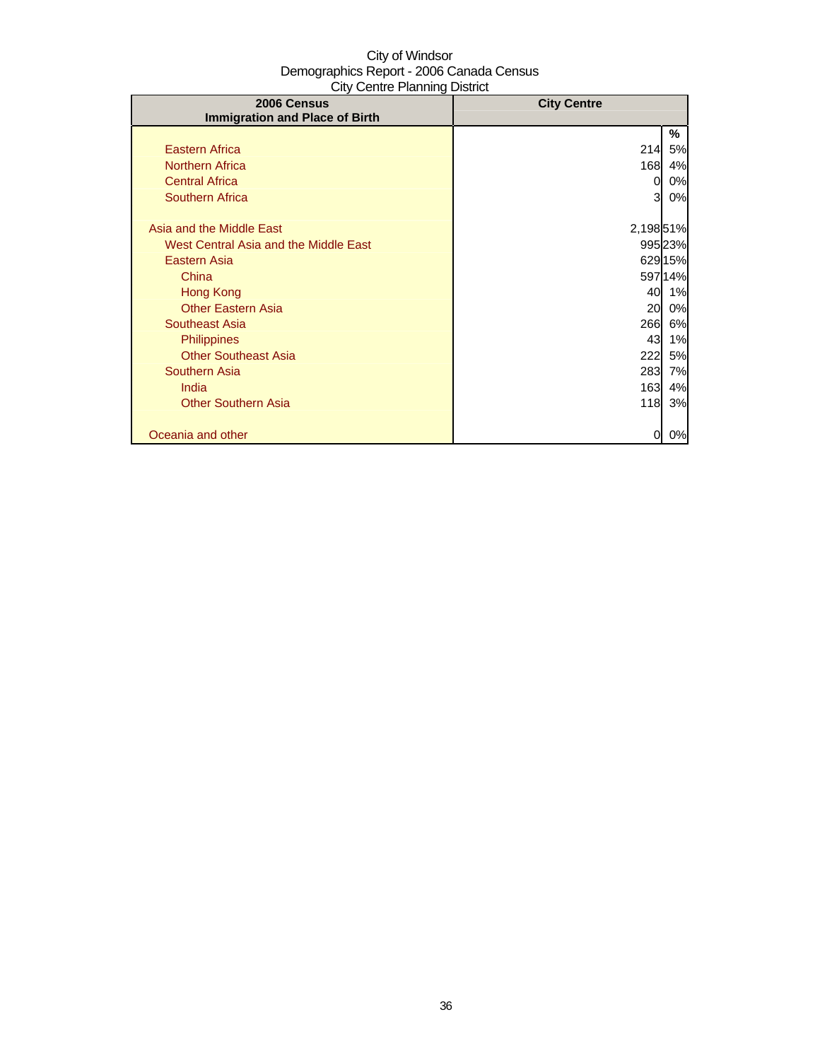City of Windsor
Demographics Report - 2006 Canada Census
City Centre Planning District

| 2006 Census Immigration and Place of Birth | City Centre | |
|---|---|---|
| | | % |
| Eastern Africa | 214 | 5% |
| Northern Africa | 168 | 4% |
| Central Africa | 0 | 0% |
| Southern Africa | 3 | 0% |
| | | |
| Asia and the Middle East | 2,198 | 51% |
| West Central Asia and the Middle East | 995 | 23% |
| Eastern Asia | 629 | 15% |
| China | 597 | 14% |
| Hong Kong | 40 | 1% |
| Other Eastern Asia | 20 | 0% |
| Southeast Asia | 266 | 6% |
| Philippines | 43 | 1% |
| Other Southeast Asia | 222 | 5% |
| Southern Asia | 283 | 7% |
| India | 163 | 4% |
| Other Southern Asia | 118 | 3% |
| | | |
| Oceania and other | 0 | 0% |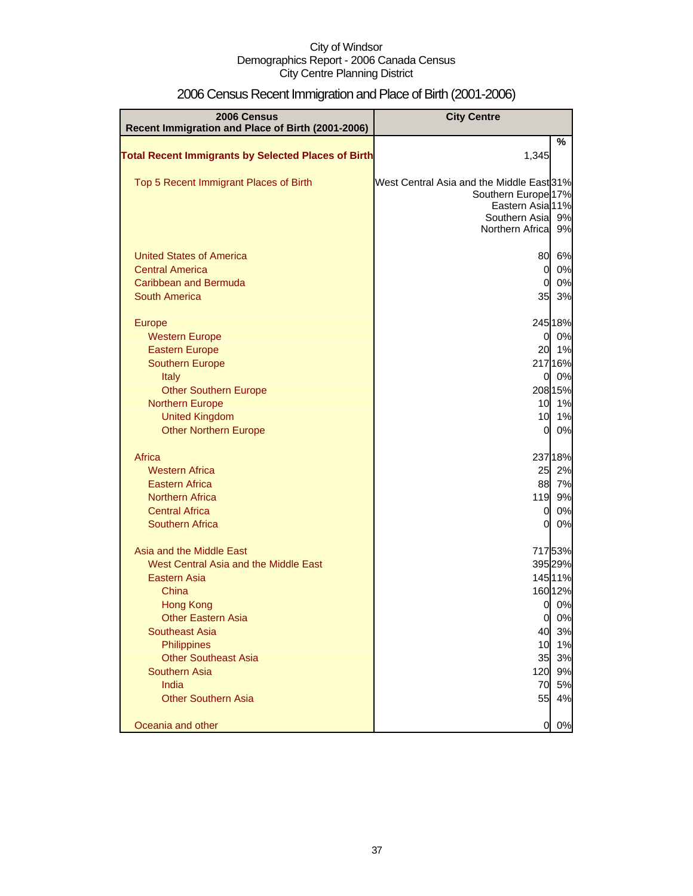City of Windsor
Demographics Report - 2006 Canada Census
City Centre Planning District

# 2006 Census Recent Immigration and Place of Birth (2001-2006)

| 2006 Census Recent Immigration and Place of Birth (2001-2006) | City Centre | |
|---|---|---|
| | | % |
| **Total Recent Immigrants by Selected Places of Birth** | 1,345 | |
| Top 5 Recent Immigrant Places of Birth | West Central Asia and the Middle East | 31% |
| | Southern Europe | 17% |
| | Eastern Asia | 11% |
| | Southern Asia | 9% |
| | Northern Africa | 9% |
| United States of America | 80 | 6% |
| Central America | 0 | 0% |
| Caribbean and Bermuda | 0 | 0% |
| South America | 35 | 3% |
| Europe | 245 | 18% |
| Western Europe | 0 | 0% |
| Eastern Europe | 20 | 1% |
| Southern Europe | 217 | 16% |
| Italy | 0 | 0% |
| Other Southern Europe | 208 | 15% |
| Northern Europe | 10 | 1% |
| United Kingdom | 10 | 1% |
| Other Northern Europe | 0 | 0% |
| Africa | 237 | 18% |
| Western Africa | 25 | 2% |
| Eastern Africa | 88 | 7% |
| Northern Africa | 119 | 9% |
| Central Africa | 0 | 0% |
| Southern Africa | 0 | 0% |
| Asia and the Middle East | 717 | 53% |
| West Central Asia and the Middle East | 395 | 29% |
| Eastern Asia | 145 | 11% |
| China | 160 | 12% |
| Hong Kong | 0 | 0% |
| Other Eastern Asia | 0 | 0% |
| Southeast Asia | 40 | 3% |
| Philippines | 10 | 1% |
| Other Southeast Asia | 35 | 3% |
| Southern Asia | 120 | 9% |
| India | 70 | 5% |
| Other Southern Asia | 55 | 4% |
| Oceania and other | 0 | 0% |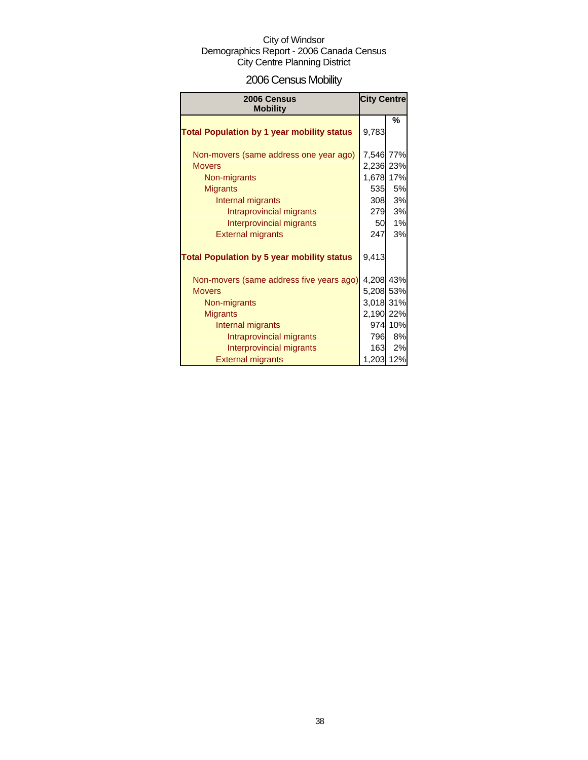City of Windsor
Demographics Report - 2006 Canada Census
City Centre Planning District

# 2006 Census Mobility

| 2006 Census Mobility | City Centre | |
|---|---|---|
| | | % |
| **Total Population by 1 year mobility status** | 9,783 | |
| Non-movers (same address one year ago) | 7,546 | 77% |
| Movers | 2,236 | 23% |
| Non-migrants | 1,678 | 17% |
| Migrants | 535 | 5% |
| Internal migrants | 308 | 3% |
| Intraprovincial migrants | 279 | 3% |
| Interprovincial migrants | 50 | 1% |
| External migrants | 247 | 3% |
| **Total Population by 5 year mobility status** | 9,413 | |
| Non-movers (same address five years ago) | 4,208 | 43% |
| Movers | 5,208 | 53% |
| Non-migrants | 3,018 | 31% |
| Migrants | 2,190 | 22% |
| Internal migrants | 974 | 10% |
| Intraprovincial migrants | 796 | 8% |
| Interprovincial migrants | 163 | 2% |
| External migrants | 1,203 | 12% |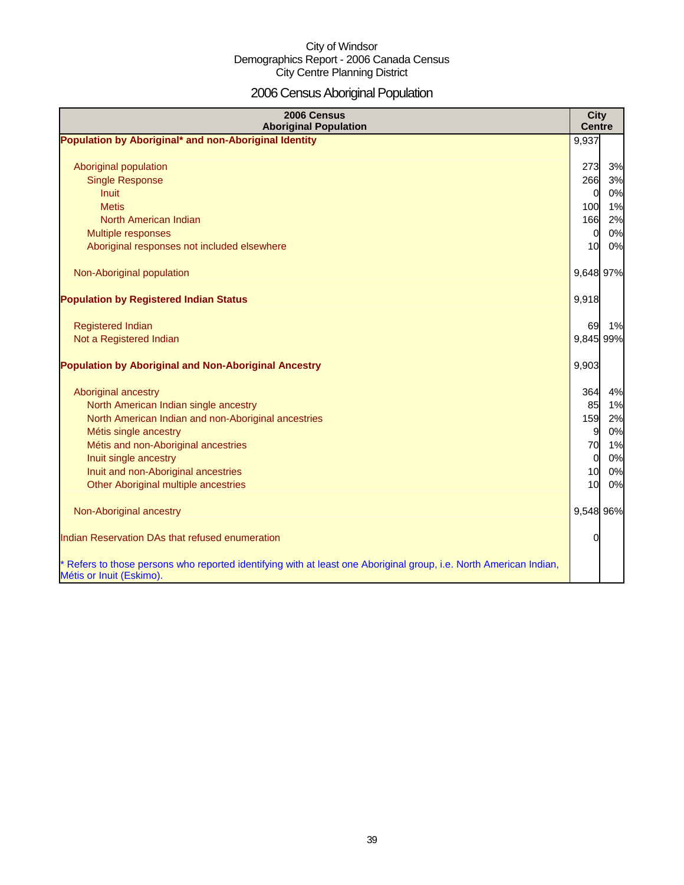City of Windsor
Demographics Report - 2006 Canada Census
City Centre Planning District

# 2006 Census Aboriginal Population

| 2006 Census<br>Aboriginal Population | City Centre | |
|---|---|---|
| **Population by Aboriginal* and non-Aboriginal Identity** | 9,937 | |
| Aboriginal population | 273 | 3% |
| Single Response | 266 | 3% |
| Inuit | 0 | 0% |
| Metis | 100 | 1% |
| North American Indian | 166 | 2% |
| Multiple responses | 0 | 0% |
| Aboriginal responses not included elsewhere | 10 | 0% |
| Non-Aboriginal population | 9,648 | 97% |
| **Population by Registered Indian Status** | 9,918 | |
| Registered Indian | 69 | 1% |
| Not a Registered Indian | 9,845 | 99% |
| **Population by Aboriginal and Non-Aboriginal Ancestry** | 9,903 | |
| Aboriginal ancestry | 364 | 4% |
| North American Indian single ancestry | 85 | 1% |
| North American Indian and non-Aboriginal ancestries | 159 | 2% |
| Métis single ancestry | 9 | 0% |
| Métis and non-Aboriginal ancestries | 70 | 1% |
| Inuit single ancestry | 0 | 0% |
| Inuit and non-Aboriginal ancestries | 10 | 0% |
| Other Aboriginal multiple ancestries | 10 | 0% |
| Non-Aboriginal ancestry | 9,548 | 96% |
| Indian Reservation DAs that refused enumeration | 0 | |

* Refers to those persons who reported identifying with at least one Aboriginal group, i.e. North American Indian, Métis or Inuit (Eskimo).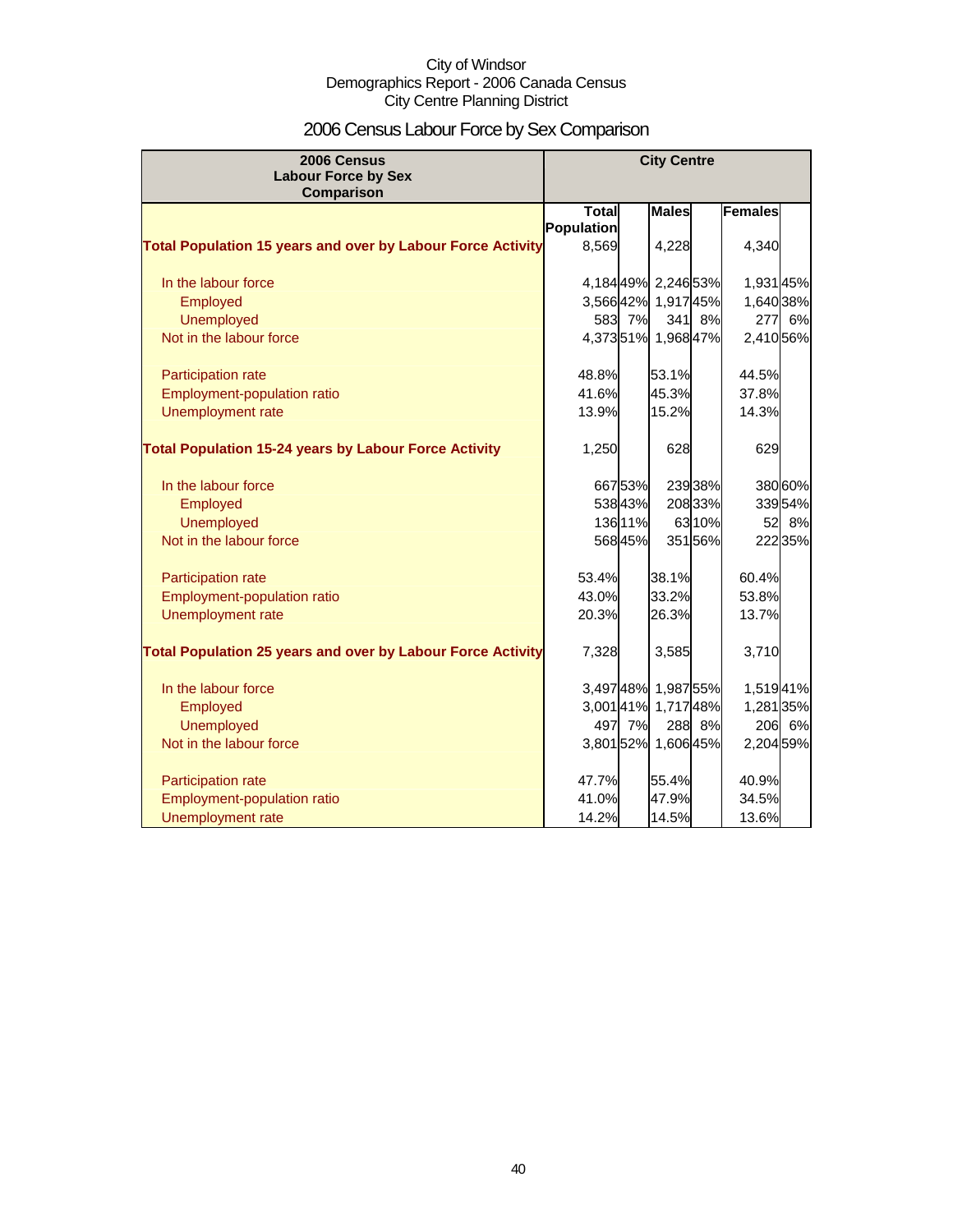City of Windsor
Demographics Report - 2006 Canada Census
City Centre Planning District

# 2006 Census Labour Force by Sex Comparison

| 2006 Census Labour Force by Sex Comparison | City Centre | | | | | |
|---|---|---|---|---|---|---|
| | Total Population | | Males | | Females | |
| **Total Population 15 years and over by Labour Force Activity** | 8,569 | | 4,228 | | 4,340 | |
| In the labour force | 4,184 | 49% | 2,246 | 53% | 1,931 | 45% |
| Employed | 3,566 | 42% | 1,917 | 45% | 1,640 | 38% |
| Unemployed | 583 | 7% | 341 | 8% | 277 | 6% |
| Not in the labour force | 4,373 | 51% | 1,968 | 47% | 2,410 | 56% |
| Participation rate | 48.8% | | 53.1% | | 44.5% | |
| Employment-population ratio | 41.6% | | 45.3% | | 37.8% | |
| Unemployment rate | 13.9% | | 15.2% | | 14.3% | |
| **Total Population 15-24 years by Labour Force Activity** | 1,250 | | 628 | | 629 | |
| In the labour force | 667 | 53% | 239 | 38% | 380 | 60% |
| Employed | 538 | 43% | 208 | 33% | 339 | 54% |
| Unemployed | 136 | 11% | 63 | 10% | 52 | 8% |
| Not in the labour force | 568 | 45% | 351 | 56% | 222 | 35% |
| Participation rate | 53.4% | | 38.1% | | 60.4% | |
| Employment-population ratio | 43.0% | | 33.2% | | 53.8% | |
| Unemployment rate | 20.3% | | 26.3% | | 13.7% | |
| **Total Population 25 years and over by Labour Force Activity** | 7,328 | | 3,585 | | 3,710 | |
| In the labour force | 3,497 | 48% | 1,987 | 55% | 1,519 | 41% |
| Employed | 3,001 | 41% | 1,717 | 48% | 1,281 | 35% |
| Unemployed | 497 | 7% | 288 | 8% | 206 | 6% |
| Not in the labour force | 3,801 | 52% | 1,606 | 45% | 2,204 | 59% |
| Participation rate | 47.7% | | 55.4% | | 40.9% | |
| Employment-population ratio | 41.0% | | 47.9% | | 34.5% | |
| Unemployment rate | 14.2% | | 14.5% | | 13.6% | |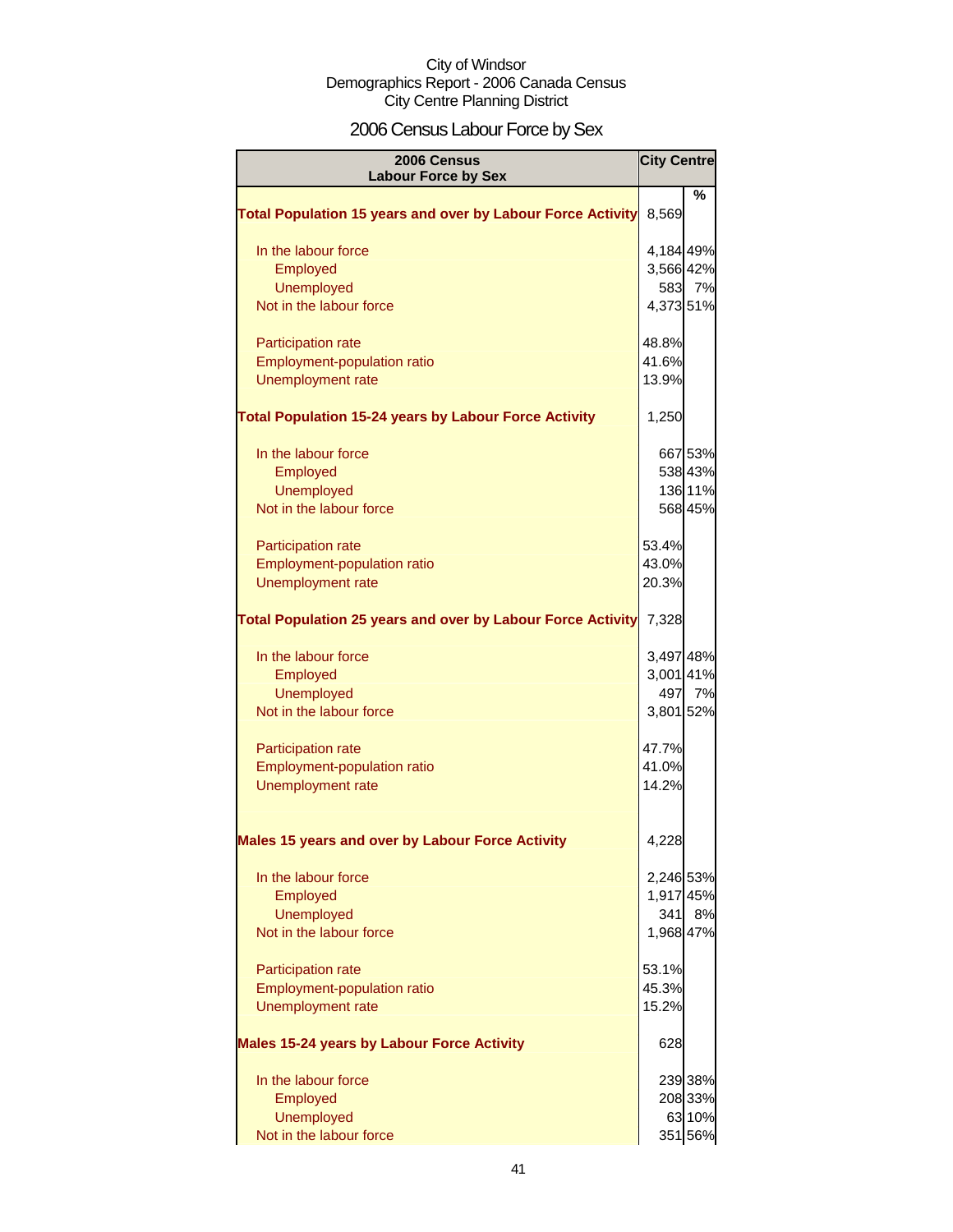City of Windsor
Demographics Report - 2006 Canada Census
City Centre Planning District

# 2006 Census Labour Force by Sex

| 2006 Census Labour Force by Sex | City Centre | |
|---|---|---|
| | | % |
| **Total Population 15 years and over by Labour Force Activity** | 8,569 | |
| In the labour force | 4,184 | 49% |
| Employed | 3,566 | 42% |
| Unemployed | 583 | 7% |
| Not in the labour force | 4,373 | 51% |
| Participation rate | 48.8% | |
| Employment-population ratio | 41.6% | |
| Unemployment rate | 13.9% | |
| **Total Population 15-24 years by Labour Force Activity** | 1,250 | |
| In the labour force | 667 | 53% |
| Employed | 538 | 43% |
| Unemployed | 136 | 11% |
| Not in the labour force | 568 | 45% |
| Participation rate | 53.4% | |
| Employment-population ratio | 43.0% | |
| Unemployment rate | 20.3% | |
| **Total Population 25 years and over by Labour Force Activity** | 7,328 | |
| In the labour force | 3,497 | 48% |
| Employed | 3,001 | 41% |
| Unemployed | 497 | 7% |
| Not in the labour force | 3,801 | 52% |
| Participation rate | 47.7% | |
| Employment-population ratio | 41.0% | |
| Unemployment rate | 14.2% | |
| **Males 15 years and over by Labour Force Activity** | 4,228 | |
| In the labour force | 2,246 | 53% |
| Employed | 1,917 | 45% |
| Unemployed | 341 | 8% |
| Not in the labour force | 1,968 | 47% |
| Participation rate | 53.1% | |
| Employment-population ratio | 45.3% | |
| Unemployment rate | 15.2% | |
| **Males 15-24 years by Labour Force Activity** | 628 | |
| In the labour force | 239 | 38% |
| Employed | 208 | 33% |
| Unemployed | 63 | 10% |
| Not in the labour force | 351 | 56% |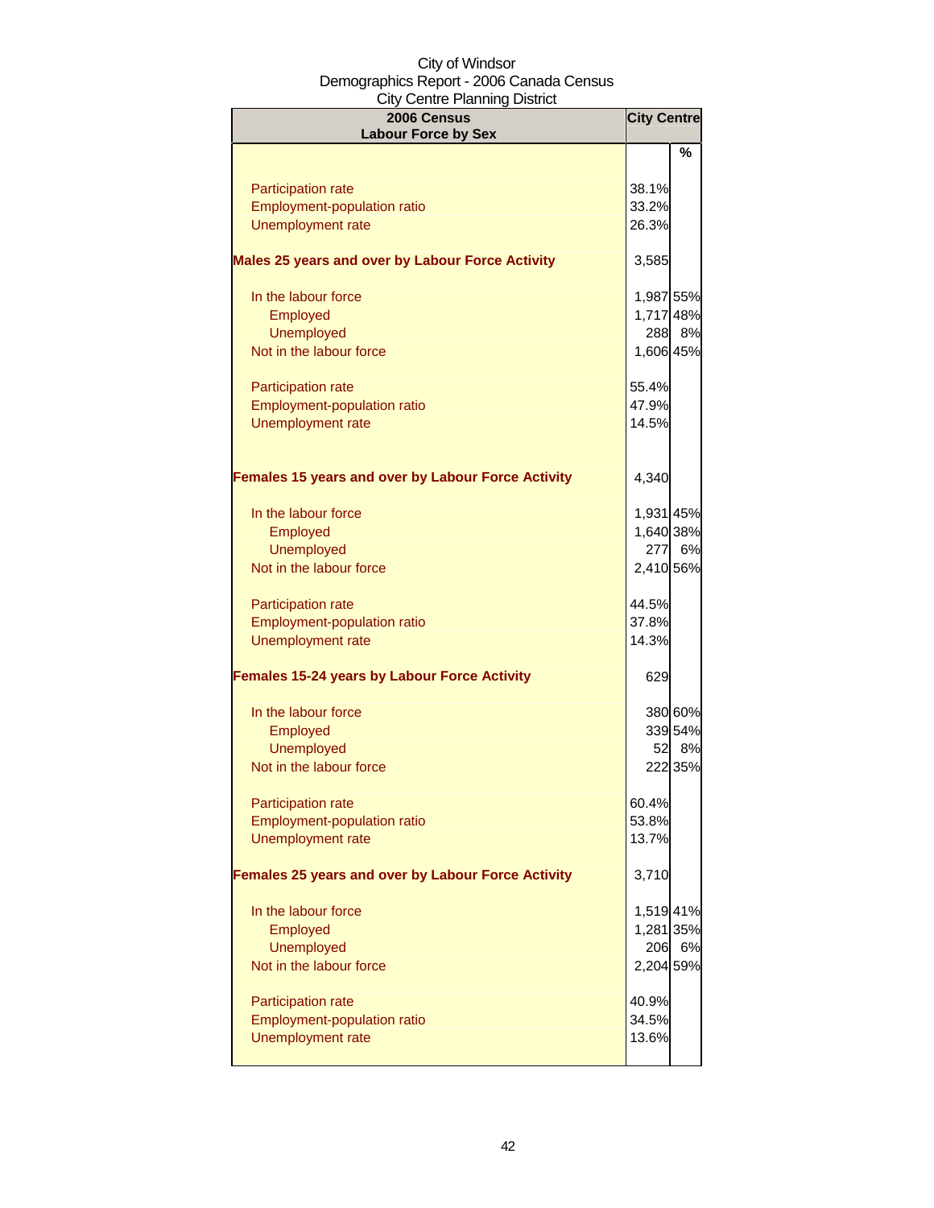City of Windsor
Demographics Report - 2006 Canada Census
City Centre Planning District

| 2006 Census<br>Labour Force by Sex | City Centre | |
|---|---|---|
| | | % |
| Participation rate | 38.1% | |
| Employment-population ratio | 33.2% | |
| Unemployment rate | 26.3% | |
| **Males 25 years and over by Labour Force Activity** | 3,585 | |
| In the labour force | 1,987 | 55% |
| Employed | 1,717 | 48% |
| Unemployed | 288 | 8% |
| Not in the labour force | 1,606 | 45% |
| Participation rate | 55.4% | |
| Employment-population ratio | 47.9% | |
| Unemployment rate | 14.5% | |
| **Females 15 years and over by Labour Force Activity** | 4,340 | |
| In the labour force | 1,931 | 45% |
| Employed | 1,640 | 38% |
| Unemployed | 277 | 6% |
| Not in the labour force | 2,410 | 56% |
| Participation rate | 44.5% | |
| Employment-population ratio | 37.8% | |
| Unemployment rate | 14.3% | |
| **Females 15-24 years by Labour Force Activity** | 629 | |
| In the labour force | 380 | 60% |
| Employed | 339 | 54% |
| Unemployed | 52 | 8% |
| Not in the labour force | 222 | 35% |
| Participation rate | 60.4% | |
| Employment-population ratio | 53.8% | |
| Unemployment rate | 13.7% | |
| **Females 25 years and over by Labour Force Activity** | 3,710 | |
| In the labour force | 1,519 | 41% |
| Employed | 1,281 | 35% |
| Unemployed | 206 | 6% |
| Not in the labour force | 2,204 | 59% |
| Participation rate | 40.9% | |
| Employment-population ratio | 34.5% | |
| Unemployment rate | 13.6% | |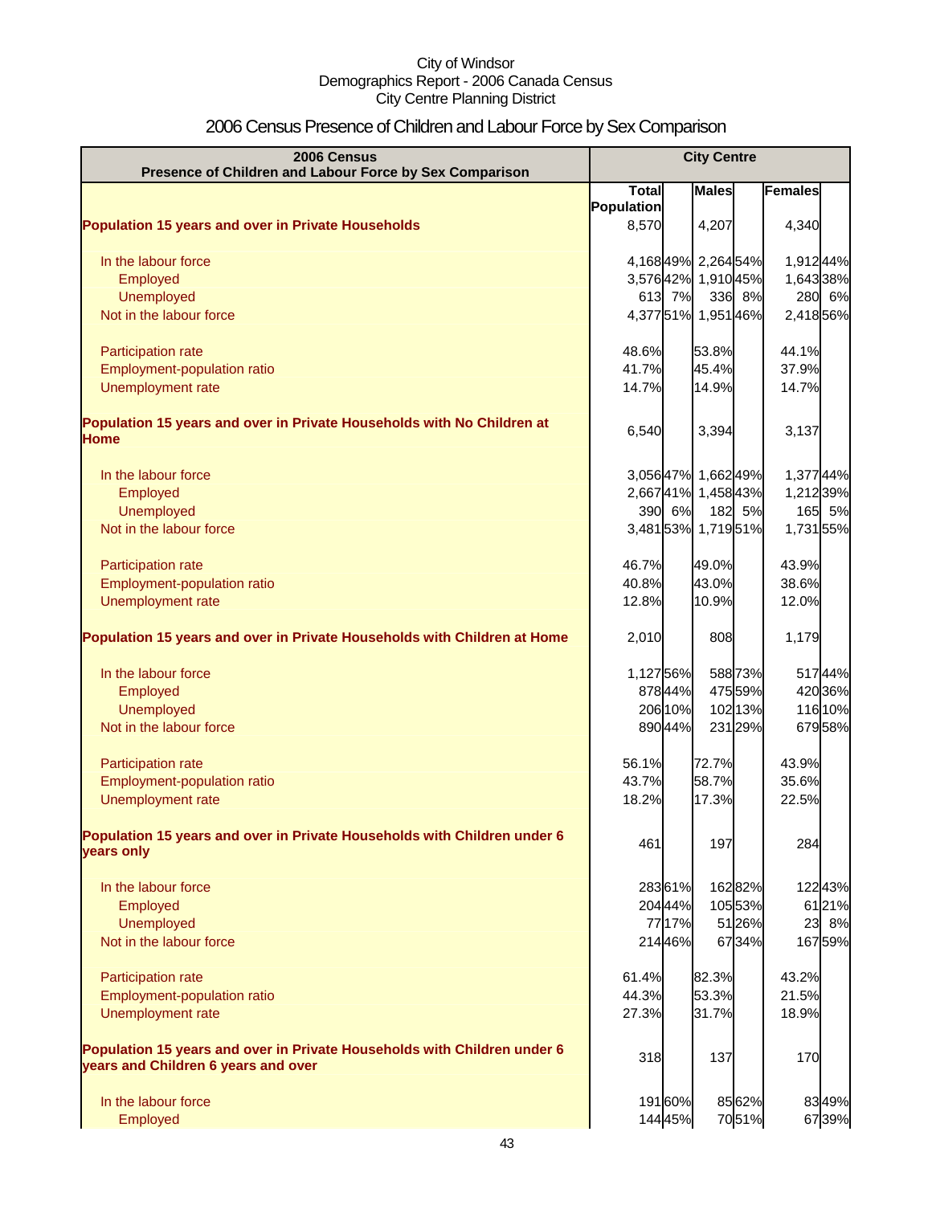City of Windsor
Demographics Report - 2006 Canada Census
City Centre Planning District

# 2006 Census Presence of Children and Labour Force by Sex Comparison

| 2006 Census<br>Presence of Children and Labour Force by Sex Comparison | City Centre | | | | | |
|---|---|---|---|---|---|---|
| | Total Population | | Males | | Females | |
| **Population 15 years and over in Private Households** | 8,570 | | 4,207 | | 4,340 | |
| In the labour force | 4,168 | 49% | 2,264 | 54% | 1,912 | 44% |
| Employed | 3,576 | 42% | 1,910 | 45% | 1,643 | 38% |
| Unemployed | 613 | 7% | 336 | 8% | 280 | 6% |
| Not in the labour force | 4,377 | 51% | 1,951 | 46% | 2,418 | 56% |
| Participation rate | 48.6% | | 53.8% | | 44.1% | |
| Employment-population ratio | 41.7% | | 45.4% | | 37.9% | |
| Unemployment rate | 14.7% | | 14.9% | | 14.7% | |
| **Population 15 years and over in Private Households with No Children at Home** | 6,540 | | 3,394 | | 3,137 | |
| In the labour force | 3,056 | 47% | 1,662 | 49% | 1,377 | 44% |
| Employed | 2,667 | 41% | 1,458 | 43% | 1,212 | 39% |
| Unemployed | 390 | 6% | 182 | 5% | 165 | 5% |
| Not in the labour force | 3,481 | 53% | 1,719 | 51% | 1,731 | 55% |
| Participation rate | 46.7% | | 49.0% | | 43.9% | |
| Employment-population ratio | 40.8% | | 43.0% | | 38.6% | |
| Unemployment rate | 12.8% | | 10.9% | | 12.0% | |
| **Population 15 years and over in Private Households with Children at Home** | 2,010 | | 808 | | 1,179 | |
| In the labour force | 1,127 | 56% | 588 | 73% | 517 | 44% |
| Employed | 878 | 44% | 475 | 59% | 420 | 36% |
| Unemployed | 206 | 10% | 102 | 13% | 116 | 10% |
| Not in the labour force | 890 | 44% | 231 | 29% | 679 | 58% |
| Participation rate | 56.1% | | 72.7% | | 43.9% | |
| Employment-population ratio | 43.7% | | 58.7% | | 35.6% | |
| Unemployment rate | 18.2% | | 17.3% | | 22.5% | |
| **Population 15 years and over in Private Households with Children under 6 years only** | 461 | | 197 | | 284 | |
| In the labour force | 283 | 61% | 162 | 82% | 122 | 43% |
| Employed | 204 | 44% | 105 | 53% | 61 | 21% |
| Unemployed | 77 | 17% | 51 | 26% | 23 | 8% |
| Not in the labour force | 214 | 46% | 67 | 34% | 167 | 59% |
| Participation rate | 61.4% | | 82.3% | | 43.2% | |
| Employment-population ratio | 44.3% | | 53.3% | | 21.5% | |
| Unemployment rate | 27.3% | | 31.7% | | 18.9% | |
| **Population 15 years and over in Private Households with Children under 6 years and Children 6 years and over** | 318 | | 137 | | 170 | |
| In the labour force | 191 | 60% | 85 | 62% | 83 | 49% |
| Employed | 144 | 45% | 70 | 51% | 67 | 39% |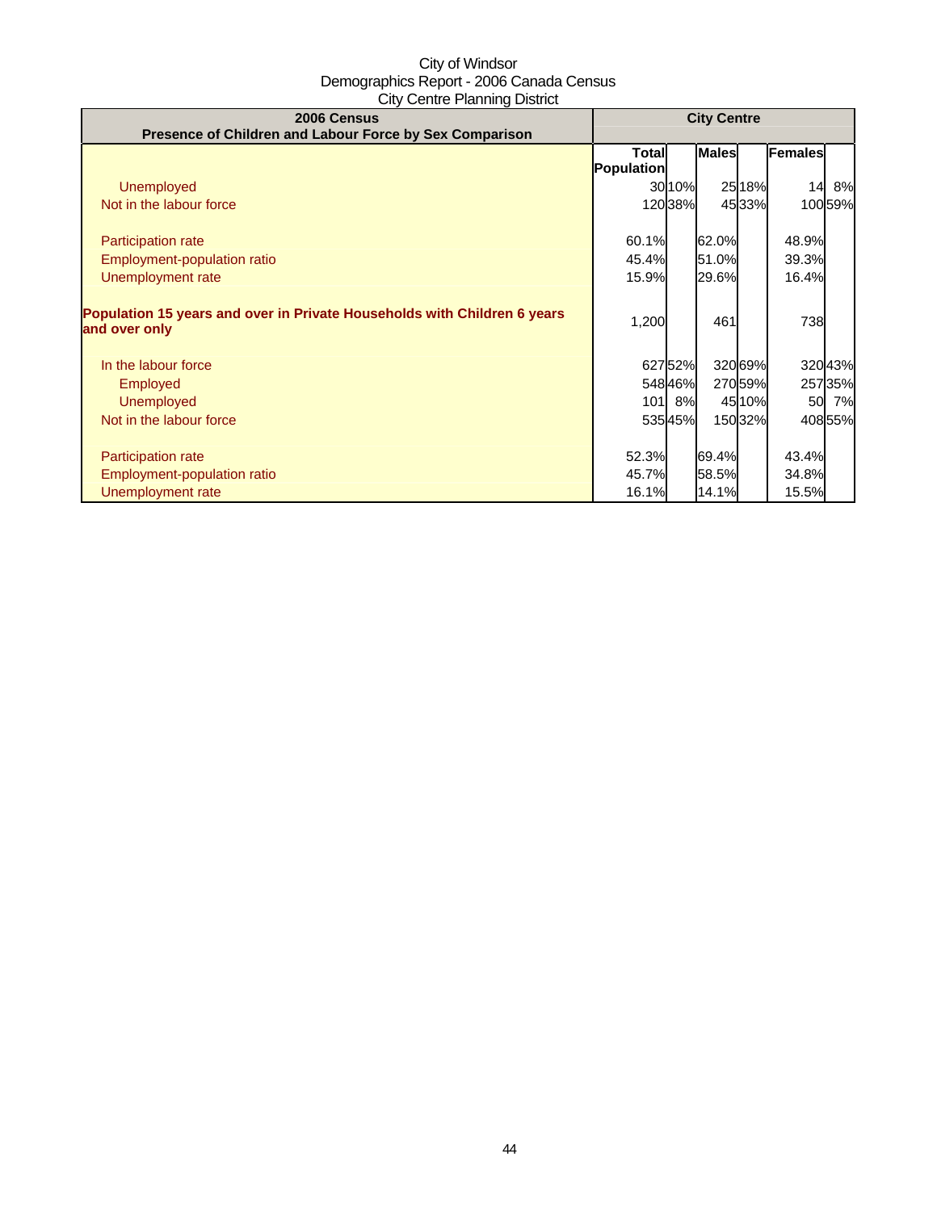City of Windsor
Demographics Report - 2006 Canada Census
City Centre Planning District

| 2006 Census<br>Presence of Children and Labour Force by Sex Comparison | City Centre | | | | | |
|---|---|---|---|---|---|---|
| | Total Population | | Males | | Females | |
| Unemployed | 30 | 10% | 25 | 18% | 14 | 8% |
| Not in the labour force | 120 | 38% | 45 | 33% | 100 | 59% |
| | | | | | | |
| Participation rate | 60.1% | | 62.0% | | 48.9% | |
| Employment-population ratio | 45.4% | | 51.0% | | 39.3% | |
| Unemployment rate | 15.9% | | 29.6% | | 16.4% | |
| | | | | | | |
| **Population 15 years and over in Private Households with Children 6 years and over only** | 1,200 | | 461 | | 738 | |
| | | | | | | |
| In the labour force | 627 | 52% | 320 | 69% | 320 | 43% |
| Employed | 548 | 46% | 270 | 59% | 257 | 35% |
| Unemployed | 101 | 8% | 45 | 10% | 50 | 7% |
| Not in the labour force | 535 | 45% | 150 | 32% | 408 | 55% |
| | | | | | | |
| Participation rate | 52.3% | | 69.4% | | 43.4% | |
| Employment-population ratio | 45.7% | | 58.5% | | 34.8% | |
| Unemployment rate | 16.1% | | 14.1% | | 15.5% | |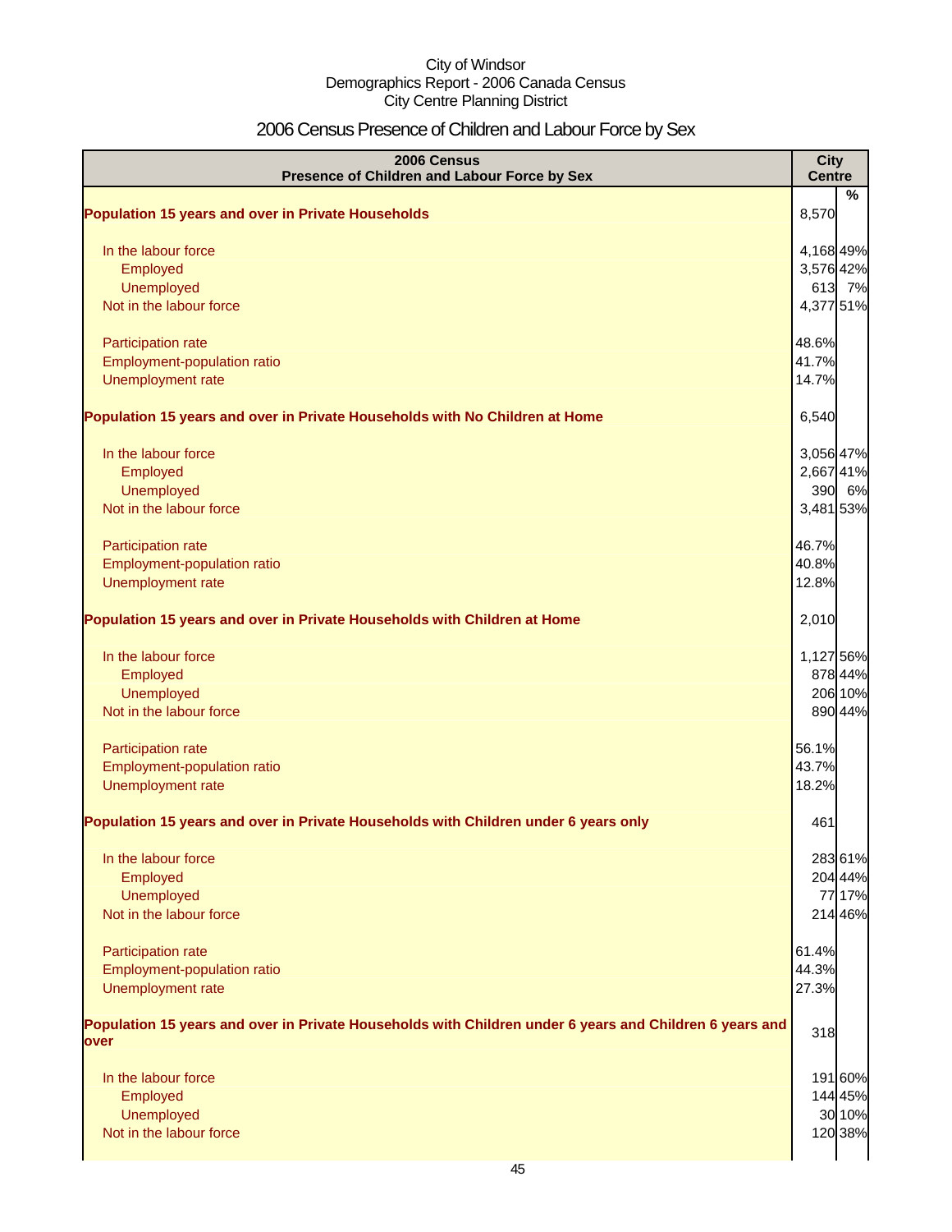City of Windsor
Demographics Report - 2006 Canada Census
City Centre Planning District

# 2006 Census Presence of Children and Labour Force by Sex

| 2006 Census<br>Presence of Children and Labour Force by Sex | City Centre | |
|---|---|---|
| | | % |
| **Population 15 years and over in Private Households** | 8,570 | |
| In the labour force | 4,168 | 49% |
| Employed | 3,576 | 42% |
| Unemployed | 613 | 7% |
| Not in the labour force | 4,377 | 51% |
| Participation rate | 48.6% | |
| Employment-population ratio | 41.7% | |
| Unemployment rate | 14.7% | |
| **Population 15 years and over in Private Households with No Children at Home** | 6,540 | |
| In the labour force | 3,056 | 47% |
| Employed | 2,667 | 41% |
| Unemployed | 390 | 6% |
| Not in the labour force | 3,481 | 53% |
| Participation rate | 46.7% | |
| Employment-population ratio | 40.8% | |
| Unemployment rate | 12.8% | |
| **Population 15 years and over in Private Households with Children at Home** | 2,010 | |
| In the labour force | 1,127 | 56% |
| Employed | 878 | 44% |
| Unemployed | 206 | 10% |
| Not in the labour force | 890 | 44% |
| Participation rate | 56.1% | |
| Employment-population ratio | 43.7% | |
| Unemployment rate | 18.2% | |
| **Population 15 years and over in Private Households with Children under 6 years only** | 461 | |
| In the labour force | 283 | 61% |
| Employed | 204 | 44% |
| Unemployed | 77 | 17% |
| Not in the labour force | 214 | 46% |
| Participation rate | 61.4% | |
| Employment-population ratio | 44.3% | |
| Unemployment rate | 27.3% | |
| **Population 15 years and over in Private Households with Children under 6 years and Children 6 years and over** | 318 | |
| In the labour force | 191 | 60% |
| Employed | 144 | 45% |
| Unemployed | 30 | 10% |
| Not in the labour force | 120 | 38% |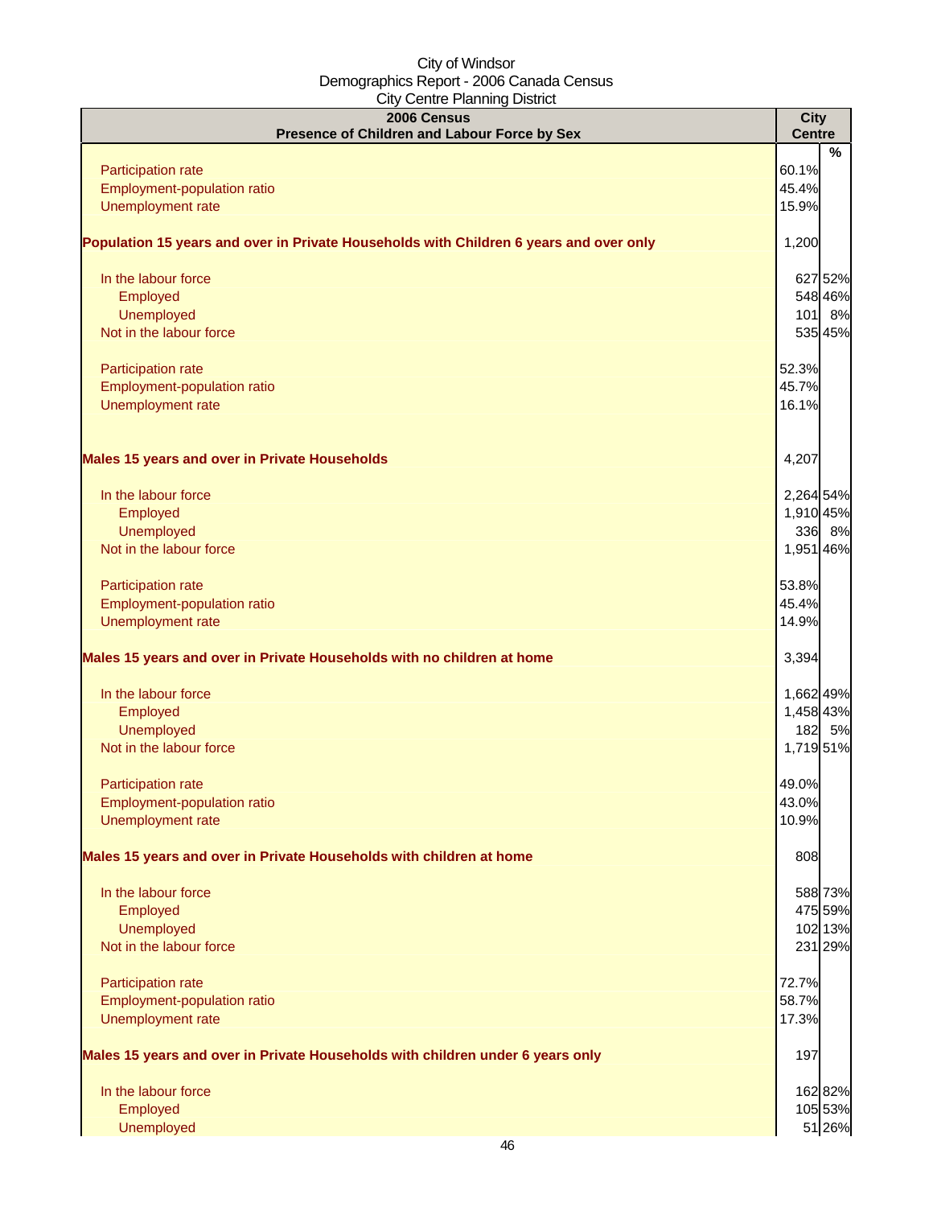City of Windsor
Demographics Report - 2006 Canada Census
City Centre Planning District

| 2006 Census<br>Presence of Children and Labour Force by Sex | City Centre | % |
|---|---|---|
| Participation rate | 60.1% | |
| Employment-population ratio | 45.4% | |
| Unemployment rate | 15.9% | |
| **Population 15 years and over in Private Households with Children 6 years and over only** | 1,200 | |
| In the labour force | 627 | 52% |
| Employed | 548 | 46% |
| Unemployed | 101 | 8% |
| Not in the labour force | 535 | 45% |
| Participation rate | 52.3% | |
| Employment-population ratio | 45.7% | |
| Unemployment rate | 16.1% | |
| **Males 15 years and over in Private Households** | 4,207 | |
| In the labour force | 2,264 | 54% |
| Employed | 1,910 | 45% |
| Unemployed | 336 | 8% |
| Not in the labour force | 1,951 | 46% |
| Participation rate | 53.8% | |
| Employment-population ratio | 45.4% | |
| Unemployment rate | 14.9% | |
| **Males 15 years and over in Private Households with no children at home** | 3,394 | |
| In the labour force | 1,662 | 49% |
| Employed | 1,458 | 43% |
| Unemployed | 182 | 5% |
| Not in the labour force | 1,719 | 51% |
| Participation rate | 49.0% | |
| Employment-population ratio | 43.0% | |
| Unemployment rate | 10.9% | |
| **Males 15 years and over in Private Households with children at home** | 808 | |
| In the labour force | 588 | 73% |
| Employed | 475 | 59% |
| Unemployed | 102 | 13% |
| Not in the labour force | 231 | 29% |
| Participation rate | 72.7% | |
| Employment-population ratio | 58.7% | |
| Unemployment rate | 17.3% | |
| **Males 15 years and over in Private Households with children under 6 years only** | 197 | |
| In the labour force | 162 | 82% |
| Employed | 105 | 53% |
| Unemployed | 51 | 26% |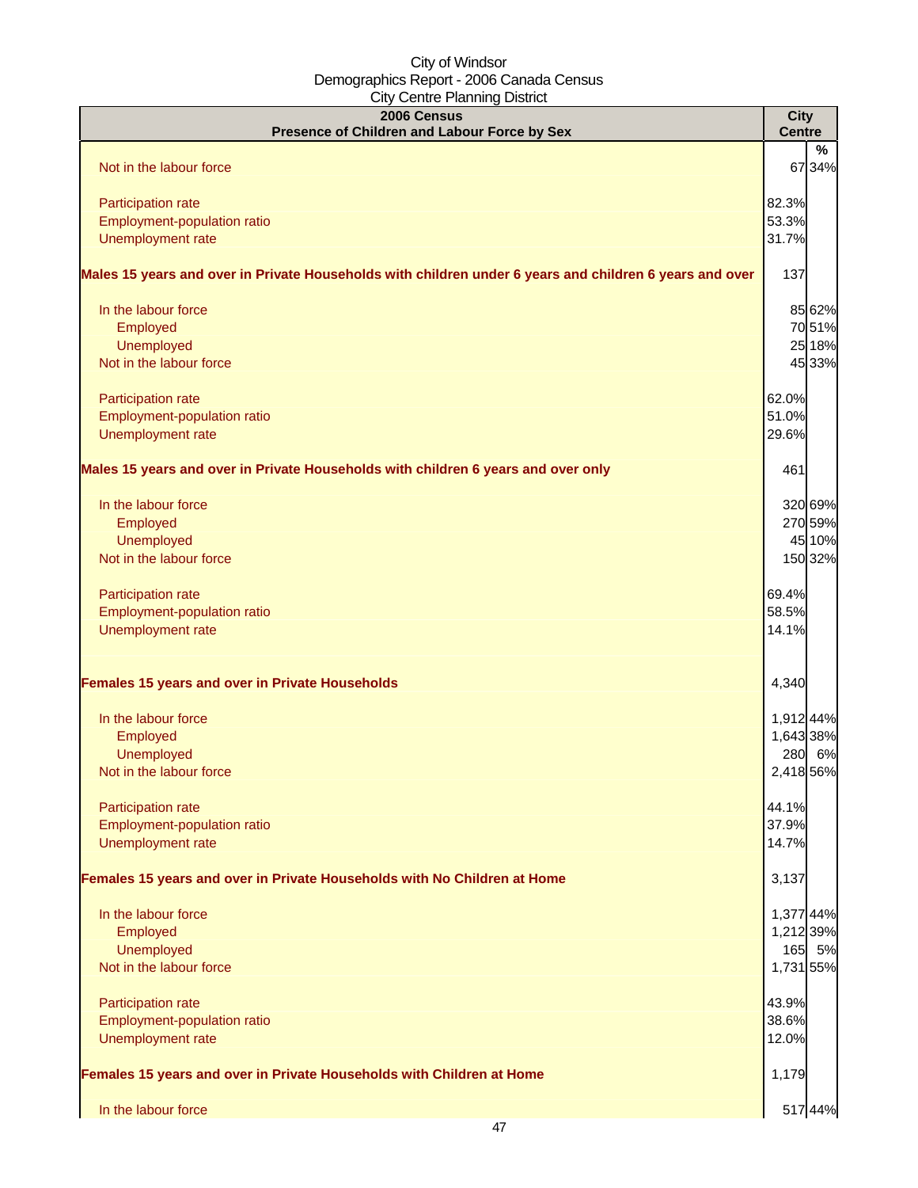City of Windsor
Demographics Report - 2006 Canada Census
City Centre Planning District

| 2006 Census<br>Presence of Children and Labour Force by Sex | City Centre | % |
|---|---|---|
| Not in the labour force | 67 | 34% |
| Participation rate | 82.3% | |
| Employment-population ratio | 53.3% | |
| Unemployment rate | 31.7% | |
| **Males 15 years and over in Private Households with children under 6 years and children 6 years and over** | 137 | |
| In the labour force | 85 | 62% |
| Employed | 70 | 51% |
| Unemployed | 25 | 18% |
| Not in the labour force | 45 | 33% |
| Participation rate | 62.0% | |
| Employment-population ratio | 51.0% | |
| Unemployment rate | 29.6% | |
| **Males 15 years and over in Private Households with children 6 years and over only** | 461 | |
| In the labour force | 320 | 69% |
| Employed | 270 | 59% |
| Unemployed | 45 | 10% |
| Not in the labour force | 150 | 32% |
| Participation rate | 69.4% | |
| Employment-population ratio | 58.5% | |
| Unemployment rate | 14.1% | |
| **Females 15 years and over in Private Households** | 4,340 | |
| In the labour force | 1,912 | 44% |
| Employed | 1,643 | 38% |
| Unemployed | 280 | 6% |
| Not in the labour force | 2,418 | 56% |
| Participation rate | 44.1% | |
| Employment-population ratio | 37.9% | |
| Unemployment rate | 14.7% | |
| **Females 15 years and over in Private Households with No Children at Home** | 3,137 | |
| In the labour force | 1,377 | 44% |
| Employed | 1,212 | 39% |
| Unemployed | 165 | 5% |
| Not in the labour force | 1,731 | 55% |
| Participation rate | 43.9% | |
| Employment-population ratio | 38.6% | |
| Unemployment rate | 12.0% | |
| **Females 15 years and over in Private Households with Children at Home** | 1,179 | |
| In the labour force | 517 | 44% |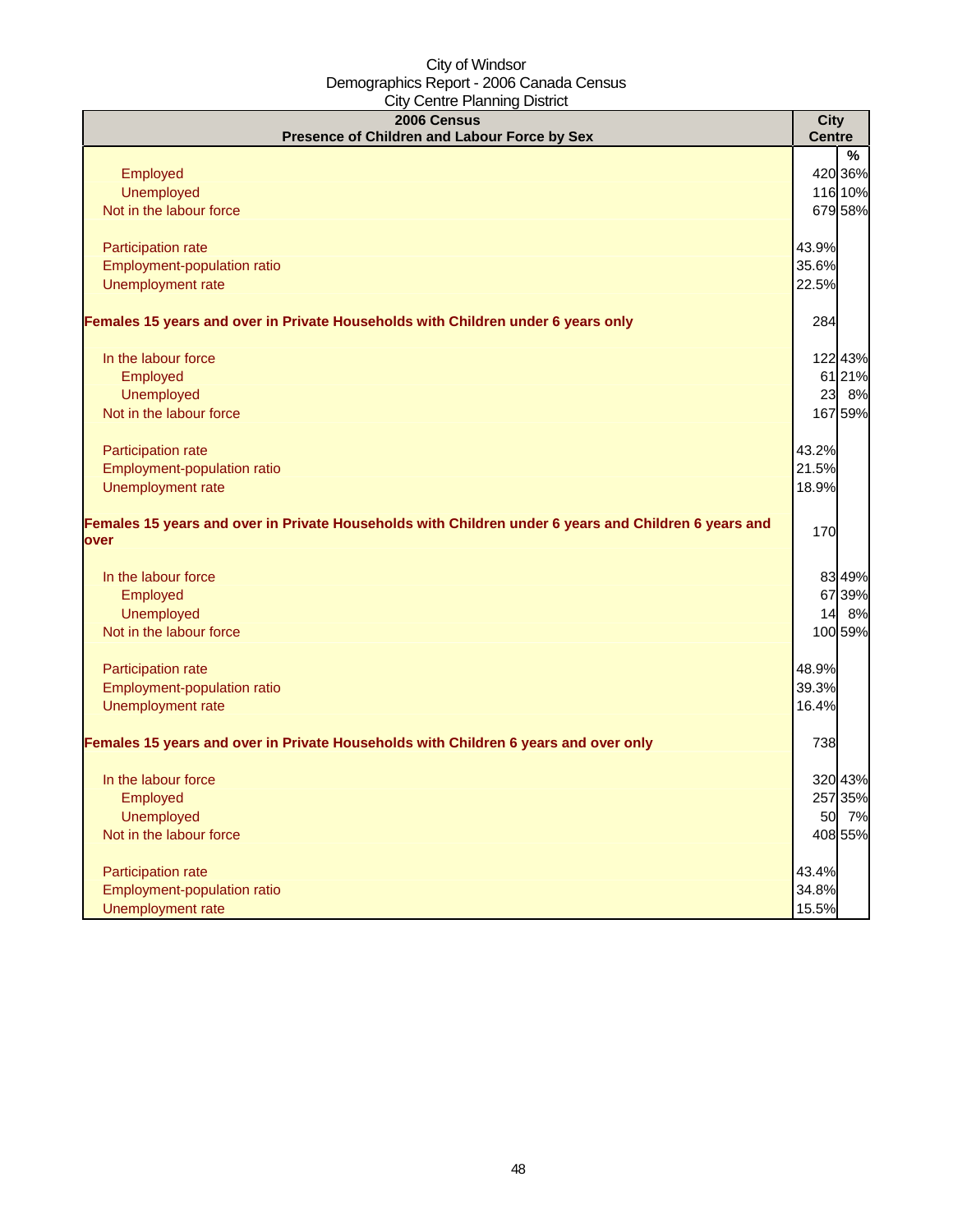City of Windsor
Demographics Report - 2006 Canada Census
City Centre Planning District

| 2006 Census<br>Presence of Children and Labour Force by Sex | City Centre | |
|---|---|---|
| | | % |
| Employed | 420 | 36% |
| Unemployed | 116 | 10% |
| Not in the labour force | 679 | 58% |
| | | |
| Participation rate | 43.9% | |
| Employment-population ratio | 35.6% | |
| Unemployment rate | 22.5% | |
| | | |
| **Females 15 years and over in Private Households with Children under 6 years only** | 284 | |
| | | |
| In the labour force | 122 | 43% |
| Employed | 61 | 21% |
| Unemployed | 23 | 8% |
| Not in the labour force | 167 | 59% |
| | | |
| Participation rate | 43.2% | |
| Employment-population ratio | 21.5% | |
| Unemployment rate | 18.9% | |
| | | |
| **Females 15 years and over in Private Households with Children under 6 years and Children 6 years and over** | 170 | |
| | | |
| In the labour force | 83 | 49% |
| Employed | 67 | 39% |
| Unemployed | 14 | 8% |
| Not in the labour force | 100 | 59% |
| | | |
| Participation rate | 48.9% | |
| Employment-population ratio | 39.3% | |
| Unemployment rate | 16.4% | |
| | | |
| **Females 15 years and over in Private Households with Children 6 years and over only** | 738 | |
| | | |
| In the labour force | 320 | 43% |
| Employed | 257 | 35% |
| Unemployed | 50 | 7% |
| Not in the labour force | 408 | 55% |
| | | |
| Participation rate | 43.4% | |
| Employment-population ratio | 34.8% | |
| Unemployment rate | 15.5% | |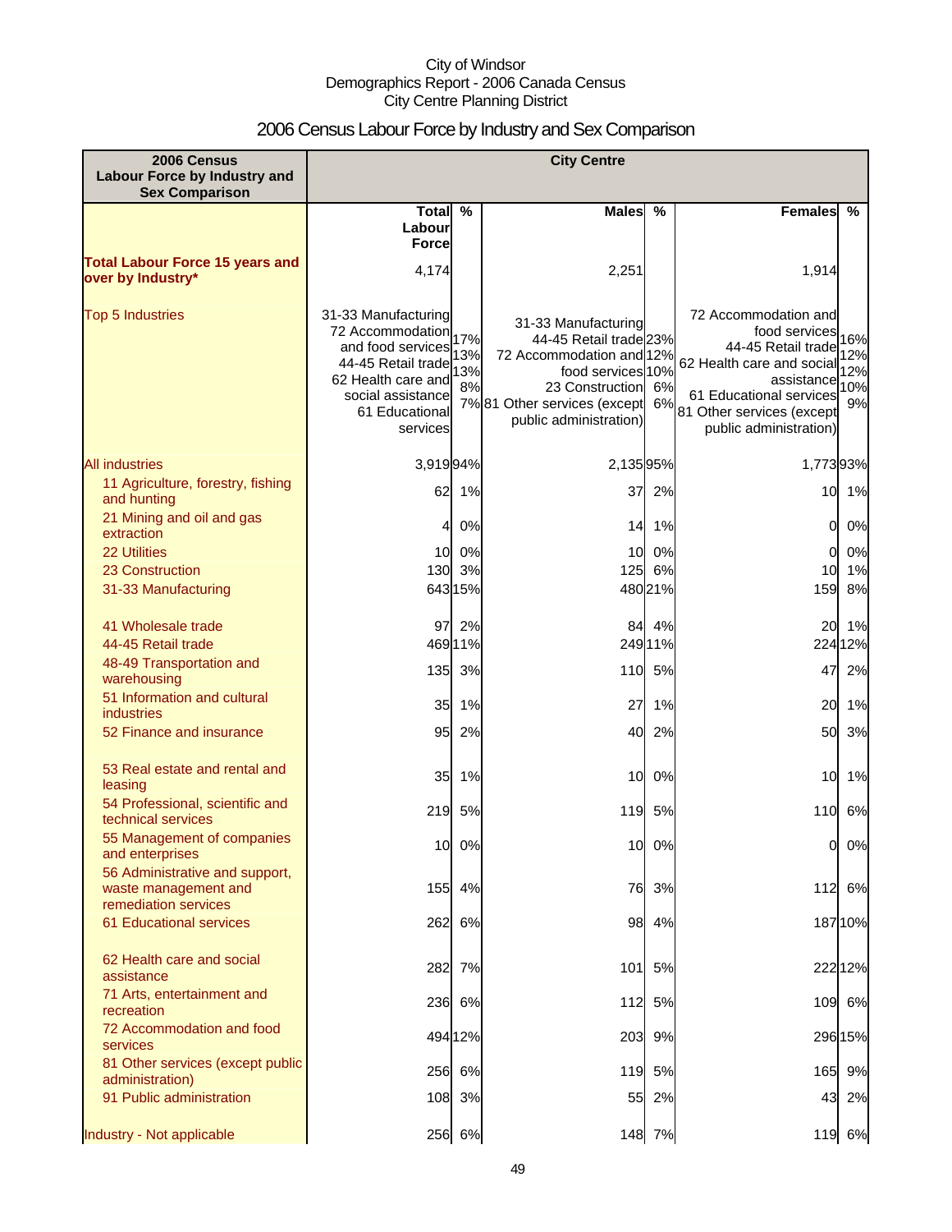City of Windsor
Demographics Report - 2006 Canada Census
City Centre Planning District

# 2006 Census Labour Force by Industry and Sex Comparison

| 2006 Census Labour Force by Industry and Sex Comparison | City Centre | | | | | |
|---|---|---|---|---|---|---|
| | Total Labour Force | % | Males | % | Females | % |
| **Total Labour Force 15 years and over by Industry*** | 4,174 | | 2,251 | | 1,914 | |
| Top 5 Industries | 31-33 Manufacturing<br>72 Accommodation and food services<br>44-45 Retail trade<br>62 Health care and social assistance<br>61 Educational services | 17%<br>13%<br>13%<br>8%<br>7% | 31-33 Manufacturing<br>44-45 Retail trade<br>72 Accommodation and food services<br>23 Construction<br>81 Other services (except public administration) | 23%<br>12%<br>10%<br>6%<br>6% | 72 Accommodation and food services<br>44-45 Retail trade<br>62 Health care and social assistance<br>61 Educational services<br>81 Other services (except public administration) | 16%<br>12%<br>12%<br>10%<br>9% |
| All industries | 3,919 | 94% | 2,135 | 95% | 1,773 | 93% |
| 11 Agriculture, forestry, fishing and hunting | 62 | 1% | 37 | 2% | 10 | 1% |
| 21 Mining and oil and gas extraction | 4 | 0% | 14 | 1% | 0 | 0% |
| 22 Utilities | 10 | 0% | 10 | 0% | 0 | 0% |
| 23 Construction | 130 | 3% | 125 | 6% | 10 | 1% |
| 31-33 Manufacturing | 643 | 15% | 480 | 21% | 159 | 8% |
| 41 Wholesale trade | 97 | 2% | 84 | 4% | 20 | 1% |
| 44-45 Retail trade | 469 | 11% | 249 | 11% | 224 | 12% |
| 48-49 Transportation and warehousing | 135 | 3% | 110 | 5% | 47 | 2% |
| 51 Information and cultural industries | 35 | 1% | 27 | 1% | 20 | 1% |
| 52 Finance and insurance | 95 | 2% | 40 | 2% | 50 | 3% |
| 53 Real estate and rental and leasing | 35 | 1% | 10 | 0% | 10 | 1% |
| 54 Professional, scientific and technical services | 219 | 5% | 119 | 5% | 110 | 6% |
| 55 Management of companies and enterprises | 10 | 0% | 10 | 0% | 0 | 0% |
| 56 Administrative and support, waste management and remediation services | 155 | 4% | 76 | 3% | 112 | 6% |
| 61 Educational services | 262 | 6% | 98 | 4% | 187 | 10% |
| 62 Health care and social assistance | 282 | 7% | 101 | 5% | 222 | 12% |
| 71 Arts, entertainment and recreation | 236 | 6% | 112 | 5% | 109 | 6% |
| 72 Accommodation and food services | 494 | 12% | 203 | 9% | 296 | 15% |
| 81 Other services (except public administration) | 256 | 6% | 119 | 5% | 165 | 9% |
| 91 Public administration | 108 | 3% | 55 | 2% | 43 | 2% |
| Industry - Not applicable | 256 | 6% | 148 | 7% | 119 | 6% |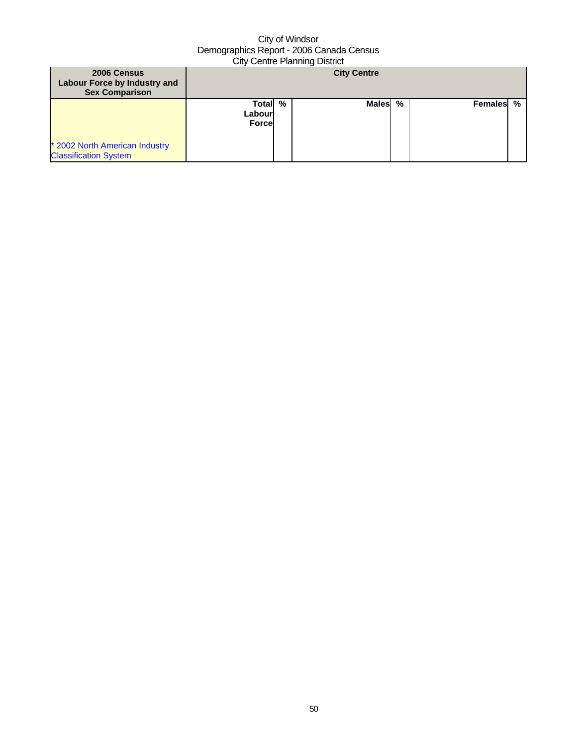City of Windsor
Demographics Report - 2006 Canada Census
City Centre Planning District

| 2006 Census Labour Force by Industry and Sex Comparison | City Centre | | | | | |
|---|---|---|---|---|---|---|
| * 2002 North American Industry Classification System | Total Labour Force | % | Males | % | Females | % |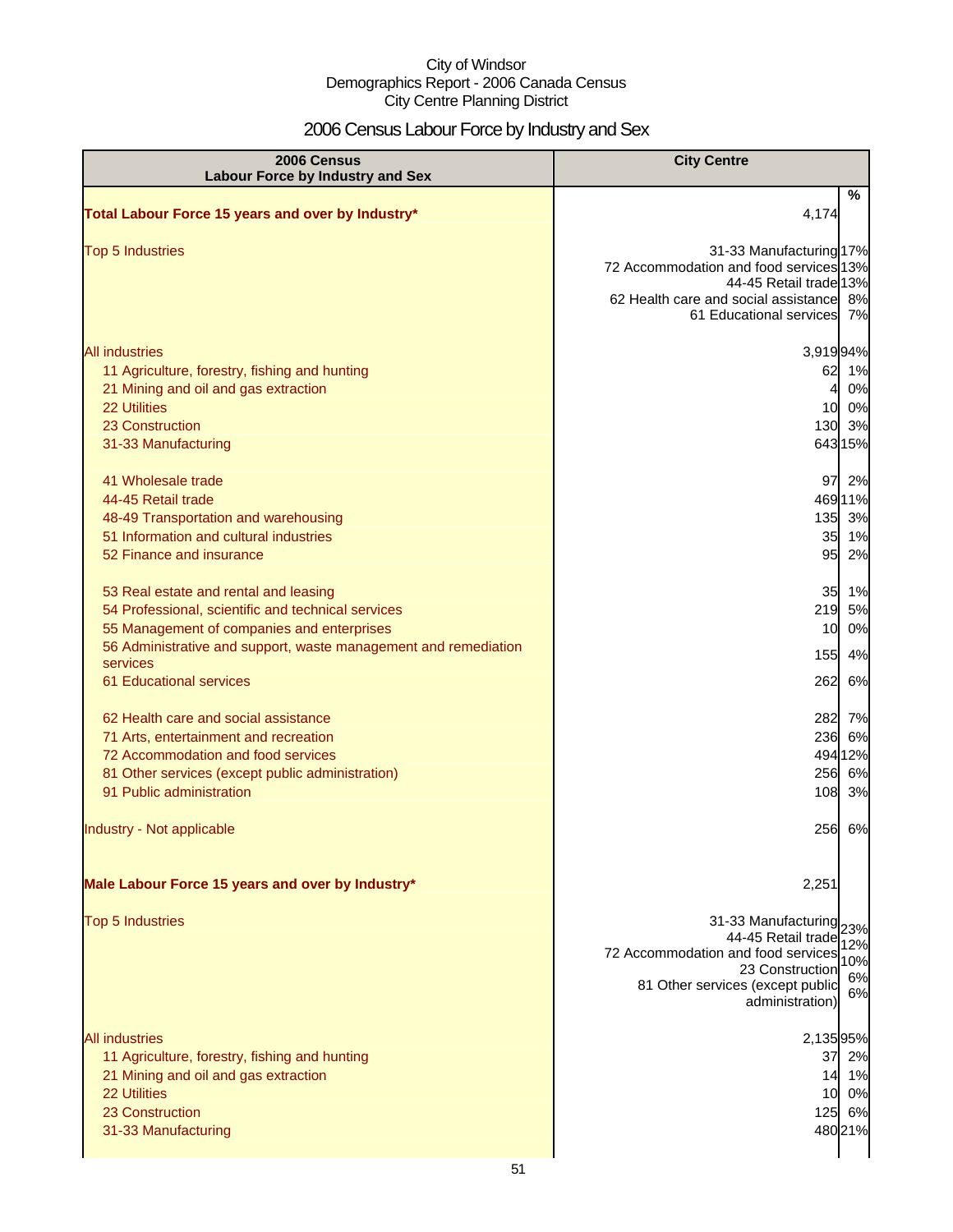City of Windsor
Demographics Report - 2006 Canada Census
City Centre Planning District

# 2006 Census Labour Force by Industry and Sex

| 2006 Census Labour Force by Industry and Sex | City Centre | % |
|---|---|---|
| **Total Labour Force 15 years and over by Industry*** | 4,174 | |
| Top 5 Industries | 31-33 Manufacturing | 17% |
| | 72 Accommodation and food services | 13% |
| | 44-45 Retail trade | 13% |
| | 62 Health care and social assistance | 8% |
| | 61 Educational services | 7% |
| All industries | 3,919 | 94% |
| 11 Agriculture, forestry, fishing and hunting | 62 | 1% |
| 21 Mining and oil and gas extraction | 4 | 0% |
| 22 Utilities | 10 | 0% |
| 23 Construction | 130 | 3% |
| 31-33 Manufacturing | 643 | 15% |
| 41 Wholesale trade | 97 | 2% |
| 44-45 Retail trade | 469 | 11% |
| 48-49 Transportation and warehousing | 135 | 3% |
| 51 Information and cultural industries | 35 | 1% |
| 52 Finance and insurance | 95 | 2% |
| 53 Real estate and rental and leasing | 35 | 1% |
| 54 Professional, scientific and technical services | 219 | 5% |
| 55 Management of companies and enterprises | 10 | 0% |
| 56 Administrative and support, waste management and remediation services | 155 | 4% |
| 61 Educational services | 262 | 6% |
| 62 Health care and social assistance | 282 | 7% |
| 71 Arts, entertainment and recreation | 236 | 6% |
| 72 Accommodation and food services | 494 | 12% |
| 81 Other services (except public administration) | 256 | 6% |
| 91 Public administration | 108 | 3% |
| Industry - Not applicable | 256 | 6% |
| **Male Labour Force 15 years and over by Industry*** | 2,251 | |
| Top 5 Industries | 31-33 Manufacturing | 23% |
| | 44-45 Retail trade | 12% |
| | 72 Accommodation and food services | 10% |
| | 23 Construction | 6% |
| | 81 Other services (except public administration) | 6% |
| All industries | 2,135 | 95% |
| 11 Agriculture, forestry, fishing and hunting | 37 | 2% |
| 21 Mining and oil and gas extraction | 14 | 1% |
| 22 Utilities | 10 | 0% |
| 23 Construction | 125 | 6% |
| 31-33 Manufacturing | 480 | 21% |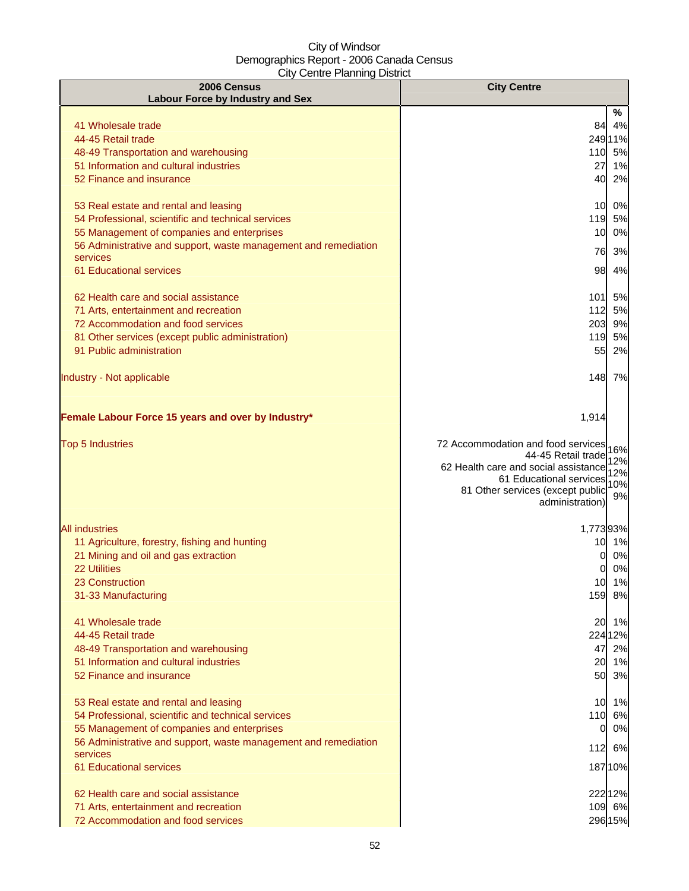City of Windsor
Demographics Report - 2006 Canada Census
City Centre Planning District

| 2006 Census Labour Force by Industry and Sex | City Centre | |
|---|---|---|
| | | % |
| 41 Wholesale trade | 84 | 4% |
| 44-45 Retail trade | 249 | 11% |
| 48-49 Transportation and warehousing | 110 | 5% |
| 51 Information and cultural industries | 27 | 1% |
| 52 Finance and insurance | 40 | 2% |
| 53 Real estate and rental and leasing | 10 | 0% |
| 54 Professional, scientific and technical services | 119 | 5% |
| 55 Management of companies and enterprises | 10 | 0% |
| 56 Administrative and support, waste management and remediation services | 76 | 3% |
| 61 Educational services | 98 | 4% |
| 62 Health care and social assistance | 101 | 5% |
| 71 Arts, entertainment and recreation | 112 | 5% |
| 72 Accommodation and food services | 203 | 9% |
| 81 Other services (except public administration) | 119 | 5% |
| 91 Public administration | 55 | 2% |
| Industry - Not applicable | 148 | 7% |
| **Female Labour Force 15 years and over by Industry*** | 1,914 | |
| Top 5 Industries | 72 Accommodation and food services | 16% |
| | 44-45 Retail trade | 12% |
| | 62 Health care and social assistance | 12% |
| | 61 Educational services | 10% |
| | 81 Other services (except public administration) | 9% |
| All industries | 1,773 | 93% |
| 11 Agriculture, forestry, fishing and hunting | 10 | 1% |
| 21 Mining and oil and gas extraction | 0 | 0% |
| 22 Utilities | 0 | 0% |
| 23 Construction | 10 | 1% |
| 31-33 Manufacturing | 159 | 8% |
| 41 Wholesale trade | 20 | 1% |
| 44-45 Retail trade | 224 | 12% |
| 48-49 Transportation and warehousing | 47 | 2% |
| 51 Information and cultural industries | 20 | 1% |
| 52 Finance and insurance | 50 | 3% |
| 53 Real estate and rental and leasing | 10 | 1% |
| 54 Professional, scientific and technical services | 110 | 6% |
| 55 Management of companies and enterprises | 0 | 0% |
| 56 Administrative and support, waste management and remediation services | 112 | 6% |
| 61 Educational services | 187 | 10% |
| 62 Health care and social assistance | 222 | 12% |
| 71 Arts, entertainment and recreation | 109 | 6% |
| 72 Accommodation and food services | 296 | 15% |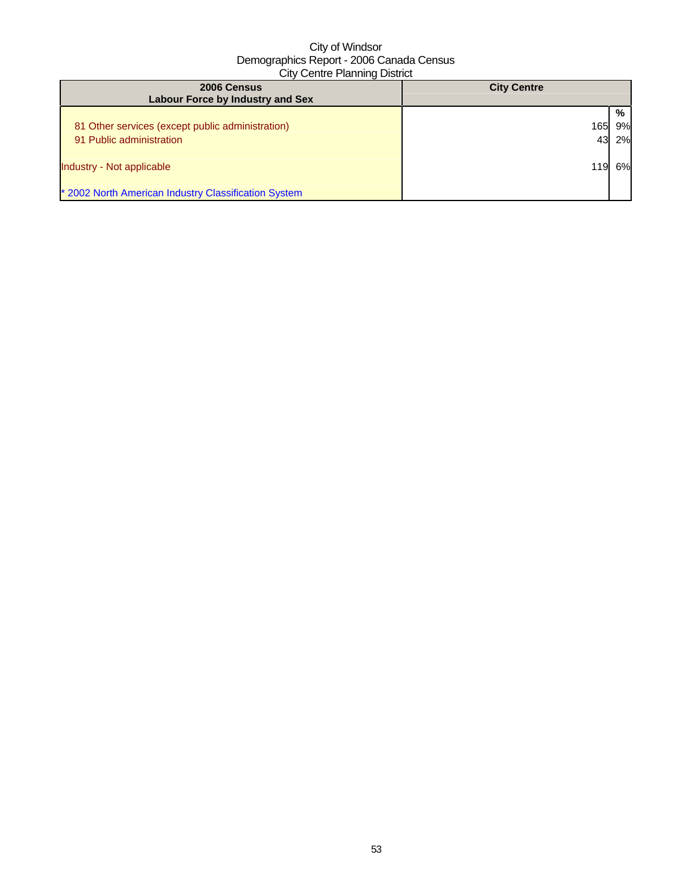City of Windsor
Demographics Report - 2006 Canada Census
City Centre Planning District

| 2006 Census<br>Labour Force by Industry and Sex | City Centre | |
|---|---|---|
| | | % |
| 81 Other services (except public administration) | 165 | 9% |
| 91 Public administration | 43 | 2% |
| Industry - Not applicable | 119 | 6% |
| * 2002 North American Industry Classification System | | |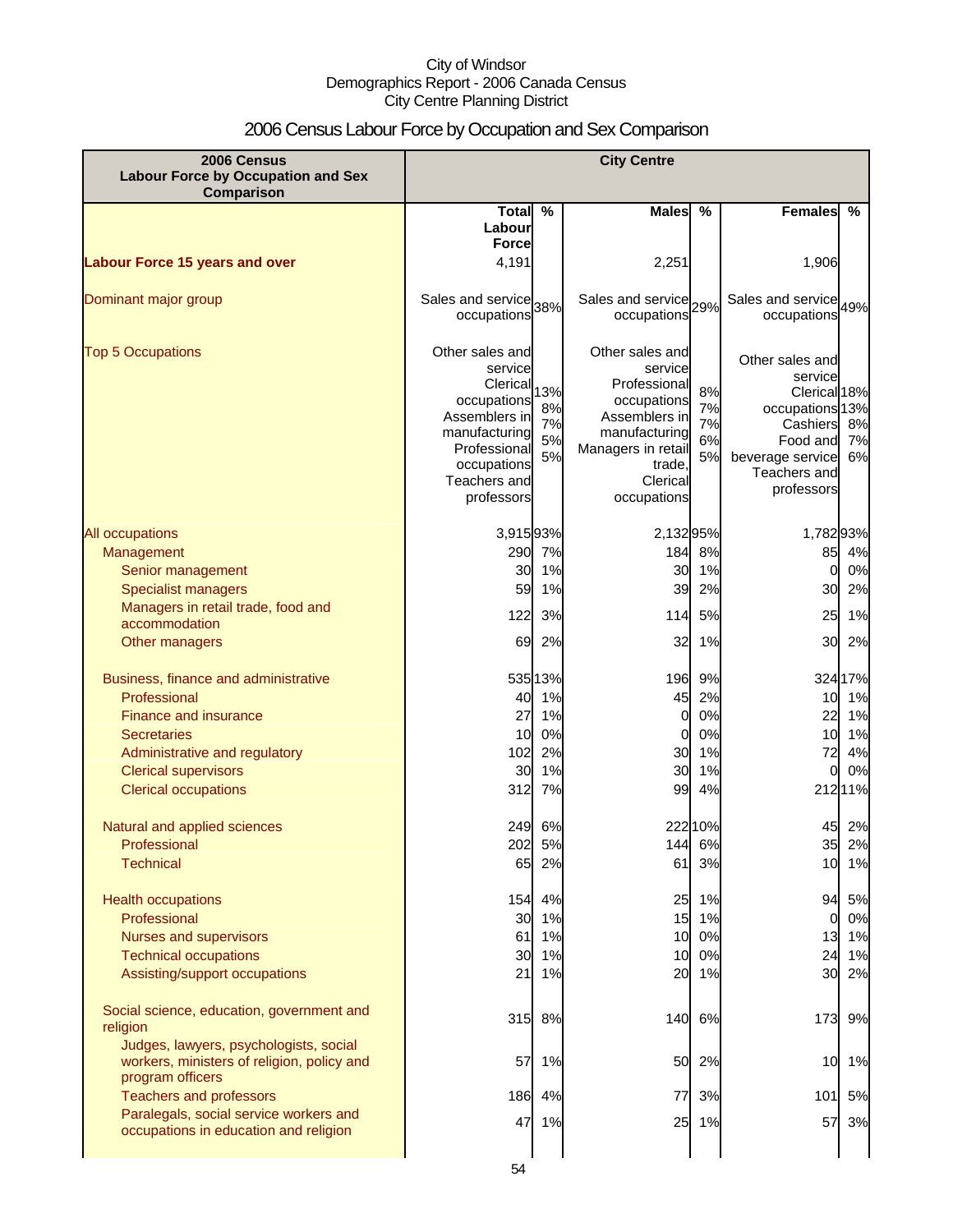City of Windsor
Demographics Report - 2006 Canada Census
City Centre Planning District

# 2006 Census Labour Force by Occupation and Sex Comparison

| 2006 Census Labour Force by Occupation and Sex Comparison | City Centre | | | | | |
|---|---|---|---|---|---|---|
| | Total Labour Force | % | Males | % | Females | % |
| **Labour Force 15 years and over** | 4,191 | | 2,251 | | 1,906 | |
| Dominant major group | Sales and service occupations | 38% | Sales and service occupations | 29% | Sales and service occupations | 49% |
| Top 5 Occupations | Other sales and service<br>Clerical occupations<br>Assemblers in manufacturing<br>Professional occupations<br>Teachers and professors | 13%<br>8%<br>7%<br>5%<br>5% | Other sales and service<br>Professional occupations<br>Assemblers in manufacturing<br>Managers in retail trade,<br>Clerical occupations | 8%<br>7%<br>7%<br>6%<br>5% | Other sales and service<br>Clerical occupations<br>Cashiers<br>Food and beverage service<br>Teachers and professors | 18%<br>13%<br>8%<br>7%<br>6% |
| All occupations | 3,915 | 93% | 2,132 | 95% | 1,782 | 93% |
| Management | 290 | 7% | 184 | 8% | 85 | 4% |
| Senior management | 30 | 1% | 30 | 1% | 0 | 0% |
| Specialist managers | 59 | 1% | 39 | 2% | 30 | 2% |
| Managers in retail trade, food and accommodation | 122 | 3% | 114 | 5% | 25 | 1% |
| Other managers | 69 | 2% | 32 | 1% | 30 | 2% |
| Business, finance and administrative | 535 | 13% | 196 | 9% | 324 | 17% |
| Professional | 40 | 1% | 45 | 2% | 10 | 1% |
| Finance and insurance | 27 | 1% | 0 | 0% | 22 | 1% |
| Secretaries | 10 | 0% | 0 | 0% | 10 | 1% |
| Administrative and regulatory | 102 | 2% | 30 | 1% | 72 | 4% |
| Clerical supervisors | 30 | 1% | 30 | 1% | 0 | 0% |
| Clerical occupations | 312 | 7% | 99 | 4% | 212 | 11% |
| Natural and applied sciences | 249 | 6% | 222 | 10% | 45 | 2% |
| Professional | 202 | 5% | 144 | 6% | 35 | 2% |
| Technical | 65 | 2% | 61 | 3% | 10 | 1% |
| Health occupations | 154 | 4% | 25 | 1% | 94 | 5% |
| Professional | 30 | 1% | 15 | 1% | 0 | 0% |
| Nurses and supervisors | 61 | 1% | 10 | 0% | 13 | 1% |
| Technical occupations | 30 | 1% | 10 | 0% | 24 | 1% |
| Assisting/support occupations | 21 | 1% | 20 | 1% | 30 | 2% |
| Social science, education, government and religion | 315 | 8% | 140 | 6% | 173 | 9% |
| Judges, lawyers, psychologists, social workers, ministers of religion, policy and program officers | 57 | 1% | 50 | 2% | 10 | 1% |
| Teachers and professors | 186 | 4% | 77 | 3% | 101 | 5% |
| Paralegals, social service workers and occupations in education and religion | 47 | 1% | 25 | 1% | 57 | 3% |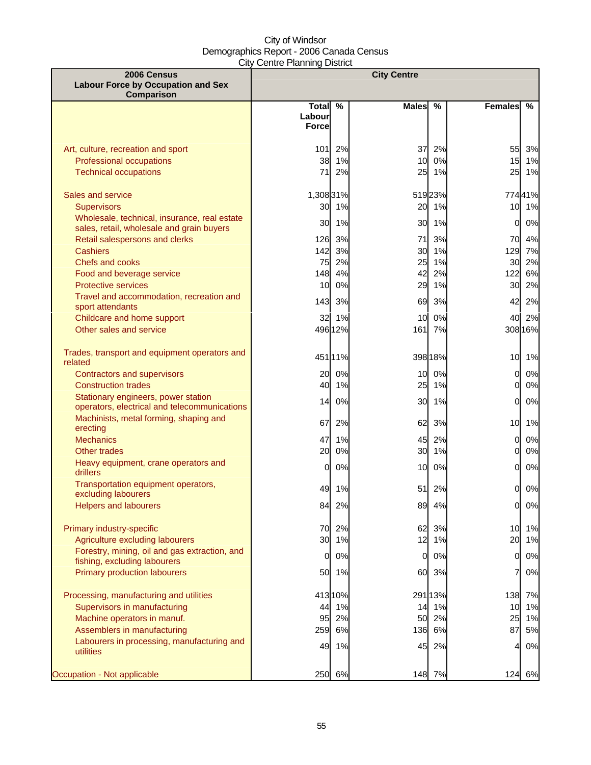City of Windsor
Demographics Report - 2006 Canada Census
City Centre Planning District

| 2006 Census Labour Force by Occupation and Sex Comparison | City Centre | | | | | |
|---|---|---|---|---|---|---|
| | Total Labour Force | % | Males | % | Females | % |
| Art, culture, recreation and sport | 101 | 2% | 37 | 2% | 55 | 3% |
| Professional occupations | 38 | 1% | 10 | 0% | 15 | 1% |
| Technical occupations | 71 | 2% | 25 | 1% | 25 | 1% |
| Sales and service | 1,308 | 31% | 519 | 23% | 774 | 41% |
| Supervisors | 30 | 1% | 20 | 1% | 10 | 1% |
| Wholesale, technical, insurance, real estate sales, retail, wholesale and grain buyers | 30 | 1% | 30 | 1% | 0 | 0% |
| Retail salespersons and clerks | 126 | 3% | 71 | 3% | 70 | 4% |
| Cashiers | 142 | 3% | 30 | 1% | 129 | 7% |
| Chefs and cooks | 75 | 2% | 25 | 1% | 30 | 2% |
| Food and beverage service | 148 | 4% | 42 | 2% | 122 | 6% |
| Protective services | 10 | 0% | 29 | 1% | 30 | 2% |
| Travel and accommodation, recreation and sport attendants | 143 | 3% | 69 | 3% | 42 | 2% |
| Childcare and home support | 32 | 1% | 10 | 0% | 40 | 2% |
| Other sales and service | 496 | 12% | 161 | 7% | 308 | 16% |
| Trades, transport and equipment operators and related | 451 | 11% | 398 | 18% | 10 | 1% |
| Contractors and supervisors | 20 | 0% | 10 | 0% | 0 | 0% |
| Construction trades | 40 | 1% | 25 | 1% | 0 | 0% |
| Stationary engineers, power station operators, electrical and telecommunications | 14 | 0% | 30 | 1% | 0 | 0% |
| Machinists, metal forming, shaping and erecting | 67 | 2% | 62 | 3% | 10 | 1% |
| Mechanics | 47 | 1% | 45 | 2% | 0 | 0% |
| Other trades | 20 | 0% | 30 | 1% | 0 | 0% |
| Heavy equipment, crane operators and drillers | 0 | 0% | 10 | 0% | 0 | 0% |
| Transportation equipment operators, excluding labourers | 49 | 1% | 51 | 2% | 0 | 0% |
| Helpers and labourers | 84 | 2% | 89 | 4% | 0 | 0% |
| Primary industry-specific | 70 | 2% | 62 | 3% | 10 | 1% |
| Agriculture excluding labourers | 30 | 1% | 12 | 1% | 20 | 1% |
| Forestry, mining, oil and gas extraction, and fishing, excluding labourers | 0 | 0% | 0 | 0% | 0 | 0% |
| Primary production labourers | 50 | 1% | 60 | 3% | 7 | 0% |
| Processing, manufacturing and utilities | 413 | 10% | 291 | 13% | 138 | 7% |
| Supervisors in manufacturing | 44 | 1% | 14 | 1% | 10 | 1% |
| Machine operators in manuf. | 95 | 2% | 50 | 2% | 25 | 1% |
| Assemblers in manufacturing | 259 | 6% | 136 | 6% | 87 | 5% |
| Labourers in processing, manufacturing and utilities | 49 | 1% | 45 | 2% | 4 | 0% |
| Occupation - Not applicable | 250 | 6% | 148 | 7% | 124 | 6% |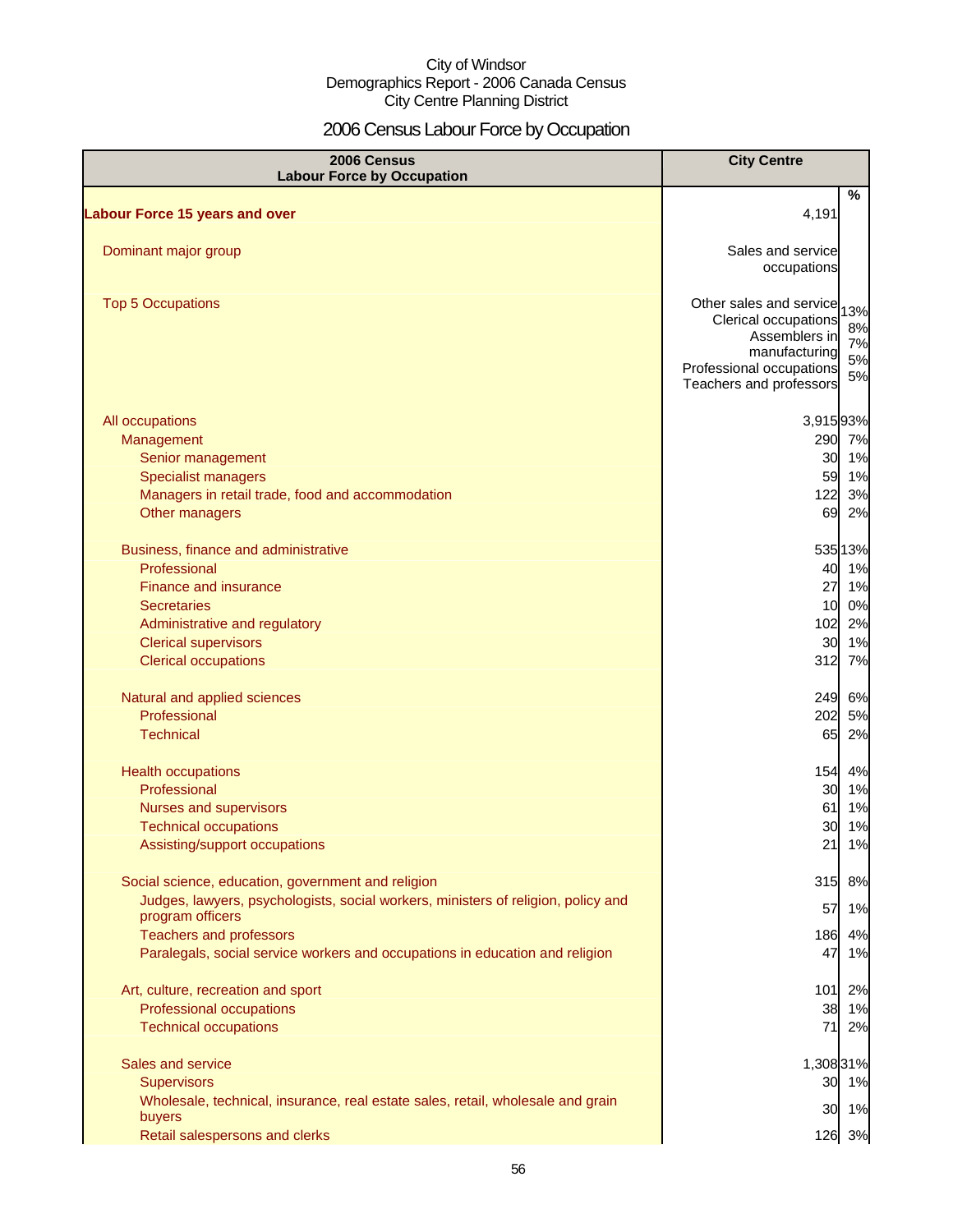City of Windsor
Demographics Report - 2006 Canada Census
City Centre Planning District

# 2006 Census Labour Force by Occupation

| 2006 Census Labour Force by Occupation | City Centre | % |
|---|---|---|
| **Labour Force 15 years and over** | 4,191 | |
| Dominant major group | Sales and service occupations | |
| Top 5 Occupations | Other sales and service | 13% |
| | Clerical occupations | 8% |
| | Assemblers in manufacturing | 7% |
| | Professional occupations | 5% |
| | Teachers and professors | 5% |
| All occupations | 3,915 | 93% |
| Management | 290 | 7% |
| Senior management | 30 | 1% |
| Specialist managers | 59 | 1% |
| Managers in retail trade, food and accommodation | 122 | 3% |
| Other managers | 69 | 2% |
| Business, finance and administrative | 535 | 13% |
| Professional | 40 | 1% |
| Finance and insurance | 27 | 1% |
| Secretaries | 10 | 0% |
| Administrative and regulatory | 102 | 2% |
| Clerical supervisors | 30 | 1% |
| Clerical occupations | 312 | 7% |
| Natural and applied sciences | 249 | 6% |
| Professional | 202 | 5% |
| Technical | 65 | 2% |
| Health occupations | 154 | 4% |
| Professional | 30 | 1% |
| Nurses and supervisors | 61 | 1% |
| Technical occupations | 30 | 1% |
| Assisting/support occupations | 21 | 1% |
| Social science, education, government and religion | 315 | 8% |
| Judges, lawyers, psychologists, social workers, ministers of religion, policy and program officers | 57 | 1% |
| Teachers and professors | 186 | 4% |
| Paralegals, social service workers and occupations in education and religion | 47 | 1% |
| Art, culture, recreation and sport | 101 | 2% |
| Professional occupations | 38 | 1% |
| Technical occupations | 71 | 2% |
| Sales and service | 1,308 | 31% |
| Supervisors | 30 | 1% |
| Wholesale, technical, insurance, real estate sales, retail, wholesale and grain buyers | 30 | 1% |
| Retail salespersons and clerks | 126 | 3% |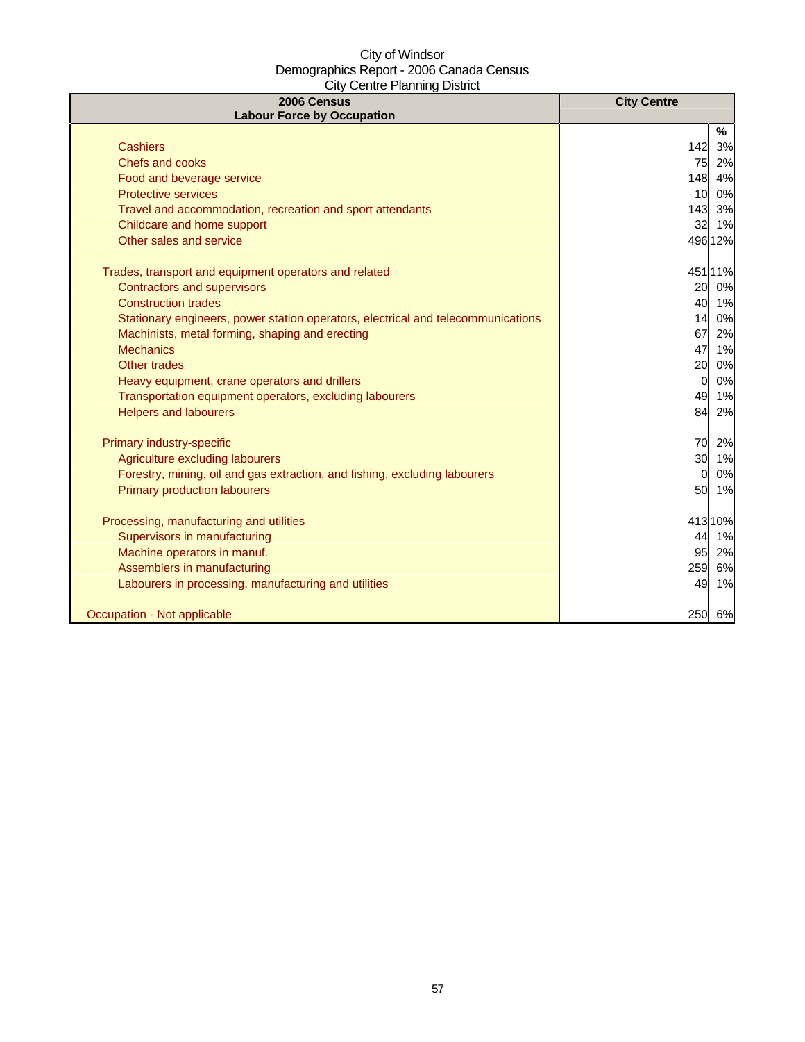City of Windsor
Demographics Report - 2006 Canada Census
City Centre Planning District

| 2006 Census<br>Labour Force by Occupation | City Centre | |
|---|---|---|
| | | % |
| Cashiers | 142 | 3% |
| Chefs and cooks | 75 | 2% |
| Food and beverage service | 148 | 4% |
| Protective services | 10 | 0% |
| Travel and accommodation, recreation and sport attendants | 143 | 3% |
| Childcare and home support | 32 | 1% |
| Other sales and service | 496 | 12% |
| | | |
| Trades, transport and equipment operators and related | 451 | 11% |
| Contractors and supervisors | 20 | 0% |
| Construction trades | 40 | 1% |
| Stationary engineers, power station operators, electrical and telecommunications | 14 | 0% |
| Machinists, metal forming, shaping and erecting | 67 | 2% |
| Mechanics | 47 | 1% |
| Other trades | 20 | 0% |
| Heavy equipment, crane operators and drillers | 0 | 0% |
| Transportation equipment operators, excluding labourers | 49 | 1% |
| Helpers and labourers | 84 | 2% |
| | | |
| Primary industry-specific | 70 | 2% |
| Agriculture excluding labourers | 30 | 1% |
| Forestry, mining, oil and gas extraction, and fishing, excluding labourers | 0 | 0% |
| Primary production labourers | 50 | 1% |
| | | |
| Processing, manufacturing and utilities | 413 | 10% |
| Supervisors in manufacturing | 44 | 1% |
| Machine operators in manuf. | 95 | 2% |
| Assemblers in manufacturing | 259 | 6% |
| Labourers in processing, manufacturing and utilities | 49 | 1% |
| | | |
| Occupation - Not applicable | 250 | 6% |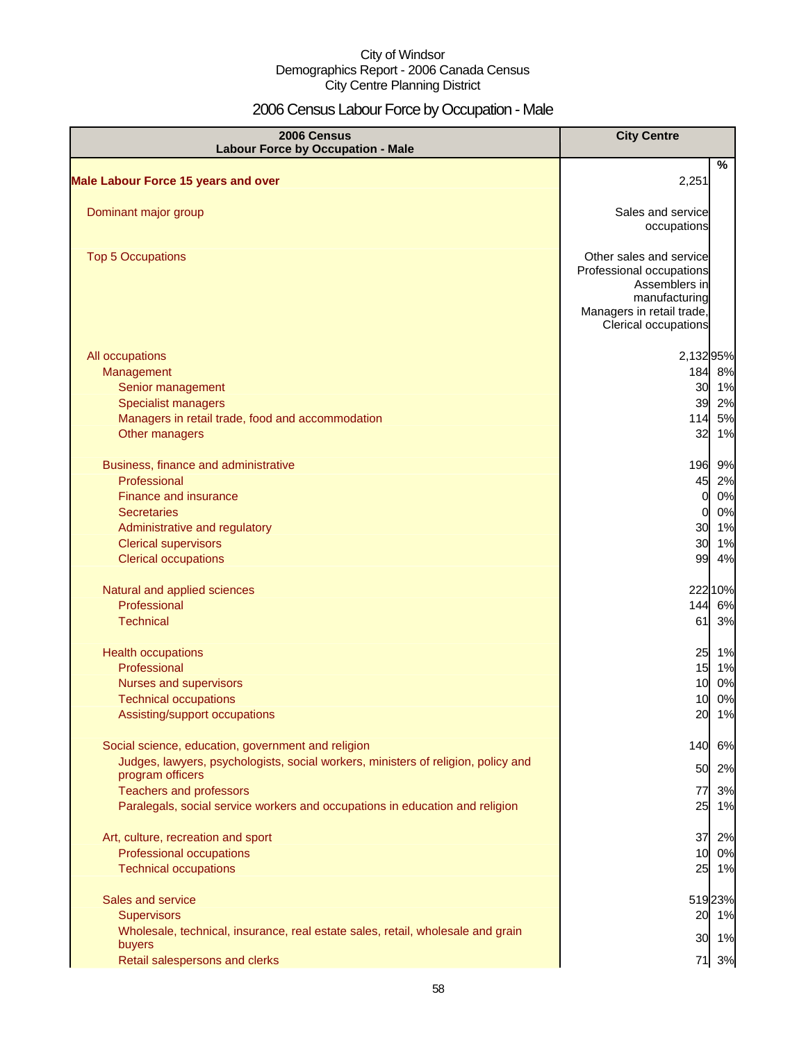City of Windsor
Demographics Report - 2006 Canada Census
City Centre Planning District

# 2006 Census Labour Force by Occupation - Male

| 2006 Census Labour Force by Occupation - Male | City Centre | % |
|---|---|---|
| **Male Labour Force 15 years and over** | 2,251 | |
| Dominant major group | Sales and service occupations | |
| Top 5 Occupations | Other sales and service, Professional occupations, Assemblers in manufacturing, Managers in retail trade, Clerical occupations | |
| All occupations | 2,132 | 95% |
| Management | 184 | 8% |
| Senior management | 30 | 1% |
| Specialist managers | 39 | 2% |
| Managers in retail trade, food and accommodation | 114 | 5% |
| Other managers | 32 | 1% |
| Business, finance and administrative | 196 | 9% |
| Professional | 45 | 2% |
| Finance and insurance | 0 | 0% |
| Secretaries | 0 | 0% |
| Administrative and regulatory | 30 | 1% |
| Clerical supervisors | 30 | 1% |
| Clerical occupations | 99 | 4% |
| Natural and applied sciences | 222 | 10% |
| Professional | 144 | 6% |
| Technical | 61 | 3% |
| Health occupations | 25 | 1% |
| Professional | 15 | 1% |
| Nurses and supervisors | 10 | 0% |
| Technical occupations | 10 | 0% |
| Assisting/support occupations | 20 | 1% |
| Social science, education, government and religion | 140 | 6% |
| Judges, lawyers, psychologists, social workers, ministers of religion, policy and program officers | 50 | 2% |
| Teachers and professors | 77 | 3% |
| Paralegals, social service workers and occupations in education and religion | 25 | 1% |
| Art, culture, recreation and sport | 37 | 2% |
| Professional occupations | 10 | 0% |
| Technical occupations | 25 | 1% |
| Sales and service | 519 | 23% |
| Supervisors | 20 | 1% |
| Wholesale, technical, insurance, real estate sales, retail, wholesale and grain buyers | 30 | 1% |
| Retail salespersons and clerks | 71 | 3% |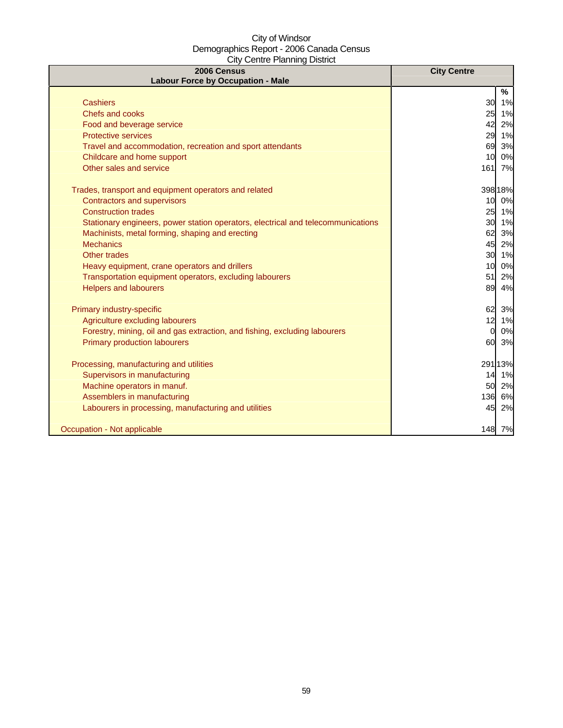City of Windsor
Demographics Report - 2006 Canada Census
City Centre Planning District

| 2006 Census<br>Labour Force by Occupation - Male | City Centre | |
|---|---|---|
| | | % |
| Cashiers | 30 | 1% |
| Chefs and cooks | 25 | 1% |
| Food and beverage service | 42 | 2% |
| Protective services | 29 | 1% |
| Travel and accommodation, recreation and sport attendants | 69 | 3% |
| Childcare and home support | 10 | 0% |
| Other sales and service | 161 | 7% |
| | | |
| Trades, transport and equipment operators and related | 398 | 18% |
| Contractors and supervisors | 10 | 0% |
| Construction trades | 25 | 1% |
| Stationary engineers, power station operators, electrical and telecommunications | 30 | 1% |
| Machinists, metal forming, shaping and erecting | 62 | 3% |
| Mechanics | 45 | 2% |
| Other trades | 30 | 1% |
| Heavy equipment, crane operators and drillers | 10 | 0% |
| Transportation equipment operators, excluding labourers | 51 | 2% |
| Helpers and labourers | 89 | 4% |
| | | |
| Primary industry-specific | 62 | 3% |
| Agriculture excluding labourers | 12 | 1% |
| Forestry, mining, oil and gas extraction, and fishing, excluding labourers | 0 | 0% |
| Primary production labourers | 60 | 3% |
| | | |
| Processing, manufacturing and utilities | 291 | 13% |
| Supervisors in manufacturing | 14 | 1% |
| Machine operators in manuf. | 50 | 2% |
| Assemblers in manufacturing | 136 | 6% |
| Labourers in processing, manufacturing and utilities | 45 | 2% |
| | | |
| Occupation - Not applicable | 148 | 7% |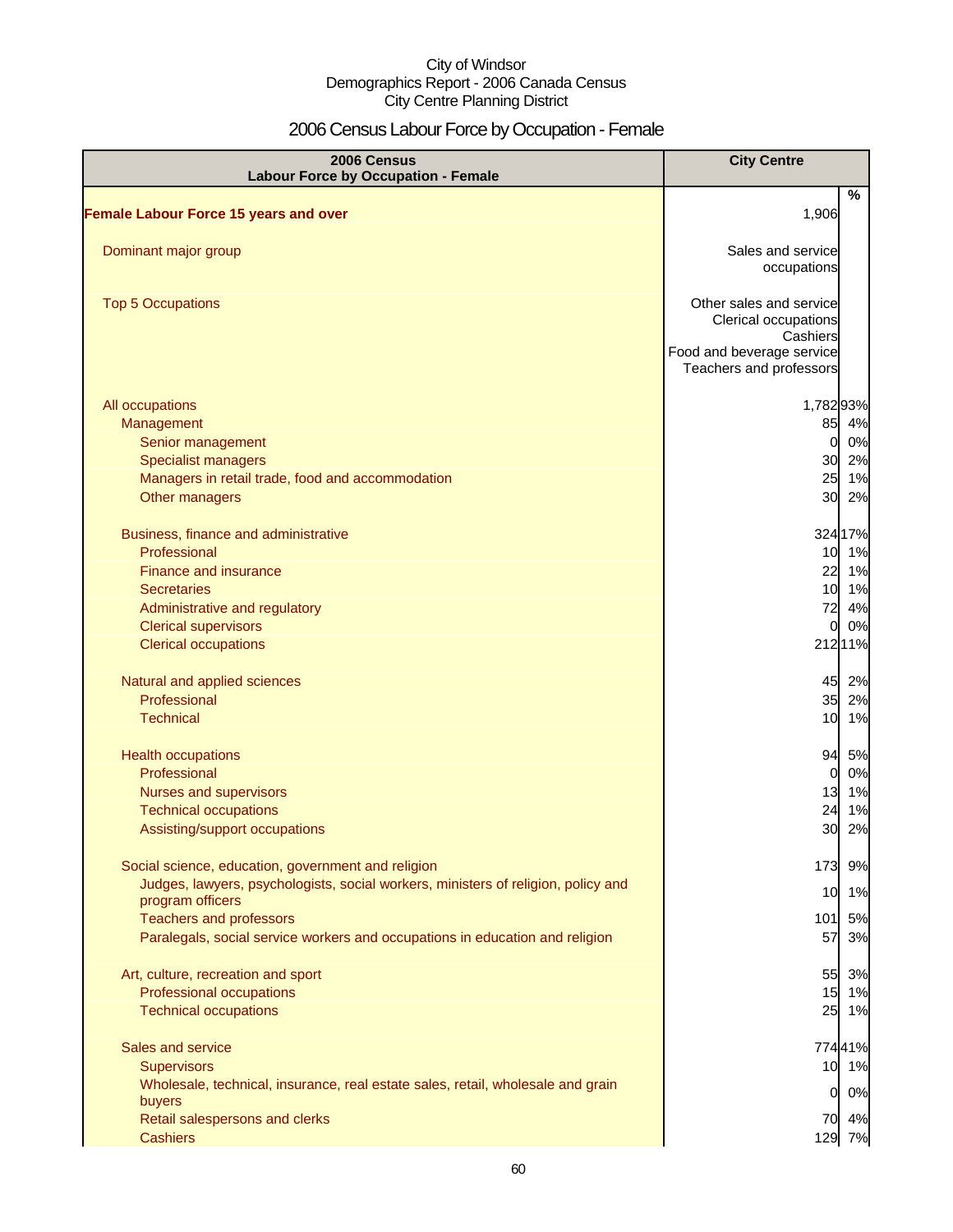City of Windsor
Demographics Report - 2006 Canada Census
City Centre Planning District

# 2006 Census Labour Force by Occupation - Female

| 2006 Census Labour Force by Occupation - Female | City Centre | % |
|---|---|---|
| **Female Labour Force 15 years and over** | 1,906 | |
| Dominant major group | Sales and service occupations | |
| Top 5 Occupations | Other sales and service<br>Clerical occupations<br>Cashiers<br>Food and beverage service<br>Teachers and professors | |
| All occupations | 1,782 | 93% |
| Management | 85 | 4% |
| Senior management | 0 | 0% |
| Specialist managers | 30 | 2% |
| Managers in retail trade, food and accommodation | 25 | 1% |
| Other managers | 30 | 2% |
| Business, finance and administrative | 324 | 17% |
| Professional | 10 | 1% |
| Finance and insurance | 22 | 1% |
| Secretaries | 10 | 1% |
| Administrative and regulatory | 72 | 4% |
| Clerical supervisors | 0 | 0% |
| Clerical occupations | 212 | 11% |
| Natural and applied sciences | 45 | 2% |
| Professional | 35 | 2% |
| Technical | 10 | 1% |
| Health occupations | 94 | 5% |
| Professional | 0 | 0% |
| Nurses and supervisors | 13 | 1% |
| Technical occupations | 24 | 1% |
| Assisting/support occupations | 30 | 2% |
| Social science, education, government and religion | 173 | 9% |
| Judges, lawyers, psychologists, social workers, ministers of religion, policy and program officers | 10 | 1% |
| Teachers and professors | 101 | 5% |
| Paralegals, social service workers and occupations in education and religion | 57 | 3% |
| Art, culture, recreation and sport | 55 | 3% |
| Professional occupations | 15 | 1% |
| Technical occupations | 25 | 1% |
| Sales and service | 774 | 41% |
| Supervisors | 10 | 1% |
| Wholesale, technical, insurance, real estate sales, retail, wholesale and grain buyers | 0 | 0% |
| Retail salespersons and clerks | 70 | 4% |
| Cashiers | 129 | 7% |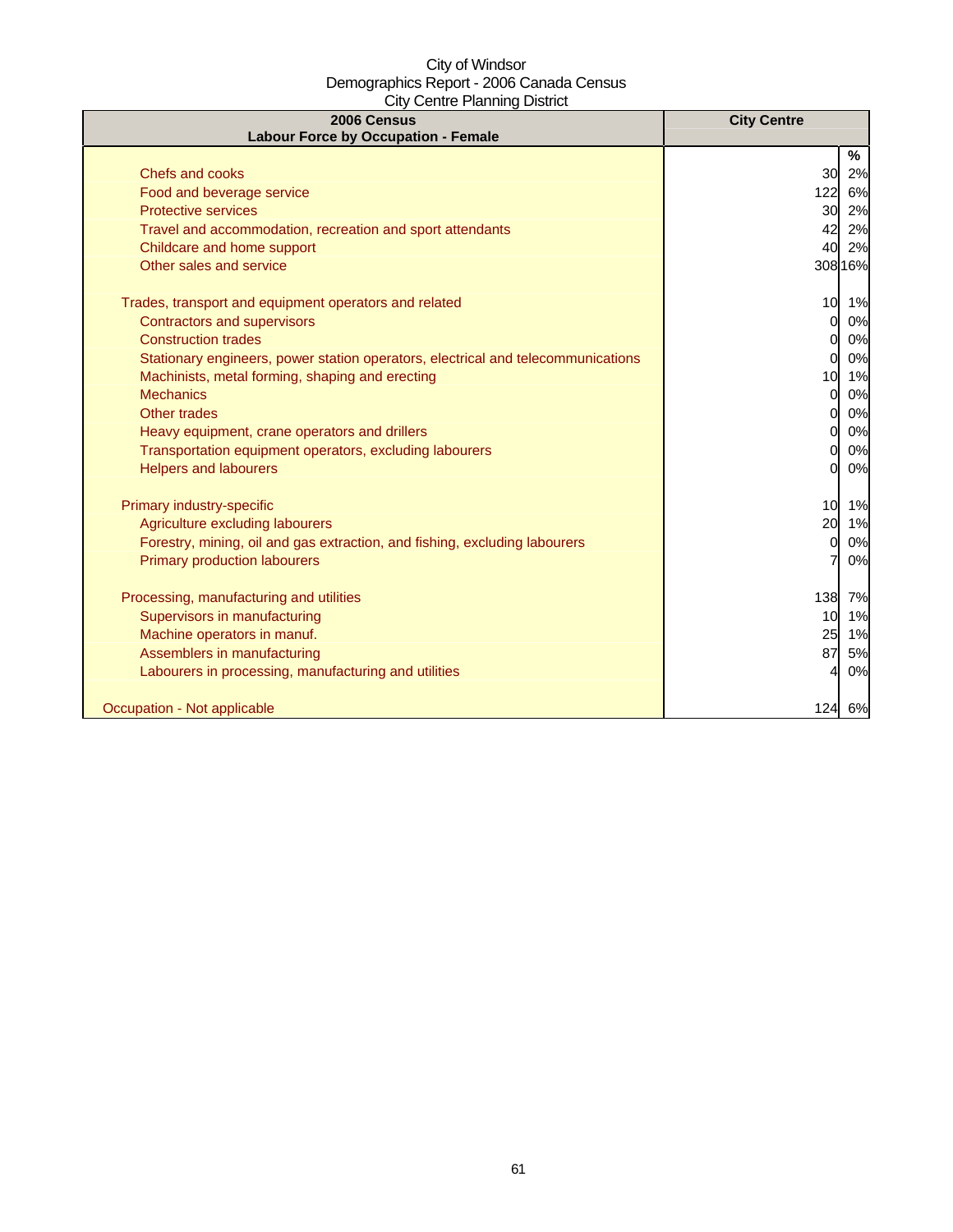City of Windsor
Demographics Report - 2006 Canada Census
City Centre Planning District

| 2006 Census<br>Labour Force by Occupation - Female | City Centre | |
|---|---|---|
| | | % |
| Chefs and cooks | 30 | 2% |
| Food and beverage service | 122 | 6% |
| Protective services | 30 | 2% |
| Travel and accommodation, recreation and sport attendants | 42 | 2% |
| Childcare and home support | 40 | 2% |
| Other sales and service | 308 | 16% |
| | | |
| Trades, transport and equipment operators and related | 10 | 1% |
| Contractors and supervisors | 0 | 0% |
| Construction trades | 0 | 0% |
| Stationary engineers, power station operators, electrical and telecommunications | 0 | 0% |
| Machinists, metal forming, shaping and erecting | 10 | 1% |
| Mechanics | 0 | 0% |
| Other trades | 0 | 0% |
| Heavy equipment, crane operators and drillers | 0 | 0% |
| Transportation equipment operators, excluding labourers | 0 | 0% |
| Helpers and labourers | 0 | 0% |
| | | |
| Primary industry-specific | 10 | 1% |
| Agriculture excluding labourers | 20 | 1% |
| Forestry, mining, oil and gas extraction, and fishing, excluding labourers | 0 | 0% |
| Primary production labourers | 7 | 0% |
| | | |
| Processing, manufacturing and utilities | 138 | 7% |
| Supervisors in manufacturing | 10 | 1% |
| Machine operators in manuf. | 25 | 1% |
| Assemblers in manufacturing | 87 | 5% |
| Labourers in processing, manufacturing and utilities | 4 | 0% |
| | | |
| Occupation - Not applicable | 124 | 6% |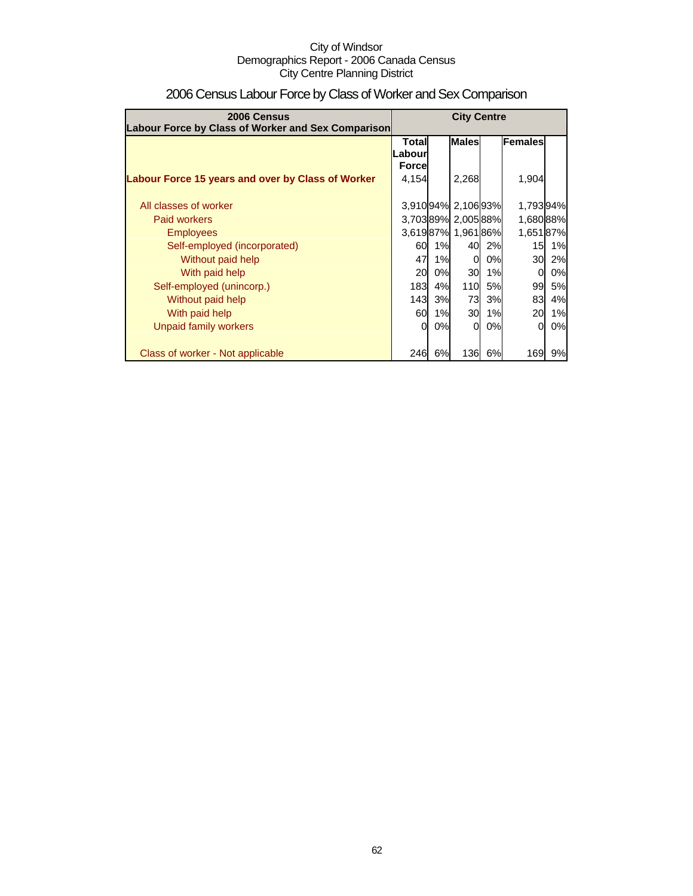City of Windsor
Demographics Report - 2006 Canada Census
City Centre Planning District

# 2006 Census Labour Force by Class of Worker and Sex Comparison

| 2006 Census<br>Labour Force by Class of Worker and Sex Comparison | City Centre | | | | | |
|---|---|---|---|---|---|---|
| | Total Labour Force | | Males | | Females | |
| **Labour Force 15 years and over by Class of Worker** | 4,154 | | 2,268 | | 1,904 | |
| All classes of worker | 3,910 | 94% | 2,106 | 93% | 1,793 | 94% |
| Paid workers | 3,703 | 89% | 2,005 | 88% | 1,680 | 88% |
| Employees | 3,619 | 87% | 1,961 | 86% | 1,651 | 87% |
| Self-employed (incorporated) | 60 | 1% | 40 | 2% | 15 | 1% |
| Without paid help | 47 | 1% | 0 | 0% | 30 | 2% |
| With paid help | 20 | 0% | 30 | 1% | 0 | 0% |
| Self-employed (unincorp.) | 183 | 4% | 110 | 5% | 99 | 5% |
| Without paid help | 143 | 3% | 73 | 3% | 83 | 4% |
| With paid help | 60 | 1% | 30 | 1% | 20 | 1% |
| Unpaid family workers | 0 | 0% | 0 | 0% | 0 | 0% |
| Class of worker - Not applicable | 246 | 6% | 136 | 6% | 169 | 9% |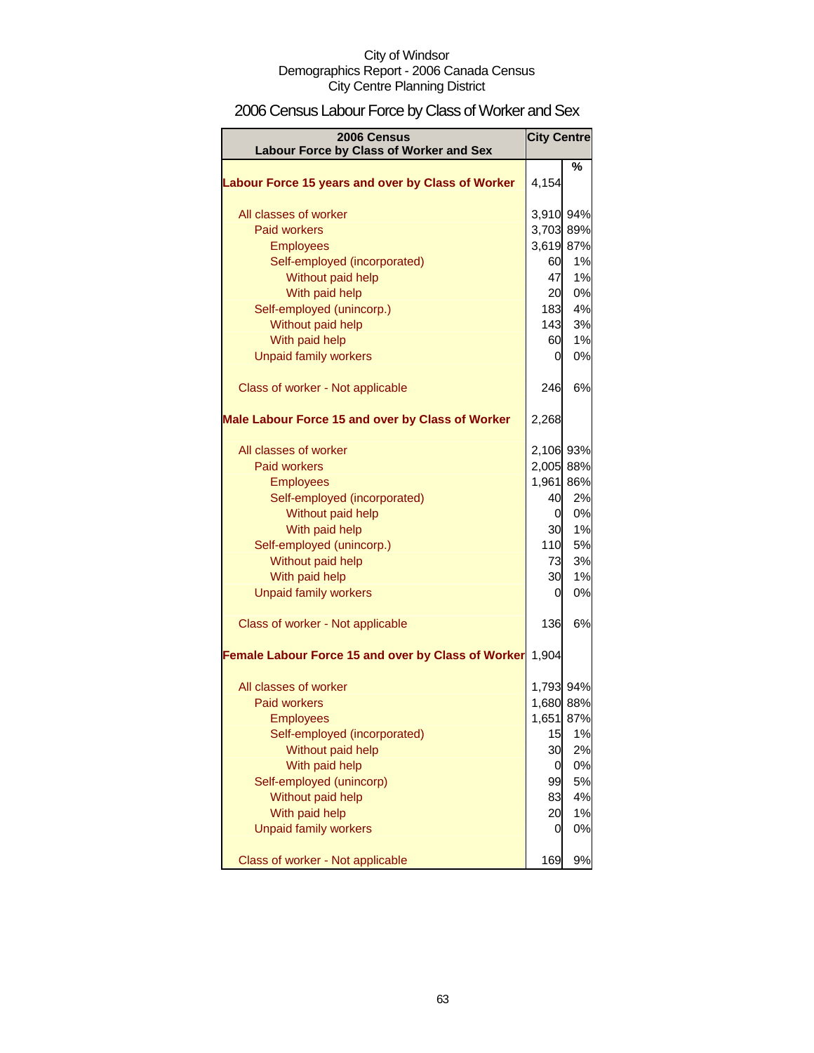City of Windsor
Demographics Report - 2006 Canada Census
City Centre Planning District

# 2006 Census Labour Force by Class of Worker and Sex

| 2006 Census Labour Force by Class of Worker and Sex | City Centre | |
|---|---|---|
| | | % |
| **Labour Force 15 years and over by Class of Worker** | 4,154 | |
| All classes of worker | 3,910 | 94% |
| Paid workers | 3,703 | 89% |
| Employees | 3,619 | 87% |
| Self-employed (incorporated) | 60 | 1% |
| Without paid help | 47 | 1% |
| With paid help | 20 | 0% |
| Self-employed (unincorp.) | 183 | 4% |
| Without paid help | 143 | 3% |
| With paid help | 60 | 1% |
| Unpaid family workers | 0 | 0% |
| Class of worker - Not applicable | 246 | 6% |
| **Male Labour Force 15 and over by Class of Worker** | 2,268 | |
| All classes of worker | 2,106 | 93% |
| Paid workers | 2,005 | 88% |
| Employees | 1,961 | 86% |
| Self-employed (incorporated) | 40 | 2% |
| Without paid help | 0 | 0% |
| With paid help | 30 | 1% |
| Self-employed (unincorp.) | 110 | 5% |
| Without paid help | 73 | 3% |
| With paid help | 30 | 1% |
| Unpaid family workers | 0 | 0% |
| Class of worker - Not applicable | 136 | 6% |
| **Female Labour Force 15 and over by Class of Worker** | 1,904 | |
| All classes of worker | 1,793 | 94% |
| Paid workers | 1,680 | 88% |
| Employees | 1,651 | 87% |
| Self-employed (incorporated) | 15 | 1% |
| Without paid help | 30 | 2% |
| With paid help | 0 | 0% |
| Self-employed (unincorp) | 99 | 5% |
| Without paid help | 83 | 4% |
| With paid help | 20 | 1% |
| Unpaid family workers | 0 | 0% |
| Class of worker - Not applicable | 169 | 9% |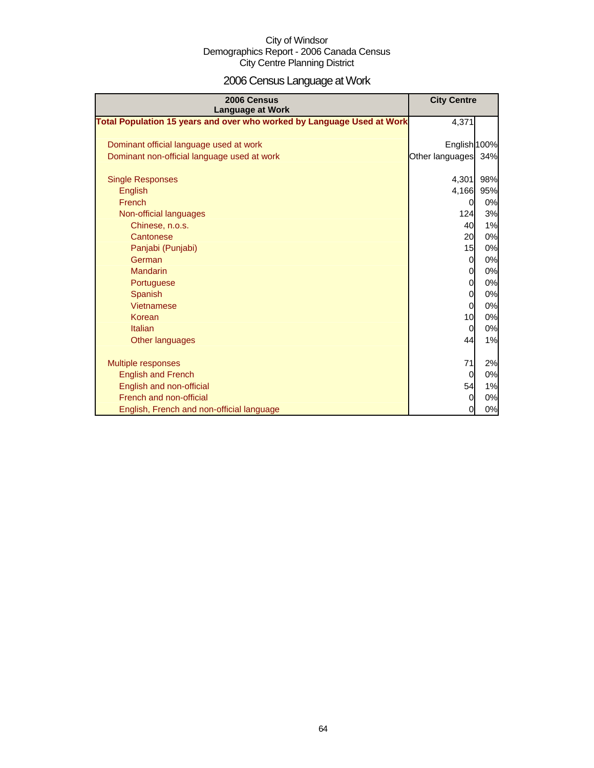City of Windsor
Demographics Report - 2006 Canada Census
City Centre Planning District

# 2006 Census Language at Work

| 2006 Census<br>Language at Work | City Centre | |
|---|---|---|
| **Total Population 15 years and over who worked by Language Used at Work** | 4,371 | |
| | | |
| Dominant official language used at work | English | 100% |
| Dominant non-official language used at work | Other languages | 34% |
| | | |
| Single Responses | 4,301 | 98% |
| English | 4,166 | 95% |
| French | 0 | 0% |
| Non-official languages | 124 | 3% |
| Chinese, n.o.s. | 40 | 1% |
| Cantonese | 20 | 0% |
| Panjabi (Punjabi) | 15 | 0% |
| German | 0 | 0% |
| Mandarin | 0 | 0% |
| Portuguese | 0 | 0% |
| Spanish | 0 | 0% |
| Vietnamese | 0 | 0% |
| Korean | 10 | 0% |
| Italian | 0 | 0% |
| Other languages | 44 | 1% |
| | | |
| Multiple responses | 71 | 2% |
| English and French | 0 | 0% |
| English and non-official | 54 | 1% |
| French and non-official | 0 | 0% |
| English, French and non-official language | 0 | 0% |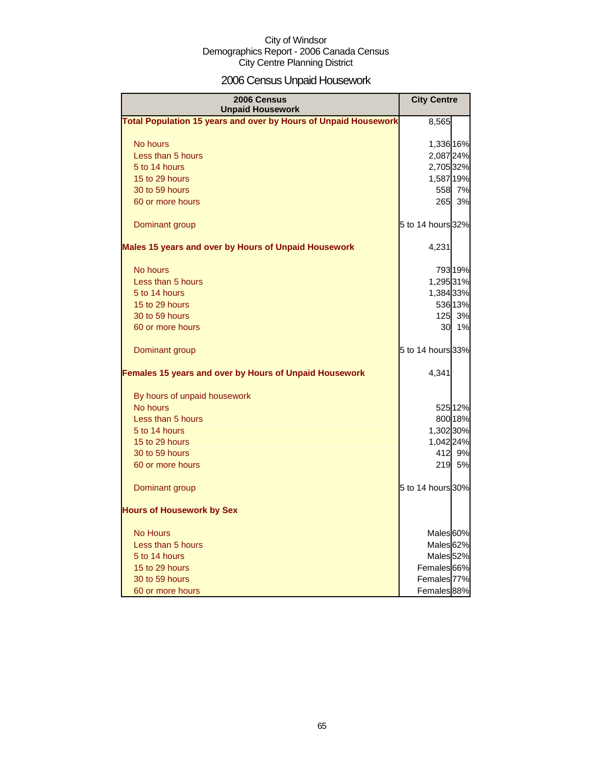City of Windsor
Demographics Report - 2006 Canada Census
City Centre Planning District

# 2006 Census Unpaid Housework

| 2006 Census Unpaid Housework | City Centre | |
|---|---|---|
| **Total Population 15 years and over by Hours of Unpaid Housework** | 8,565 | |
| No hours | 1,336 | 16% |
| Less than 5 hours | 2,087 | 24% |
| 5 to 14 hours | 2,705 | 32% |
| 15 to 29 hours | 1,587 | 19% |
| 30 to 59 hours | 558 | 7% |
| 60 or more hours | 265 | 3% |
| Dominant group | 5 to 14 hours | 32% |
| **Males 15 years and over by Hours of Unpaid Housework** | 4,231 | |
| No hours | 793 | 19% |
| Less than 5 hours | 1,295 | 31% |
| 5 to 14 hours | 1,384 | 33% |
| 15 to 29 hours | 536 | 13% |
| 30 to 59 hours | 125 | 3% |
| 60 or more hours | 30 | 1% |
| Dominant group | 5 to 14 hours | 33% |
| **Females 15 years and over by Hours of Unpaid Housework** | 4,341 | |
| By hours of unpaid housework | | |
| No hours | 525 | 12% |
| Less than 5 hours | 800 | 18% |
| 5 to 14 hours | 1,302 | 30% |
| 15 to 29 hours | 1,042 | 24% |
| 30 to 59 hours | 412 | 9% |
| 60 or more hours | 219 | 5% |
| Dominant group | 5 to 14 hours | 30% |
| **Hours of Housework by Sex** | | |
| No Hours | Males | 60% |
| Less than 5 hours | Males | 62% |
| 5 to 14 hours | Males | 52% |
| 15 to 29 hours | Females | 66% |
| 30 to 59 hours | Females | 77% |
| 60 or more hours | Females | 88% |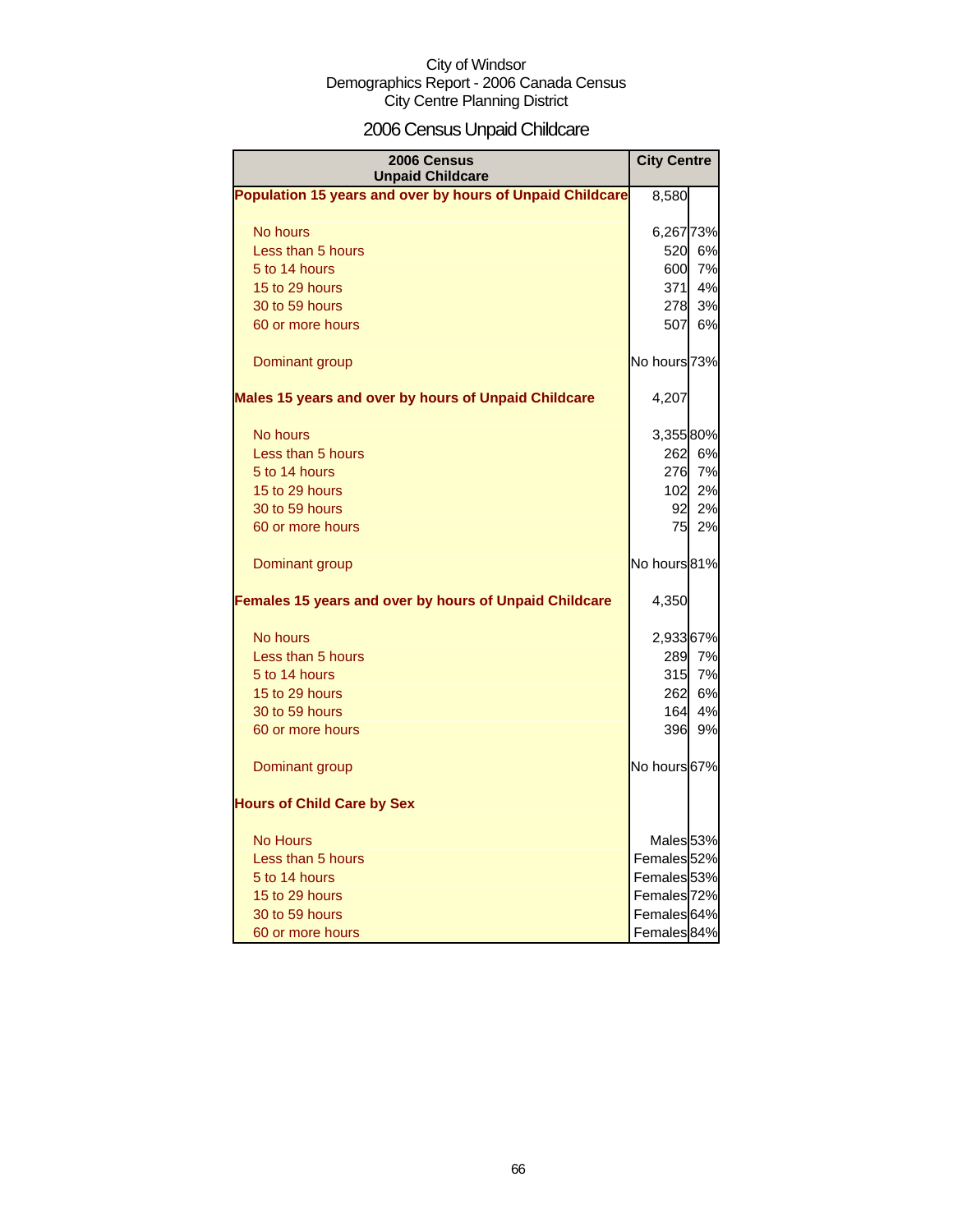City of Windsor
Demographics Report - 2006 Canada Census
City Centre Planning District

# 2006 Census Unpaid Childcare

| 2006 Census Unpaid Childcare | City Centre | |
|---|---|---|
| **Population 15 years and over by hours of Unpaid Childcare** | 8,580 | |
| No hours | 6,267 | 73% |
| Less than 5 hours | 520 | 6% |
| 5 to 14 hours | 600 | 7% |
| 15 to 29 hours | 371 | 4% |
| 30 to 59 hours | 278 | 3% |
| 60 or more hours | 507 | 6% |
| Dominant group | No hours | 73% |
| **Males 15 years and over by hours of Unpaid Childcare** | 4,207 | |
| No hours | 3,355 | 80% |
| Less than 5 hours | 262 | 6% |
| 5 to 14 hours | 276 | 7% |
| 15 to 29 hours | 102 | 2% |
| 30 to 59 hours | 92 | 2% |
| 60 or more hours | 75 | 2% |
| Dominant group | No hours | 81% |
| **Females 15 years and over by hours of Unpaid Childcare** | 4,350 | |
| No hours | 2,933 | 67% |
| Less than 5 hours | 289 | 7% |
| 5 to 14 hours | 315 | 7% |
| 15 to 29 hours | 262 | 6% |
| 30 to 59 hours | 164 | 4% |
| 60 or more hours | 396 | 9% |
| Dominant group | No hours | 67% |
| **Hours of Child Care by Sex** | | |
| No Hours | Males | 53% |
| Less than 5 hours | Females | 52% |
| 5 to 14 hours | Females | 53% |
| 15 to 29 hours | Females | 72% |
| 30 to 59 hours | Females | 64% |
| 60 or more hours | Females | 84% |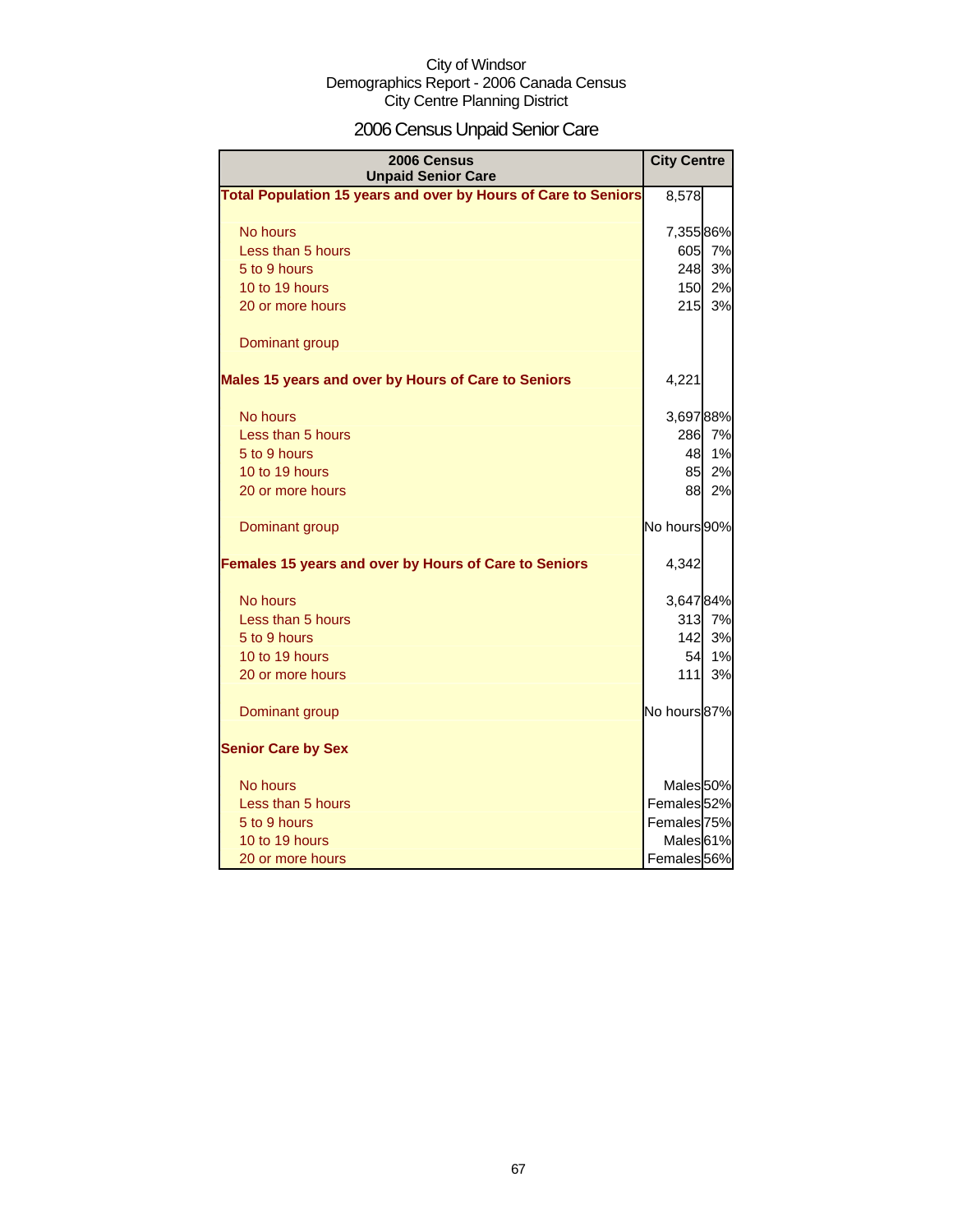City of Windsor
Demographics Report - 2006 Canada Census
City Centre Planning District

# 2006 Census Unpaid Senior Care

| 2006 Census Unpaid Senior Care | City Centre | |
|---|---|---|
| **Total Population 15 years and over by Hours of Care to Seniors** | 8,578 | |
| No hours | 7,355 | 86% |
| Less than 5 hours | 605 | 7% |
| 5 to 9 hours | 248 | 3% |
| 10 to 19 hours | 150 | 2% |
| 20 or more hours | 215 | 3% |
| Dominant group | | |
| **Males 15 years and over by Hours of Care to Seniors** | 4,221 | |
| No hours | 3,697 | 88% |
| Less than 5 hours | 286 | 7% |
| 5 to 9 hours | 48 | 1% |
| 10 to 19 hours | 85 | 2% |
| 20 or more hours | 88 | 2% |
| Dominant group | No hours | 90% |
| **Females 15 years and over by Hours of Care to Seniors** | 4,342 | |
| No hours | 3,647 | 84% |
| Less than 5 hours | 313 | 7% |
| 5 to 9 hours | 142 | 3% |
| 10 to 19 hours | 54 | 1% |
| 20 or more hours | 111 | 3% |
| Dominant group | No hours | 87% |
| **Senior Care by Sex** | | |
| No hours | Males | 50% |
| Less than 5 hours | Females | 52% |
| 5 to 9 hours | Females | 75% |
| 10 to 19 hours | Males | 61% |
| 20 or more hours | Females | 56% |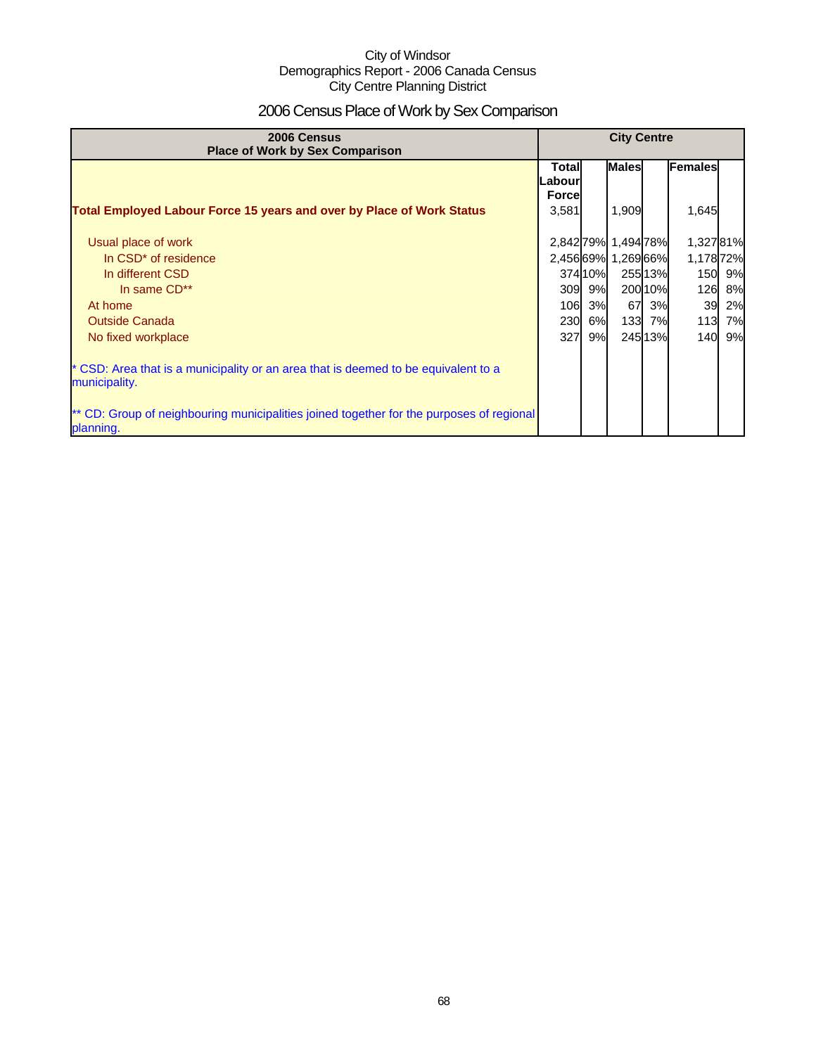City of Windsor
Demographics Report - 2006 Canada Census
City Centre Planning District

# 2006 Census Place of Work by Sex Comparison

| 2006 Census<br>Place of Work by Sex Comparison | City Centre | | | | | |
|---|---|---|---|---|---|---|
| | Total Labour Force | | Males | | Females | |
| **Total Employed Labour Force 15 years and over by Place of Work Status** | 3,581 | | 1,909 | | 1,645 | |
| Usual place of work | 2,842 | 79% | 1,494 | 78% | 1,327 | 81% |
| In CSD* of residence | 2,456 | 69% | 1,269 | 66% | 1,178 | 72% |
| In different CSD | 374 | 10% | 255 | 13% | 150 | 9% |
| In same CD** | 309 | 9% | 200 | 10% | 126 | 8% |
| At home | 106 | 3% | 67 | 3% | 39 | 2% |
| Outside Canada | 230 | 6% | 133 | 7% | 113 | 7% |
| No fixed workplace | 327 | 9% | 245 | 13% | 140 | 9% |

* CSD: Area that is a municipality or an area that is deemed to be equivalent to a municipality.

** CD: Group of neighbouring municipalities joined together for the purposes of regional planning.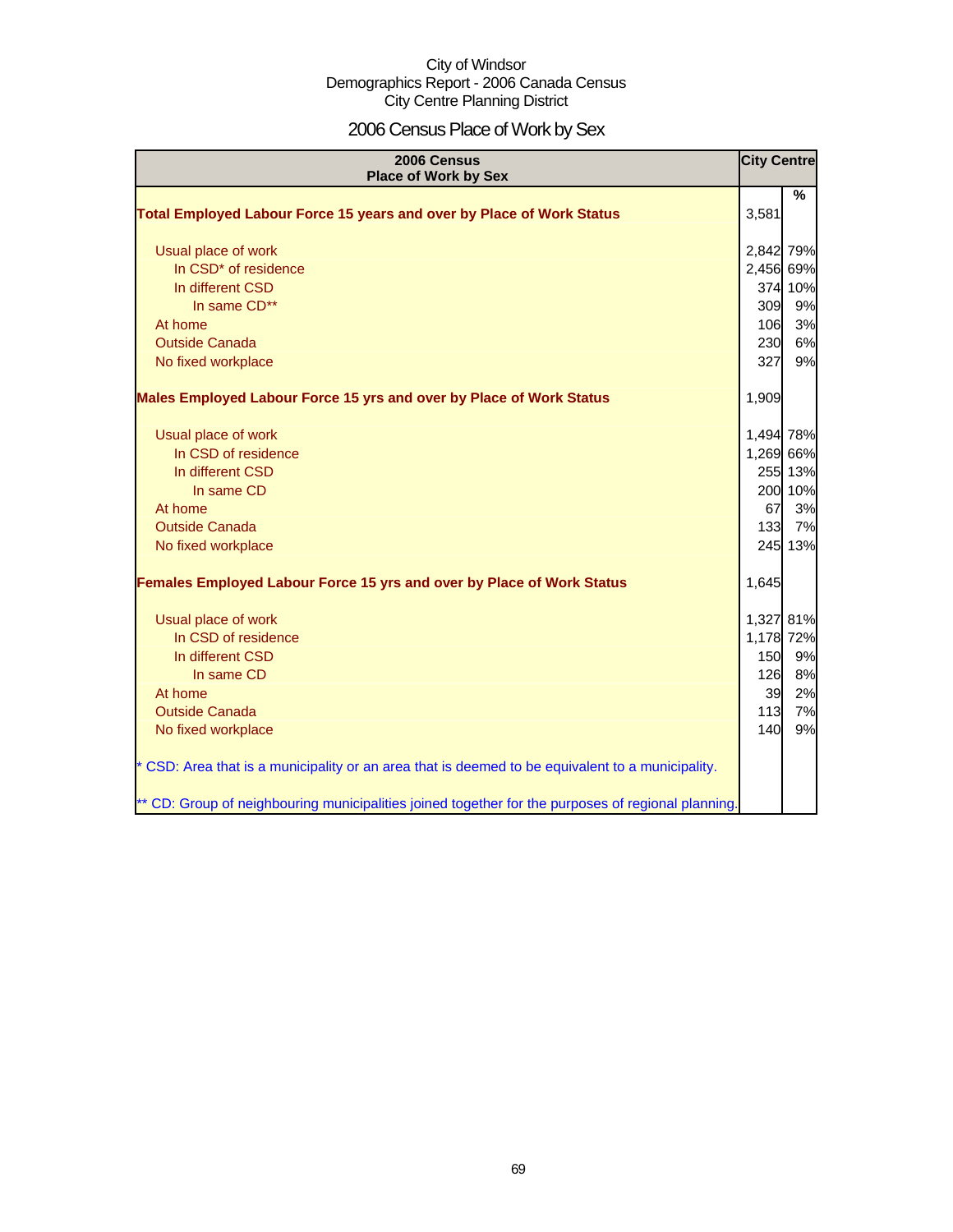City of Windsor
Demographics Report - 2006 Canada Census
City Centre Planning District

# 2006 Census Place of Work by Sex

| 2006 Census Place of Work by Sex | City Centre | |
|---|---|---|
| | | % |
| **Total Employed Labour Force 15 years and over by Place of Work Status** | 3,581 | |
| Usual place of work | 2,842 | 79% |
| In CSD* of residence | 2,456 | 69% |
| In different CSD | 374 | 10% |
| In same CD** | 309 | 9% |
| At home | 106 | 3% |
| Outside Canada | 230 | 6% |
| No fixed workplace | 327 | 9% |
| **Males Employed Labour Force 15 yrs and over by Place of Work Status** | 1,909 | |
| Usual place of work | 1,494 | 78% |
| In CSD of residence | 1,269 | 66% |
| In different CSD | 255 | 13% |
| In same CD | 200 | 10% |
| At home | 67 | 3% |
| Outside Canada | 133 | 7% |
| No fixed workplace | 245 | 13% |
| **Females Employed Labour Force 15 yrs and over by Place of Work Status** | 1,645 | |
| Usual place of work | 1,327 | 81% |
| In CSD of residence | 1,178 | 72% |
| In different CSD | 150 | 9% |
| In same CD | 126 | 8% |
| At home | 39 | 2% |
| Outside Canada | 113 | 7% |
| No fixed workplace | 140 | 9% |

* CSD: Area that is a municipality or an area that is deemed to be equivalent to a municipality.

** CD: Group of neighbouring municipalities joined together for the purposes of regional planning.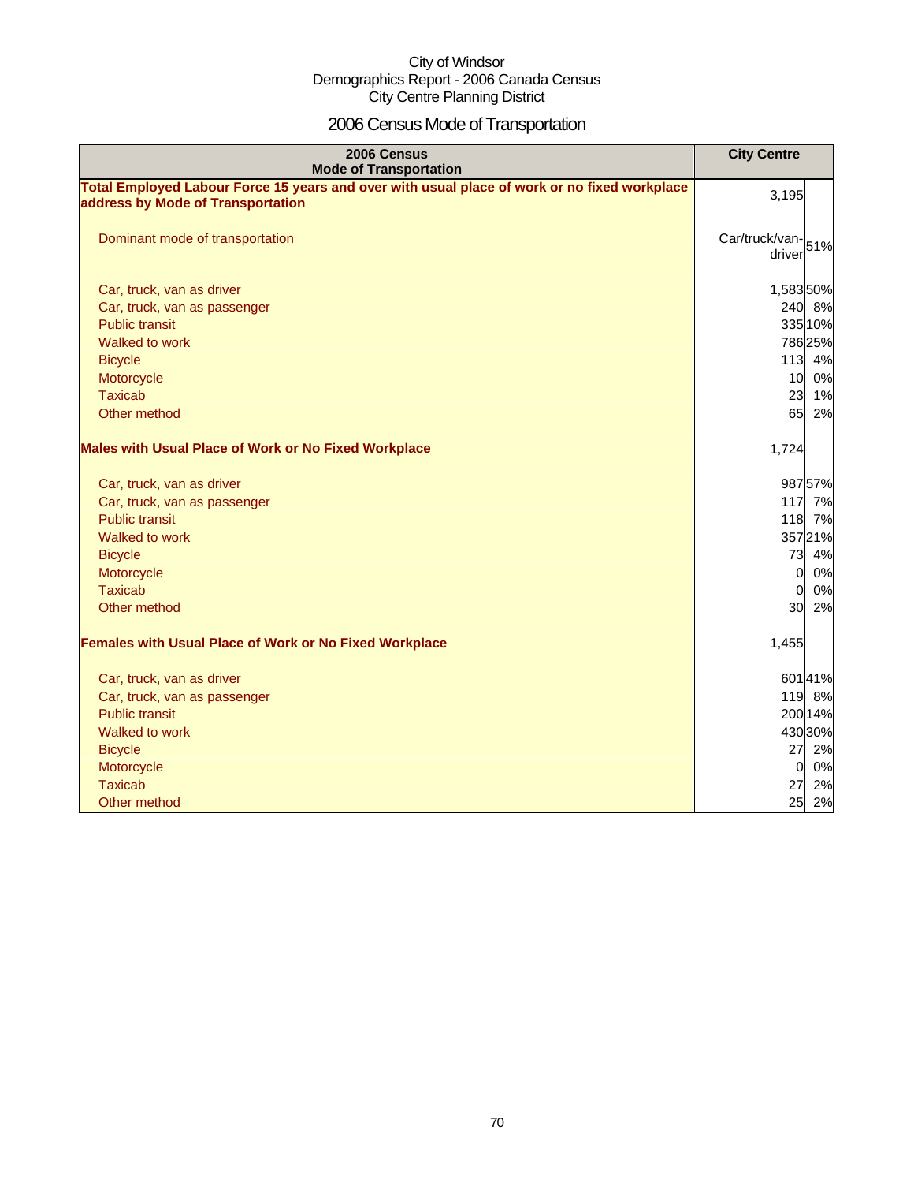City of Windsor
Demographics Report - 2006 Canada Census
City Centre Planning District

# 2006 Census Mode of Transportation

| 2006 Census Mode of Transportation | City Centre | |
|---|---|---|
| **Total Employed Labour Force 15 years and over with usual place of work or no fixed workplace address by Mode of Transportation** | 3,195 | |
| Dominant mode of transportation | Car/truck/van-driver | 51% |
| Car, truck, van as driver | 1,583 | 50% |
| Car, truck, van as passenger | 240 | 8% |
| Public transit | 335 | 10% |
| Walked to work | 786 | 25% |
| Bicycle | 113 | 4% |
| Motorcycle | 10 | 0% |
| Taxicab | 23 | 1% |
| Other method | 65 | 2% |
| **Males with Usual Place of Work or No Fixed Workplace** | 1,724 | |
| Car, truck, van as driver | 987 | 57% |
| Car, truck, van as passenger | 117 | 7% |
| Public transit | 118 | 7% |
| Walked to work | 357 | 21% |
| Bicycle | 73 | 4% |
| Motorcycle | 0 | 0% |
| Taxicab | 0 | 0% |
| Other method | 30 | 2% |
| **Females with Usual Place of Work or No Fixed Workplace** | 1,455 | |
| Car, truck, van as driver | 601 | 41% |
| Car, truck, van as passenger | 119 | 8% |
| Public transit | 200 | 14% |
| Walked to work | 430 | 30% |
| Bicycle | 27 | 2% |
| Motorcycle | 0 | 0% |
| Taxicab | 27 | 2% |
| Other method | 25 | 2% |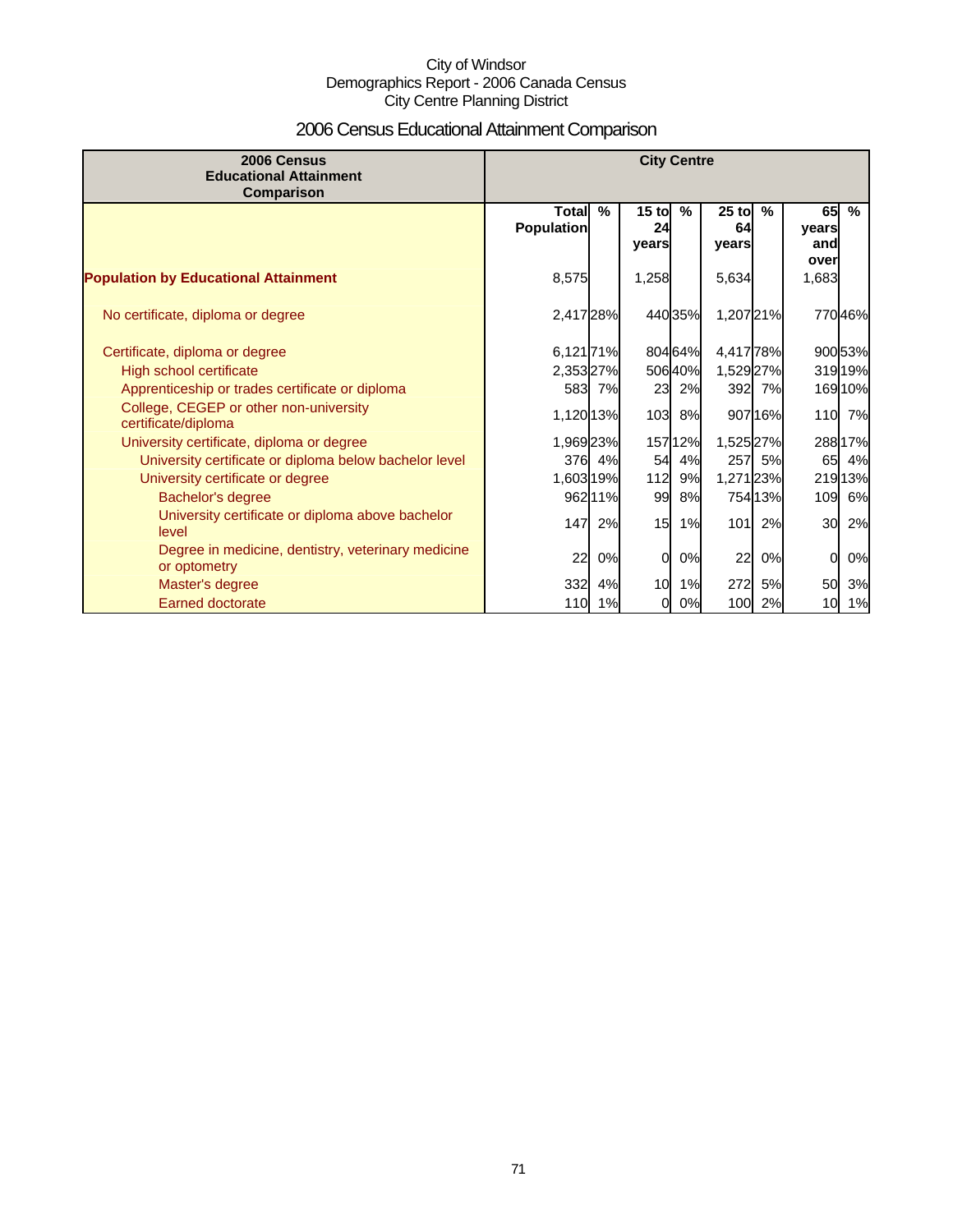City of Windsor
Demographics Report - 2006 Canada Census
City Centre Planning District

# 2006 Census Educational Attainment Comparison

| 2006 Census Educational Attainment Comparison | City Centre | | | | | | | |
|---|---|---|---|---|---|---|---|---|
| | Total Population | % | 15 to 24 years | % | 25 to 64 years | % | 65 years and over | % |
| **Population by Educational Attainment** | 8,575 | | 1,258 | | 5,634 | | 1,683 | |
| No certificate, diploma or degree | 2,417 | 28% | 440 | 35% | 1,207 | 21% | 770 | 46% |
| Certificate, diploma or degree | 6,121 | 71% | 804 | 64% | 4,417 | 78% | 900 | 53% |
| High school certificate | 2,353 | 27% | 506 | 40% | 1,529 | 27% | 319 | 19% |
| Apprenticeship or trades certificate or diploma | 583 | 7% | 23 | 2% | 392 | 7% | 169 | 10% |
| College, CEGEP or other non-university certificate/diploma | 1,120 | 13% | 103 | 8% | 907 | 16% | 110 | 7% |
| University certificate, diploma or degree | 1,969 | 23% | 157 | 12% | 1,525 | 27% | 288 | 17% |
| University certificate or diploma below bachelor level | 376 | 4% | 54 | 4% | 257 | 5% | 65 | 4% |
| University certificate or degree | 1,603 | 19% | 112 | 9% | 1,271 | 23% | 219 | 13% |
| Bachelor's degree | 962 | 11% | 99 | 8% | 754 | 13% | 109 | 6% |
| University certificate or diploma above bachelor level | 147 | 2% | 15 | 1% | 101 | 2% | 30 | 2% |
| Degree in medicine, dentistry, veterinary medicine or optometry | 22 | 0% | 0 | 0% | 22 | 0% | 0 | 0% |
| Master's degree | 332 | 4% | 10 | 1% | 272 | 5% | 50 | 3% |
| Earned doctorate | 110 | 1% | 0 | 0% | 100 | 2% | 10 | 1% |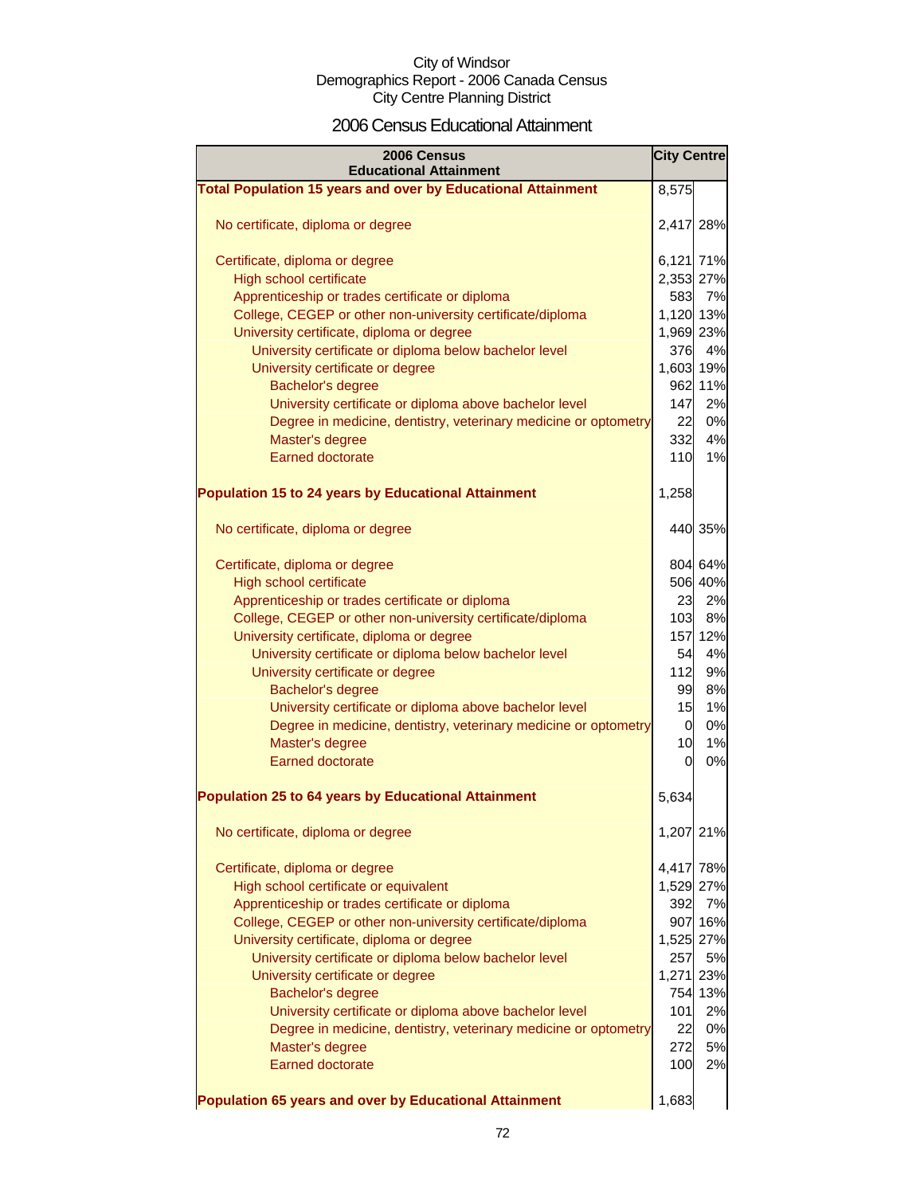City of Windsor
Demographics Report - 2006 Canada Census
City Centre Planning District

# 2006 Census Educational Attainment

| 2006 Census Educational Attainment | City Centre | |
|---|---|---|
| **Total Population 15 years and over by Educational Attainment** | 8,575 | |
| No certificate, diploma or degree | 2,417 | 28% |
| Certificate, diploma or degree | 6,121 | 71% |
| High school certificate | 2,353 | 27% |
| Apprenticeship or trades certificate or diploma | 583 | 7% |
| College, CEGEP or other non-university certificate/diploma | 1,120 | 13% |
| University certificate, diploma or degree | 1,969 | 23% |
| University certificate or diploma below bachelor level | 376 | 4% |
| University certificate or degree | 1,603 | 19% |
| Bachelor's degree | 962 | 11% |
| University certificate or diploma above bachelor level | 147 | 2% |
| Degree in medicine, dentistry, veterinary medicine or optometry | 22 | 0% |
| Master's degree | 332 | 4% |
| Earned doctorate | 110 | 1% |
| **Population 15 to 24 years by Educational Attainment** | 1,258 | |
| No certificate, diploma or degree | 440 | 35% |
| Certificate, diploma or degree | 804 | 64% |
| High school certificate | 506 | 40% |
| Apprenticeship or trades certificate or diploma | 23 | 2% |
| College, CEGEP or other non-university certificate/diploma | 103 | 8% |
| University certificate, diploma or degree | 157 | 12% |
| University certificate or diploma below bachelor level | 54 | 4% |
| University certificate or degree | 112 | 9% |
| Bachelor's degree | 99 | 8% |
| University certificate or diploma above bachelor level | 15 | 1% |
| Degree in medicine, dentistry, veterinary medicine or optometry | 0 | 0% |
| Master's degree | 10 | 1% |
| Earned doctorate | 0 | 0% |
| **Population 25 to 64 years by Educational Attainment** | 5,634 | |
| No certificate, diploma or degree | 1,207 | 21% |
| Certificate, diploma or degree | 4,417 | 78% |
| High school certificate or equivalent | 1,529 | 27% |
| Apprenticeship or trades certificate or diploma | 392 | 7% |
| College, CEGEP or other non-university certificate/diploma | 907 | 16% |
| University certificate, diploma or degree | 1,525 | 27% |
| University certificate or diploma below bachelor level | 257 | 5% |
| University certificate or degree | 1,271 | 23% |
| Bachelor's degree | 754 | 13% |
| University certificate or diploma above bachelor level | 101 | 2% |
| Degree in medicine, dentistry, veterinary medicine or optometry | 22 | 0% |
| Master's degree | 272 | 5% |
| Earned doctorate | 100 | 2% |
| **Population 65 years and over by Educational Attainment** | 1,683 | |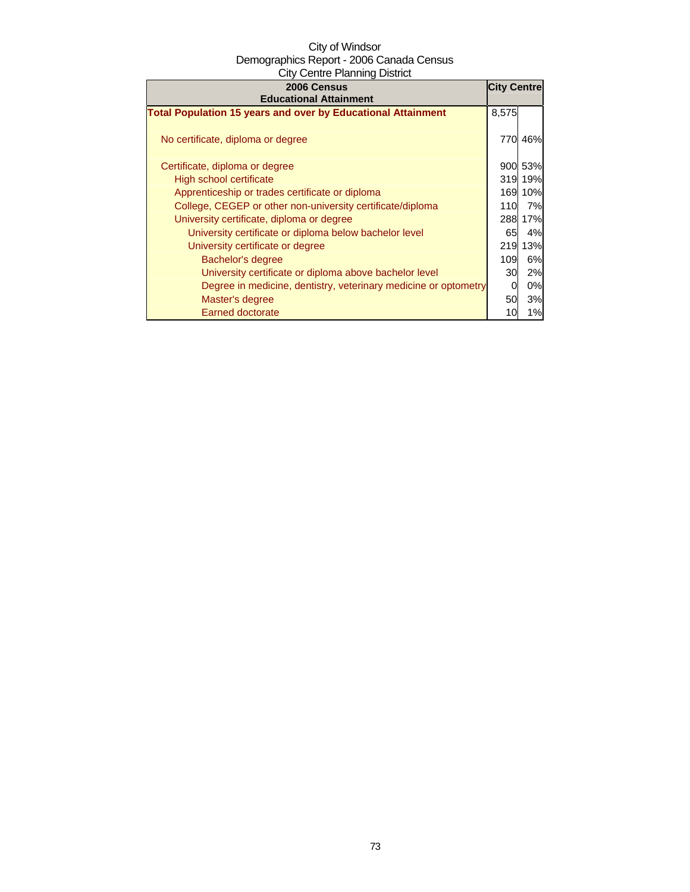City of Windsor
Demographics Report - 2006 Canada Census
City Centre Planning District

| 2006 Census Educational Attainment | City Centre | |
|---|---|---|
| **Total Population 15 years and over by Educational Attainment** | 8,575 | |
| No certificate, diploma or degree | 770 | 46% |
| Certificate, diploma or degree | 900 | 53% |
| High school certificate | 319 | 19% |
| Apprenticeship or trades certificate or diploma | 169 | 10% |
| College, CEGEP or other non-university certificate/diploma | 110 | 7% |
| University certificate, diploma or degree | 288 | 17% |
| University certificate or diploma below bachelor level | 65 | 4% |
| University certificate or degree | 219 | 13% |
| Bachelor's degree | 109 | 6% |
| University certificate or diploma above bachelor level | 30 | 2% |
| Degree in medicine, dentistry, veterinary medicine or optometry | 0 | 0% |
| Master's degree | 50 | 3% |
| Earned doctorate | 10 | 1% |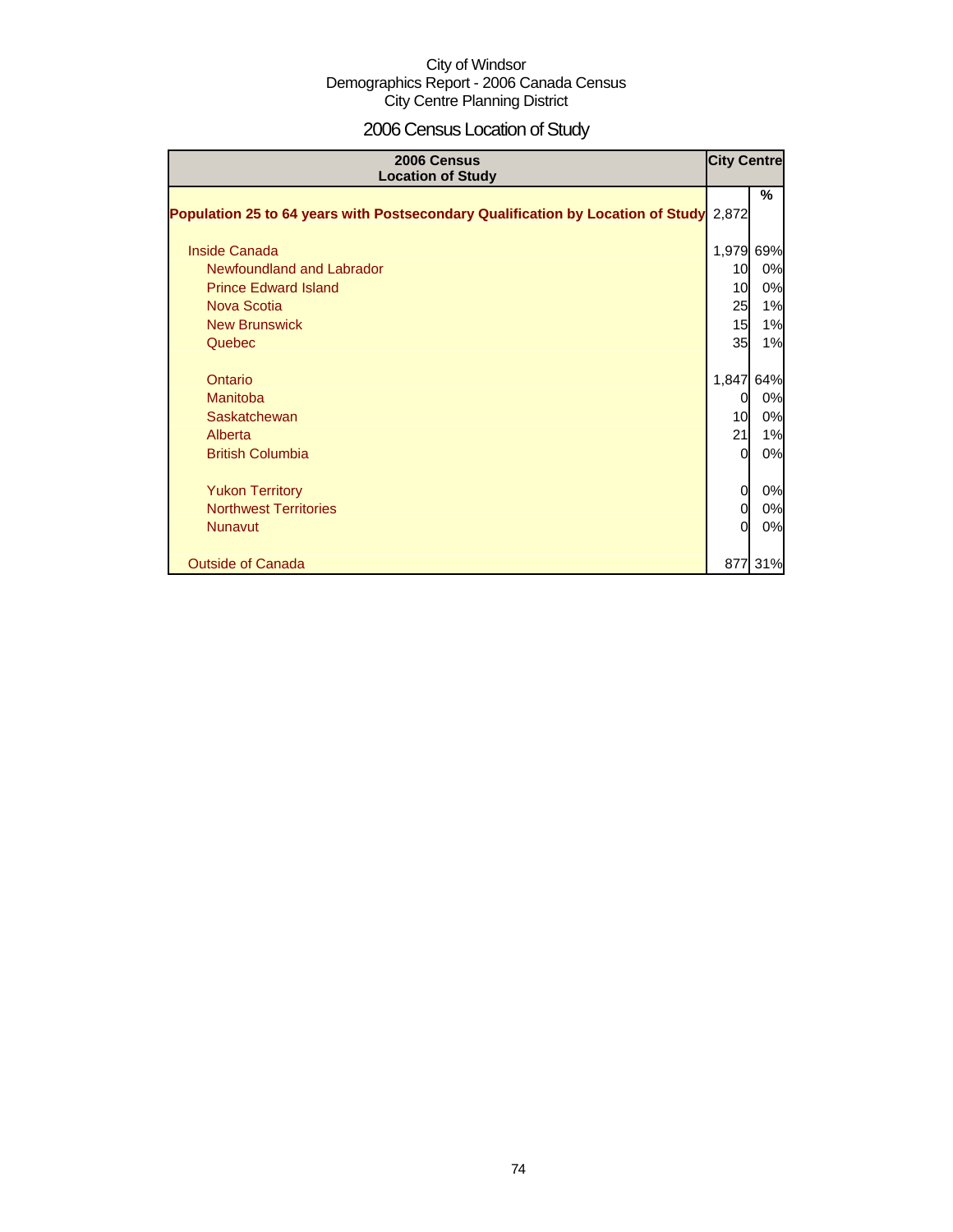City of Windsor
Demographics Report - 2006 Canada Census
City Centre Planning District

# 2006 Census Location of Study

| 2006 Census Location of Study | City Centre | |
|---|---|---|
| | | % |
| **Population 25 to 64 years with Postsecondary Qualification by Location of Study** | 2,872 | |
| Inside Canada | 1,979 | 69% |
| Newfoundland and Labrador | 10 | 0% |
| Prince Edward Island | 10 | 0% |
| Nova Scotia | 25 | 1% |
| New Brunswick | 15 | 1% |
| Quebec | 35 | 1% |
| Ontario | 1,847 | 64% |
| Manitoba | 0 | 0% |
| Saskatchewan | 10 | 0% |
| Alberta | 21 | 1% |
| British Columbia | 0 | 0% |
| Yukon Territory | 0 | 0% |
| Northwest Territories | 0 | 0% |
| Nunavut | 0 | 0% |
| Outside of Canada | 877 | 31% |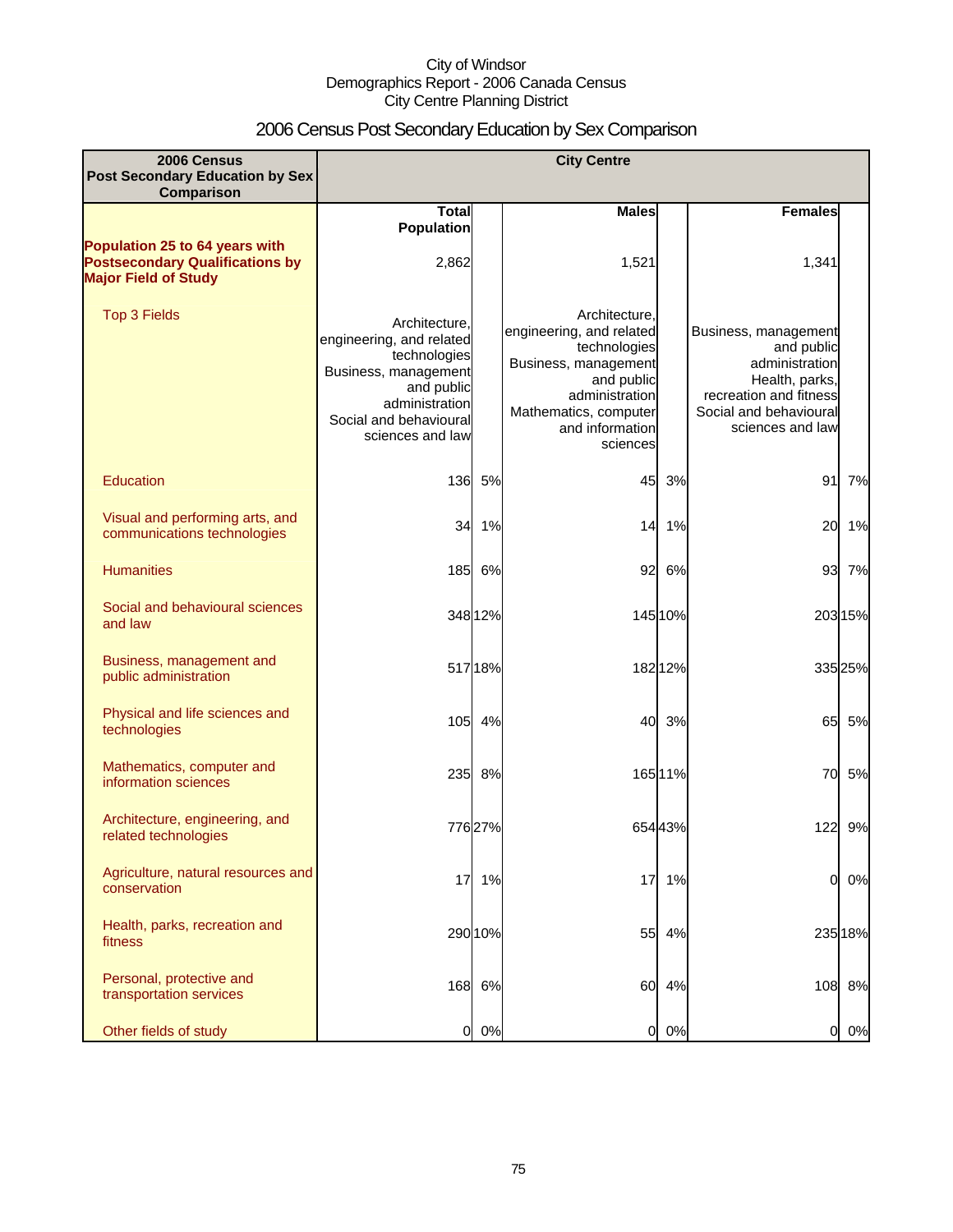City of Windsor
Demographics Report - 2006 Canada Census
City Centre Planning District

# 2006 Census Post Secondary Education by Sex Comparison

| 2006 Census Post Secondary Education by Sex Comparison | City Centre | | | | | |
|---|---|---|---|---|---|---|
| | Total Population | | Males | | Females | |
| **Population 25 to 64 years with Postsecondary Qualifications by Major Field of Study** | 2,862 | | 1,521 | | 1,341 | |
| Top 3 Fields | Architecture, engineering, and related technologies<br>Business, management and public administration<br>Social and behavioural sciences and law | | Architecture, engineering, and related technologies<br>Business, management and public administration<br>Mathematics, computer and information sciences | | Business, management and public administration<br>Health, parks, recreation and fitness<br>Social and behavioural sciences and law | |
| Education | 136 | 5% | 45 | 3% | 91 | 7% |
| Visual and performing arts, and communications technologies | 34 | 1% | 14 | 1% | 20 | 1% |
| Humanities | 185 | 6% | 92 | 6% | 93 | 7% |
| Social and behavioural sciences and law | 348 | 12% | 145 | 10% | 203 | 15% |
| Business, management and public administration | 517 | 18% | 182 | 12% | 335 | 25% |
| Physical and life sciences and technologies | 105 | 4% | 40 | 3% | 65 | 5% |
| Mathematics, computer and information sciences | 235 | 8% | 165 | 11% | 70 | 5% |
| Architecture, engineering, and related technologies | 776 | 27% | 654 | 43% | 122 | 9% |
| Agriculture, natural resources and conservation | 17 | 1% | 17 | 1% | 0 | 0% |
| Health, parks, recreation and fitness | 290 | 10% | 55 | 4% | 235 | 18% |
| Personal, protective and transportation services | 168 | 6% | 60 | 4% | 108 | 8% |
| Other fields of study | 0 | 0% | 0 | 0% | 0 | 0% |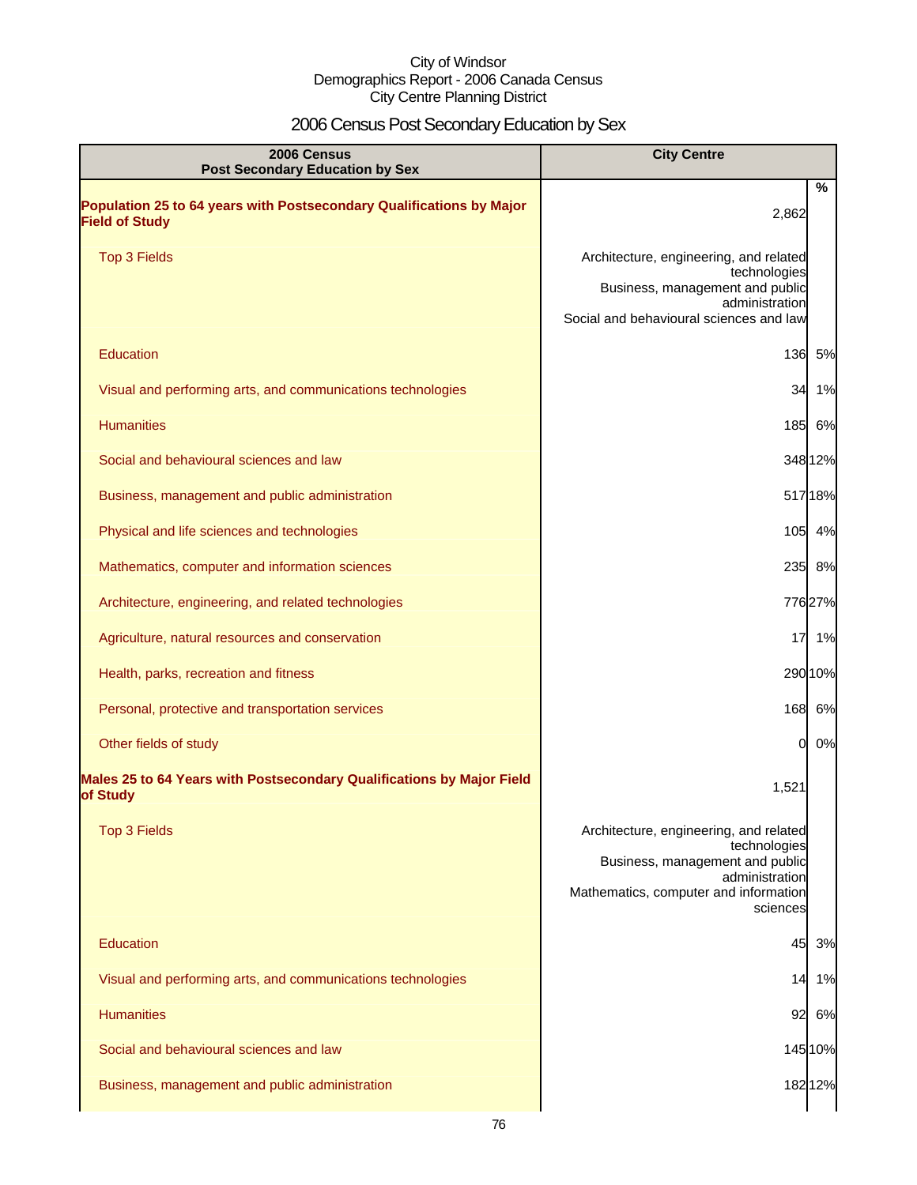City of Windsor
Demographics Report - 2006 Canada Census
City Centre Planning District

# 2006 Census Post Secondary Education by Sex

| 2006 Census Post Secondary Education by Sex | City Centre | |
|---|---|---|
| | | % |
| **Population 25 to 64 years with Postsecondary Qualifications by Major Field of Study** | 2,862 | |
| Top 3 Fields | Architecture, engineering, and related technologies<br>Business, management and public administration<br>Social and behavioural sciences and law | |
| Education | 136 | 5% |
| Visual and performing arts, and communications technologies | 34 | 1% |
| Humanities | 185 | 6% |
| Social and behavioural sciences and law | 348 | 12% |
| Business, management and public administration | 517 | 18% |
| Physical and life sciences and technologies | 105 | 4% |
| Mathematics, computer and information sciences | 235 | 8% |
| Architecture, engineering, and related technologies | 776 | 27% |
| Agriculture, natural resources and conservation | 17 | 1% |
| Health, parks, recreation and fitness | 290 | 10% |
| Personal, protective and transportation services | 168 | 6% |
| Other fields of study | 0 | 0% |
| **Males 25 to 64 Years with Postsecondary Qualifications by Major Field of Study** | 1,521 | |
| Top 3 Fields | Architecture, engineering, and related technologies<br>Business, management and public administration<br>Mathematics, computer and information sciences | |
| Education | 45 | 3% |
| Visual and performing arts, and communications technologies | 14 | 1% |
| Humanities | 92 | 6% |
| Social and behavioural sciences and law | 145 | 10% |
| Business, management and public administration | 182 | 12% |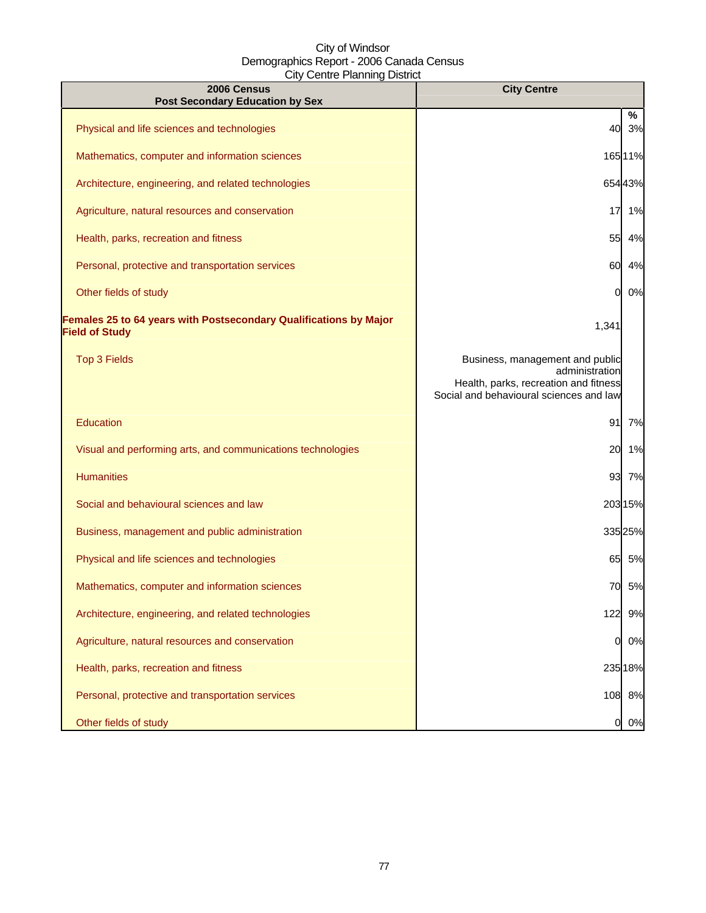City of Windsor
Demographics Report - 2006 Canada Census
City Centre Planning District

| 2006 Census<br>Post Secondary Education by Sex | City Centre | |
|---|---|---|
| | | % |
| Physical and life sciences and technologies | 40 | 3% |
| Mathematics, computer and information sciences | 165 | 11% |
| Architecture, engineering, and related technologies | 654 | 43% |
| Agriculture, natural resources and conservation | 17 | 1% |
| Health, parks, recreation and fitness | 55 | 4% |
| Personal, protective and transportation services | 60 | 4% |
| Other fields of study | 0 | 0% |
| **Females 25 to 64 years with Postsecondary Qualifications by Major Field of Study** | 1,341 | |
| Top 3 Fields | Business, management and public administration<br>Health, parks, recreation and fitness<br>Social and behavioural sciences and law | |
| Education | 91 | 7% |
| Visual and performing arts, and communications technologies | 20 | 1% |
| Humanities | 93 | 7% |
| Social and behavioural sciences and law | 203 | 15% |
| Business, management and public administration | 335 | 25% |
| Physical and life sciences and technologies | 65 | 5% |
| Mathematics, computer and information sciences | 70 | 5% |
| Architecture, engineering, and related technologies | 122 | 9% |
| Agriculture, natural resources and conservation | 0 | 0% |
| Health, parks, recreation and fitness | 235 | 18% |
| Personal, protective and transportation services | 108 | 8% |
| Other fields of study | 0 | 0% |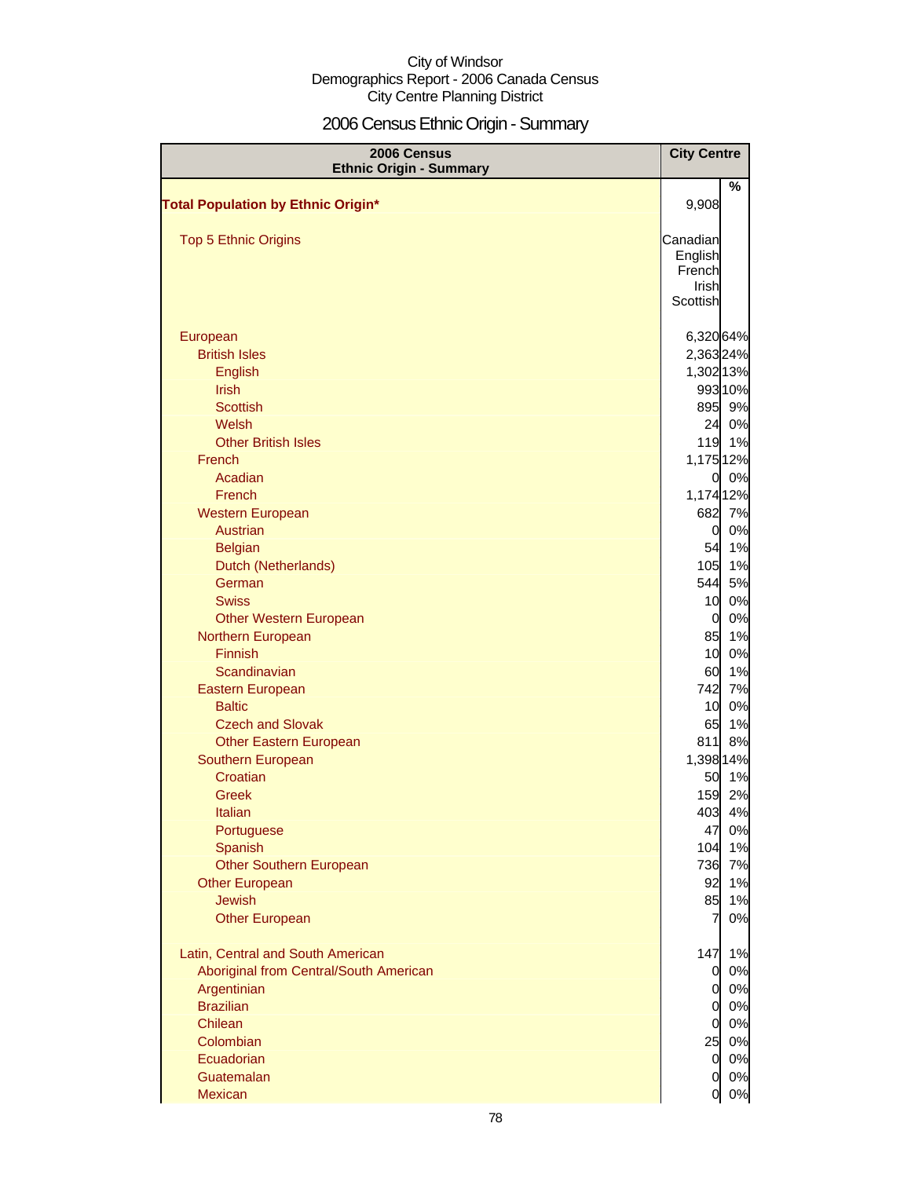City of Windsor
Demographics Report - 2006 Canada Census
City Centre Planning District

# 2006 Census Ethnic Origin - Summary

| 2006 Census Ethnic Origin - Summary | City Centre | |
|---|---|---|
| | | % |
| **Total Population by Ethnic Origin*** | 9,908 | |
| Top 5 Ethnic Origins | Canadian<br>English<br>French<br>Irish<br>Scottish | |
| European | 6,320 | 64% |
| British Isles | 2,363 | 24% |
| English | 1,302 | 13% |
| Irish | 993 | 10% |
| Scottish | 895 | 9% |
| Welsh | 24 | 0% |
| Other British Isles | 119 | 1% |
| French | 1,175 | 12% |
| Acadian | 0 | 0% |
| French | 1,174 | 12% |
| Western European | 682 | 7% |
| Austrian | 0 | 0% |
| Belgian | 54 | 1% |
| Dutch (Netherlands) | 105 | 1% |
| German | 544 | 5% |
| Swiss | 10 | 0% |
| Other Western European | 0 | 0% |
| Northern European | 85 | 1% |
| Finnish | 10 | 0% |
| Scandinavian | 60 | 1% |
| Eastern European | 742 | 7% |
| Baltic | 10 | 0% |
| Czech and Slovak | 65 | 1% |
| Other Eastern European | 811 | 8% |
| Southern European | 1,398 | 14% |
| Croatian | 50 | 1% |
| Greek | 159 | 2% |
| Italian | 403 | 4% |
| Portuguese | 47 | 0% |
| Spanish | 104 | 1% |
| Other Southern European | 736 | 7% |
| Other European | 92 | 1% |
| Jewish | 85 | 1% |
| Other European | 7 | 0% |
| Latin, Central and South American | 147 | 1% |
| Aboriginal from Central/South American | 0 | 0% |
| Argentinian | 0 | 0% |
| Brazilian | 0 | 0% |
| Chilean | 0 | 0% |
| Colombian | 25 | 0% |
| Ecuadorian | 0 | 0% |
| Guatemalan | 0 | 0% |
| Mexican | 0 | 0% |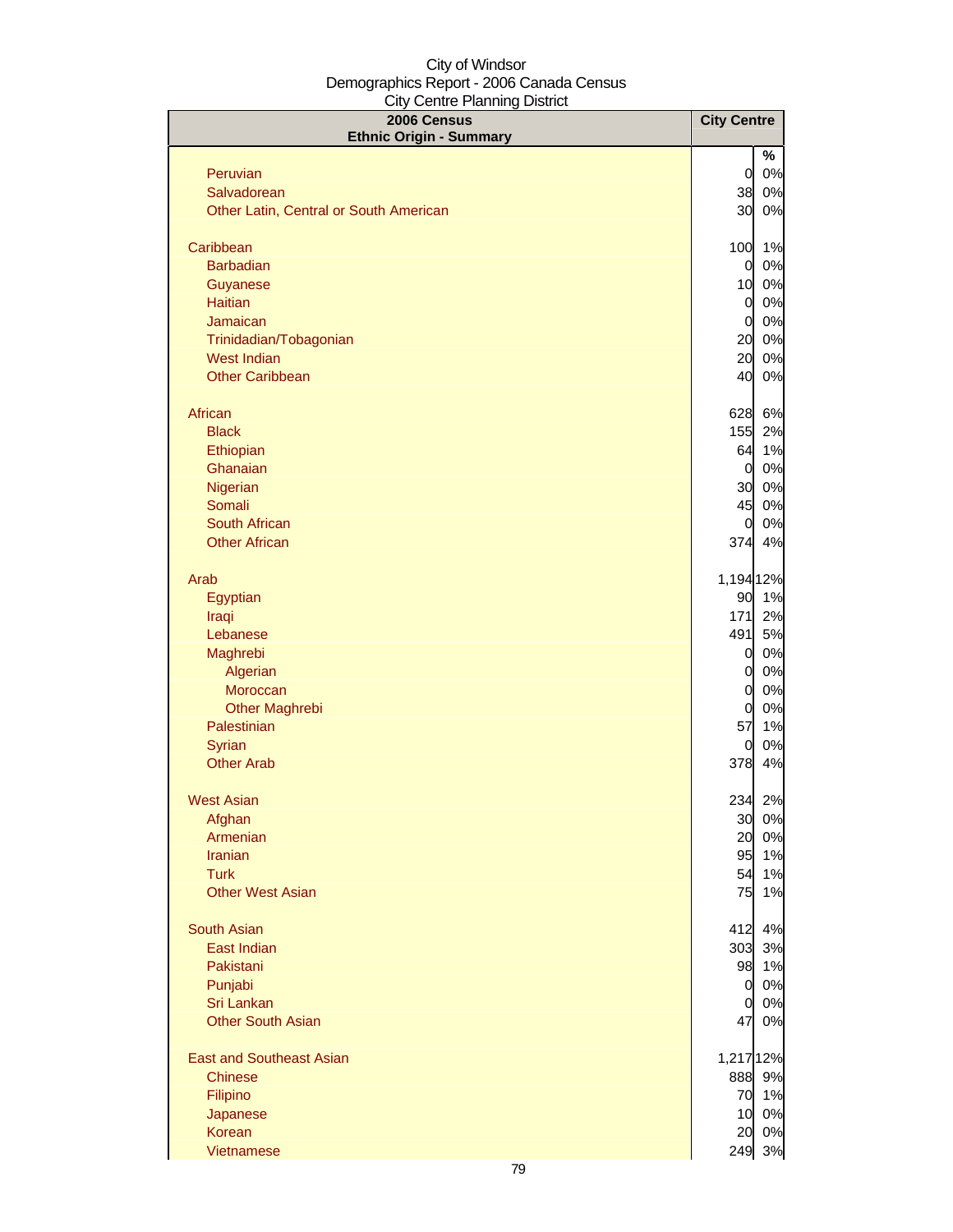City of Windsor
Demographics Report - 2006 Canada Census
City Centre Planning District

| 2006 Census<br>Ethnic Origin - Summary | City Centre | |
|---|---|---|
| | | % |
| Peruvian | 0 | 0% |
| Salvadorean | 38 | 0% |
| Other Latin, Central or South American | 30 | 0% |
| | | |
| Caribbean | 100 | 1% |
| Barbadian | 0 | 0% |
| Guyanese | 10 | 0% |
| Haitian | 0 | 0% |
| Jamaican | 0 | 0% |
| Trinidadian/Tobagonian | 20 | 0% |
| West Indian | 20 | 0% |
| Other Caribbean | 40 | 0% |
| | | |
| African | 628 | 6% |
| Black | 155 | 2% |
| Ethiopian | 64 | 1% |
| Ghanaian | 0 | 0% |
| Nigerian | 30 | 0% |
| Somali | 45 | 0% |
| South African | 0 | 0% |
| Other African | 374 | 4% |
| | | |
| Arab | 1,194 | 12% |
| Egyptian | 90 | 1% |
| Iraqi | 171 | 2% |
| Lebanese | 491 | 5% |
| Maghrebi | 0 | 0% |
| Algerian | 0 | 0% |
| Moroccan | 0 | 0% |
| Other Maghrebi | 0 | 0% |
| Palestinian | 57 | 1% |
| Syrian | 0 | 0% |
| Other Arab | 378 | 4% |
| | | |
| West Asian | 234 | 2% |
| Afghan | 30 | 0% |
| Armenian | 20 | 0% |
| Iranian | 95 | 1% |
| Turk | 54 | 1% |
| Other West Asian | 75 | 1% |
| | | |
| South Asian | 412 | 4% |
| East Indian | 303 | 3% |
| Pakistani | 98 | 1% |
| Punjabi | 0 | 0% |
| Sri Lankan | 0 | 0% |
| Other South Asian | 47 | 0% |
| | | |
| East and Southeast Asian | 1,217 | 12% |
| Chinese | 888 | 9% |
| Filipino | 70 | 1% |
| Japanese | 10 | 0% |
| Korean | 20 | 0% |
| Vietnamese | 249 | 3% |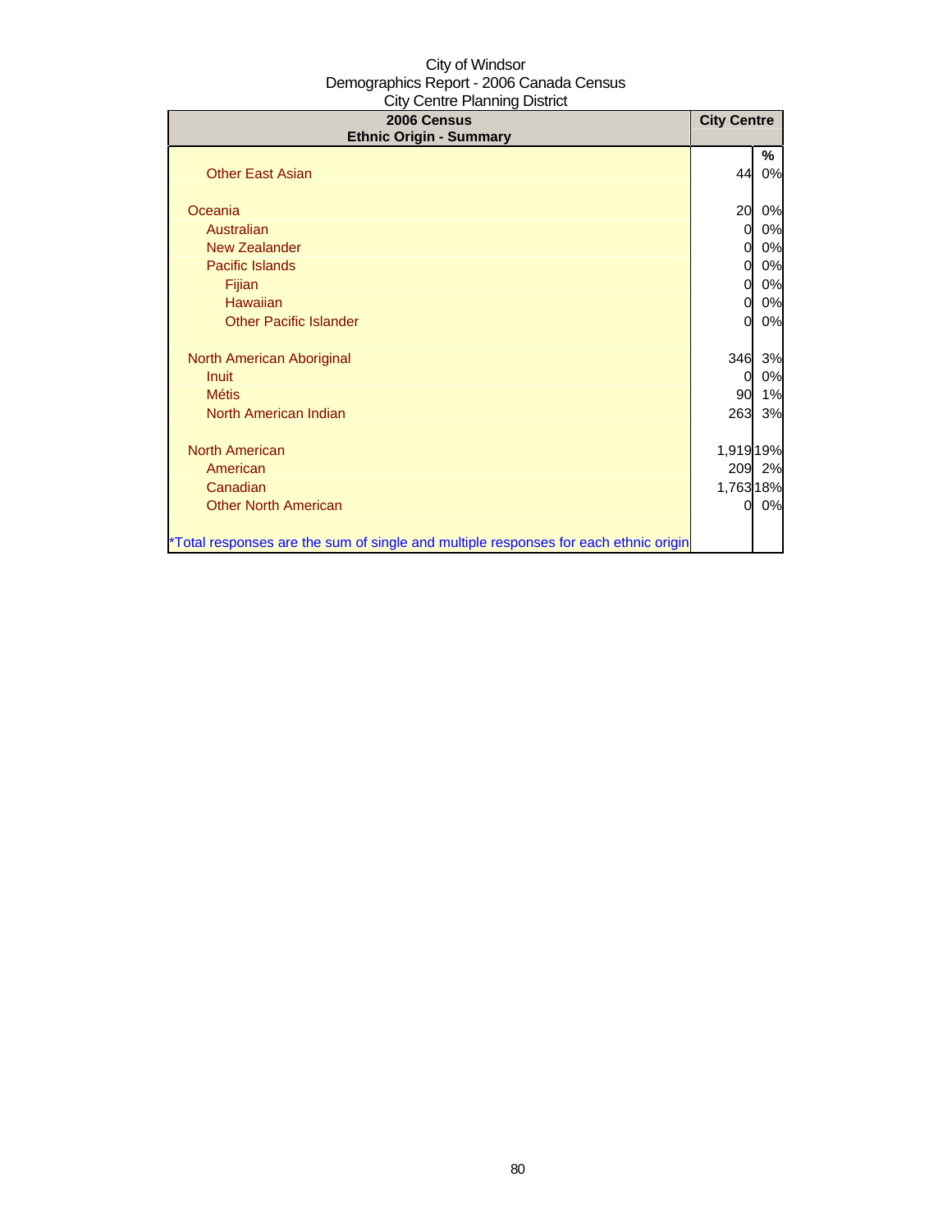City of Windsor
Demographics Report - 2006 Canada Census
City Centre Planning District

| 2006 Census<br>Ethnic Origin - Summary | City Centre | |
|---|---|---|
| | | % |
| Other East Asian | 44 | 0% |
| | | |
| Oceania | 20 | 0% |
| Australian | 0 | 0% |
| New Zealander | 0 | 0% |
| Pacific Islands | 0 | 0% |
| Fijian | 0 | 0% |
| Hawaiian | 0 | 0% |
| Other Pacific Islander | 0 | 0% |
| | | |
| North American Aboriginal | 346 | 3% |
| Inuit | 0 | 0% |
| Métis | 90 | 1% |
| North American Indian | 263 | 3% |
| | | |
| North American | 1,919 | 19% |
| American | 209 | 2% |
| Canadian | 1,763 | 18% |
| Other North American | 0 | 0% |
| | | |
| *Total responses are the sum of single and multiple responses for each ethnic origin | | |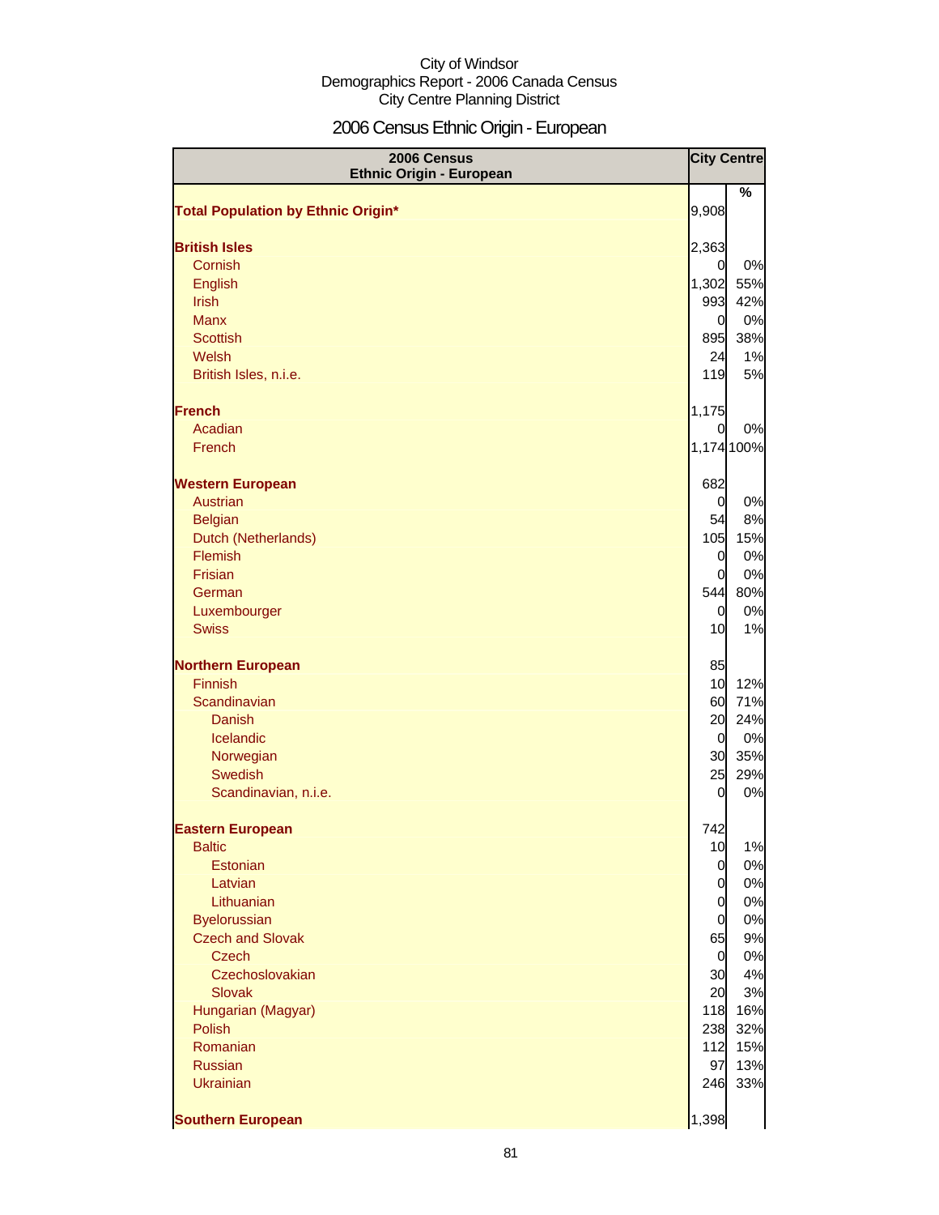City of Windsor
Demographics Report - 2006 Canada Census
City Centre Planning District

# 2006 Census Ethnic Origin - European

| 2006 Census Ethnic Origin - European | City Centre | |
|---|---|---|
| | | % |
| **Total Population by Ethnic Origin*** | 9,908 | |
| | | |
| **British Isles** | 2,363 | |
| Cornish | 0 | 0% |
| English | 1,302 | 55% |
| Irish | 993 | 42% |
| Manx | 0 | 0% |
| Scottish | 895 | 38% |
| Welsh | 24 | 1% |
| British Isles, n.i.e. | 119 | 5% |
| | | |
| **French** | 1,175 | |
| Acadian | 0 | 0% |
| French | 1,174 | 100% |
| | | |
| **Western European** | 682 | |
| Austrian | 0 | 0% |
| Belgian | 54 | 8% |
| Dutch (Netherlands) | 105 | 15% |
| Flemish | 0 | 0% |
| Frisian | 0 | 0% |
| German | 544 | 80% |
| Luxembourger | 0 | 0% |
| Swiss | 10 | 1% |
| | | |
| **Northern European** | 85 | |
| Finnish | 10 | 12% |
| Scandinavian | 60 | 71% |
| Danish | 20 | 24% |
| Icelandic | 0 | 0% |
| Norwegian | 30 | 35% |
| Swedish | 25 | 29% |
| Scandinavian, n.i.e. | 0 | 0% |
| | | |
| **Eastern European** | 742 | |
| Baltic | 10 | 1% |
| Estonian | 0 | 0% |
| Latvian | 0 | 0% |
| Lithuanian | 0 | 0% |
| Byelorussian | 0 | 0% |
| Czech and Slovak | 65 | 9% |
| Czech | 0 | 0% |
| Czechoslovakian | 30 | 4% |
| Slovak | 20 | 3% |
| Hungarian (Magyar) | 118 | 16% |
| Polish | 238 | 32% |
| Romanian | 112 | 15% |
| Russian | 97 | 13% |
| Ukrainian | 246 | 33% |
| | | |
| **Southern European** | 1,398 | |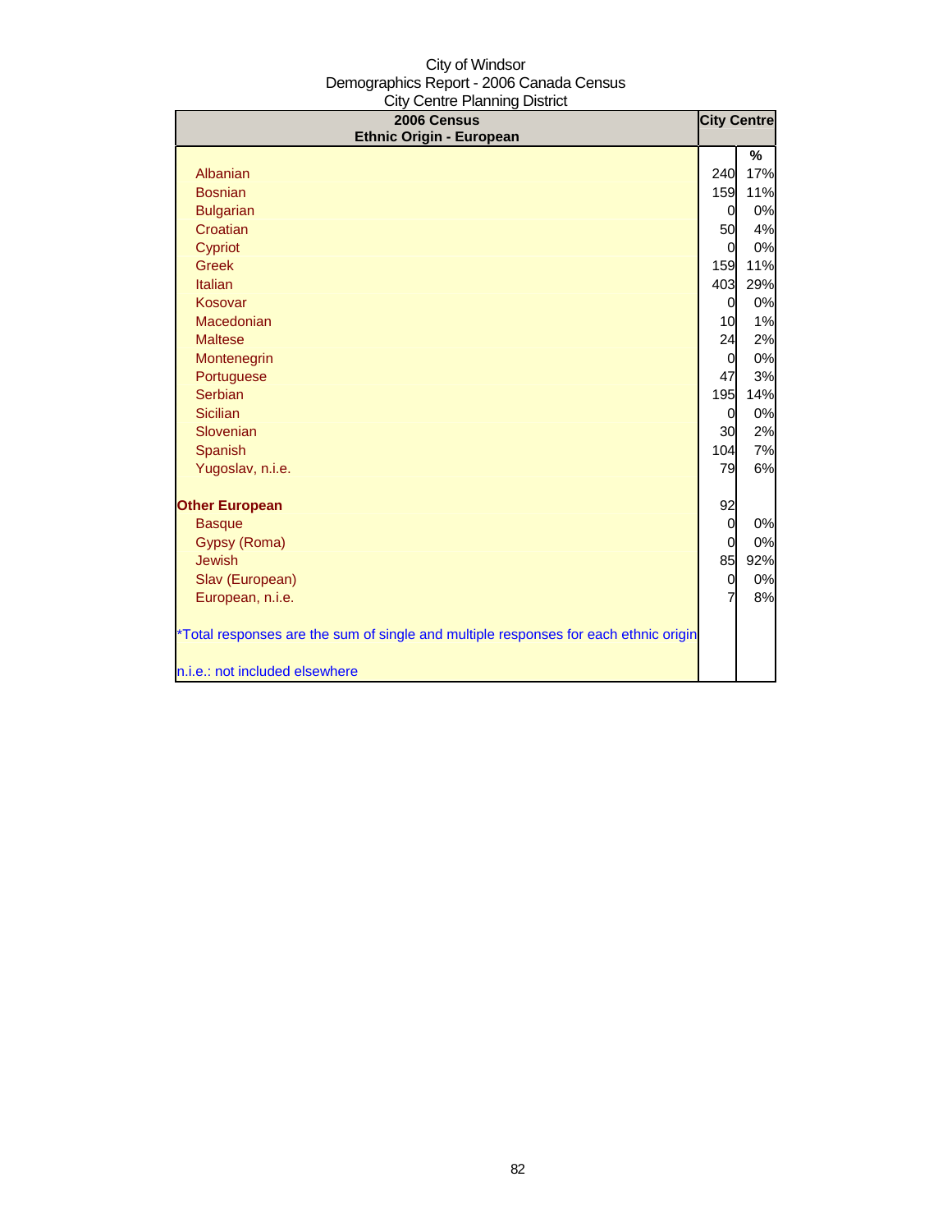City of Windsor
Demographics Report - 2006 Canada Census
City Centre Planning District

| 2006 Census<br>Ethnic Origin - European | City Centre | |
|---|---|---|
| | | % |
| Albanian | 240 | 17% |
| Bosnian | 159 | 11% |
| Bulgarian | 0 | 0% |
| Croatian | 50 | 4% |
| Cypriot | 0 | 0% |
| Greek | 159 | 11% |
| Italian | 403 | 29% |
| Kosovar | 0 | 0% |
| Macedonian | 10 | 1% |
| Maltese | 24 | 2% |
| Montenegrin | 0 | 0% |
| Portuguese | 47 | 3% |
| Serbian | 195 | 14% |
| Sicilian | 0 | 0% |
| Slovenian | 30 | 2% |
| Spanish | 104 | 7% |
| Yugoslav, n.i.e. | 79 | 6% |
| | | |
| **Other European** | 92 | |
| Basque | 0 | 0% |
| Gypsy (Roma) | 0 | 0% |
| Jewish | 85 | 92% |
| Slav (European) | 0 | 0% |
| European, n.i.e. | 7 | 8% |

*Total responses are the sum of single and multiple responses for each ethnic origin

n.i.e.: not included elsewhere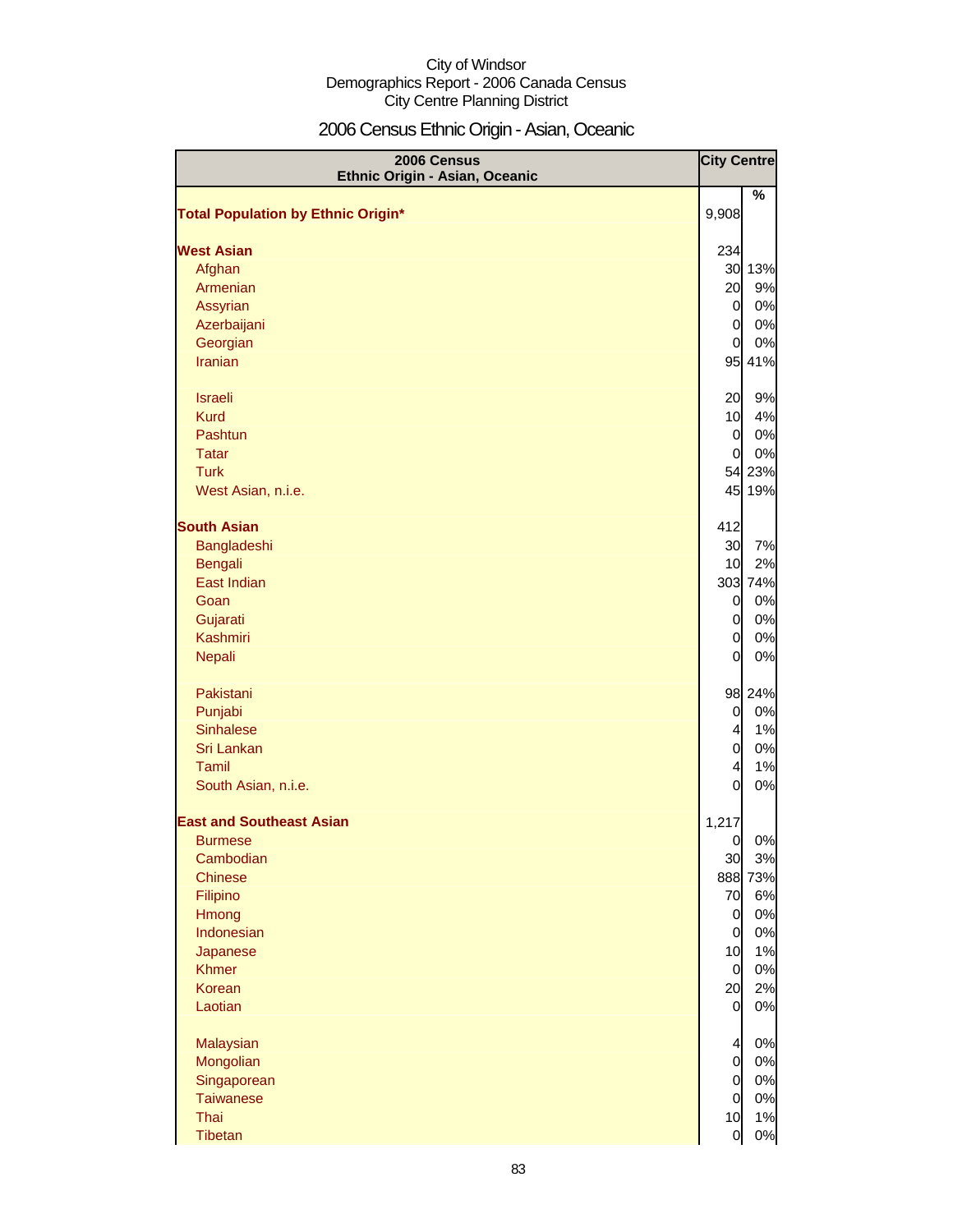City of Windsor
Demographics Report - 2006 Canada Census
City Centre Planning District

# 2006 Census Ethnic Origin - Asian, Oceanic

| 2006 Census Ethnic Origin - Asian, Oceanic | City Centre | |
|---|---|---|
| | | % |
| **Total Population by Ethnic Origin*** | 9,908 | |
| **West Asian** | 234 | |
| Afghan | 30 | 13% |
| Armenian | 20 | 9% |
| Assyrian | 0 | 0% |
| Azerbaijani | 0 | 0% |
| Georgian | 0 | 0% |
| Iranian | 95 | 41% |
| Israeli | 20 | 9% |
| Kurd | 10 | 4% |
| Pashtun | 0 | 0% |
| Tatar | 0 | 0% |
| Turk | 54 | 23% |
| West Asian, n.i.e. | 45 | 19% |
| **South Asian** | 412 | |
| Bangladeshi | 30 | 7% |
| Bengali | 10 | 2% |
| East Indian | 303 | 74% |
| Goan | 0 | 0% |
| Gujarati | 0 | 0% |
| Kashmiri | 0 | 0% |
| Nepali | 0 | 0% |
| Pakistani | 98 | 24% |
| Punjabi | 0 | 0% |
| Sinhalese | 4 | 1% |
| Sri Lankan | 0 | 0% |
| Tamil | 4 | 1% |
| South Asian, n.i.e. | 0 | 0% |
| **East and Southeast Asian** | 1,217 | |
| Burmese | 0 | 0% |
| Cambodian | 30 | 3% |
| Chinese | 888 | 73% |
| Filipino | 70 | 6% |
| Hmong | 0 | 0% |
| Indonesian | 0 | 0% |
| Japanese | 10 | 1% |
| Khmer | 0 | 0% |
| Korean | 20 | 2% |
| Laotian | 0 | 0% |
| Malaysian | 4 | 0% |
| Mongolian | 0 | 0% |
| Singaporean | 0 | 0% |
| Taiwanese | 0 | 0% |
| Thai | 10 | 1% |
| Tibetan | 0 | 0% |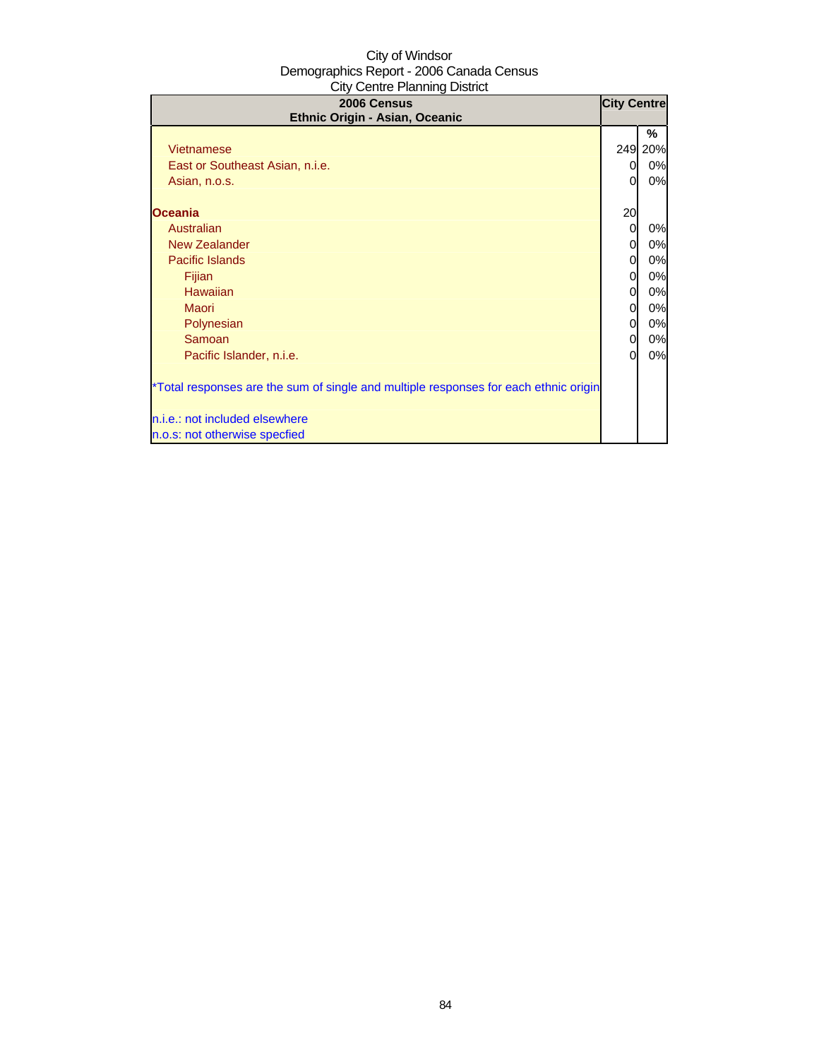City of Windsor
Demographics Report - 2006 Canada Census
City Centre Planning District

| 2006 Census<br>Ethnic Origin - Asian, Oceanic | City Centre | |
|---|---|---|
| | | % |
| Vietnamese | 249 | 20% |
| East or Southeast Asian, n.i.e. | 0 | 0% |
| Asian, n.o.s. | 0 | 0% |
| | | |
| **Oceania** | 20 | |
| Australian | 0 | 0% |
| New Zealander | 0 | 0% |
| Pacific Islands | 0 | 0% |
| Fijian | 0 | 0% |
| Hawaiian | 0 | 0% |
| Maori | 0 | 0% |
| Polynesian | 0 | 0% |
| Samoan | 0 | 0% |
| Pacific Islander, n.i.e. | 0 | 0% |

*Total responses are the sum of single and multiple responses for each ethnic origin

n.i.e.: not included elsewhere
n.o.s: not otherwise specfied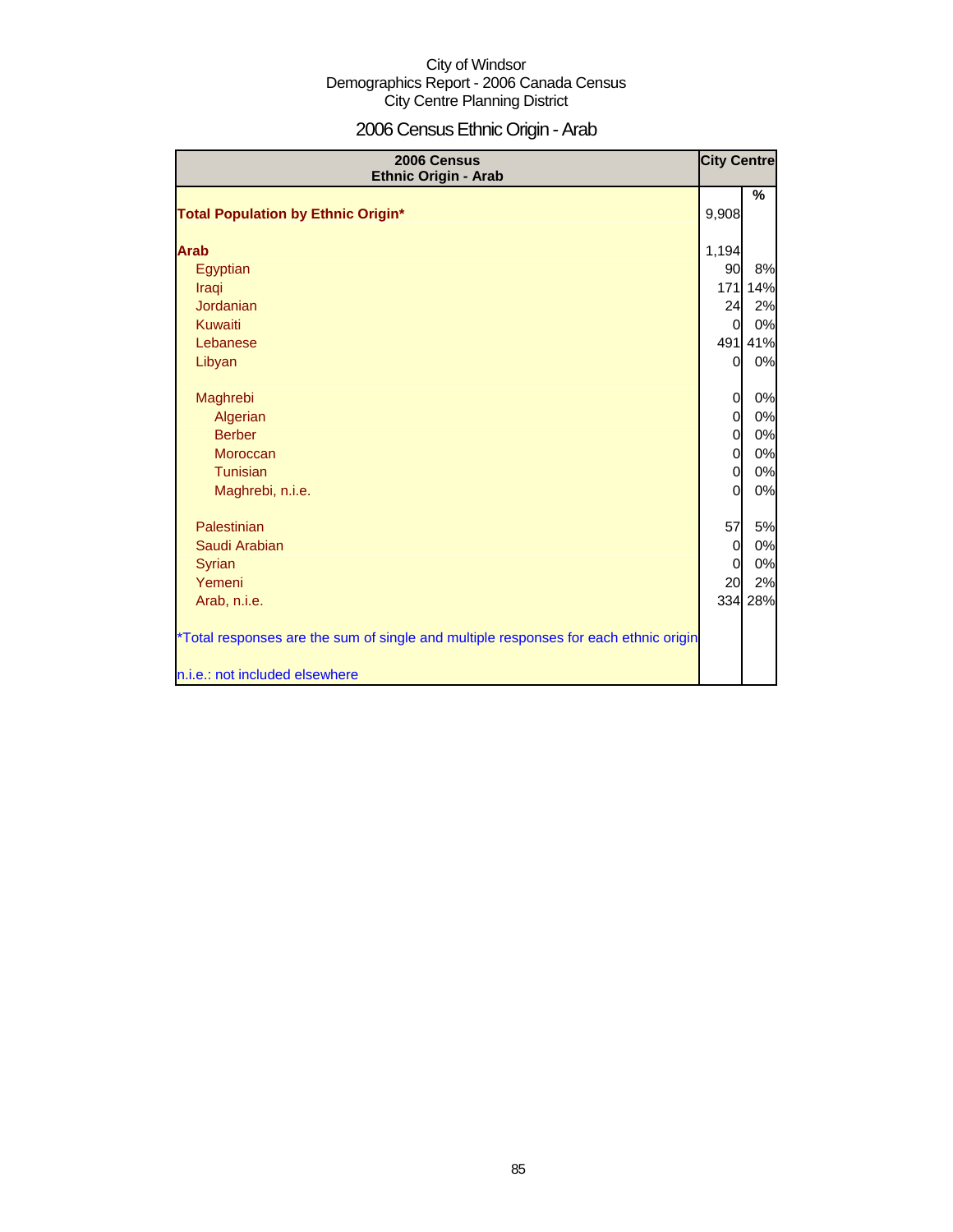City of Windsor
Demographics Report - 2006 Canada Census
City Centre Planning District

# 2006 Census Ethnic Origin - Arab

| 2006 Census Ethnic Origin - Arab | City Centre | |
|---|---|---|
| | | % |
| **Total Population by Ethnic Origin*** | 9,908 | |
| **Arab** | 1,194 | |
| Egyptian | 90 | 8% |
| Iraqi | 171 | 14% |
| Jordanian | 24 | 2% |
| Kuwaiti | 0 | 0% |
| Lebanese | 491 | 41% |
| Libyan | 0 | 0% |
| Maghrebi | 0 | 0% |
| Algerian | 0 | 0% |
| Berber | 0 | 0% |
| Moroccan | 0 | 0% |
| Tunisian | 0 | 0% |
| Maghrebi, n.i.e. | 0 | 0% |
| Palestinian | 57 | 5% |
| Saudi Arabian | 0 | 0% |
| Syrian | 0 | 0% |
| Yemeni | 20 | 2% |
| Arab, n.i.e. | 334 | 28% |

*Total responses are the sum of single and multiple responses for each ethnic origin

n.i.e.: not included elsewhere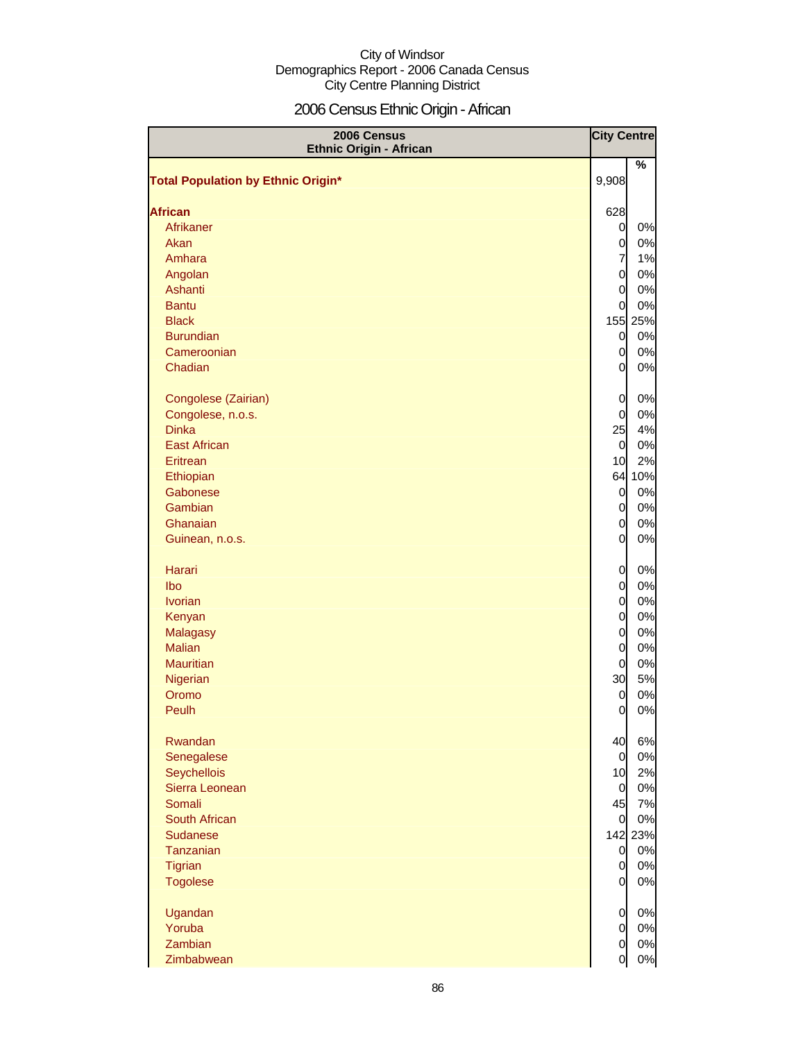City of Windsor
Demographics Report - 2006 Canada Census
City Centre Planning District

# 2006 Census Ethnic Origin - African

| 2006 Census Ethnic Origin - African | City Centre | |
|---|---|---|
| | | % |
| **Total Population by Ethnic Origin*** | 9,908 | |
| **African** | 628 | |
| Afrikaner | 0 | 0% |
| Akan | 0 | 0% |
| Amhara | 7 | 1% |
| Angolan | 0 | 0% |
| Ashanti | 0 | 0% |
| Bantu | 0 | 0% |
| Black | 155 | 25% |
| Burundian | 0 | 0% |
| Cameroonian | 0 | 0% |
| Chadian | 0 | 0% |
| Congolese (Zairian) | 0 | 0% |
| Congolese, n.o.s. | 0 | 0% |
| Dinka | 25 | 4% |
| East African | 0 | 0% |
| Eritrean | 10 | 2% |
| Ethiopian | 64 | 10% |
| Gabonese | 0 | 0% |
| Gambian | 0 | 0% |
| Ghanaian | 0 | 0% |
| Guinean, n.o.s. | 0 | 0% |
| Harari | 0 | 0% |
| Ibo | 0 | 0% |
| Ivorian | 0 | 0% |
| Kenyan | 0 | 0% |
| Malagasy | 0 | 0% |
| Malian | 0 | 0% |
| Mauritian | 0 | 0% |
| Nigerian | 30 | 5% |
| Oromo | 0 | 0% |
| Peulh | 0 | 0% |
| Rwandan | 40 | 6% |
| Senegalese | 0 | 0% |
| Seychellois | 10 | 2% |
| Sierra Leonean | 0 | 0% |
| Somali | 45 | 7% |
| South African | 0 | 0% |
| Sudanese | 142 | 23% |
| Tanzanian | 0 | 0% |
| Tigrian | 0 | 0% |
| Togolese | 0 | 0% |
| Ugandan | 0 | 0% |
| Yoruba | 0 | 0% |
| Zambian | 0 | 0% |
| Zimbabwean | 0 | 0% |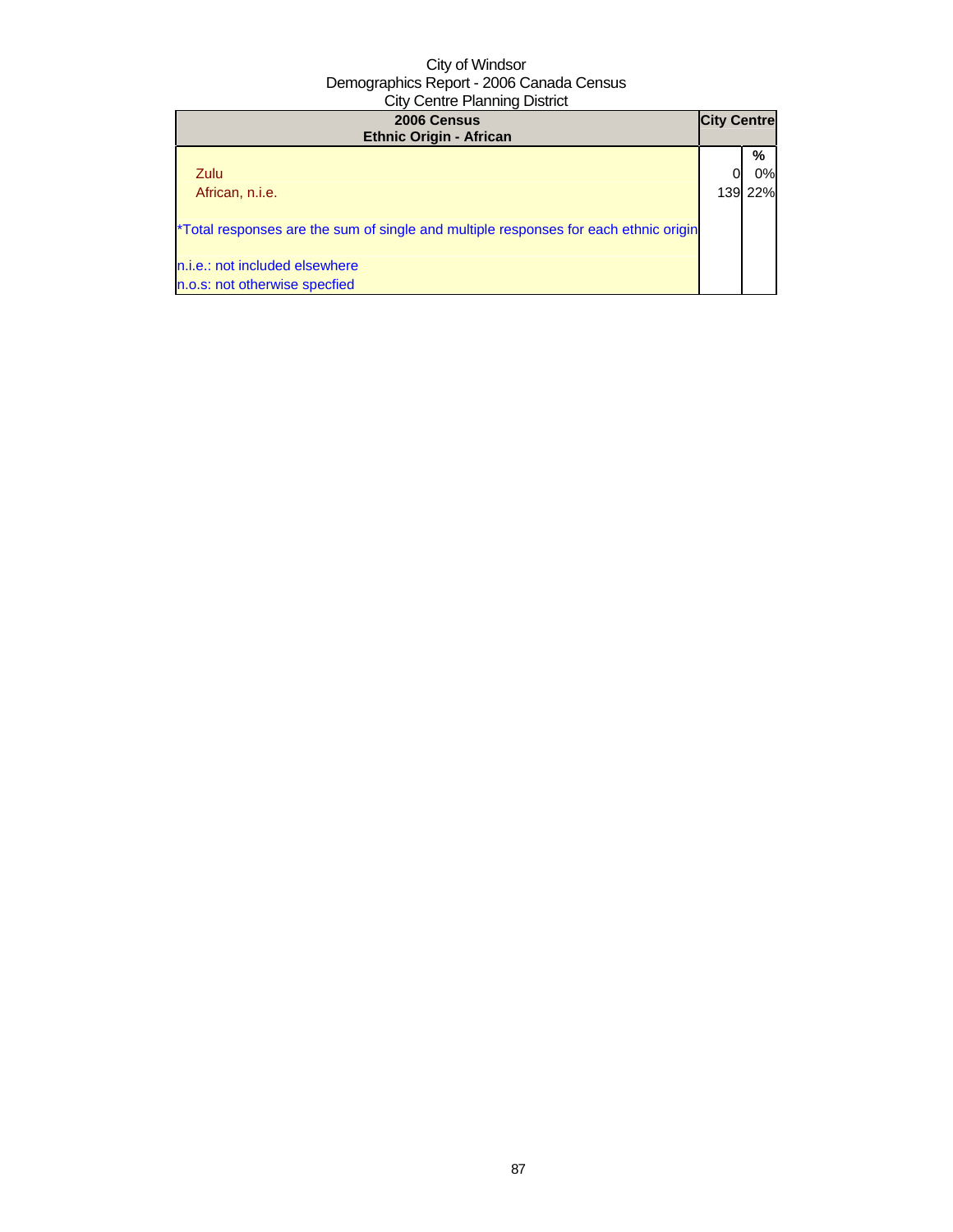City of Windsor
Demographics Report - 2006 Canada Census
City Centre Planning District

| 2006 Census<br>Ethnic Origin - African | City Centre | |
|---|---|---|
| | | % |
| Zulu | 0 | 0% |
| African, n.i.e. | 139 | 22% |
| *Total responses are the sum of single and multiple responses for each ethnic origin | | |
| n.i.e.: not included elsewhere | | |
| n.o.s: not otherwise specfied | | |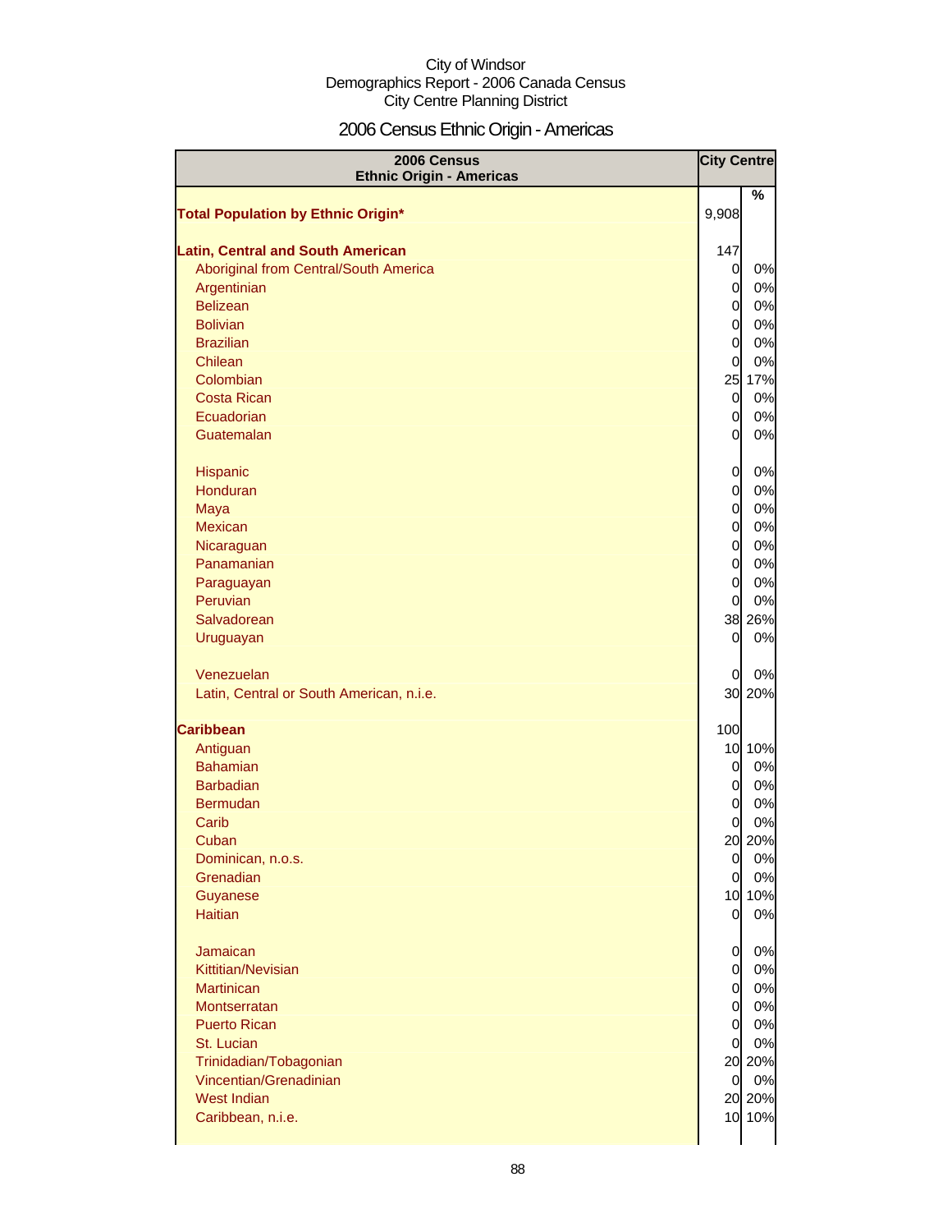City of Windsor
Demographics Report - 2006 Canada Census
City Centre Planning District

# 2006 Census Ethnic Origin - Americas

| 2006 Census Ethnic Origin - Americas | City Centre | |
|---|---|---|
| | | % |
| **Total Population by Ethnic Origin*** | 9,908 | |
| | | |
| **Latin, Central and South American** | 147 | |
| Aboriginal from Central/South America | 0 | 0% |
| Argentinian | 0 | 0% |
| Belizean | 0 | 0% |
| Bolivian | 0 | 0% |
| Brazilian | 0 | 0% |
| Chilean | 0 | 0% |
| Colombian | 25 | 17% |
| Costa Rican | 0 | 0% |
| Ecuadorian | 0 | 0% |
| Guatemalan | 0 | 0% |
| | | |
| Hispanic | 0 | 0% |
| Honduran | 0 | 0% |
| Maya | 0 | 0% |
| Mexican | 0 | 0% |
| Nicaraguan | 0 | 0% |
| Panamanian | 0 | 0% |
| Paraguayan | 0 | 0% |
| Peruvian | 0 | 0% |
| Salvadorean | 38 | 26% |
| Uruguayan | 0 | 0% |
| | | |
| Venezuelan | 0 | 0% |
| Latin, Central or South American, n.i.e. | 30 | 20% |
| | | |
| **Caribbean** | 100 | |
| Antiguan | 10 | 10% |
| Bahamian | 0 | 0% |
| Barbadian | 0 | 0% |
| Bermudan | 0 | 0% |
| Carib | 0 | 0% |
| Cuban | 20 | 20% |
| Dominican, n.o.s. | 0 | 0% |
| Grenadian | 0 | 0% |
| Guyanese | 10 | 10% |
| Haitian | 0 | 0% |
| | | |
| Jamaican | 0 | 0% |
| Kittitian/Nevisian | 0 | 0% |
| Martinican | 0 | 0% |
| Montserratan | 0 | 0% |
| Puerto Rican | 0 | 0% |
| St. Lucian | 0 | 0% |
| Trinidadian/Tobagonian | 20 | 20% |
| Vincentian/Grenadinian | 0 | 0% |
| West Indian | 20 | 20% |
| Caribbean, n.i.e. | 10 | 10% |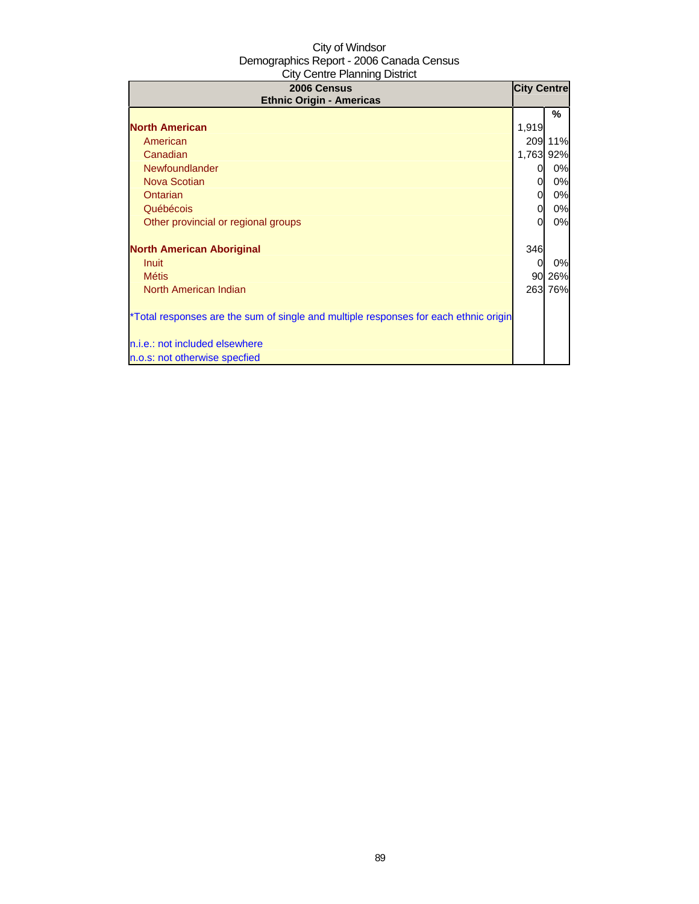City of Windsor
Demographics Report - 2006 Canada Census
City Centre Planning District

| 2006 Census<br>Ethnic Origin - Americas | City Centre | |
|---|---|---|
| | | % |
| **North American** | 1,919 | |
| American | 209 | 11% |
| Canadian | 1,763 | 92% |
| Newfoundlander | 0 | 0% |
| Nova Scotian | 0 | 0% |
| Ontarian | 0 | 0% |
| Québécois | 0 | 0% |
| Other provincial or regional groups | 0 | 0% |
| | | |
| **North American Aboriginal** | 346 | |
| Inuit | 0 | 0% |
| Métis | 90 | 26% |
| North American Indian | 263 | 76% |

*Total responses are the sum of single and multiple responses for each ethnic origin

n.i.e.: not included elsewhere
n.o.s: not otherwise specfied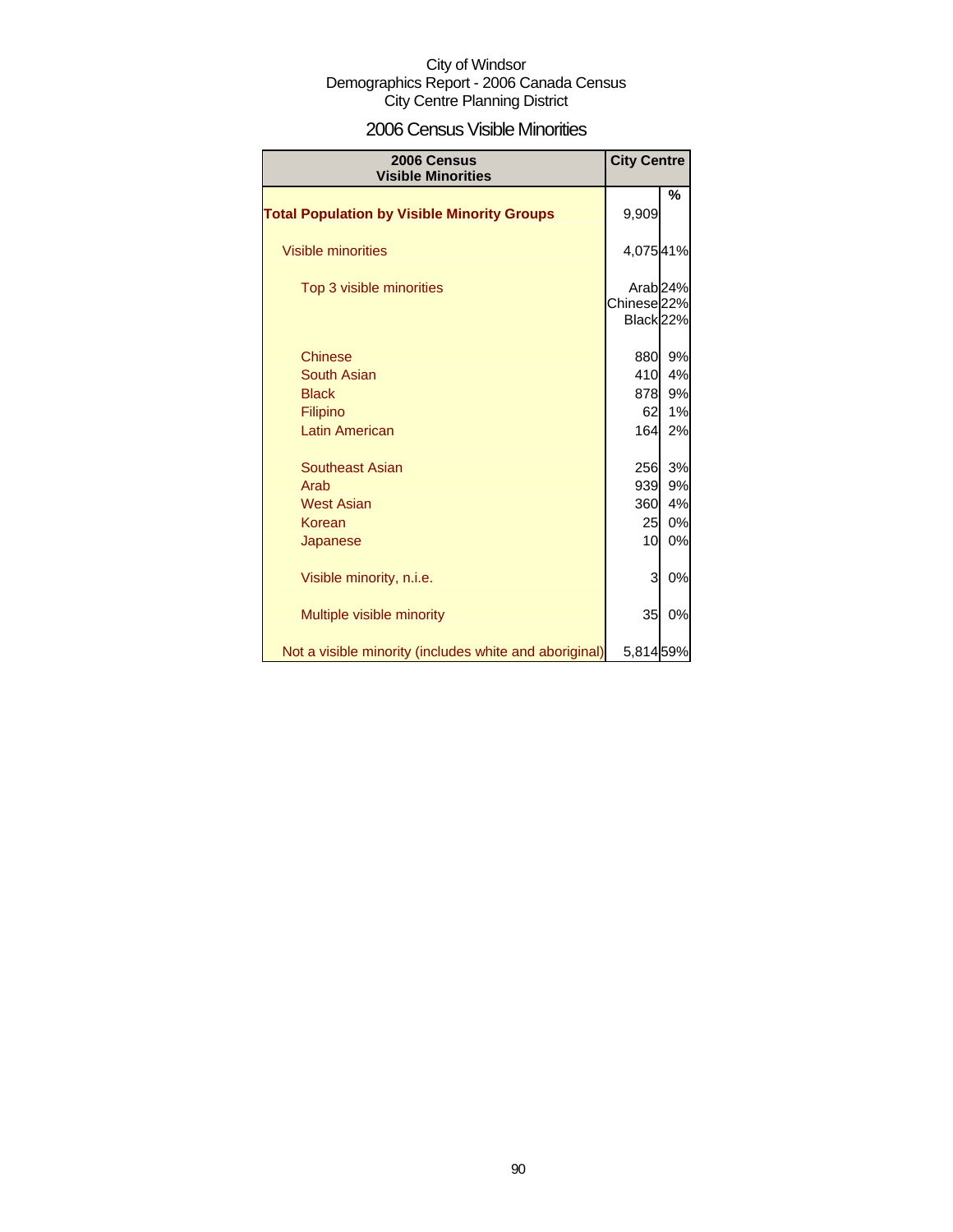City of Windsor
Demographics Report - 2006 Canada Census
City Centre Planning District

## 2006 Census Visible Minorities

| 2006 Census Visible Minorities | City Centre | |
|---|---|---|
| | | % |
| **Total Population by Visible Minority Groups** | 9,909 | |
| Visible minorities | 4,075 | 41% |
| Top 3 visible minorities | Arab | 24% |
| | Chinese | 22% |
| | Black | 22% |
| Chinese | 880 | 9% |
| South Asian | 410 | 4% |
| Black | 878 | 9% |
| Filipino | 62 | 1% |
| Latin American | 164 | 2% |
| Southeast Asian | 256 | 3% |
| Arab | 939 | 9% |
| West Asian | 360 | 4% |
| Korean | 25 | 0% |
| Japanese | 10 | 0% |
| Visible minority, n.i.e. | 3 | 0% |
| Multiple visible minority | 35 | 0% |
| Not a visible minority (includes white and aboriginal) | 5,814 | 59% |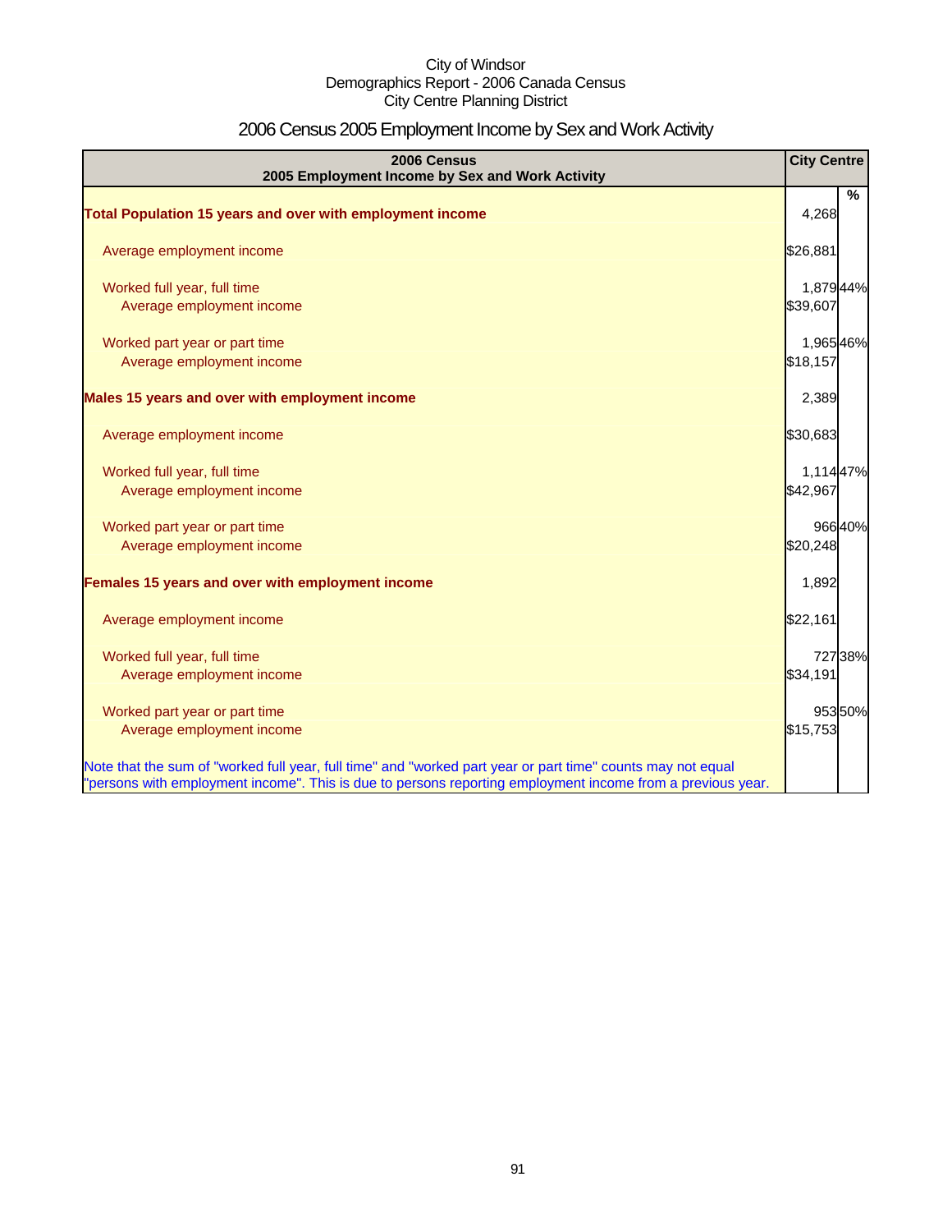City of Windsor
Demographics Report - 2006 Canada Census
City Centre Planning District

# 2006 Census 2005 Employment Income by Sex and Work Activity

| 2006 Census<br>2005 Employment Income by Sex and Work Activity | City Centre | % |
|---|---|---|
| **Total Population 15 years and over with employment income** | 4,268 | |
| Average employment income | $26,881 | |
| Worked full year, full time | 1,879 | 44% |
| Average employment income | $39,607 | |
| Worked part year or part time | 1,965 | 46% |
| Average employment income | $18,157 | |
| **Males 15 years and over with employment income** | 2,389 | |
| Average employment income | $30,683 | |
| Worked full year, full time | 1,114 | 47% |
| Average employment income | $42,967 | |
| Worked part year or part time | 966 | 40% |
| Average employment income | $20,248 | |
| **Females 15 years and over with employment income** | 1,892 | |
| Average employment income | $22,161 | |
| Worked full year, full time | 727 | 38% |
| Average employment income | $34,191 | |
| Worked part year or part time | 953 | 50% |
| Average employment income | $15,753 | |

Note that the sum of "worked full year, full time" and "worked part year or part time" counts may not equal "persons with employment income". This is due to persons reporting employment income from a previous year.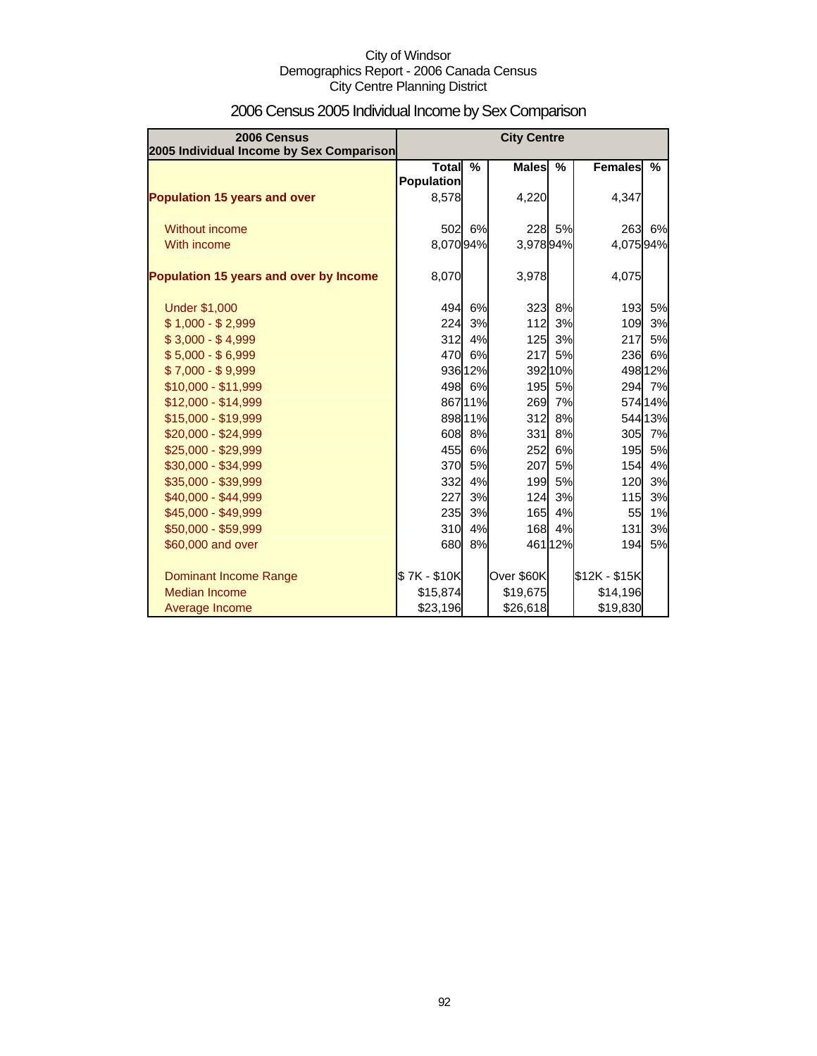City of Windsor
Demographics Report - 2006 Canada Census
City Centre Planning District

# 2006 Census 2005 Individual Income by Sex Comparison

| 2006 Census 2005 Individual Income by Sex Comparison | City Centre | | | | | |
|---|---|---|---|---|---|---|
| | Total Population | % | Males | % | Females | % |
| **Population 15 years and over** | 8,578 | | 4,220 | | 4,347 | |
| Without income | 502 | 6% | 228 | 5% | 263 | 6% |
| With income | 8,070 | 94% | 3,978 | 94% | 4,075 | 94% |
| **Population 15 years and over by Income** | 8,070 | | 3,978 | | 4,075 | |
| Under $1,000 | 494 | 6% | 323 | 8% | 193 | 5% |
| $ 1,000 - $ 2,999 | 224 | 3% | 112 | 3% | 109 | 3% |
| $ 3,000 - $ 4,999 | 312 | 4% | 125 | 3% | 217 | 5% |
| $ 5,000 - $ 6,999 | 470 | 6% | 217 | 5% | 236 | 6% |
| $ 7,000 - $ 9,999 | 936 | 12% | 392 | 10% | 498 | 12% |
| $10,000 - $11,999 | 498 | 6% | 195 | 5% | 294 | 7% |
| $12,000 - $14,999 | 867 | 11% | 269 | 7% | 574 | 14% |
| $15,000 - $19,999 | 898 | 11% | 312 | 8% | 544 | 13% |
| $20,000 - $24,999 | 608 | 8% | 331 | 8% | 305 | 7% |
| $25,000 - $29,999 | 455 | 6% | 252 | 6% | 195 | 5% |
| $30,000 - $34,999 | 370 | 5% | 207 | 5% | 154 | 4% |
| $35,000 - $39,999 | 332 | 4% | 199 | 5% | 120 | 3% |
| $40,000 - $44,999 | 227 | 3% | 124 | 3% | 115 | 3% |
| $45,000 - $49,999 | 235 | 3% | 165 | 4% | 55 | 1% |
| $50,000 - $59,999 | 310 | 4% | 168 | 4% | 131 | 3% |
| $60,000 and over | 680 | 8% | 461 | 12% | 194 | 5% |
| Dominant Income Range | $ 7K - $10K | | Over $60K | | $12K - $15K | |
| Median Income | $15,874 | | $19,675 | | $14,196 | |
| Average Income | $23,196 | | $26,618 | | $19,830 | |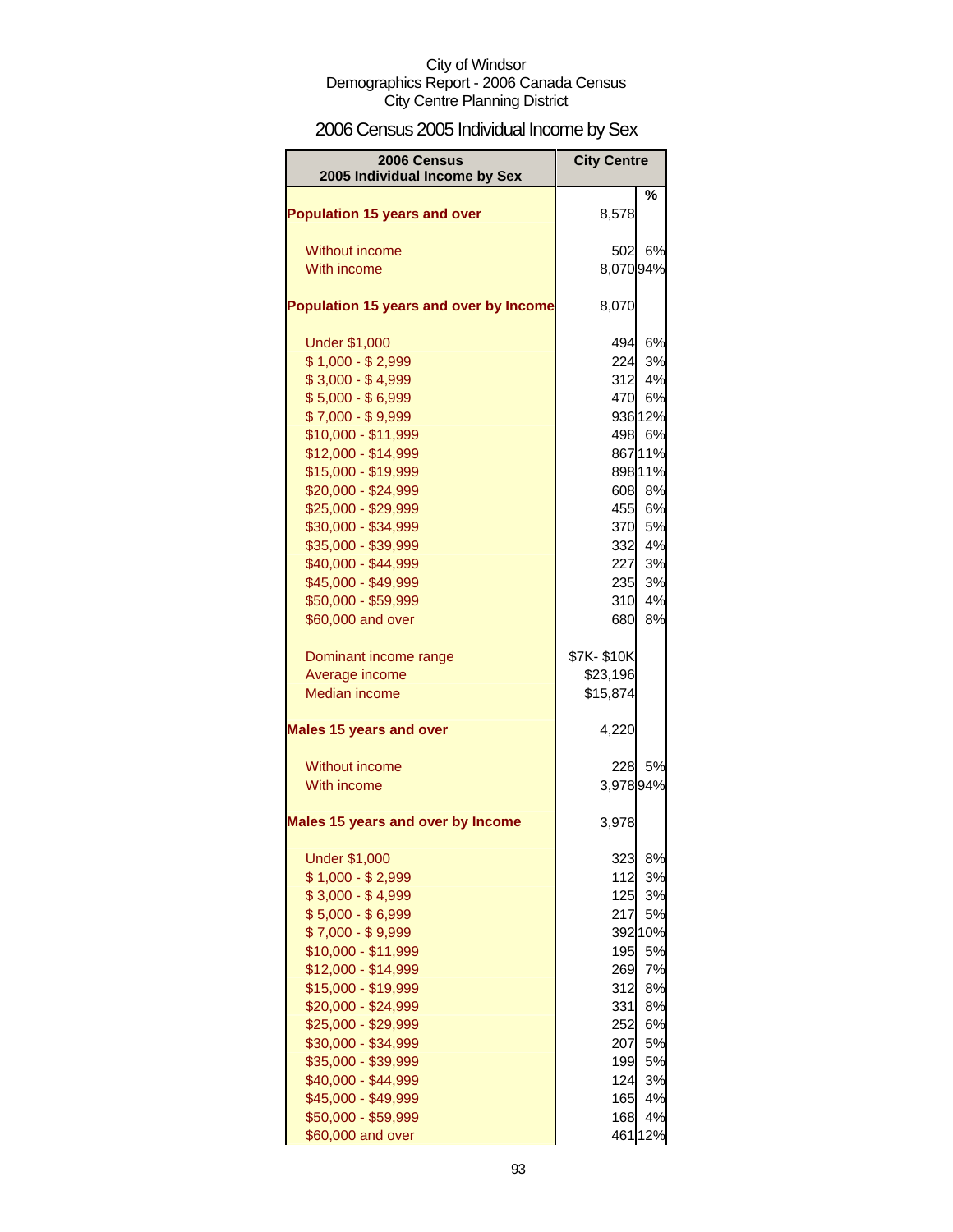City of Windsor
Demographics Report - 2006 Canada Census
City Centre Planning District

# 2006 Census 2005 Individual Income by Sex

| 2006 Census 2005 Individual Income by Sex | City Centre | |
|---|---|---|
| | | % |
| **Population 15 years and over** | 8,578 | |
| Without income | 502 | 6% |
| With income | 8,070 | 94% |
| **Population 15 years and over by Income** | 8,070 | |
| Under $1,000 | 494 | 6% |
| $ 1,000 - $ 2,999 | 224 | 3% |
| $ 3,000 - $ 4,999 | 312 | 4% |
| $ 5,000 - $ 6,999 | 470 | 6% |
| $ 7,000 - $ 9,999 | 936 | 12% |
| $10,000 - $11,999 | 498 | 6% |
| $12,000 - $14,999 | 867 | 11% |
| $15,000 - $19,999 | 898 | 11% |
| $20,000 - $24,999 | 608 | 8% |
| $25,000 - $29,999 | 455 | 6% |
| $30,000 - $34,999 | 370 | 5% |
| $35,000 - $39,999 | 332 | 4% |
| $40,000 - $44,999 | 227 | 3% |
| $45,000 - $49,999 | 235 | 3% |
| $50,000 - $59,999 | 310 | 4% |
| $60,000 and over | 680 | 8% |
| Dominant income range | $7K- $10K | |
| Average income | $23,196 | |
| Median income | $15,874 | |
| **Males 15 years and over** | 4,220 | |
| Without income | 228 | 5% |
| With income | 3,978 | 94% |
| **Males 15 years and over by Income** | 3,978 | |
| Under $1,000 | 323 | 8% |
| $ 1,000 - $ 2,999 | 112 | 3% |
| $ 3,000 - $ 4,999 | 125 | 3% |
| $ 5,000 - $ 6,999 | 217 | 5% |
| $ 7,000 - $ 9,999 | 392 | 10% |
| $10,000 - $11,999 | 195 | 5% |
| $12,000 - $14,999 | 269 | 7% |
| $15,000 - $19,999 | 312 | 8% |
| $20,000 - $24,999 | 331 | 8% |
| $25,000 - $29,999 | 252 | 6% |
| $30,000 - $34,999 | 207 | 5% |
| $35,000 - $39,999 | 199 | 5% |
| $40,000 - $44,999 | 124 | 3% |
| $45,000 - $49,999 | 165 | 4% |
| $50,000 - $59,999 | 168 | 4% |
| $60,000 and over | 461 | 12% |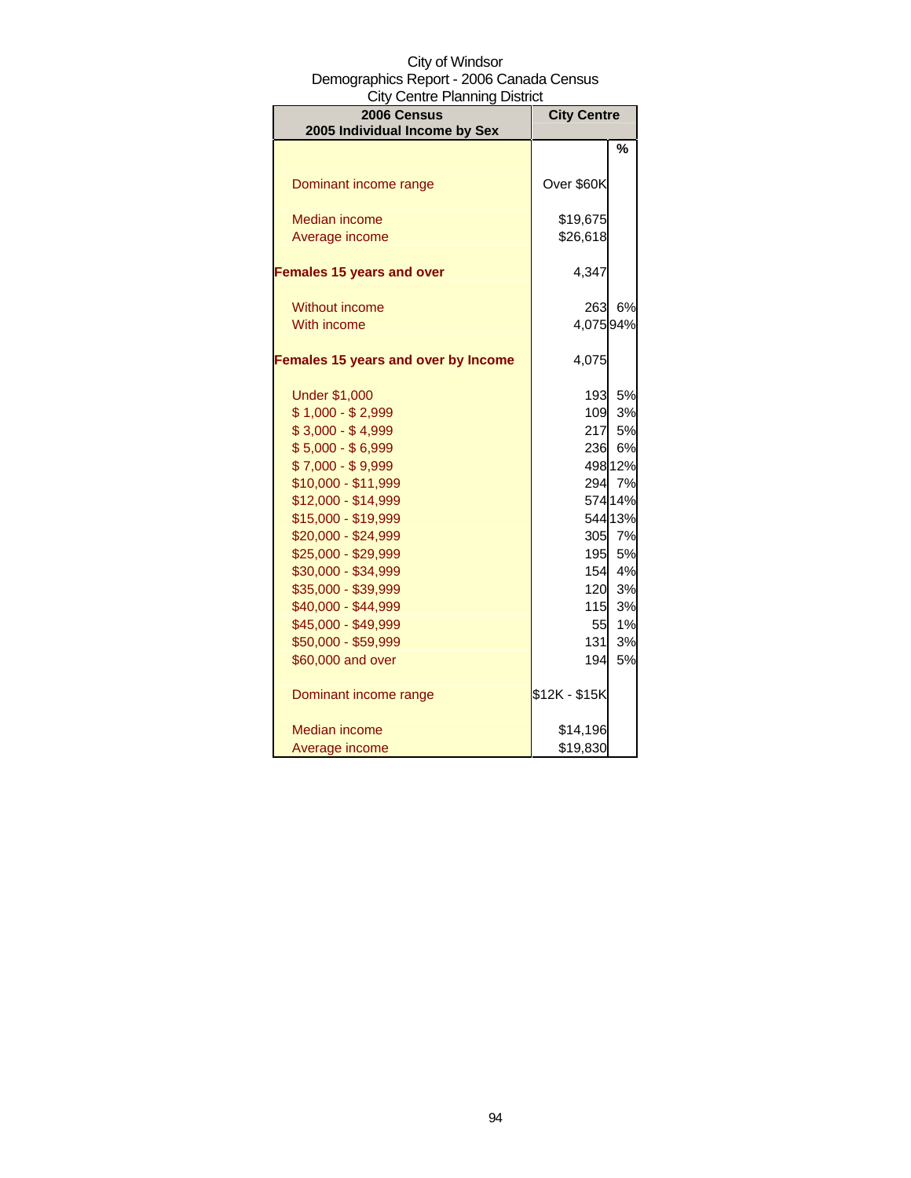City of Windsor
Demographics Report - 2006 Canada Census
City Centre Planning District

| 2006 Census<br>2005 Individual Income by Sex | City Centre | |
|---|---|---|
| | | % |
| Dominant income range | Over $60K | |
| Median income | $19,675 | |
| Average income | $26,618 | |
| **Females 15 years and over** | 4,347 | |
| Without income | 263 | 6% |
| With income | 4,075 | 94% |
| **Females 15 years and over by Income** | 4,075 | |
| Under $1,000 | 193 | 5% |
| $ 1,000 - $ 2,999 | 109 | 3% |
| $ 3,000 - $ 4,999 | 217 | 5% |
| $ 5,000 - $ 6,999 | 236 | 6% |
| $ 7,000 - $ 9,999 | 498 | 12% |
| $10,000 - $11,999 | 294 | 7% |
| $12,000 - $14,999 | 574 | 14% |
| $15,000 - $19,999 | 544 | 13% |
| $20,000 - $24,999 | 305 | 7% |
| $25,000 - $29,999 | 195 | 5% |
| $30,000 - $34,999 | 154 | 4% |
| $35,000 - $39,999 | 120 | 3% |
| $40,000 - $44,999 | 115 | 3% |
| $45,000 - $49,999 | 55 | 1% |
| $50,000 - $59,999 | 131 | 3% |
| $60,000 and over | 194 | 5% |
| Dominant income range | $12K - $15K | |
| Median income | $14,196 | |
| Average income | $19,830 | |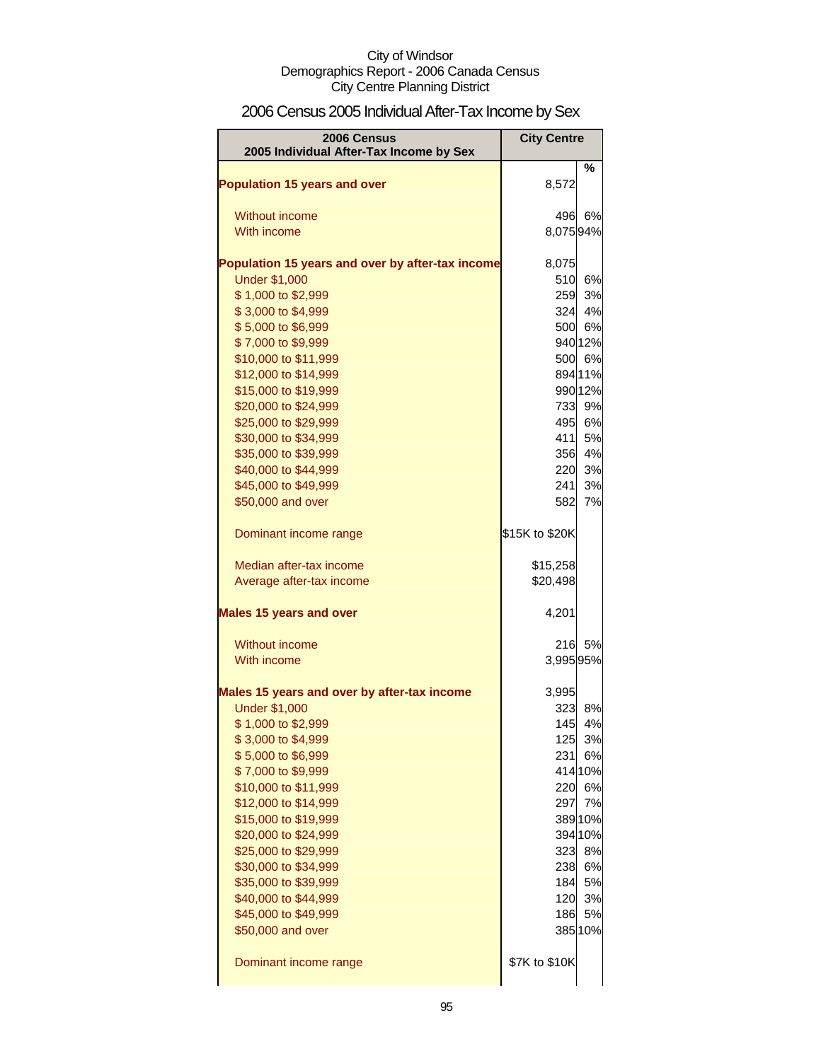City of Windsor
Demographics Report - 2006 Canada Census
City Centre Planning District

# 2006 Census 2005 Individual After-Tax Income by Sex

| 2006 Census 2005 Individual After-Tax Income by Sex | City Centre | % |
|---|---|---|
| **Population 15 years and over** | 8,572 | |
| Without income | 496 | 6% |
| With income | 8,075 | 94% |
| **Population 15 years and over by after-tax income** | 8,075 | |
| Under $1,000 | 510 | 6% |
| $ 1,000 to $2,999 | 259 | 3% |
| $ 3,000 to $4,999 | 324 | 4% |
| $ 5,000 to $6,999 | 500 | 6% |
| $ 7,000 to $9,999 | 940 | 12% |
| $10,000 to $11,999 | 500 | 6% |
| $12,000 to $14,999 | 894 | 11% |
| $15,000 to $19,999 | 990 | 12% |
| $20,000 to $24,999 | 733 | 9% |
| $25,000 to $29,999 | 495 | 6% |
| $30,000 to $34,999 | 411 | 5% |
| $35,000 to $39,999 | 356 | 4% |
| $40,000 to $44,999 | 220 | 3% |
| $45,000 to $49,999 | 241 | 3% |
| $50,000 and over | 582 | 7% |
| Dominant income range | $15K to $20K | |
| Median after-tax income | $15,258 | |
| Average after-tax income | $20,498 | |
| **Males 15 years and over** | 4,201 | |
| Without income | 216 | 5% |
| With income | 3,995 | 95% |
| **Males 15 years and over by after-tax income** | 3,995 | |
| Under $1,000 | 323 | 8% |
| $ 1,000 to $2,999 | 145 | 4% |
| $ 3,000 to $4,999 | 125 | 3% |
| $ 5,000 to $6,999 | 231 | 6% |
| $ 7,000 to $9,999 | 414 | 10% |
| $10,000 to $11,999 | 220 | 6% |
| $12,000 to $14,999 | 297 | 7% |
| $15,000 to $19,999 | 389 | 10% |
| $20,000 to $24,999 | 394 | 10% |
| $25,000 to $29,999 | 323 | 8% |
| $30,000 to $34,999 | 238 | 6% |
| $35,000 to $39,999 | 184 | 5% |
| $40,000 to $44,999 | 120 | 3% |
| $45,000 to $49,999 | 186 | 5% |
| $50,000 and over | 385 | 10% |
| Dominant income range | $7K to $10K | |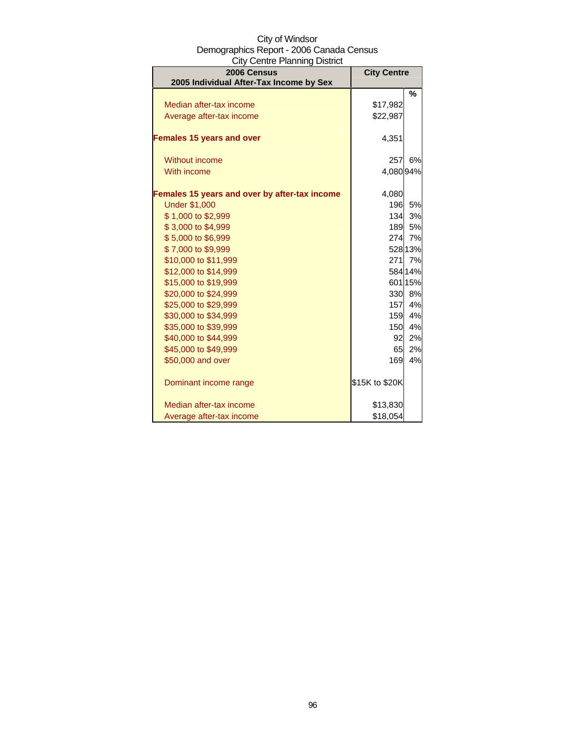City of Windsor
Demographics Report - 2006 Canada Census
City Centre Planning District

| 2006 Census<br>2005 Individual After-Tax Income by Sex | City Centre | |
|---|---|---|
| | | % |
| Median after-tax income | $17,982 | |
| Average after-tax income | $22,987 | |
| **Females 15 years and over** | 4,351 | |
| Without income | 257 | 6% |
| With income | 4,080 | 94% |
| **Females 15 years and over by after-tax income** | 4,080 | |
| Under $1,000 | 196 | 5% |
| $ 1,000 to $2,999 | 134 | 3% |
| $ 3,000 to $4,999 | 189 | 5% |
| $ 5,000 to $6,999 | 274 | 7% |
| $ 7,000 to $9,999 | 528 | 13% |
| $10,000 to $11,999 | 271 | 7% |
| $12,000 to $14,999 | 584 | 14% |
| $15,000 to $19,999 | 601 | 15% |
| $20,000 to $24,999 | 330 | 8% |
| $25,000 to $29,999 | 157 | 4% |
| $30,000 to $34,999 | 159 | 4% |
| $35,000 to $39,999 | 150 | 4% |
| $40,000 to $44,999 | 92 | 2% |
| $45,000 to $49,999 | 65 | 2% |
| $50,000 and over | 169 | 4% |
| Dominant income range | $15K to $20K | |
| Median after-tax income | $13,830 | |
| Average after-tax income | $18,054 | |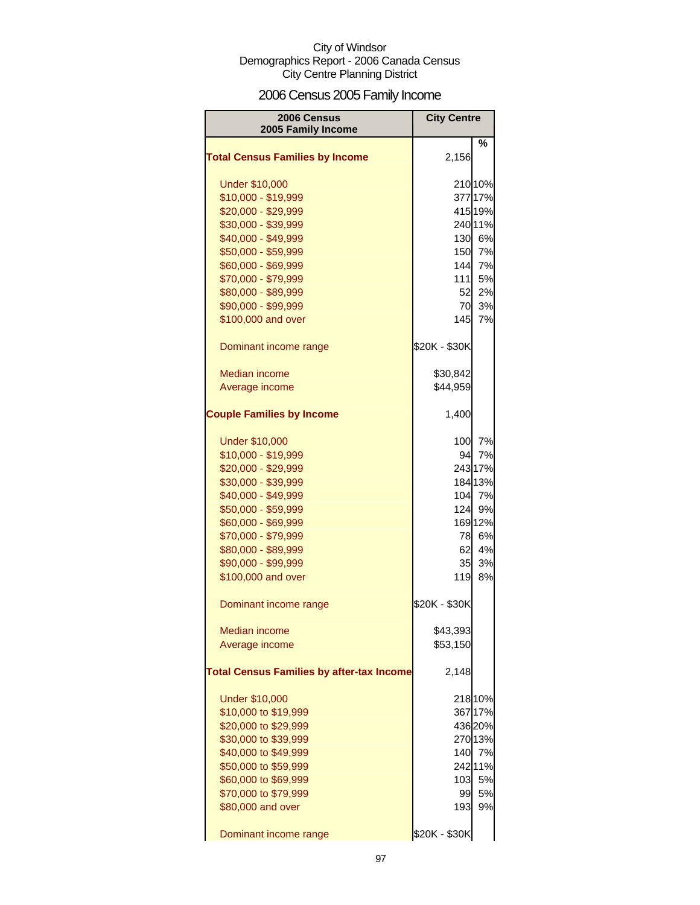City of Windsor
Demographics Report - 2006 Canada Census
City Centre Planning District

# 2006 Census 2005 Family Income

| 2006 Census 2005 Family Income | City Centre | |
|---|---|---|
| | | % |
| **Total Census Families by Income** | 2,156 | |
| Under $10,000 | 210 | 10% |
| $10,000 - $19,999 | 377 | 17% |
| $20,000 - $29,999 | 415 | 19% |
| $30,000 - $39,999 | 240 | 11% |
| $40,000 - $49,999 | 130 | 6% |
| $50,000 - $59,999 | 150 | 7% |
| $60,000 - $69,999 | 144 | 7% |
| $70,000 - $79,999 | 111 | 5% |
| $80,000 - $89,999 | 52 | 2% |
| $90,000 - $99,999 | 70 | 3% |
| $100,000 and over | 145 | 7% |
| Dominant income range | $20K - $30K | |
| Median income | $30,842 | |
| Average income | $44,959 | |
| **Couple Families by Income** | 1,400 | |
| Under $10,000 | 100 | 7% |
| $10,000 - $19,999 | 94 | 7% |
| $20,000 - $29,999 | 243 | 17% |
| $30,000 - $39,999 | 184 | 13% |
| $40,000 - $49,999 | 104 | 7% |
| $50,000 - $59,999 | 124 | 9% |
| $60,000 - $69,999 | 169 | 12% |
| $70,000 - $79,999 | 78 | 6% |
| $80,000 - $89,999 | 62 | 4% |
| $90,000 - $99,999 | 35 | 3% |
| $100,000 and over | 119 | 8% |
| Dominant income range | $20K - $30K | |
| Median income | $43,393 | |
| Average income | $53,150 | |
| **Total Census Families by after-tax Income** | 2,148 | |
| Under $10,000 | 218 | 10% |
| $10,000 to $19,999 | 367 | 17% |
| $20,000 to $29,999 | 436 | 20% |
| $30,000 to $39,999 | 270 | 13% |
| $40,000 to $49,999 | 140 | 7% |
| $50,000 to $59,999 | 242 | 11% |
| $60,000 to $69,999 | 103 | 5% |
| $70,000 to $79,999 | 99 | 5% |
| $80,000 and over | 193 | 9% |
| Dominant income range | $20K - $30K | |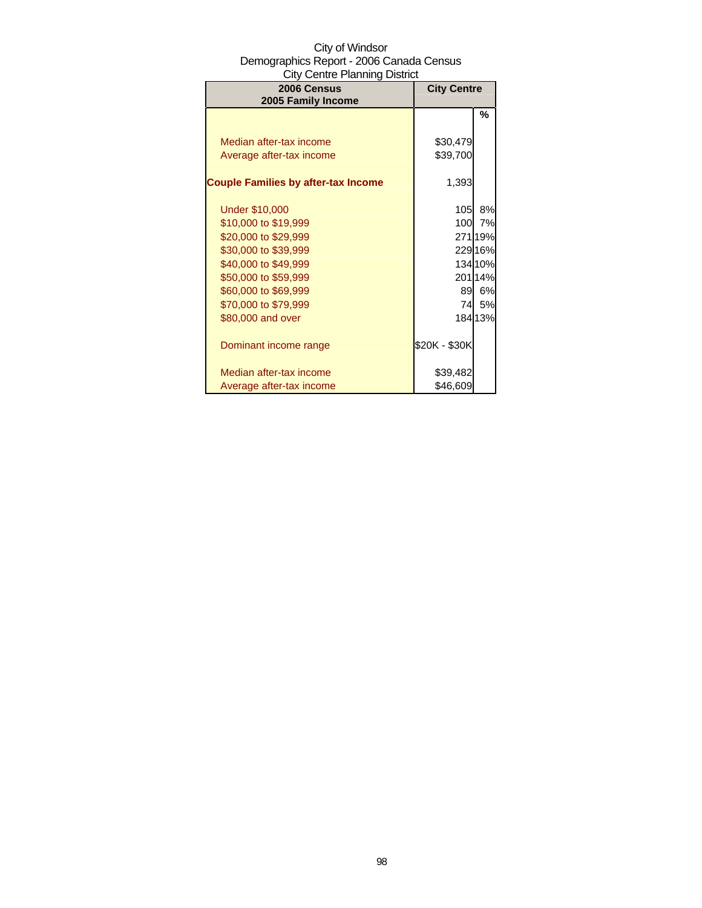City of Windsor
Demographics Report - 2006 Canada Census
City Centre Planning District

| 2006 Census 2005 Family Income | City Centre | |
|---|---|---|
| | | % |
| Median after-tax income | $30,479 | |
| Average after-tax income | $39,700 | |
| **Couple Families by after-tax Income** | 1,393 | |
| Under $10,000 | 105 | 8% |
| $10,000 to $19,999 | 100 | 7% |
| $20,000 to $29,999 | 271 | 19% |
| $30,000 to $39,999 | 229 | 16% |
| $40,000 to $49,999 | 134 | 10% |
| $50,000 to $59,999 | 201 | 14% |
| $60,000 to $69,999 | 89 | 6% |
| $70,000 to $79,999 | 74 | 5% |
| $80,000 and over | 184 | 13% |
| Dominant income range | $20K - $30K | |
| Median after-tax income | $39,482 | |
| Average after-tax income | $46,609 | |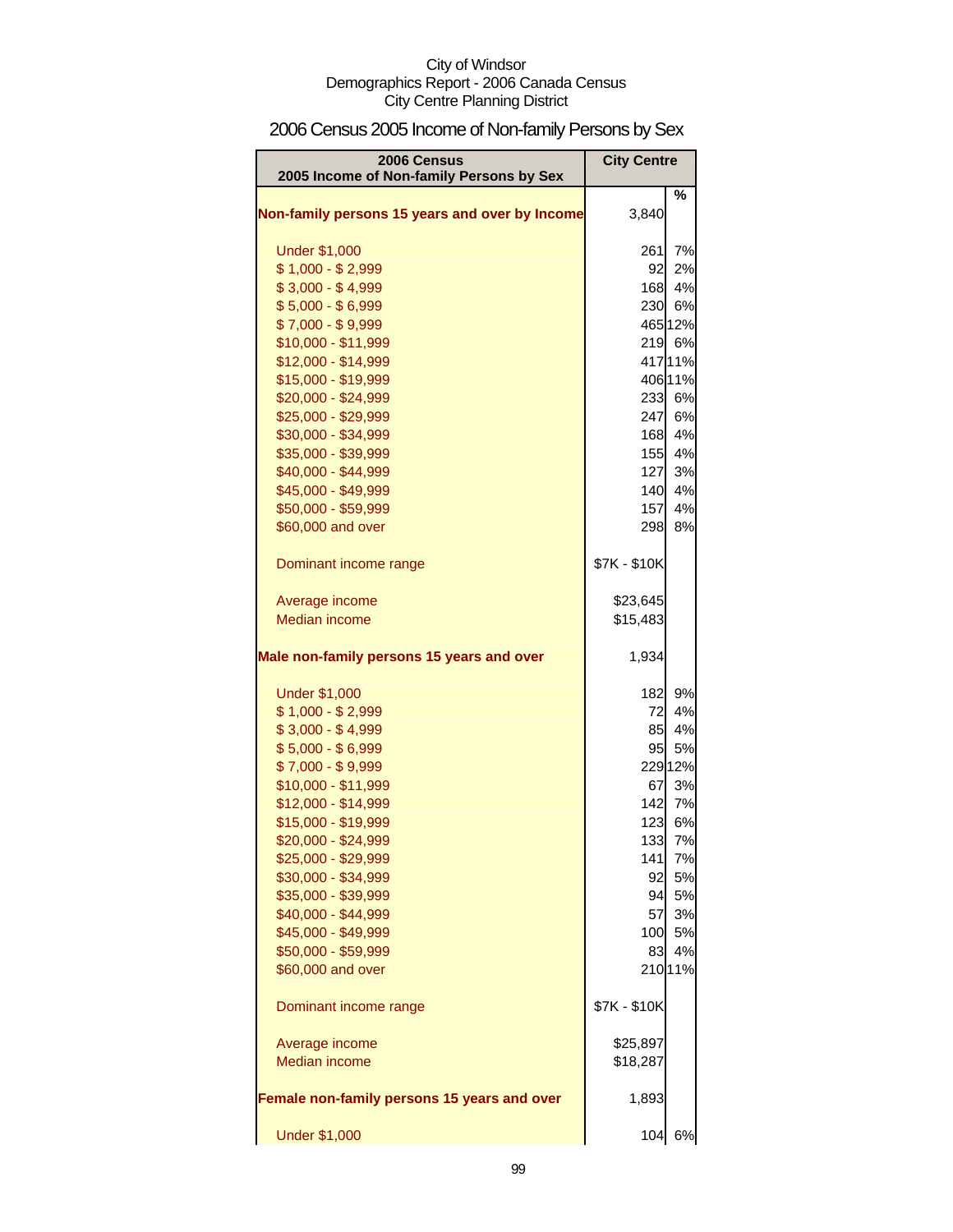City of Windsor
Demographics Report - 2006 Canada Census
City Centre Planning District

# 2006 Census 2005 Income of Non-family Persons by Sex

| 2006 Census 2005 Income of Non-family Persons by Sex | City Centre | |
|---|---|---|
| | | % |
| **Non-family persons 15 years and over by Income** | 3,840 | |
| Under $1,000 | 261 | 7% |
| $ 1,000 - $ 2,999 | 92 | 2% |
| $ 3,000 - $ 4,999 | 168 | 4% |
| $ 5,000 - $ 6,999 | 230 | 6% |
| $ 7,000 - $ 9,999 | 465 | 12% |
| $10,000 - $11,999 | 219 | 6% |
| $12,000 - $14,999 | 417 | 11% |
| $15,000 - $19,999 | 406 | 11% |
| $20,000 - $24,999 | 233 | 6% |
| $25,000 - $29,999 | 247 | 6% |
| $30,000 - $34,999 | 168 | 4% |
| $35,000 - $39,999 | 155 | 4% |
| $40,000 - $44,999 | 127 | 3% |
| $45,000 - $49,999 | 140 | 4% |
| $50,000 - $59,999 | 157 | 4% |
| $60,000 and over | 298 | 8% |
| Dominant income range | $7K - $10K | |
| Average income | $23,645 | |
| Median income | $15,483 | |
| **Male non-family persons 15 years and over** | 1,934 | |
| Under $1,000 | 182 | 9% |
| $ 1,000 - $ 2,999 | 72 | 4% |
| $ 3,000 - $ 4,999 | 85 | 4% |
| $ 5,000 - $ 6,999 | 95 | 5% |
| $ 7,000 - $ 9,999 | 229 | 12% |
| $10,000 - $11,999 | 67 | 3% |
| $12,000 - $14,999 | 142 | 7% |
| $15,000 - $19,999 | 123 | 6% |
| $20,000 - $24,999 | 133 | 7% |
| $25,000 - $29,999 | 141 | 7% |
| $30,000 - $34,999 | 92 | 5% |
| $35,000 - $39,999 | 94 | 5% |
| $40,000 - $44,999 | 57 | 3% |
| $45,000 - $49,999 | 100 | 5% |
| $50,000 - $59,999 | 83 | 4% |
| $60,000 and over | 210 | 11% |
| Dominant income range | $7K - $10K | |
| Average income | $25,897 | |
| Median income | $18,287 | |
| **Female non-family persons 15 years and over** | 1,893 | |
| Under $1,000 | 104 | 6% |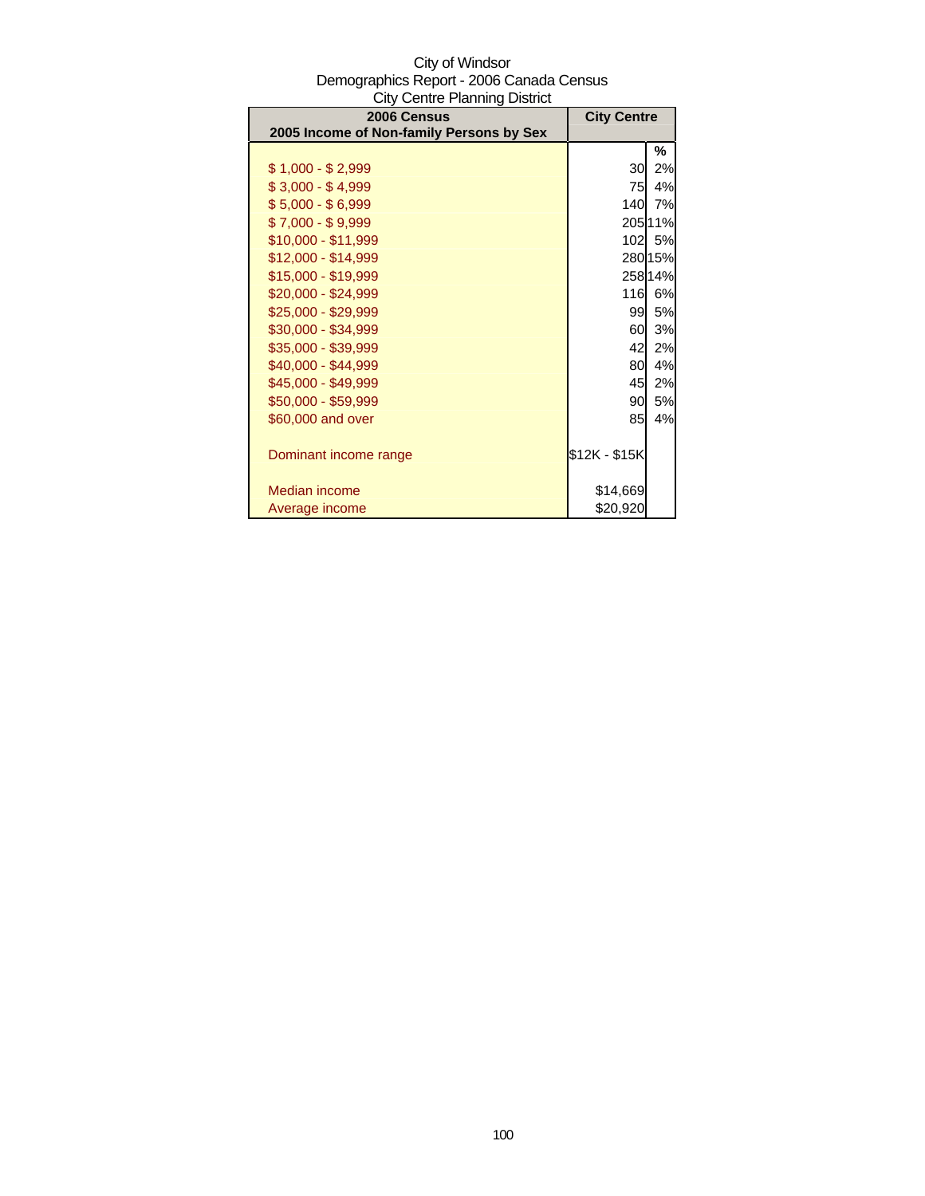City of Windsor
Demographics Report - 2006 Canada Census
City Centre Planning District

| 2006 Census<br>2005 Income of Non-family Persons by Sex | City Centre | |
|---|---|---|
| | | % |
| $ 1,000 - $ 2,999 | 30 | 2% |
| $ 3,000 - $ 4,999 | 75 | 4% |
| $ 5,000 - $ 6,999 | 140 | 7% |
| $ 7,000 - $ 9,999 | 205 | 11% |
| $10,000 - $11,999 | 102 | 5% |
| $12,000 - $14,999 | 280 | 15% |
| $15,000 - $19,999 | 258 | 14% |
| $20,000 - $24,999 | 116 | 6% |
| $25,000 - $29,999 | 99 | 5% |
| $30,000 - $34,999 | 60 | 3% |
| $35,000 - $39,999 | 42 | 2% |
| $40,000 - $44,999 | 80 | 4% |
| $45,000 - $49,999 | 45 | 2% |
| $50,000 - $59,999 | 90 | 5% |
| $60,000 and over | 85 | 4% |
| | | |
| Dominant income range | $12K - $15K | |
| | | |
| Median income | $14,669 | |
| Average income | $20,920 | |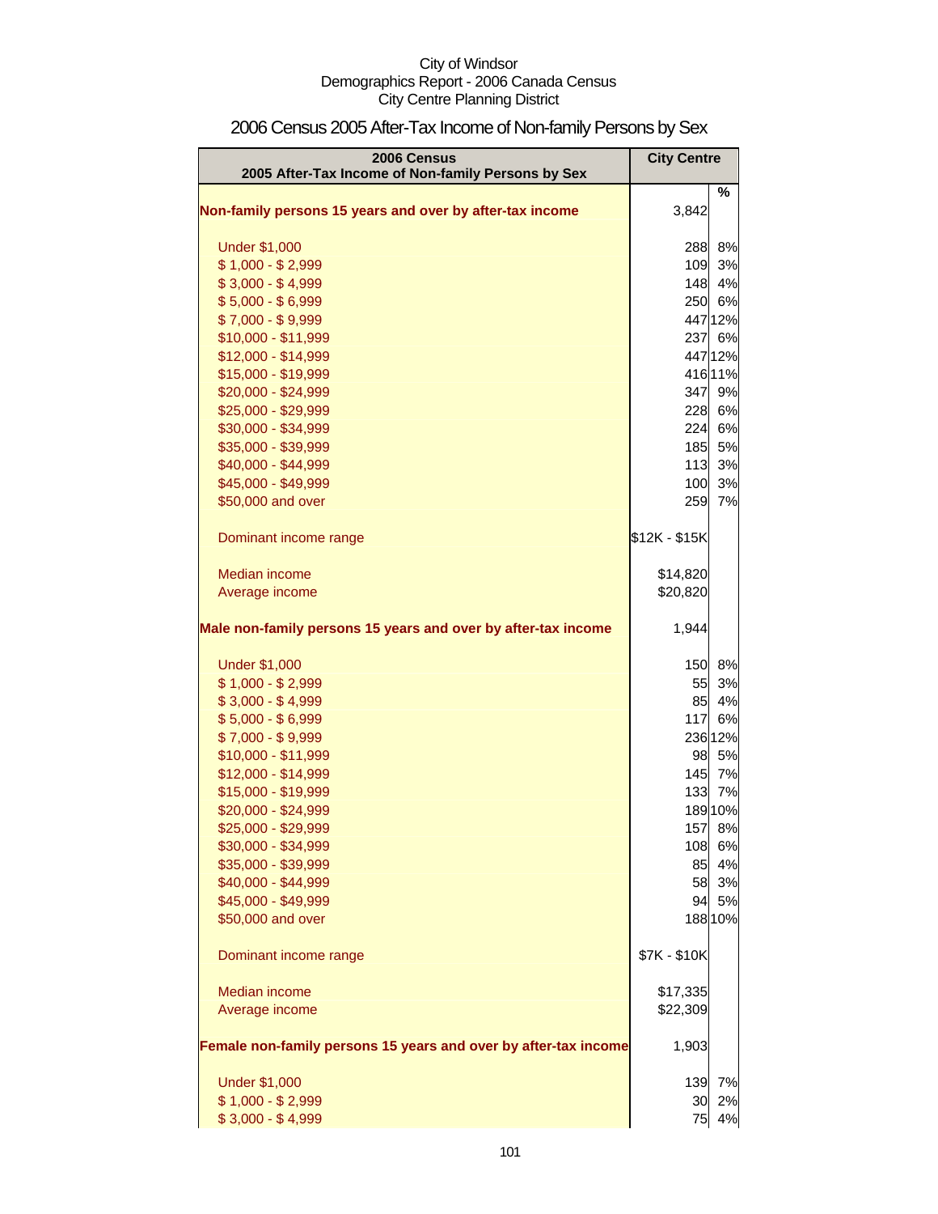City of Windsor
Demographics Report - 2006 Canada Census
City Centre Planning District

## 2006 Census 2005 After-Tax Income of Non-family Persons by Sex

| 2006 Census<br>2005 After-Tax Income of Non-family Persons by Sex | City Centre | |
|---|---|---|
| | | % |
| **Non-family persons 15 years and over by after-tax income** | 3,842 | |
| Under $1,000 | 288 | 8% |
| $ 1,000 - $ 2,999 | 109 | 3% |
| $ 3,000 - $ 4,999 | 148 | 4% |
| $ 5,000 - $ 6,999 | 250 | 6% |
| $ 7,000 - $ 9,999 | 447 | 12% |
| $10,000 - $11,999 | 237 | 6% |
| $12,000 - $14,999 | 447 | 12% |
| $15,000 - $19,999 | 416 | 11% |
| $20,000 - $24,999 | 347 | 9% |
| $25,000 - $29,999 | 228 | 6% |
| $30,000 - $34,999 | 224 | 6% |
| $35,000 - $39,999 | 185 | 5% |
| $40,000 - $44,999 | 113 | 3% |
| $45,000 - $49,999 | 100 | 3% |
| $50,000 and over | 259 | 7% |
| Dominant income range | $12K - $15K | |
| Median income | $14,820 | |
| Average income | $20,820 | |
| **Male non-family persons 15 years and over by after-tax income** | 1,944 | |
| Under $1,000 | 150 | 8% |
| $ 1,000 - $ 2,999 | 55 | 3% |
| $ 3,000 - $ 4,999 | 85 | 4% |
| $ 5,000 - $ 6,999 | 117 | 6% |
| $ 7,000 - $ 9,999 | 236 | 12% |
| $10,000 - $11,999 | 98 | 5% |
| $12,000 - $14,999 | 145 | 7% |
| $15,000 - $19,999 | 133 | 7% |
| $20,000 - $24,999 | 189 | 10% |
| $25,000 - $29,999 | 157 | 8% |
| $30,000 - $34,999 | 108 | 6% |
| $35,000 - $39,999 | 85 | 4% |
| $40,000 - $44,999 | 58 | 3% |
| $45,000 - $49,999 | 94 | 5% |
| $50,000 and over | 188 | 10% |
| Dominant income range | $7K - $10K | |
| Median income | $17,335 | |
| Average income | $22,309 | |
| **Female non-family persons 15 years and over by after-tax income** | 1,903 | |
| Under $1,000 | 139 | 7% |
| $ 1,000 - $ 2,999 | 30 | 2% |
| $ 3,000 - $ 4,999 | 75 | 4% |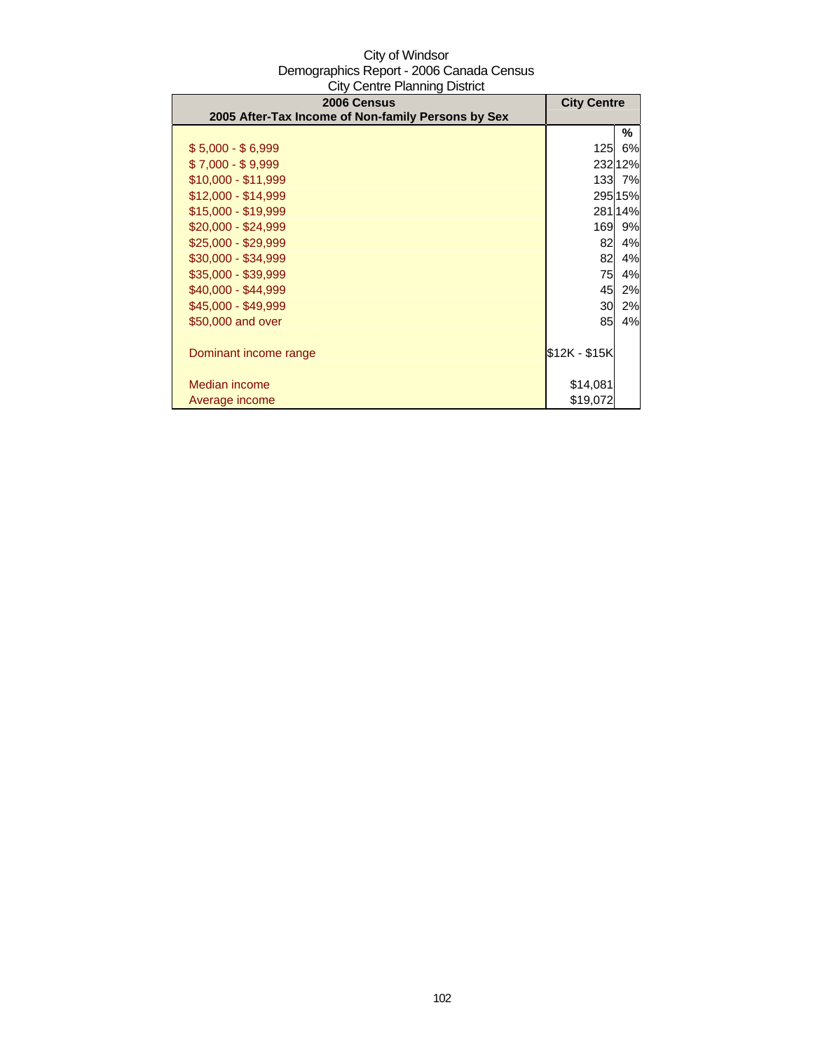City of Windsor
Demographics Report - 2006 Canada Census
City Centre Planning District

| 2006 Census<br>2005 After-Tax Income of Non-family Persons by Sex | City Centre | |
|---|---|---|
| | | % |
| $ 5,000 - $ 6,999 | 125 | 6% |
| $ 7,000 - $ 9,999 | 232 | 12% |
| $10,000 - $11,999 | 133 | 7% |
| $12,000 - $14,999 | 295 | 15% |
| $15,000 - $19,999 | 281 | 14% |
| $20,000 - $24,999 | 169 | 9% |
| $25,000 - $29,999 | 82 | 4% |
| $30,000 - $34,999 | 82 | 4% |
| $35,000 - $39,999 | 75 | 4% |
| $40,000 - $44,999 | 45 | 2% |
| $45,000 - $49,999 | 30 | 2% |
| $50,000 and over | 85 | 4% |
| Dominant income range | $12K - $15K | |
| Median income | $14,081 | |
| Average income | $19,072 | |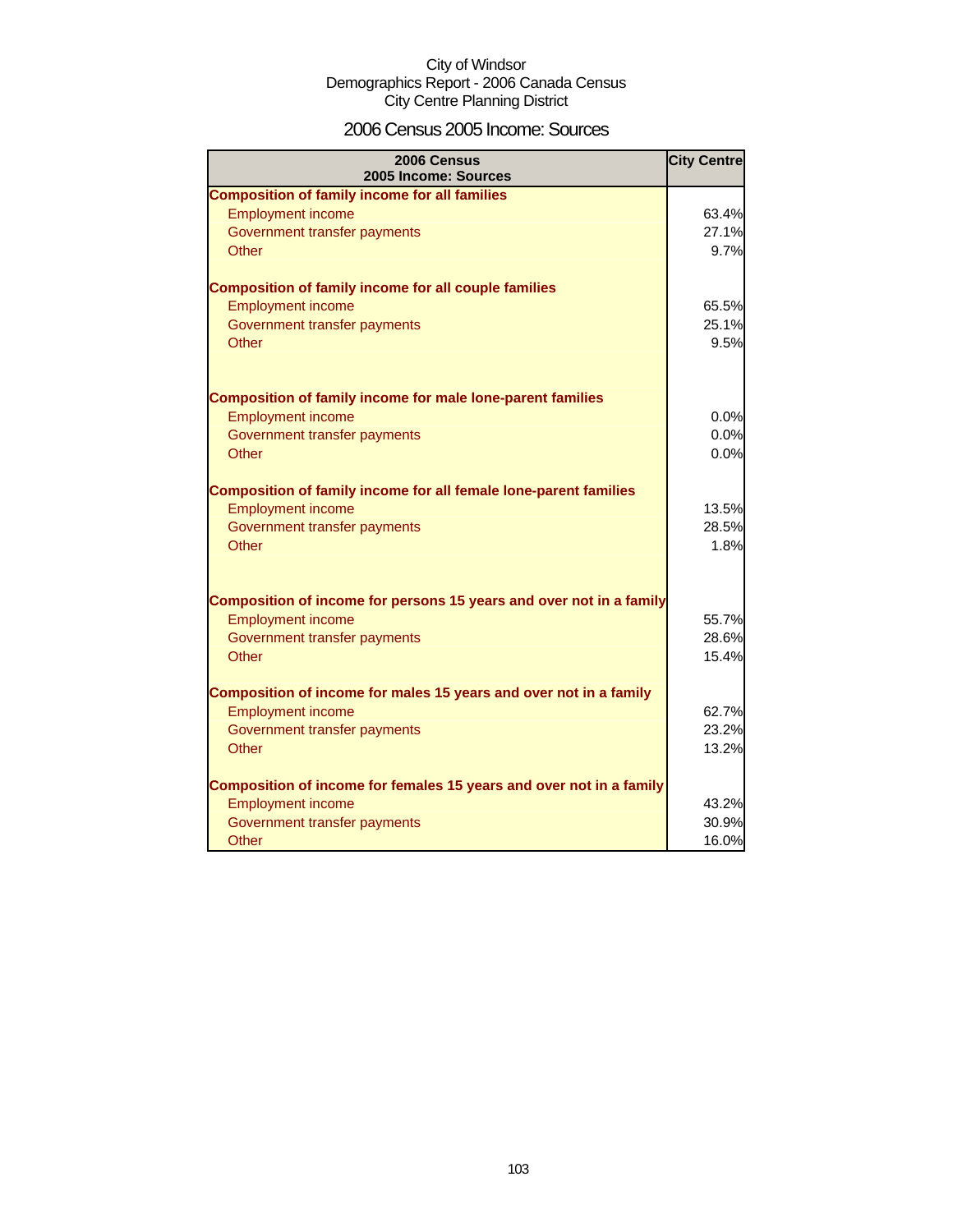City of Windsor
Demographics Report - 2006 Canada Census
City Centre Planning District

# 2006 Census 2005 Income: Sources

| 2006 Census 2005 Income: Sources | City Centre |
|---|---|
| **Composition of family income for all families** | |
| Employment income | 63.4% |
| Government transfer payments | 27.1% |
| Other | 9.7% |
| **Composition of family income for all couple families** | |
| Employment income | 65.5% |
| Government transfer payments | 25.1% |
| Other | 9.5% |
| **Composition of family income for male lone-parent families** | |
| Employment income | 0.0% |
| Government transfer payments | 0.0% |
| Other | 0.0% |
| **Composition of family income for all female lone-parent families** | |
| Employment income | 13.5% |
| Government transfer payments | 28.5% |
| Other | 1.8% |
| **Composition of income for persons 15 years and over not in a family** | |
| Employment income | 55.7% |
| Government transfer payments | 28.6% |
| Other | 15.4% |
| **Composition of income for males 15 years and over not in a family** | |
| Employment income | 62.7% |
| Government transfer payments | 23.2% |
| Other | 13.2% |
| **Composition of income for females 15 years and over not in a family** | |
| Employment income | 43.2% |
| Government transfer payments | 30.9% |
| Other | 16.0% |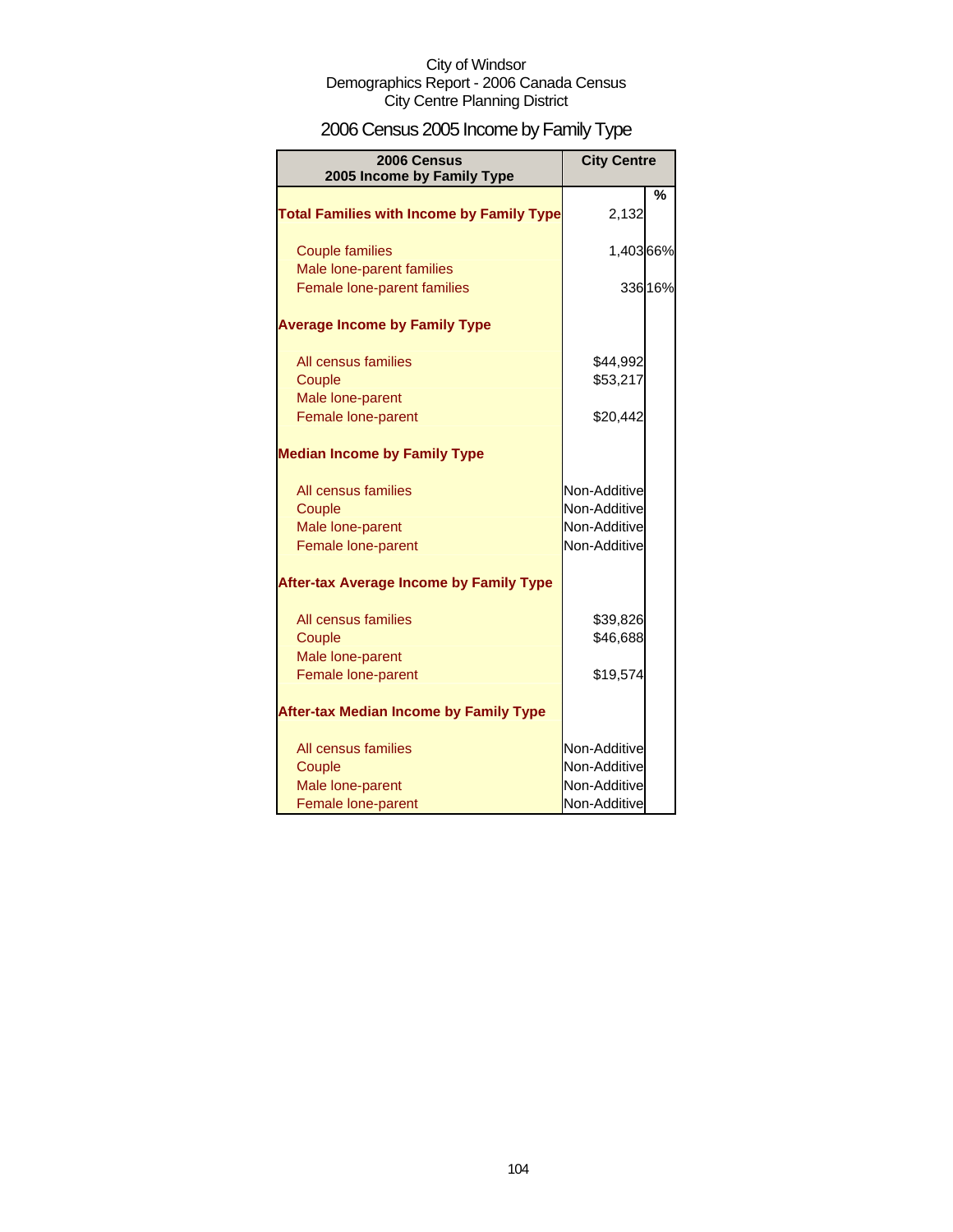City of Windsor
Demographics Report - 2006 Canada Census
City Centre Planning District

# 2006 Census 2005 Income by Family Type

| 2006 Census 2005 Income by Family Type | City Centre | % |
|---|---|---|
| **Total Families with Income by Family Type** | 2,132 | |
| Couple families | 1,403 | 66% |
| Male lone-parent families | | |
| Female lone-parent families | 336 | 16% |
| **Average Income by Family Type** | | |
| All census families | $44,992 | |
| Couple | $53,217 | |
| Male lone-parent | | |
| Female lone-parent | $20,442 | |
| **Median Income by Family Type** | | |
| All census families | Non-Additive | |
| Couple | Non-Additive | |
| Male lone-parent | Non-Additive | |
| Female lone-parent | Non-Additive | |
| **After-tax Average Income by Family Type** | | |
| All census families | $39,826 | |
| Couple | $46,688 | |
| Male lone-parent | | |
| Female lone-parent | $19,574 | |
| **After-tax Median Income by Family Type** | | |
| All census families | Non-Additive | |
| Couple | Non-Additive | |
| Male lone-parent | Non-Additive | |
| Female lone-parent | Non-Additive | |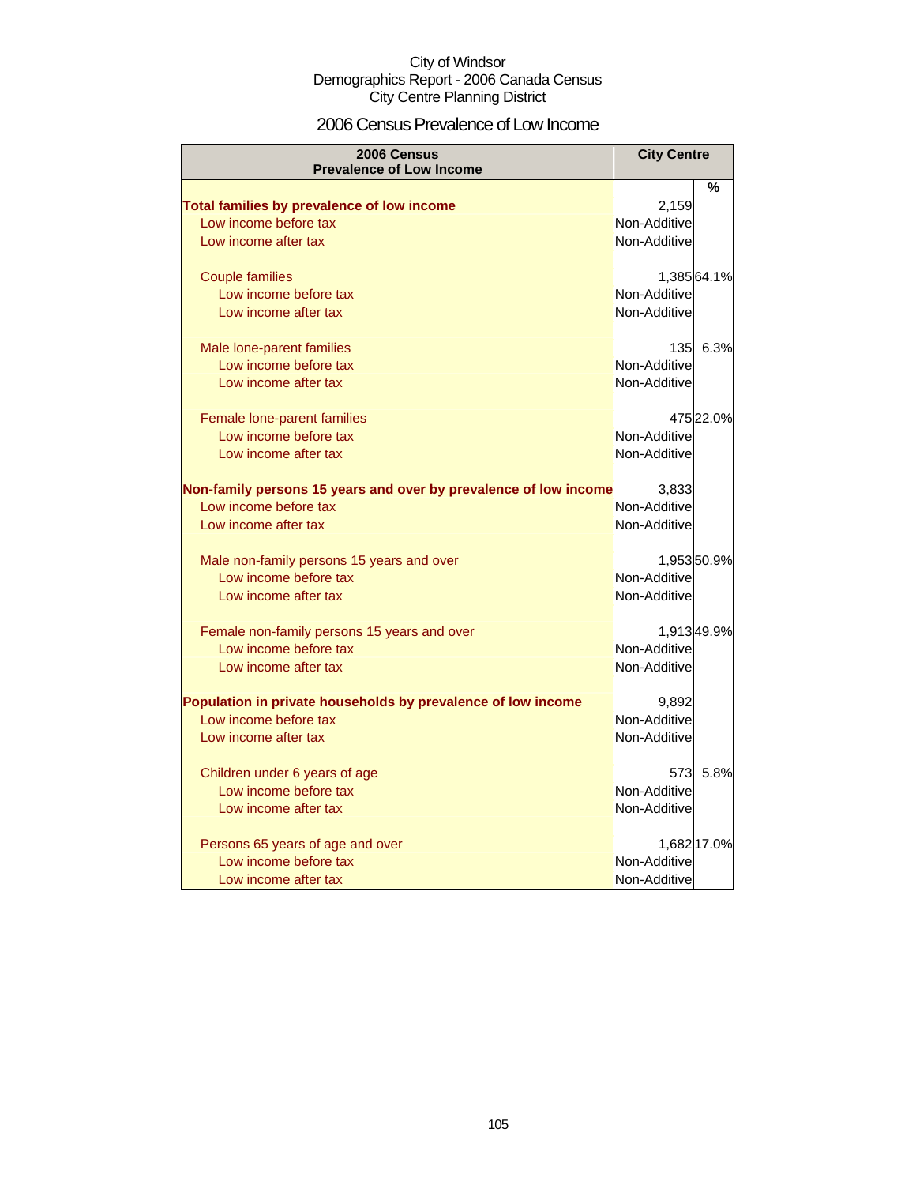City of Windsor
Demographics Report - 2006 Canada Census
City Centre Planning District

# 2006 Census Prevalence of Low Income

| 2006 Census Prevalence of Low Income | City Centre | % |
|---|---|---|
| **Total families by prevalence of low income** | 2,159 | |
| Low income before tax | Non-Additive | |
| Low income after tax | Non-Additive | |
| Couple families | 1,385 | 64.1% |
| Low income before tax | Non-Additive | |
| Low income after tax | Non-Additive | |
| Male lone-parent families | 135 | 6.3% |
| Low income before tax | Non-Additive | |
| Low income after tax | Non-Additive | |
| Female lone-parent families | 475 | 22.0% |
| Low income before tax | Non-Additive | |
| Low income after tax | Non-Additive | |
| **Non-family persons 15 years and over by prevalence of low income** | 3,833 | |
| Low income before tax | Non-Additive | |
| Low income after tax | Non-Additive | |
| Male non-family persons 15 years and over | 1,953 | 50.9% |
| Low income before tax | Non-Additive | |
| Low income after tax | Non-Additive | |
| Female non-family persons 15 years and over | 1,913 | 49.9% |
| Low income before tax | Non-Additive | |
| Low income after tax | Non-Additive | |
| **Population in private households by prevalence of low income** | 9,892 | |
| Low income before tax | Non-Additive | |
| Low income after tax | Non-Additive | |
| Children under 6 years of age | 573 | 5.8% |
| Low income before tax | Non-Additive | |
| Low income after tax | Non-Additive | |
| Persons 65 years of age and over | 1,682 | 17.0% |
| Low income before tax | Non-Additive | |
| Low income after tax | Non-Additive | |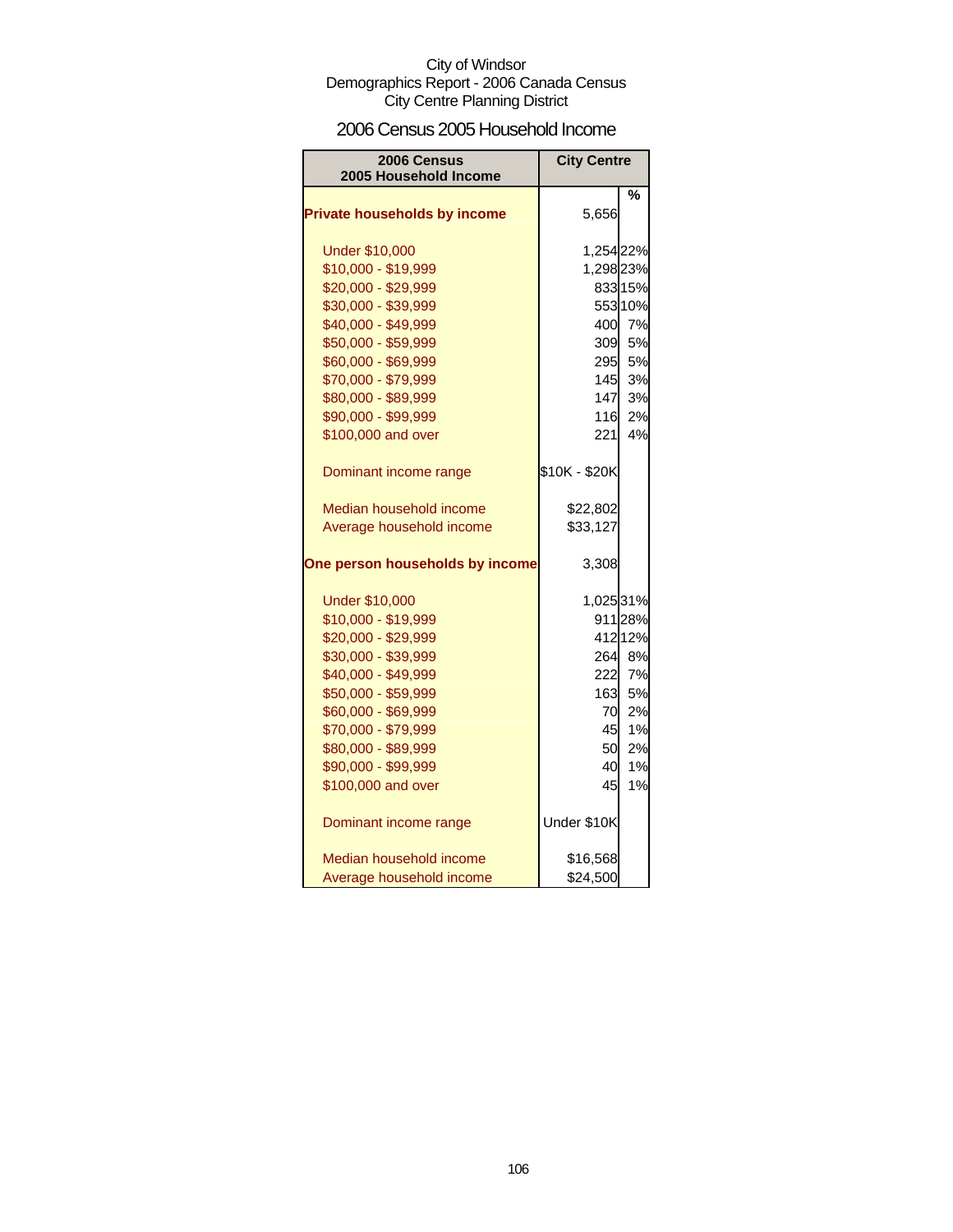City of Windsor
Demographics Report - 2006 Canada Census
City Centre Planning District

## 2006 Census 2005 Household Income

| 2006 Census 2005 Household Income | City Centre | % |
|---|---|---|
| **Private households by income** | 5,656 | |
| Under $10,000 | 1,254 | 22% |
| $10,000 - $19,999 | 1,298 | 23% |
| $20,000 - $29,999 | 833 | 15% |
| $30,000 - $39,999 | 553 | 10% |
| $40,000 - $49,999 | 400 | 7% |
| $50,000 - $59,999 | 309 | 5% |
| $60,000 - $69,999 | 295 | 5% |
| $70,000 - $79,999 | 145 | 3% |
| $80,000 - $89,999 | 147 | 3% |
| $90,000 - $99,999 | 116 | 2% |
| $100,000 and over | 221 | 4% |
| Dominant income range | $10K - $20K | |
| Median household income | $22,802 | |
| Average household income | $33,127 | |
| **One person households by income** | 3,308 | |
| Under $10,000 | 1,025 | 31% |
| $10,000 - $19,999 | 911 | 28% |
| $20,000 - $29,999 | 412 | 12% |
| $30,000 - $39,999 | 264 | 8% |
| $40,000 - $49,999 | 222 | 7% |
| $50,000 - $59,999 | 163 | 5% |
| $60,000 - $69,999 | 70 | 2% |
| $70,000 - $79,999 | 45 | 1% |
| $80,000 - $89,999 | 50 | 2% |
| $90,000 - $99,999 | 40 | 1% |
| $100,000 and over | 45 | 1% |
| Dominant income range | Under $10K | |
| Median household income | $16,568 | |
| Average household income | $24,500 | |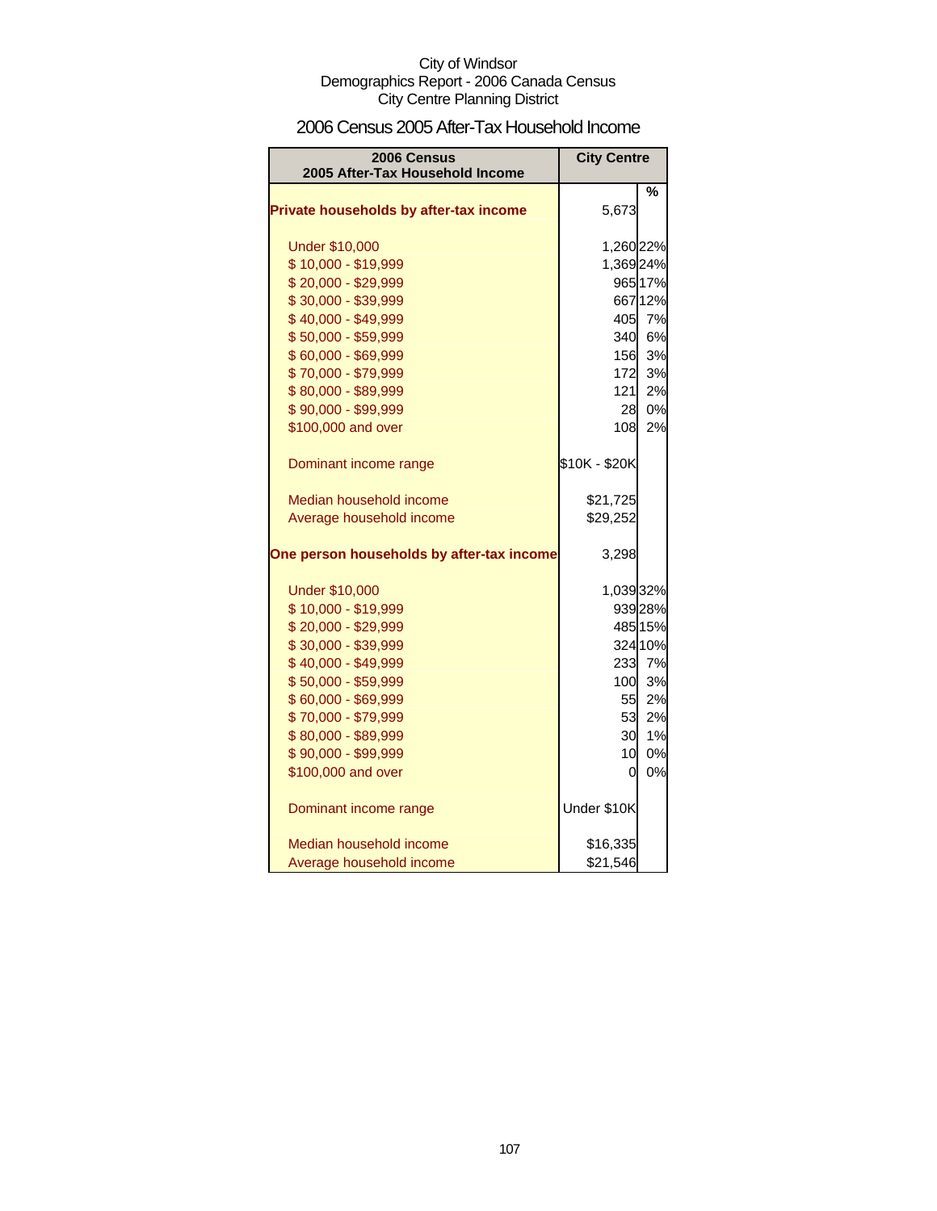City of Windsor
Demographics Report - 2006 Canada Census
City Centre Planning District

## 2006 Census 2005 After-Tax Household Income

| 2006 Census 2005 After-Tax Household Income | City Centre | |
|---|---|---|
| | | % |
| **Private households by after-tax income** | 5,673 | |
| | | |
| Under $10,000 | 1,260 | 22% |
| $ 10,000 - $19,999 | 1,369 | 24% |
| $ 20,000 - $29,999 | 965 | 17% |
| $ 30,000 - $39,999 | 667 | 12% |
| $ 40,000 - $49,999 | 405 | 7% |
| $ 50,000 - $59,999 | 340 | 6% |
| $ 60,000 - $69,999 | 156 | 3% |
| $ 70,000 - $79,999 | 172 | 3% |
| $ 80,000 - $89,999 | 121 | 2% |
| $ 90,000 - $99,999 | 28 | 0% |
| $100,000 and over | 108 | 2% |
| | | |
| Dominant income range | $10K - $20K | |
| | | |
| Median household income | $21,725 | |
| Average household income | $29,252 | |
| | | |
| **One person households by after-tax income** | 3,298 | |
| | | |
| Under $10,000 | 1,039 | 32% |
| $ 10,000 - $19,999 | 939 | 28% |
| $ 20,000 - $29,999 | 485 | 15% |
| $ 30,000 - $39,999 | 324 | 10% |
| $ 40,000 - $49,999 | 233 | 7% |
| $ 50,000 - $59,999 | 100 | 3% |
| $ 60,000 - $69,999 | 55 | 2% |
| $ 70,000 - $79,999 | 53 | 2% |
| $ 80,000 - $89,999 | 30 | 1% |
| $ 90,000 - $99,999 | 10 | 0% |
| $100,000 and over | 0 | 0% |
| | | |
| Dominant income range | Under $10K | |
| | | |
| Median household income | $16,335 | |
| Average household income | $21,546 | |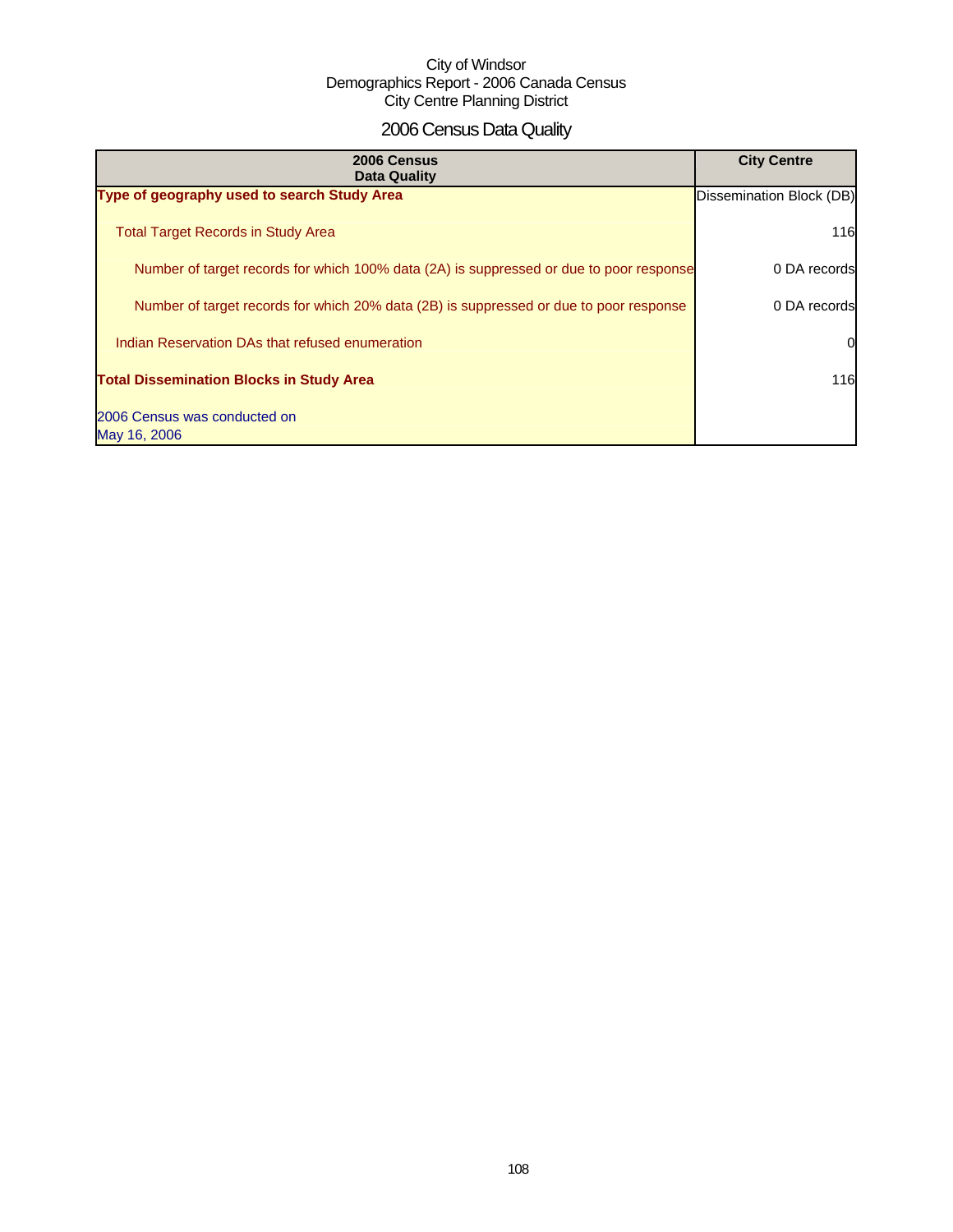City of Windsor
Demographics Report - 2006 Canada Census
City Centre Planning District

# 2006 Census Data Quality

| 2006 Census Data Quality | City Centre |
|---|---|
| **Type of geography used to search Study Area** | Dissemination Block (DB) |
| Total Target Records in Study Area | 116 |
| Number of target records for which 100% data (2A) is suppressed or due to poor response | 0 DA records |
| Number of target records for which 20% data (2B) is suppressed or due to poor response | 0 DA records |
| Indian Reservation DAs that refused enumeration | 0 |
| **Total Dissemination Blocks in Study Area** | 116 |
| 2006 Census was conducted on May 16, 2006 | |